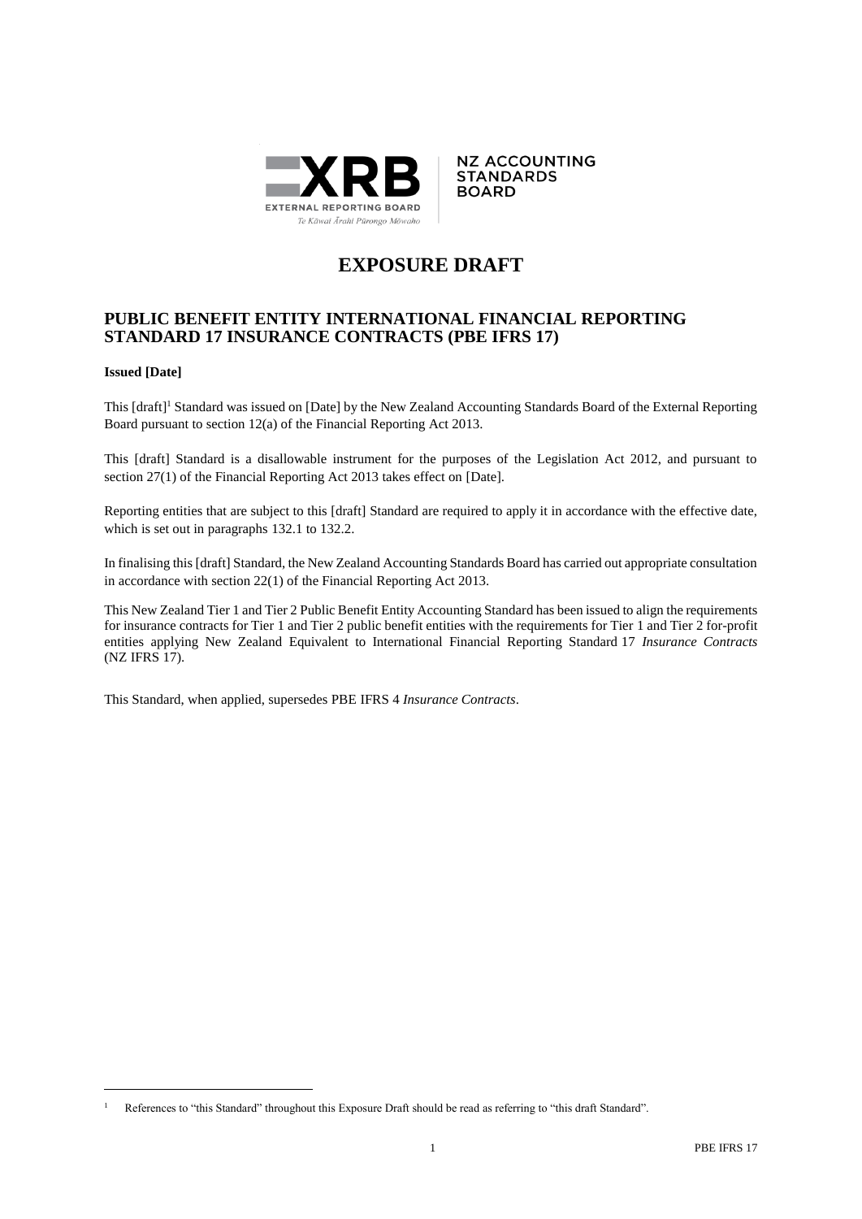XRB | NZ ACCOUNTING STANDARDS BOARD

EXTERNAL REPORTING BOARD

Te Kāwai Ārahi Pūrongo Mōwaho

# EXPOSURE DRAFT

## PUBLIC BENEFIT ENTITY INTERNATIONAL FINANCIAL REPORTING STANDARD 17 INSURANCE CONTRACTS (PBE IFRS 17)

**Issued [Date]**

This [draft][1] Standard was issued on [Date] by the New Zealand Accounting Standards Board of the External Reporting Board pursuant to section 12(a) of the Financial Reporting Act 2013.

This [draft] Standard is a disallowable instrument for the purposes of the Legislation Act 2012, and pursuant to section 27(1) of the Financial Reporting Act 2013 takes effect on [Date].

Reporting entities that are subject to this [draft] Standard are required to apply it in accordance with the effective date, which is set out in paragraphs 132.1 to 132.2.

In finalising this [draft] Standard, the New Zealand Accounting Standards Board has carried out appropriate consultation in accordance with section 22(1) of the Financial Reporting Act 2013.

This New Zealand Tier 1 and Tier 2 Public Benefit Entity Accounting Standard has been issued to align the requirements for insurance contracts for Tier 1 and Tier 2 public benefit entities with the requirements for Tier 1 and Tier 2 for-profit entities applying New Zealand Equivalent to International Financial Reporting Standard 17 *Insurance Contracts* (NZ IFRS 17).

This Standard, when applied, supersedes PBE IFRS 4 *Insurance Contracts*.

[1] References to "this Standard" throughout this Exposure Draft should be read as referring to "this draft Standard".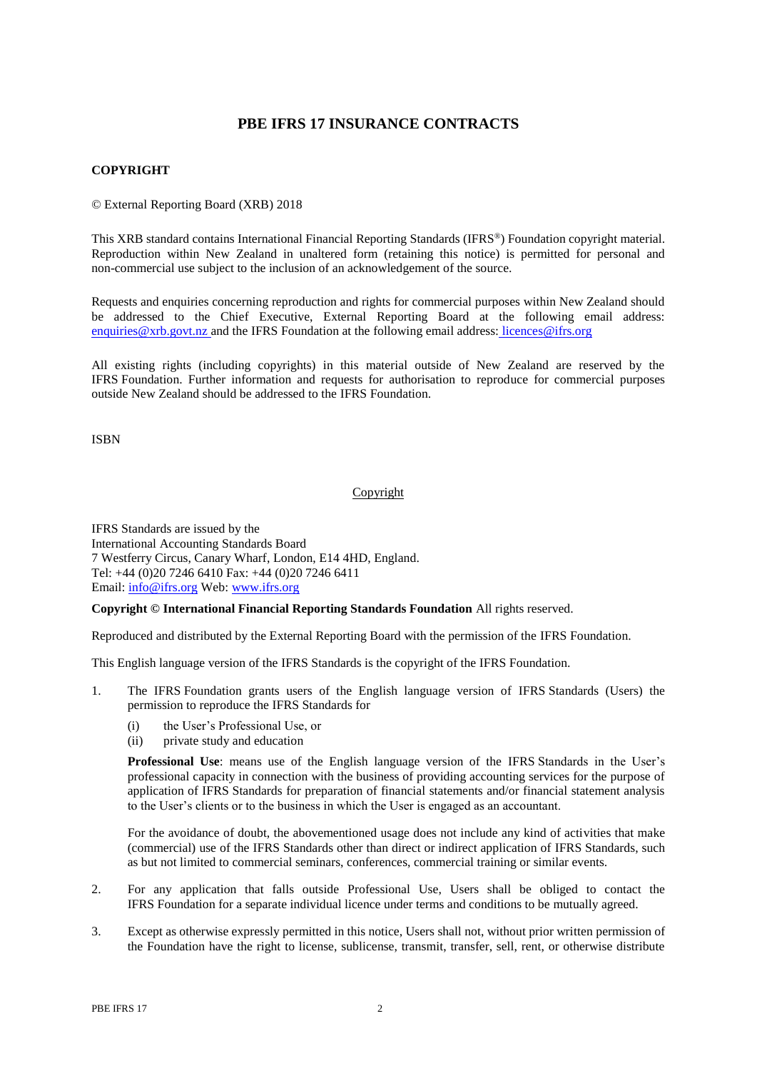## PBE IFRS 17 INSURANCE CONTRACTS

**COPYRIGHT**

© External Reporting Board (XRB) 2018

This XRB standard contains International Financial Reporting Standards (IFRS®) Foundation copyright material. Reproduction within New Zealand in unaltered form (retaining this notice) is permitted for personal and non-commercial use subject to the inclusion of an acknowledgement of the source.

Requests and enquiries concerning reproduction and rights for commercial purposes within New Zealand should be addressed to the Chief Executive, External Reporting Board at the following email address: enquiries@xrb.govt.nz and the IFRS Foundation at the following email address: licences@ifrs.org

All existing rights (including copyrights) in this material outside of New Zealand are reserved by the IFRS Foundation. Further information and requests for authorisation to reproduce for commercial purposes outside New Zealand should be addressed to the IFRS Foundation.

ISBN

Copyright

IFRS Standards are issued by the
International Accounting Standards Board
7 Westferry Circus, Canary Wharf, London, E14 4HD, England.
Tel: +44 (0)20 7246 6410 Fax: +44 (0)20 7246 6411
Email: info@ifrs.org Web: www.ifrs.org

**Copyright © International Financial Reporting Standards Foundation** All rights reserved.

Reproduced and distributed by the External Reporting Board with the permission of the IFRS Foundation.

This English language version of the IFRS Standards is the copyright of the IFRS Foundation.

1. The IFRS Foundation grants users of the English language version of IFRS Standards (Users) the permission to reproduce the IFRS Standards for

   (i) the User's Professional Use, or

   (ii) private study and education

   **Professional Use**: means use of the English language version of the IFRS Standards in the User's professional capacity in connection with the business of providing accounting services for the purpose of application of IFRS Standards for preparation of financial statements and/or financial statement analysis to the User's clients or to the business in which the User is engaged as an accountant.

   For the avoidance of doubt, the abovementioned usage does not include any kind of activities that make (commercial) use of the IFRS Standards other than direct or indirect application of IFRS Standards, such as but not limited to commercial seminars, conferences, commercial training or similar events.

2. For any application that falls outside Professional Use, Users shall be obliged to contact the IFRS Foundation for a separate individual licence under terms and conditions to be mutually agreed.

3. Except as otherwise expressly permitted in this notice, Users shall not, without prior written permission of the Foundation have the right to license, sublicense, transmit, transfer, sell, rent, or otherwise distribute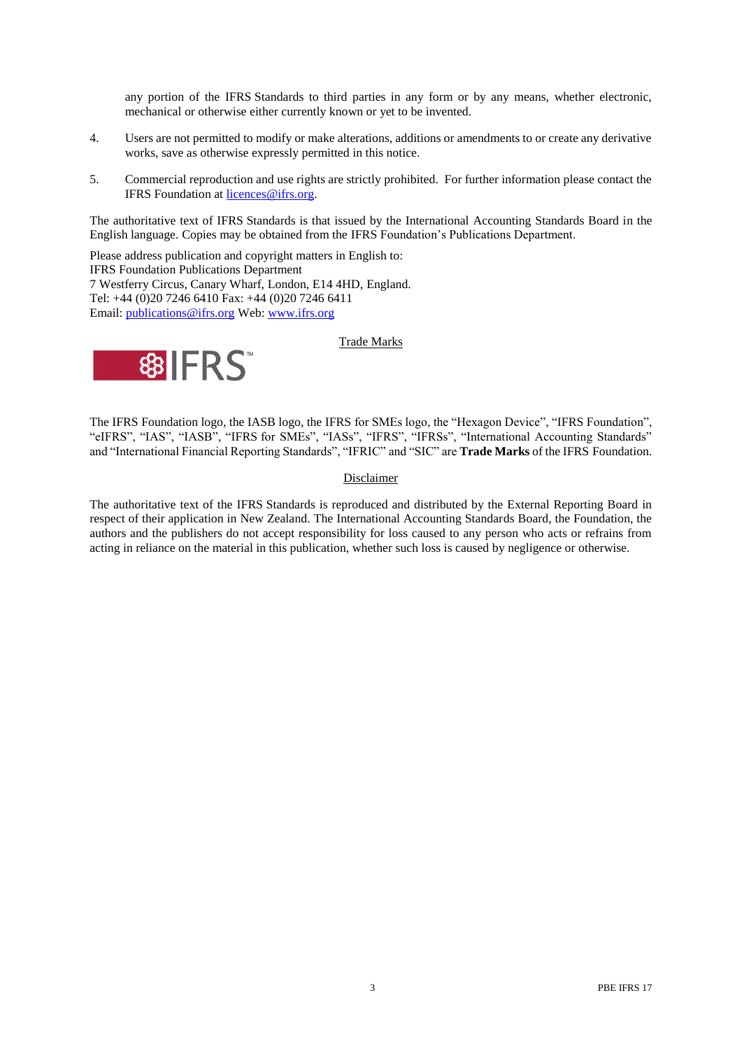any portion of the IFRS Standards to third parties in any form or by any means, whether electronic, mechanical or otherwise either currently known or yet to be invented.

4. Users are not permitted to modify or make alterations, additions or amendments to or create any derivative works, save as otherwise expressly permitted in this notice.

5. Commercial reproduction and use rights are strictly prohibited. For further information please contact the IFRS Foundation at licences@ifrs.org.

The authoritative text of IFRS Standards is that issued by the International Accounting Standards Board in the English language. Copies may be obtained from the IFRS Foundation's Publications Department.

Please address publication and copyright matters in English to:
IFRS Foundation Publications Department
7 Westferry Circus, Canary Wharf, London, E14 4HD, England.
Tel: +44 (0)20 7246 6410 Fax: +44 (0)20 7246 6411
Email: publications@ifrs.org Web: www.ifrs.org

Trade Marks

The IFRS Foundation logo, the IASB logo, the IFRS for SMEs logo, the "Hexagon Device", "IFRS Foundation", "eIFRS", "IAS", "IASB", "IFRS for SMEs", "IASs", "IFRS", "IFRSs", "International Accounting Standards" and "International Financial Reporting Standards", "IFRIC" and "SIC" are **Trade Marks** of the IFRS Foundation.

Disclaimer

The authoritative text of the IFRS Standards is reproduced and distributed by the External Reporting Board in respect of their application in New Zealand. The International Accounting Standards Board, the Foundation, the authors and the publishers do not accept responsibility for loss caused to any person who acts or refrains from acting in reliance on the material in this publication, whether such loss is caused by negligence or otherwise.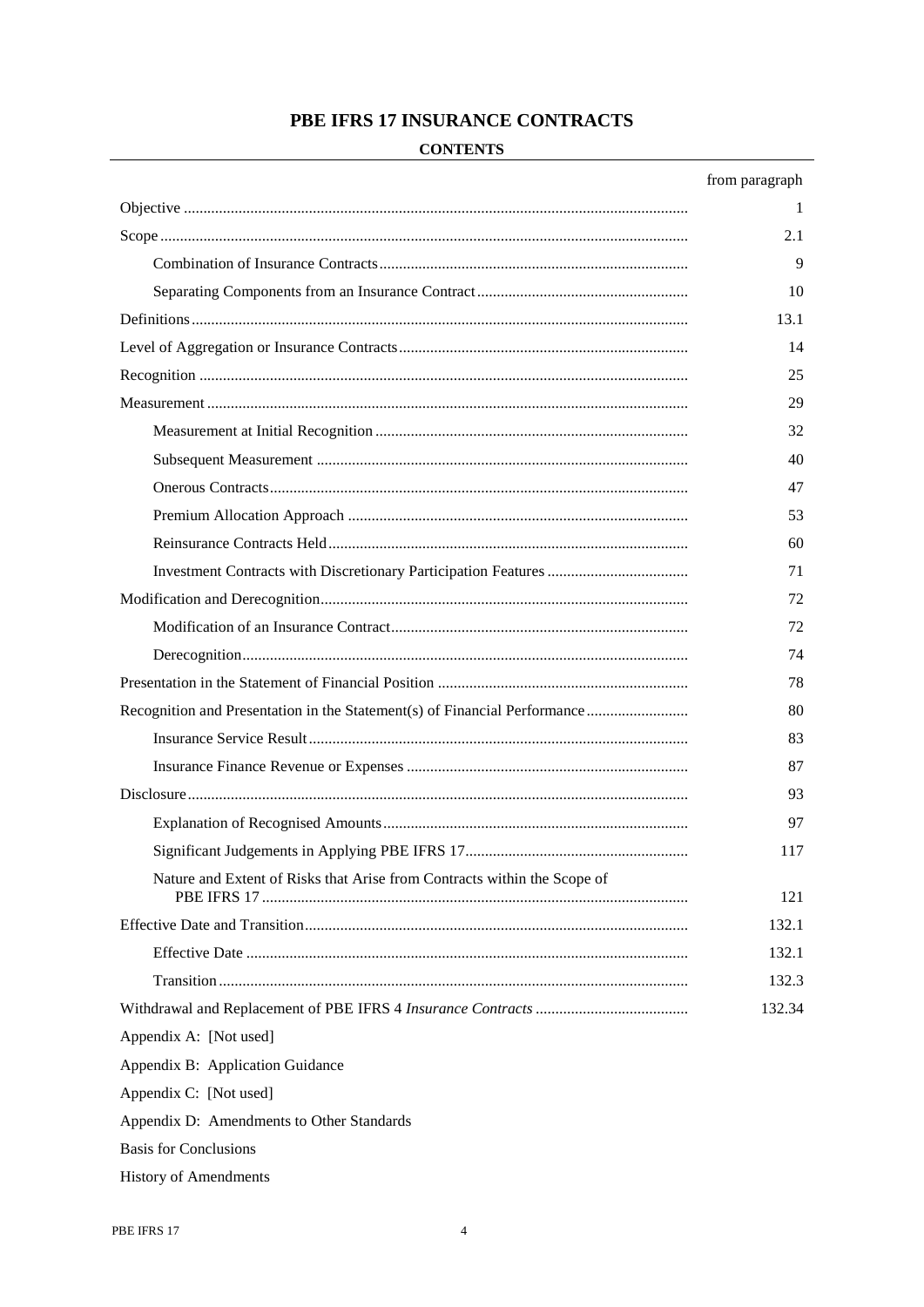# PBE IFRS 17 INSURANCE CONTRACTS

## CONTENTS

| | from paragraph |
|---|---|
| Objective | 1 |
| Scope | 2.1 |
| Combination of Insurance Contracts | 9 |
| Separating Components from an Insurance Contract | 10 |
| Definitions | 13.1 |
| Level of Aggregation or Insurance Contracts | 14 |
| Recognition | 25 |
| Measurement | 29 |
| Measurement at Initial Recognition | 32 |
| Subsequent Measurement | 40 |
| Onerous Contracts | 47 |
| Premium Allocation Approach | 53 |
| Reinsurance Contracts Held | 60 |
| Investment Contracts with Discretionary Participation Features | 71 |
| Modification and Derecognition | 72 |
| Modification of an Insurance Contract | 72 |
| Derecognition | 74 |
| Presentation in the Statement of Financial Position | 78 |
| Recognition and Presentation in the Statement(s) of Financial Performance | 80 |
| Insurance Service Result | 83 |
| Insurance Finance Revenue or Expenses | 87 |
| Disclosure | 93 |
| Explanation of Recognised Amounts | 97 |
| Significant Judgements in Applying PBE IFRS 17 | 117 |
| Nature and Extent of Risks that Arise from Contracts within the Scope of PBE IFRS 17 | 121 |
| Effective Date and Transition | 132.1 |
| Effective Date | 132.1 |
| Transition | 132.3 |
| Withdrawal and Replacement of PBE IFRS 4 *Insurance Contracts* | 132.34 |

Appendix A: [Not used]

Appendix B: Application Guidance

Appendix C: [Not used]

Appendix D: Amendments to Other Standards

Basis for Conclusions

History of Amendments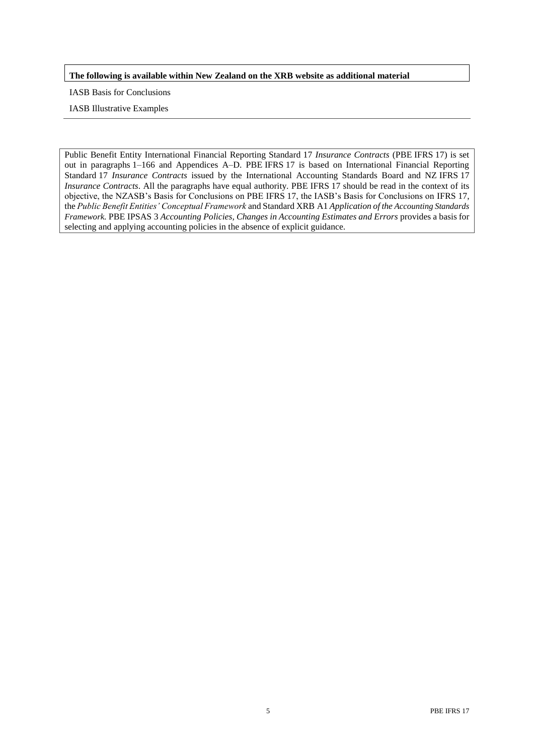**The following is available within New Zealand on the XRB website as additional material**

IASB Basis for Conclusions

IASB Illustrative Examples

---

Public Benefit Entity International Financial Reporting Standard 17 *Insurance Contracts* (PBE IFRS 17) is set out in paragraphs 1–166 and Appendices A–D. PBE IFRS 17 is based on International Financial Reporting Standard 17 *Insurance Contracts* issued by the International Accounting Standards Board and NZ IFRS 17 *Insurance Contracts*. All the paragraphs have equal authority. PBE IFRS 17 should be read in the context of its objective, the NZASB's Basis for Conclusions on PBE IFRS 17, the IASB's Basis for Conclusions on IFRS 17, the *Public Benefit Entities' Conceptual Framework* and Standard XRB A1 *Application of the Accounting Standards Framework*. PBE IPSAS 3 *Accounting Policies, Changes in Accounting Estimates and Errors* provides a basis for selecting and applying accounting policies in the absence of explicit guidance.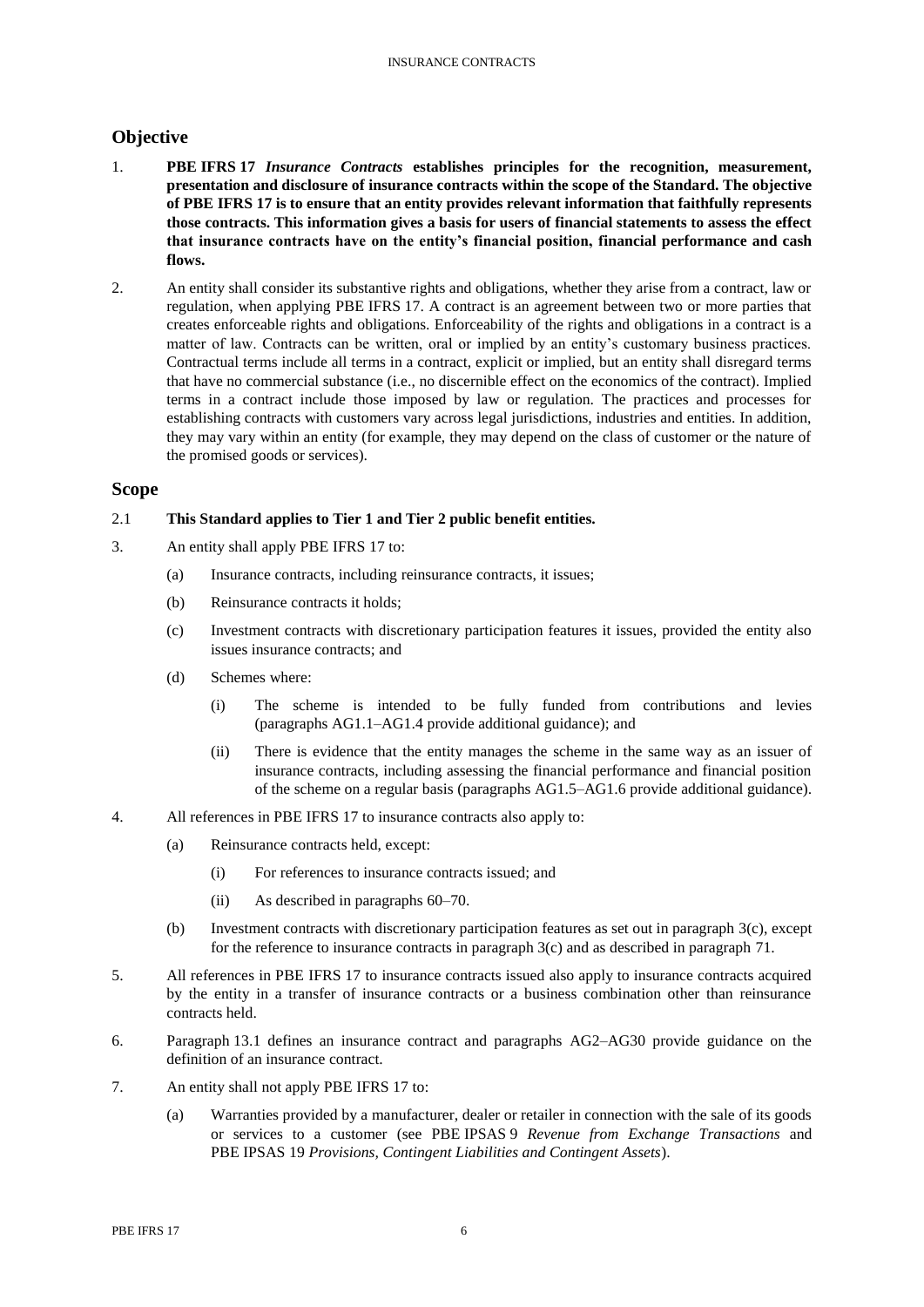## Objective

1. **PBE IFRS 17 *Insurance Contracts* establishes principles for the recognition, measurement, presentation and disclosure of insurance contracts within the scope of the Standard. The objective of PBE IFRS 17 is to ensure that an entity provides relevant information that faithfully represents those contracts. This information gives a basis for users of financial statements to assess the effect that insurance contracts have on the entity's financial position, financial performance and cash flows.**

2. An entity shall consider its substantive rights and obligations, whether they arise from a contract, law or regulation, when applying PBE IFRS 17. A contract is an agreement between two or more parties that creates enforceable rights and obligations. Enforceability of the rights and obligations in a contract is a matter of law. Contracts can be written, oral or implied by an entity's customary business practices. Contractual terms include all terms in a contract, explicit or implied, but an entity shall disregard terms that have no commercial substance (i.e., no discernible effect on the economics of the contract). Implied terms in a contract include those imposed by law or regulation. The practices and processes for establishing contracts with customers vary across legal jurisdictions, industries and entities. In addition, they may vary within an entity (for example, they may depend on the class of customer or the nature of the promised goods or services).

## Scope

2.1 **This Standard applies to Tier 1 and Tier 2 public benefit entities.**

3. An entity shall apply PBE IFRS 17 to:

   (a) Insurance contracts, including reinsurance contracts, it issues;

   (b) Reinsurance contracts it holds;

   (c) Investment contracts with discretionary participation features it issues, provided the entity also issues insurance contracts; and

   (d) Schemes where:

      (i) The scheme is intended to be fully funded from contributions and levies (paragraphs AG1.1–AG1.4 provide additional guidance); and

      (ii) There is evidence that the entity manages the scheme in the same way as an issuer of insurance contracts, including assessing the financial performance and financial position of the scheme on a regular basis (paragraphs AG1.5–AG1.6 provide additional guidance).

4. All references in PBE IFRS 17 to insurance contracts also apply to:

   (a) Reinsurance contracts held, except:

      (i) For references to insurance contracts issued; and

      (ii) As described in paragraphs 60–70.

   (b) Investment contracts with discretionary participation features as set out in paragraph 3(c), except for the reference to insurance contracts in paragraph 3(c) and as described in paragraph 71.

5. All references in PBE IFRS 17 to insurance contracts issued also apply to insurance contracts acquired by the entity in a transfer of insurance contracts or a business combination other than reinsurance contracts held.

6. Paragraph 13.1 defines an insurance contract and paragraphs AG2–AG30 provide guidance on the definition of an insurance contract.

7. An entity shall not apply PBE IFRS 17 to:

   (a) Warranties provided by a manufacturer, dealer or retailer in connection with the sale of its goods or services to a customer (see PBE IPSAS 9 *Revenue from Exchange Transactions* and PBE IPSAS 19 *Provisions, Contingent Liabilities and Contingent Assets*).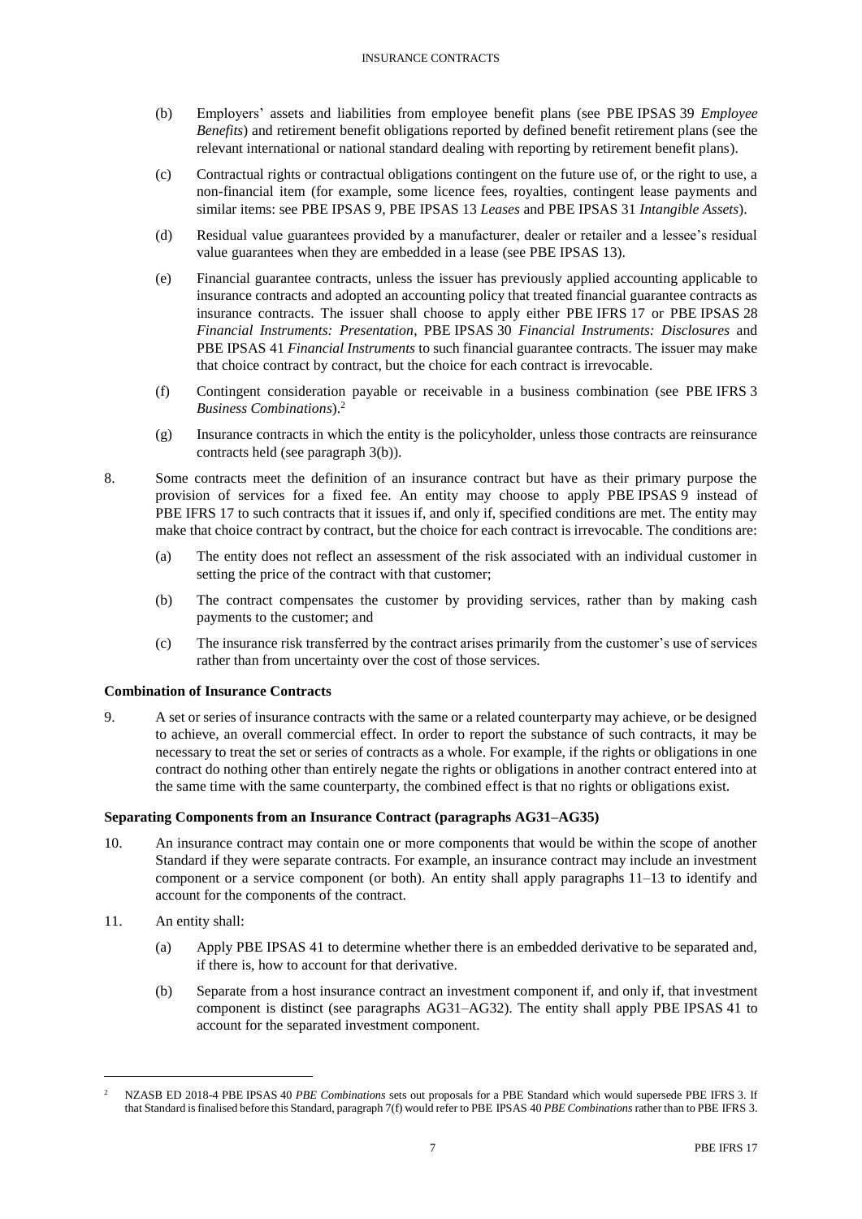(b) Employers' assets and liabilities from employee benefit plans (see PBE IPSAS 39 *Employee Benefits*) and retirement benefit obligations reported by defined benefit retirement plans (see the relevant international or national standard dealing with reporting by retirement benefit plans).

(c) Contractual rights or contractual obligations contingent on the future use of, or the right to use, a non-financial item (for example, some licence fees, royalties, contingent lease payments and similar items: see PBE IPSAS 9, PBE IPSAS 13 *Leases* and PBE IPSAS 31 *Intangible Assets*).

(d) Residual value guarantees provided by a manufacturer, dealer or retailer and a lessee's residual value guarantees when they are embedded in a lease (see PBE IPSAS 13).

(e) Financial guarantee contracts, unless the issuer has previously applied accounting applicable to insurance contracts and adopted an accounting policy that treated financial guarantee contracts as insurance contracts. The issuer shall choose to apply either PBE IFRS 17 or PBE IPSAS 28 *Financial Instruments: Presentation*, PBE IPSAS 30 *Financial Instruments: Disclosures* and PBE IPSAS 41 *Financial Instruments* to such financial guarantee contracts. The issuer may make that choice contract by contract, but the choice for each contract is irrevocable.

(f) Contingent consideration payable or receivable in a business combination (see PBE IFRS 3 *Business Combinations*).[2]

(g) Insurance contracts in which the entity is the policyholder, unless those contracts are reinsurance contracts held (see paragraph 3(b)).

8. Some contracts meet the definition of an insurance contract but have as their primary purpose the provision of services for a fixed fee. An entity may choose to apply PBE IPSAS 9 instead of PBE IFRS 17 to such contracts that it issues if, and only if, specified conditions are met. The entity may make that choice contract by contract, but the choice for each contract is irrevocable. The conditions are:

   (a) The entity does not reflect an assessment of the risk associated with an individual customer in setting the price of the contract with that customer;

   (b) The contract compensates the customer by providing services, rather than by making cash payments to the customer; and

   (c) The insurance risk transferred by the contract arises primarily from the customer's use of services rather than from uncertainty over the cost of those services.

**Combination of Insurance Contracts**

9. A set or series of insurance contracts with the same or a related counterparty may achieve, or be designed to achieve, an overall commercial effect. In order to report the substance of such contracts, it may be necessary to treat the set or series of contracts as a whole. For example, if the rights or obligations in one contract do nothing other than entirely negate the rights or obligations in another contract entered into at the same time with the same counterparty, the combined effect is that no rights or obligations exist.

**Separating Components from an Insurance Contract (paragraphs AG31–AG35)**

10. An insurance contract may contain one or more components that would be within the scope of another Standard if they were separate contracts. For example, an insurance contract may include an investment component or a service component (or both). An entity shall apply paragraphs 11–13 to identify and account for the components of the contract.

11. An entity shall:

   (a) Apply PBE IPSAS 41 to determine whether there is an embedded derivative to be separated and, if there is, how to account for that derivative.

   (b) Separate from a host insurance contract an investment component if, and only if, that investment component is distinct (see paragraphs AG31–AG32). The entity shall apply PBE IPSAS 41 to account for the separated investment component.

---

[2] NZASB ED 2018-4 PBE IPSAS 40 *PBE Combinations* sets out proposals for a PBE Standard which would supersede PBE IFRS 3. If that Standard is finalised before this Standard, paragraph 7(f) would refer to PBE IPSAS 40 *PBE Combinations* rather than to PBE IFRS 3.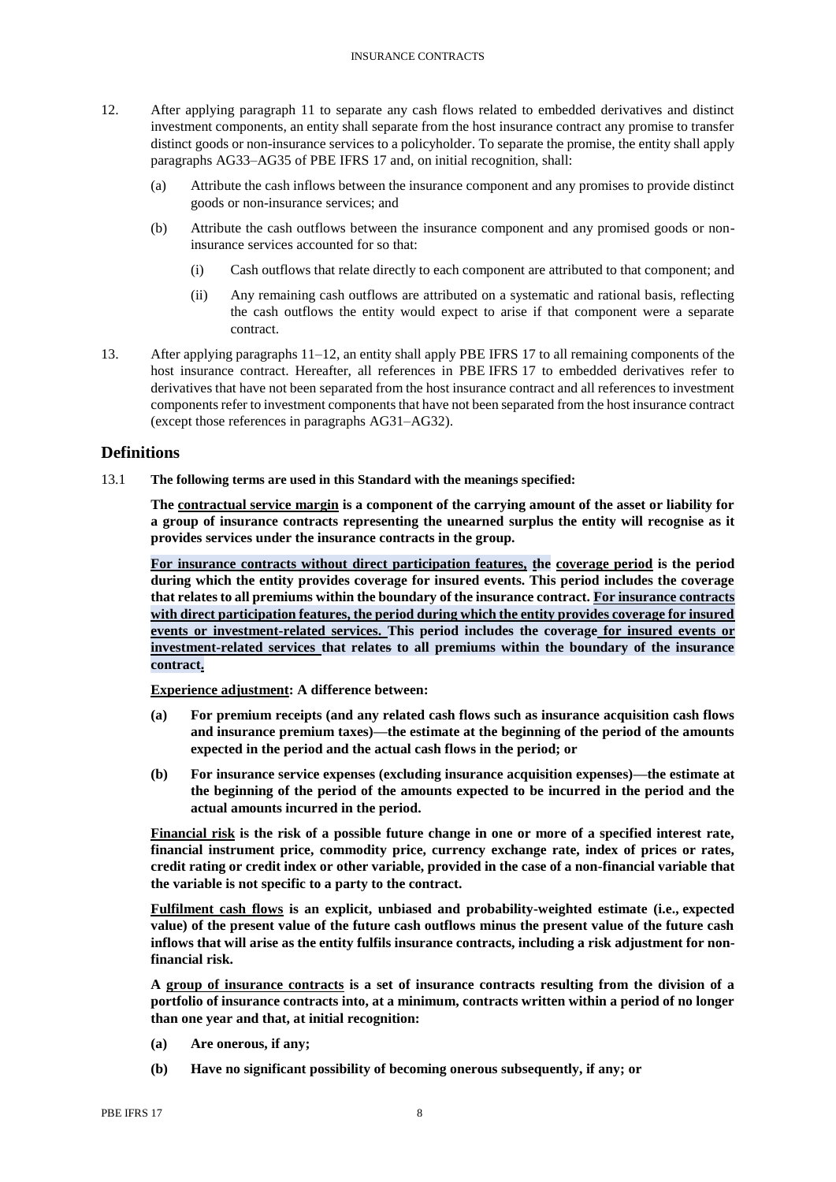12. After applying paragraph 11 to separate any cash flows related to embedded derivatives and distinct investment components, an entity shall separate from the host insurance contract any promise to transfer distinct goods or non-insurance services to a policyholder. To separate the promise, the entity shall apply paragraphs AG33–AG35 of PBE IFRS 17 and, on initial recognition, shall:

    (a) Attribute the cash inflows between the insurance component and any promises to provide distinct goods or non-insurance services; and

    (b) Attribute the cash outflows between the insurance component and any promised goods or non-insurance services accounted for so that:

        (i) Cash outflows that relate directly to each component are attributed to that component; and

        (ii) Any remaining cash outflows are attributed on a systematic and rational basis, reflecting the cash outflows the entity would expect to arise if that component were a separate contract.

13. After applying paragraphs 11–12, an entity shall apply PBE IFRS 17 to all remaining components of the host insurance contract. Hereafter, all references in PBE IFRS 17 to embedded derivatives refer to derivatives that have not been separated from the host insurance contract and all references to investment components refer to investment components that have not been separated from the host insurance contract (except those references in paragraphs AG31–AG32).

## Definitions

13.1 **The following terms are used in this Standard with the meanings specified:**

**The contractual service margin is a component of the carrying amount of the asset or liability for a group of insurance contracts representing the unearned surplus the entity will recognise as it provides services under the insurance contracts in the group.**

**For insurance contracts without direct participation features, the coverage period is the period during which the entity provides coverage for insured events. This period includes the coverage that relates to all premiums within the boundary of the insurance contract. For insurance contracts with direct participation features, the period during which the entity provides coverage for insured events or investment-related services. This period includes the coverage for insured events or investment-related services that relates to all premiums within the boundary of the insurance contract.**

**Experience adjustment: A difference between:**

**(a) For premium receipts (and any related cash flows such as insurance acquisition cash flows and insurance premium taxes)—the estimate at the beginning of the period of the amounts expected in the period and the actual cash flows in the period; or**

**(b) For insurance service expenses (excluding insurance acquisition expenses)—the estimate at the beginning of the period of the amounts expected to be incurred in the period and the actual amounts incurred in the period.**

**Financial risk is the risk of a possible future change in one or more of a specified interest rate, financial instrument price, commodity price, currency exchange rate, index of prices or rates, credit rating or credit index or other variable, provided in the case of a non-financial variable that the variable is not specific to a party to the contract.**

**Fulfilment cash flows is an explicit, unbiased and probability-weighted estimate (i.e., expected value) of the present value of the future cash outflows minus the present value of the future cash inflows that will arise as the entity fulfils insurance contracts, including a risk adjustment for non-financial risk.**

**A group of insurance contracts is a set of insurance contracts resulting from the division of a portfolio of insurance contracts into, at a minimum, contracts written within a period of no longer than one year and that, at initial recognition:**

**(a) Are onerous, if any;**

**(b) Have no significant possibility of becoming onerous subsequently, if any; or**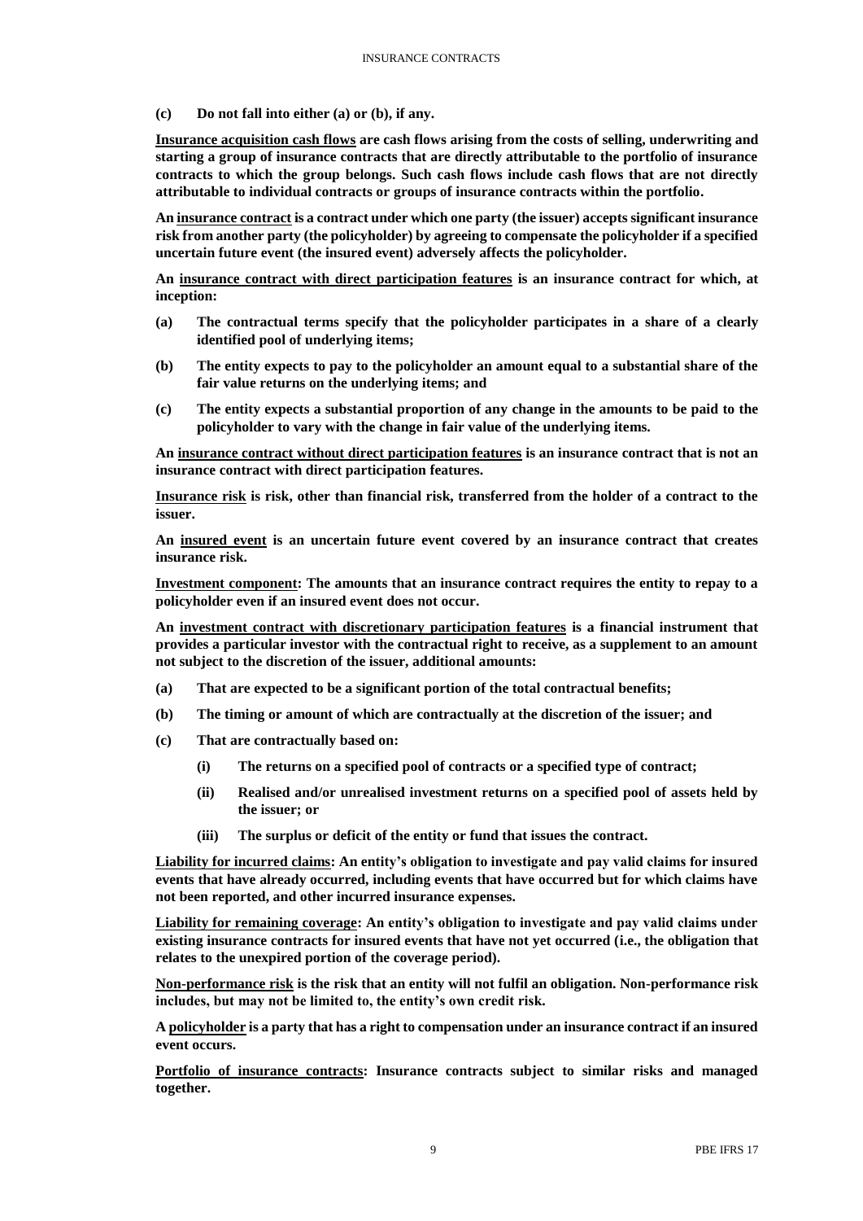**(c) Do not fall into either (a) or (b), if any.**

**<u>Insurance acquisition cash flows</u> are cash flows arising from the costs of selling, underwriting and starting a group of insurance contracts that are directly attributable to the portfolio of insurance contracts to which the group belongs. Such cash flows include cash flows that are not directly attributable to individual contracts or groups of insurance contracts within the portfolio.**

**An <u>insurance contract</u> is a contract under which one party (the issuer) accepts significant insurance risk from another party (the policyholder) by agreeing to compensate the policyholder if a specified uncertain future event (the insured event) adversely affects the policyholder.**

**An <u>insurance contract with direct participation features</u> is an insurance contract for which, at inception:**

**(a) The contractual terms specify that the policyholder participates in a share of a clearly identified pool of underlying items;**

**(b) The entity expects to pay to the policyholder an amount equal to a substantial share of the fair value returns on the underlying items; and**

**(c) The entity expects a substantial proportion of any change in the amounts to be paid to the policyholder to vary with the change in fair value of the underlying items.**

**An <u>insurance contract without direct participation features</u> is an insurance contract that is not an insurance contract with direct participation features.**

**<u>Insurance risk</u> is risk, other than financial risk, transferred from the holder of a contract to the issuer.**

**An <u>insured event</u> is an uncertain future event covered by an insurance contract that creates insurance risk.**

**<u>Investment component</u>: The amounts that an insurance contract requires the entity to repay to a policyholder even if an insured event does not occur.**

**An <u>investment contract with discretionary participation features</u> is a financial instrument that provides a particular investor with the contractual right to receive, as a supplement to an amount not subject to the discretion of the issuer, additional amounts:**

**(a) That are expected to be a significant portion of the total contractual benefits;**

**(b) The timing or amount of which are contractually at the discretion of the issuer; and**

**(c) That are contractually based on:**

**(i) The returns on a specified pool of contracts or a specified type of contract;**

**(ii) Realised and/or unrealised investment returns on a specified pool of assets held by the issuer; or**

**(iii) The surplus or deficit of the entity or fund that issues the contract.**

**<u>Liability for incurred claims</u>: An entity's obligation to investigate and pay valid claims for insured events that have already occurred, including events that have occurred but for which claims have not been reported, and other incurred insurance expenses.**

**<u>Liability for remaining coverage</u>: An entity's obligation to investigate and pay valid claims under existing insurance contracts for insured events that have not yet occurred (i.e., the obligation that relates to the unexpired portion of the coverage period).**

**<u>Non-performance risk</u> is the risk that an entity will not fulfil an obligation. Non-performance risk includes, but may not be limited to, the entity's own credit risk.**

**A <u>policyholder</u> is a party that has a right to compensation under an insurance contract if an insured event occurs.**

**<u>Portfolio of insurance contracts</u>: Insurance contracts subject to similar risks and managed together.**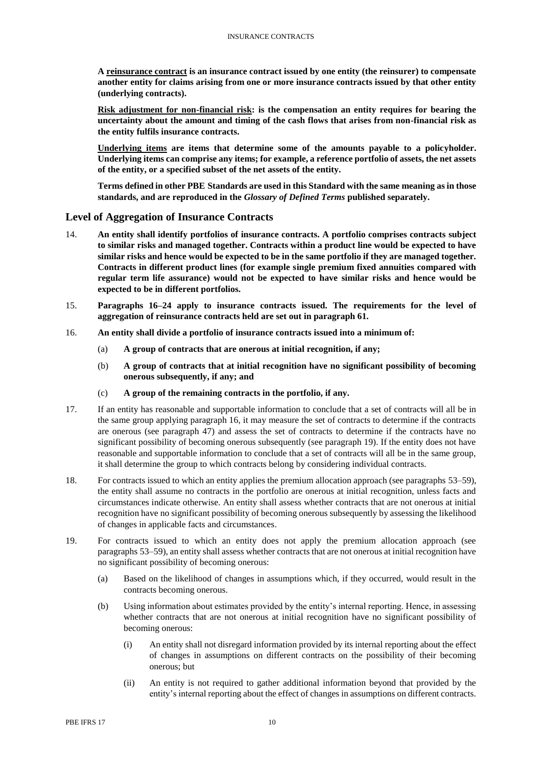**A <u>reinsurance contract</u> is an insurance contract issued by one entity (the reinsurer) to compensate another entity for claims arising from one or more insurance contracts issued by that other entity (underlying contracts).**

**<u>Risk adjustment for non-financial risk</u>: is the compensation an entity requires for bearing the uncertainty about the amount and timing of the cash flows that arises from non-financial risk as the entity fulfils insurance contracts.**

**<u>Underlying items</u> are items that determine some of the amounts payable to a policyholder. Underlying items can comprise any items; for example, a reference portfolio of assets, the net assets of the entity, or a specified subset of the net assets of the entity.**

**Terms defined in other PBE Standards are used in this Standard with the same meaning as in those standards, and are reproduced in the *Glossary of Defined Terms* published separately.**

## Level of Aggregation of Insurance Contracts

14. **An entity shall identify portfolios of insurance contracts. A portfolio comprises contracts subject to similar risks and managed together. Contracts within a product line would be expected to have similar risks and hence would be expected to be in the same portfolio if they are managed together. Contracts in different product lines (for example single premium fixed annuities compared with regular term life assurance) would not be expected to have similar risks and hence would be expected to be in different portfolios.**

15. **Paragraphs 16–24 apply to insurance contracts issued. The requirements for the level of aggregation of reinsurance contracts held are set out in paragraph 61.**

16. **An entity shall divide a portfolio of insurance contracts issued into a minimum of:**

    (a) **A group of contracts that are onerous at initial recognition, if any;**

    (b) **A group of contracts that at initial recognition have no significant possibility of becoming onerous subsequently, if any; and**

    (c) **A group of the remaining contracts in the portfolio, if any.**

17. If an entity has reasonable and supportable information to conclude that a set of contracts will all be in the same group applying paragraph 16, it may measure the set of contracts to determine if the contracts are onerous (see paragraph 47) and assess the set of contracts to determine if the contracts have no significant possibility of becoming onerous subsequently (see paragraph 19). If the entity does not have reasonable and supportable information to conclude that a set of contracts will all be in the same group, it shall determine the group to which contracts belong by considering individual contracts.

18. For contracts issued to which an entity applies the premium allocation approach (see paragraphs 53–59), the entity shall assume no contracts in the portfolio are onerous at initial recognition, unless facts and circumstances indicate otherwise. An entity shall assess whether contracts that are not onerous at initial recognition have no significant possibility of becoming onerous subsequently by assessing the likelihood of changes in applicable facts and circumstances.

19. For contracts issued to which an entity does not apply the premium allocation approach (see paragraphs 53–59), an entity shall assess whether contracts that are not onerous at initial recognition have no significant possibility of becoming onerous:

    (a) Based on the likelihood of changes in assumptions which, if they occurred, would result in the contracts becoming onerous.

    (b) Using information about estimates provided by the entity's internal reporting. Hence, in assessing whether contracts that are not onerous at initial recognition have no significant possibility of becoming onerous:

        (i) An entity shall not disregard information provided by its internal reporting about the effect of changes in assumptions on different contracts on the possibility of their becoming onerous; but

        (ii) An entity is not required to gather additional information beyond that provided by the entity's internal reporting about the effect of changes in assumptions on different contracts.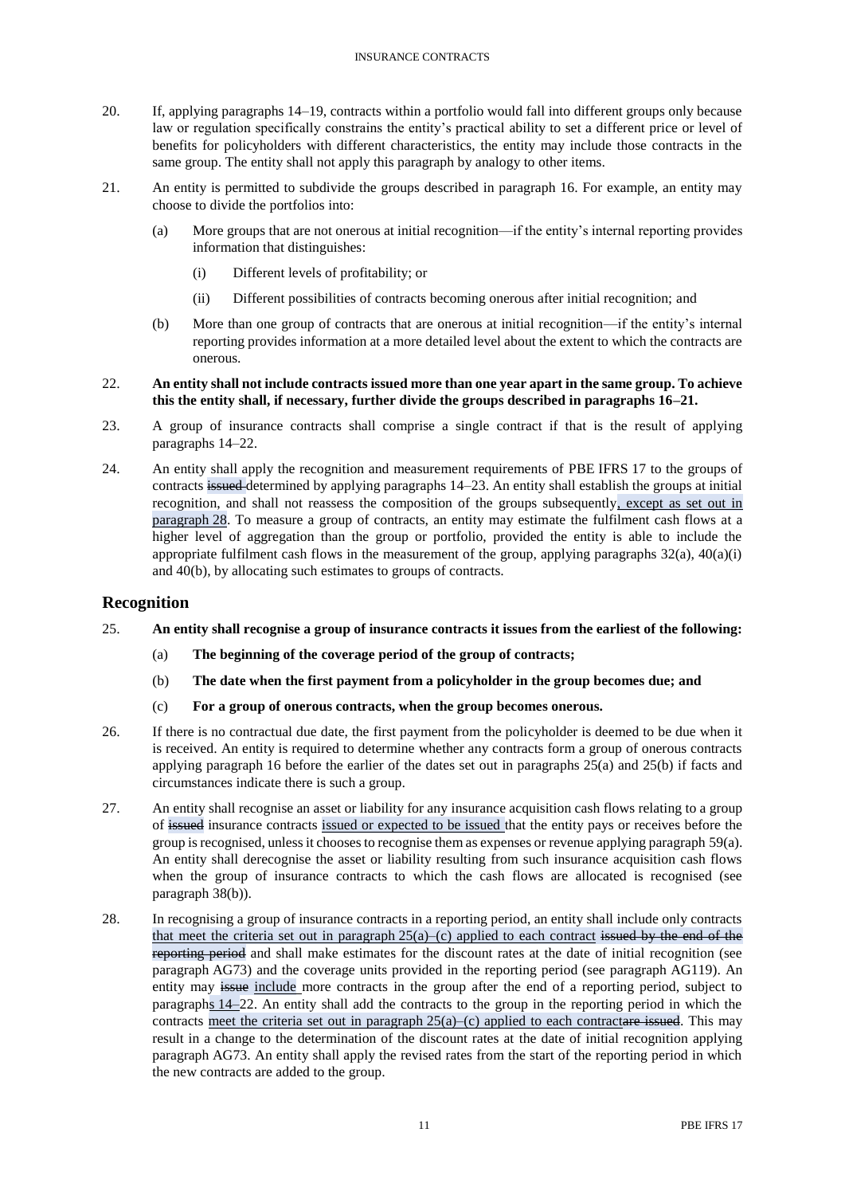20. If, applying paragraphs 14–19, contracts within a portfolio would fall into different groups only because law or regulation specifically constrains the entity's practical ability to set a different price or level of benefits for policyholders with different characteristics, the entity may include those contracts in the same group. The entity shall not apply this paragraph by analogy to other items.

21. An entity is permitted to subdivide the groups described in paragraph 16. For example, an entity may choose to divide the portfolios into:

    (a) More groups that are not onerous at initial recognition—if the entity's internal reporting provides information that distinguishes:

        (i) Different levels of profitability; or

        (ii) Different possibilities of contracts becoming onerous after initial recognition; and

    (b) More than one group of contracts that are onerous at initial recognition—if the entity's internal reporting provides information at a more detailed level about the extent to which the contracts are onerous.

22. **An entity shall not include contracts issued more than one year apart in the same group. To achieve this the entity shall, if necessary, further divide the groups described in paragraphs 16–21.**

23. A group of insurance contracts shall comprise a single contract if that is the result of applying paragraphs 14–22.

24. An entity shall apply the recognition and measurement requirements of PBE IFRS 17 to the groups of contracts ~~issued~~ determined by applying paragraphs 14–23. An entity shall establish the groups at initial recognition, and shall not reassess the composition of the groups subsequently, except as set out in paragraph 28. To measure a group of contracts, an entity may estimate the fulfilment cash flows at a higher level of aggregation than the group or portfolio, provided the entity is able to include the appropriate fulfilment cash flows in the measurement of the group, applying paragraphs 32(a), 40(a)(i) and 40(b), by allocating such estimates to groups of contracts.

## Recognition

25. **An entity shall recognise a group of insurance contracts it issues from the earliest of the following:**

    (a) **The beginning of the coverage period of the group of contracts;**

    (b) **The date when the first payment from a policyholder in the group becomes due; and**

    (c) **For a group of onerous contracts, when the group becomes onerous.**

26. If there is no contractual due date, the first payment from the policyholder is deemed to be due when it is received. An entity is required to determine whether any contracts form a group of onerous contracts applying paragraph 16 before the earlier of the dates set out in paragraphs 25(a) and 25(b) if facts and circumstances indicate there is such a group.

27. An entity shall recognise an asset or liability for any insurance acquisition cash flows relating to a group of ~~issued~~ insurance contracts issued or expected to be issued that the entity pays or receives before the group is recognised, unless it chooses to recognise them as expenses or revenue applying paragraph 59(a). An entity shall derecognise the asset or liability resulting from such insurance acquisition cash flows when the group of insurance contracts to which the cash flows are allocated is recognised (see paragraph 38(b)).

28. In recognising a group of insurance contracts in a reporting period, an entity shall include only contracts that meet the criteria set out in paragraph 25(a)–(c) applied to each contract ~~issued by the end of the reporting period~~ and shall make estimates for the discount rates at the date of initial recognition (see paragraph AG73) and the coverage units provided in the reporting period (see paragraph AG119). An entity may ~~issue~~ include more contracts in the group after the end of a reporting period, subject to paragraphs 14–22. An entity shall add the contracts to the group in the reporting period in which the contracts meet the criteria set out in paragraph 25(a)–(c) applied to each contract~~are issued~~. This may result in a change to the determination of the discount rates at the date of initial recognition applying paragraph AG73. An entity shall apply the revised rates from the start of the reporting period in which the new contracts are added to the group.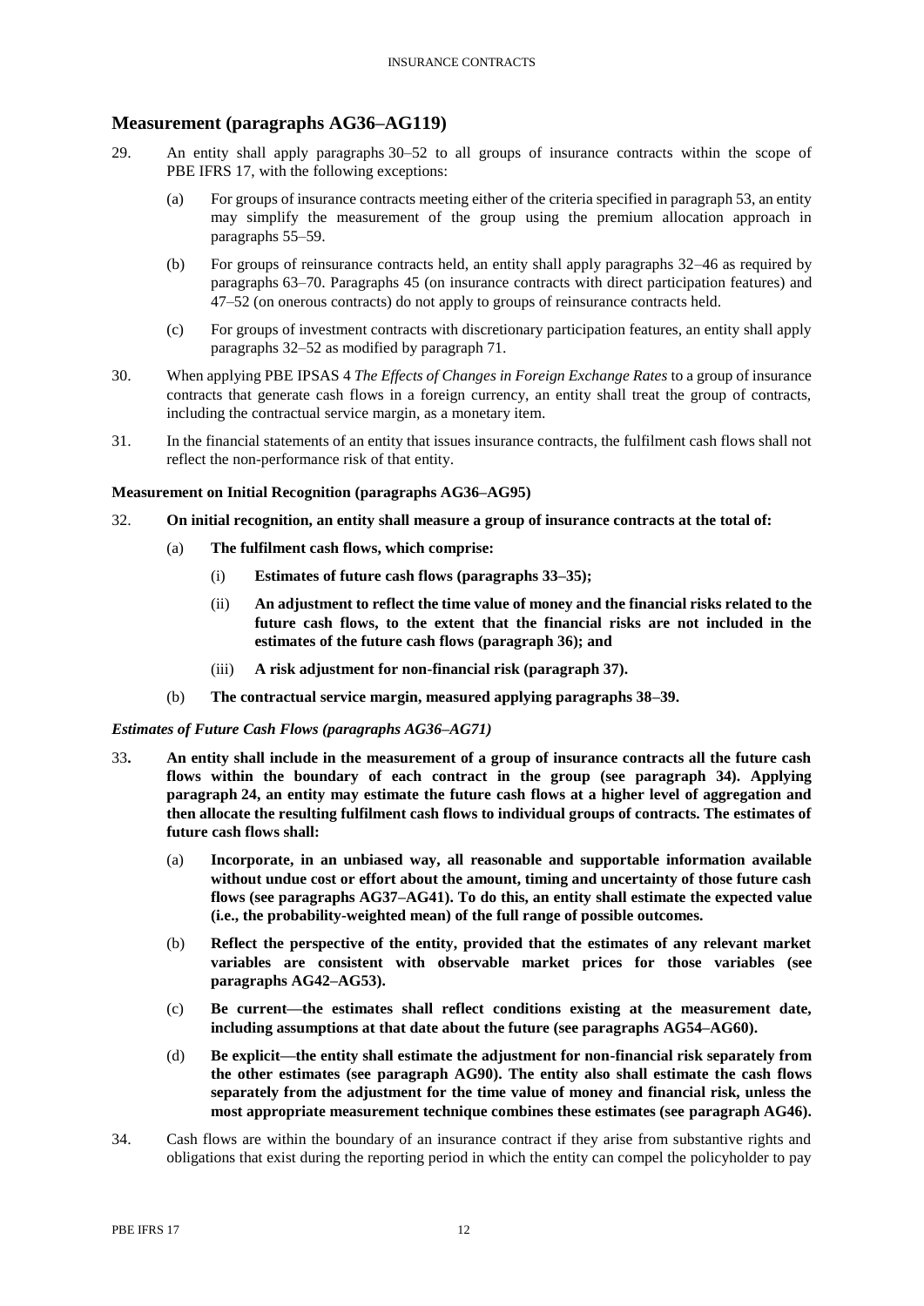## Measurement (paragraphs AG36–AG119)

29. An entity shall apply paragraphs 30–52 to all groups of insurance contracts within the scope of PBE IFRS 17, with the following exceptions:

    (a) For groups of insurance contracts meeting either of the criteria specified in paragraph 53, an entity may simplify the measurement of the group using the premium allocation approach in paragraphs 55–59.

    (b) For groups of reinsurance contracts held, an entity shall apply paragraphs 32–46 as required by paragraphs 63–70. Paragraphs 45 (on insurance contracts with direct participation features) and 47–52 (on onerous contracts) do not apply to groups of reinsurance contracts held.

    (c) For groups of investment contracts with discretionary participation features, an entity shall apply paragraphs 32–52 as modified by paragraph 71.

30. When applying PBE IPSAS 4 *The Effects of Changes in Foreign Exchange Rates* to a group of insurance contracts that generate cash flows in a foreign currency, an entity shall treat the group of contracts, including the contractual service margin, as a monetary item.

31. In the financial statements of an entity that issues insurance contracts, the fulfilment cash flows shall not reflect the non-performance risk of that entity.

#### Measurement on Initial Recognition (paragraphs AG36–AG95)

32. **On initial recognition, an entity shall measure a group of insurance contracts at the total of:**

    (a) **The fulfilment cash flows, which comprise:**

    (i) **Estimates of future cash flows (paragraphs 33–35);**

    (ii) **An adjustment to reflect the time value of money and the financial risks related to the future cash flows, to the extent that the financial risks are not included in the estimates of the future cash flows (paragraph 36); and**

    (iii) **A risk adjustment for non-financial risk (paragraph 37).**

    (b) **The contractual service margin, measured applying paragraphs 38–39.**

*Estimates of Future Cash Flows (paragraphs AG36–AG71)*

33. **An entity shall include in the measurement of a group of insurance contracts all the future cash flows within the boundary of each contract in the group (see paragraph 34). Applying paragraph 24, an entity may estimate the future cash flows at a higher level of aggregation and then allocate the resulting fulfilment cash flows to individual groups of contracts. The estimates of future cash flows shall:**

    (a) **Incorporate, in an unbiased way, all reasonable and supportable information available without undue cost or effort about the amount, timing and uncertainty of those future cash flows (see paragraphs AG37–AG41). To do this, an entity shall estimate the expected value (i.e., the probability-weighted mean) of the full range of possible outcomes.**

    (b) **Reflect the perspective of the entity, provided that the estimates of any relevant market variables are consistent with observable market prices for those variables (see paragraphs AG42–AG53).**

    (c) **Be current—the estimates shall reflect conditions existing at the measurement date, including assumptions at that date about the future (see paragraphs AG54–AG60).**

    (d) **Be explicit—the entity shall estimate the adjustment for non-financial risk separately from the other estimates (see paragraph AG90). The entity also shall estimate the cash flows separately from the adjustment for the time value of money and financial risk, unless the most appropriate measurement technique combines these estimates (see paragraph AG46).**

34. Cash flows are within the boundary of an insurance contract if they arise from substantive rights and obligations that exist during the reporting period in which the entity can compel the policyholder to pay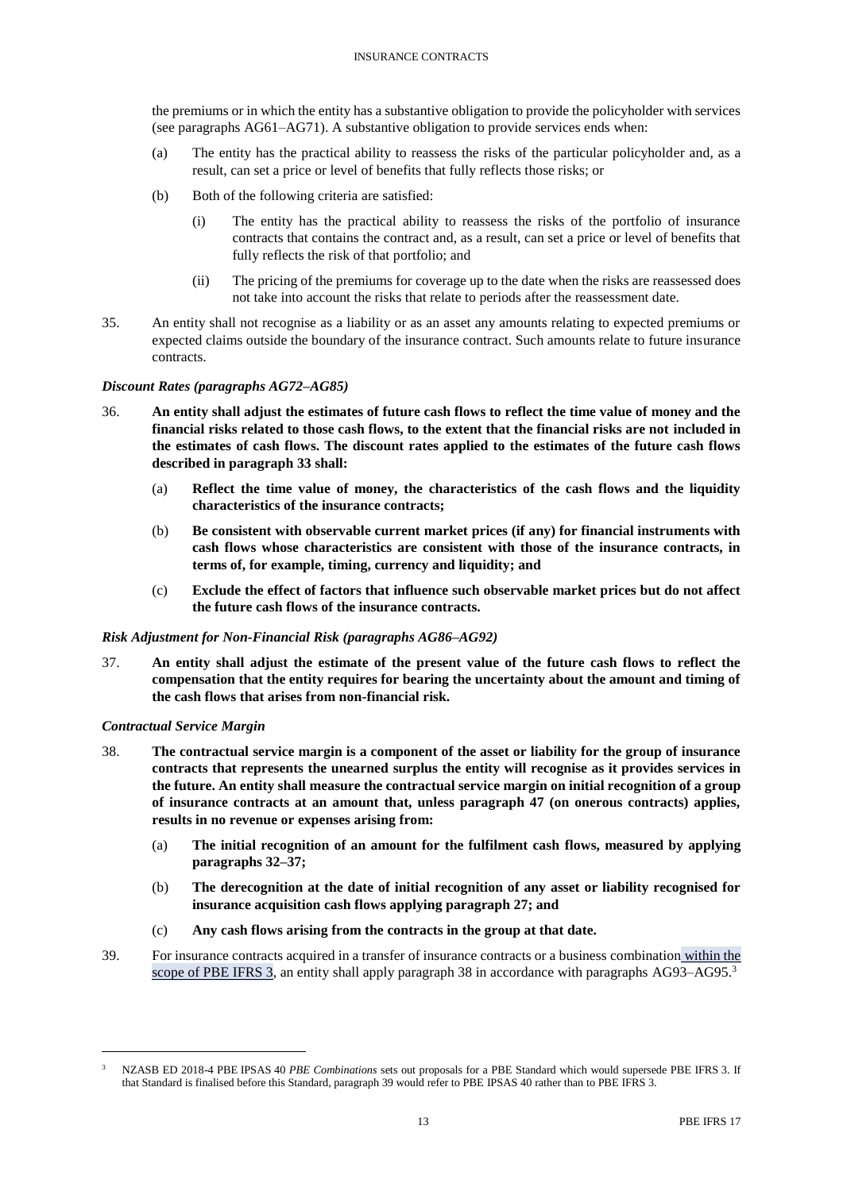the premiums or in which the entity has a substantive obligation to provide the policyholder with services (see paragraphs AG61–AG71). A substantive obligation to provide services ends when:

(a) The entity has the practical ability to reassess the risks of the particular policyholder and, as a result, can set a price or level of benefits that fully reflects those risks; or

(b) Both of the following criteria are satisfied:

  (i) The entity has the practical ability to reassess the risks of the portfolio of insurance contracts that contains the contract and, as a result, can set a price or level of benefits that fully reflects the risk of that portfolio; and

  (ii) The pricing of the premiums for coverage up to the date when the risks are reassessed does not take into account the risks that relate to periods after the reassessment date.

35. An entity shall not recognise as a liability or as an asset any amounts relating to expected premiums or expected claims outside the boundary of the insurance contract. Such amounts relate to future insurance contracts.

***Discount Rates (paragraphs AG72–AG85)***

36. **An entity shall adjust the estimates of future cash flows to reflect the time value of money and the financial risks related to those cash flows, to the extent that the financial risks are not included in the estimates of cash flows. The discount rates applied to the estimates of the future cash flows described in paragraph 33 shall:**

(a) **Reflect the time value of money, the characteristics of the cash flows and the liquidity characteristics of the insurance contracts;**

(b) **Be consistent with observable current market prices (if any) for financial instruments with cash flows whose characteristics are consistent with those of the insurance contracts, in terms of, for example, timing, currency and liquidity; and**

(c) **Exclude the effect of factors that influence such observable market prices but do not affect the future cash flows of the insurance contracts.**

***Risk Adjustment for Non-Financial Risk (paragraphs AG86–AG92)***

37. **An entity shall adjust the estimate of the present value of the future cash flows to reflect the compensation that the entity requires for bearing the uncertainty about the amount and timing of the cash flows that arises from non-financial risk.**

***Contractual Service Margin***

38. **The contractual service margin is a component of the asset or liability for the group of insurance contracts that represents the unearned surplus the entity will recognise as it provides services in the future. An entity shall measure the contractual service margin on initial recognition of a group of insurance contracts at an amount that, unless paragraph 47 (on onerous contracts) applies, results in no revenue or expenses arising from:**

(a) **The initial recognition of an amount for the fulfilment cash flows, measured by applying paragraphs 32–37;**

(b) **The derecognition at the date of initial recognition of any asset or liability recognised for insurance acquisition cash flows applying paragraph 27; and**

(c) **Any cash flows arising from the contracts in the group at that date.**

39. For insurance contracts acquired in a transfer of insurance contracts or a business combination within the scope of PBE IFRS 3, an entity shall apply paragraph 38 in accordance with paragraphs AG93–AG95.[3]

---

[3] NZASB ED 2018-4 PBE IPSAS 40 *PBE Combinations* sets out proposals for a PBE Standard which would supersede PBE IFRS 3. If that Standard is finalised before this Standard, paragraph 39 would refer to PBE IPSAS 40 rather than to PBE IFRS 3.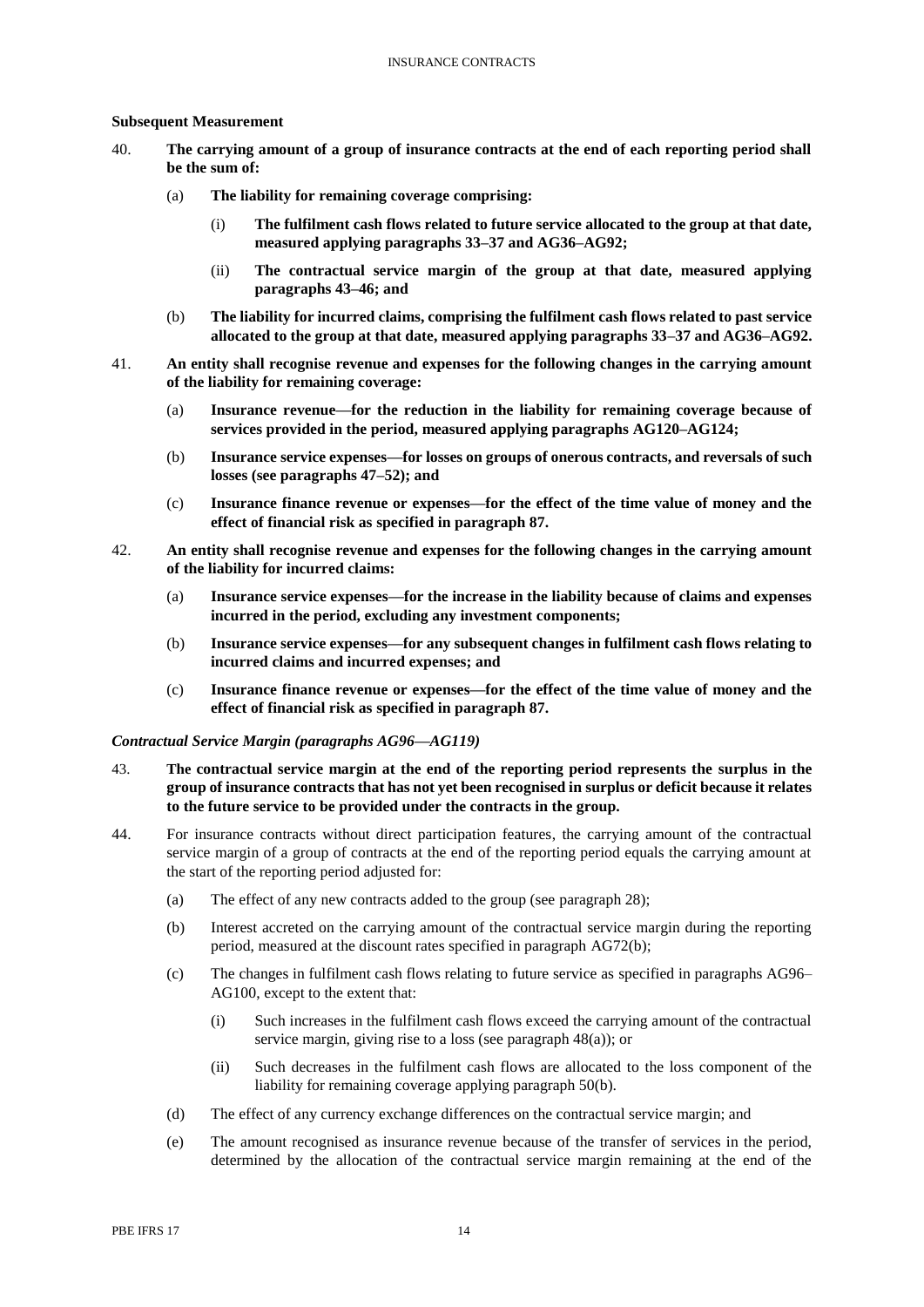### Subsequent Measurement

40. **The carrying amount of a group of insurance contracts at the end of each reporting period shall be the sum of:**

    (a) **The liability for remaining coverage comprising:**

    (i) **The fulfilment cash flows related to future service allocated to the group at that date, measured applying paragraphs 33–37 and AG36–AG92;**

    (ii) **The contractual service margin of the group at that date, measured applying paragraphs 43–46; and**

    (b) **The liability for incurred claims, comprising the fulfilment cash flows related to past service allocated to the group at that date, measured applying paragraphs 33–37 and AG36–AG92.**

41. **An entity shall recognise revenue and expenses for the following changes in the carrying amount of the liability for remaining coverage:**

    (a) **Insurance revenue—for the reduction in the liability for remaining coverage because of services provided in the period, measured applying paragraphs AG120–AG124;**

    (b) **Insurance service expenses—for losses on groups of onerous contracts, and reversals of such losses (see paragraphs 47–52); and**

    (c) **Insurance finance revenue or expenses—for the effect of the time value of money and the effect of financial risk as specified in paragraph 87.**

42. **An entity shall recognise revenue and expenses for the following changes in the carrying amount of the liability for incurred claims:**

    (a) **Insurance service expenses—for the increase in the liability because of claims and expenses incurred in the period, excluding any investment components;**

    (b) **Insurance service expenses—for any subsequent changes in fulfilment cash flows relating to incurred claims and incurred expenses; and**

    (c) **Insurance finance revenue or expenses—for the effect of the time value of money and the effect of financial risk as specified in paragraph 87.**

#### *Contractual Service Margin (paragraphs AG96—AG119)*

43. **The contractual service margin at the end of the reporting period represents the surplus in the group of insurance contracts that has not yet been recognised in surplus or deficit because it relates to the future service to be provided under the contracts in the group.**

44. For insurance contracts without direct participation features, the carrying amount of the contractual service margin of a group of contracts at the end of the reporting period equals the carrying amount at the start of the reporting period adjusted for:

    (a) The effect of any new contracts added to the group (see paragraph 28);

    (b) Interest accreted on the carrying amount of the contractual service margin during the reporting period, measured at the discount rates specified in paragraph AG72(b);

    (c) The changes in fulfilment cash flows relating to future service as specified in paragraphs AG96–AG100, except to the extent that:

    (i) Such increases in the fulfilment cash flows exceed the carrying amount of the contractual service margin, giving rise to a loss (see paragraph 48(a)); or

    (ii) Such decreases in the fulfilment cash flows are allocated to the loss component of the liability for remaining coverage applying paragraph 50(b).

    (d) The effect of any currency exchange differences on the contractual service margin; and

    (e) The amount recognised as insurance revenue because of the transfer of services in the period, determined by the allocation of the contractual service margin remaining at the end of the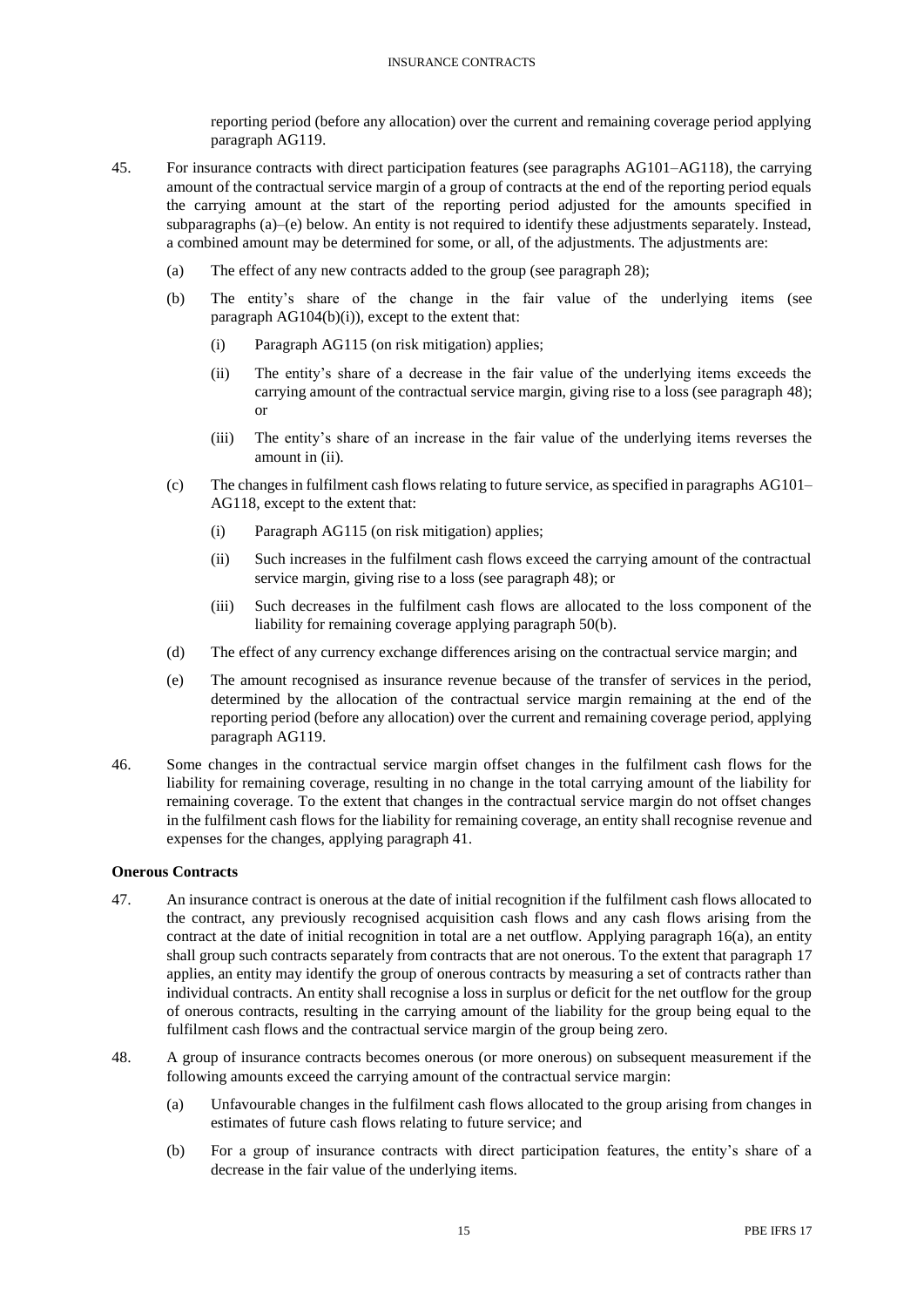reporting period (before any allocation) over the current and remaining coverage period applying paragraph AG119.

45. For insurance contracts with direct participation features (see paragraphs AG101–AG118), the carrying amount of the contractual service margin of a group of contracts at the end of the reporting period equals the carrying amount at the start of the reporting period adjusted for the amounts specified in subparagraphs (a)–(e) below. An entity is not required to identify these adjustments separately. Instead, a combined amount may be determined for some, or all, of the adjustments. The adjustments are:

    (a) The effect of any new contracts added to the group (see paragraph 28);

    (b) The entity's share of the change in the fair value of the underlying items (see paragraph AG104(b)(i)), except to the extent that:

        (i) Paragraph AG115 (on risk mitigation) applies;

        (ii) The entity's share of a decrease in the fair value of the underlying items exceeds the carrying amount of the contractual service margin, giving rise to a loss (see paragraph 48); or

        (iii) The entity's share of an increase in the fair value of the underlying items reverses the amount in (ii).

    (c) The changes in fulfilment cash flows relating to future service, as specified in paragraphs AG101–AG118, except to the extent that:

        (i) Paragraph AG115 (on risk mitigation) applies;

        (ii) Such increases in the fulfilment cash flows exceed the carrying amount of the contractual service margin, giving rise to a loss (see paragraph 48); or

        (iii) Such decreases in the fulfilment cash flows are allocated to the loss component of the liability for remaining coverage applying paragraph 50(b).

    (d) The effect of any currency exchange differences arising on the contractual service margin; and

    (e) The amount recognised as insurance revenue because of the transfer of services in the period, determined by the allocation of the contractual service margin remaining at the end of the reporting period (before any allocation) over the current and remaining coverage period, applying paragraph AG119.

46. Some changes in the contractual service margin offset changes in the fulfilment cash flows for the liability for remaining coverage, resulting in no change in the total carrying amount of the liability for remaining coverage. To the extent that changes in the contractual service margin do not offset changes in the fulfilment cash flows for the liability for remaining coverage, an entity shall recognise revenue and expenses for the changes, applying paragraph 41.

**Onerous Contracts**

47. An insurance contract is onerous at the date of initial recognition if the fulfilment cash flows allocated to the contract, any previously recognised acquisition cash flows and any cash flows arising from the contract at the date of initial recognition in total are a net outflow. Applying paragraph 16(a), an entity shall group such contracts separately from contracts that are not onerous. To the extent that paragraph 17 applies, an entity may identify the group of onerous contracts by measuring a set of contracts rather than individual contracts. An entity shall recognise a loss in surplus or deficit for the net outflow for the group of onerous contracts, resulting in the carrying amount of the liability for the group being equal to the fulfilment cash flows and the contractual service margin of the group being zero.

48. A group of insurance contracts becomes onerous (or more onerous) on subsequent measurement if the following amounts exceed the carrying amount of the contractual service margin:

    (a) Unfavourable changes in the fulfilment cash flows allocated to the group arising from changes in estimates of future cash flows relating to future service; and

    (b) For a group of insurance contracts with direct participation features, the entity's share of a decrease in the fair value of the underlying items.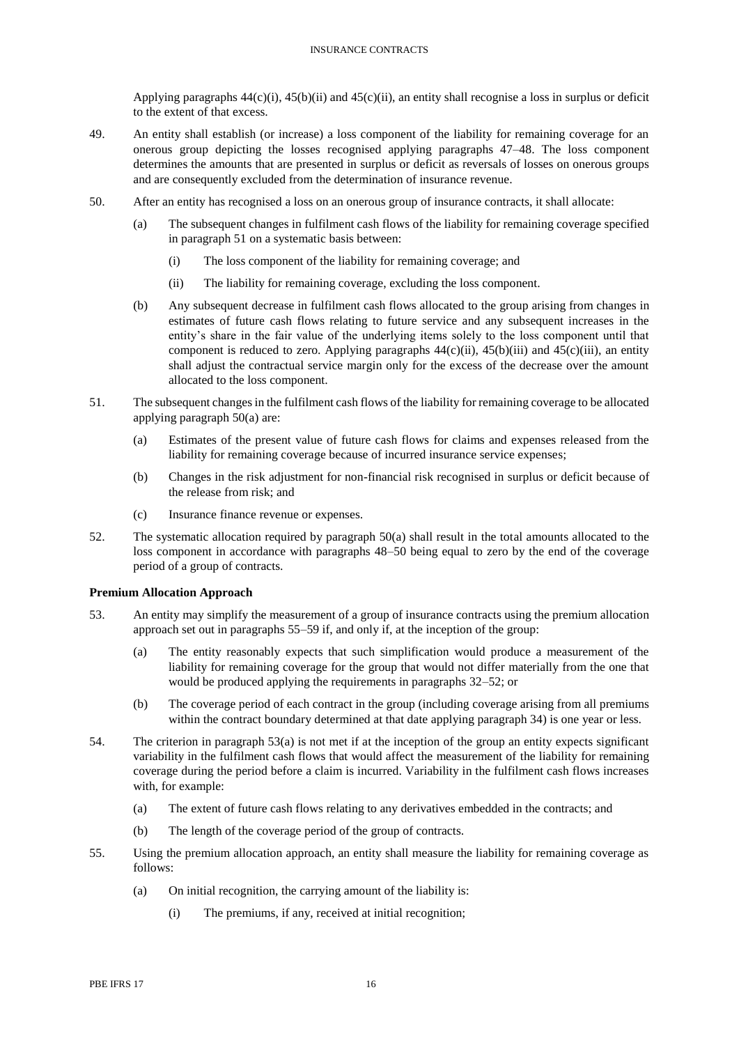Applying paragraphs 44(c)(i), 45(b)(ii) and 45(c)(ii), an entity shall recognise a loss in surplus or deficit to the extent of that excess.

49. An entity shall establish (or increase) a loss component of the liability for remaining coverage for an onerous group depicting the losses recognised applying paragraphs 47–48. The loss component determines the amounts that are presented in surplus or deficit as reversals of losses on onerous groups and are consequently excluded from the determination of insurance revenue.

50. After an entity has recognised a loss on an onerous group of insurance contracts, it shall allocate:

    (a) The subsequent changes in fulfilment cash flows of the liability for remaining coverage specified in paragraph 51 on a systematic basis between:

        (i) The loss component of the liability for remaining coverage; and

        (ii) The liability for remaining coverage, excluding the loss component.

    (b) Any subsequent decrease in fulfilment cash flows allocated to the group arising from changes in estimates of future cash flows relating to future service and any subsequent increases in the entity's share in the fair value of the underlying items solely to the loss component until that component is reduced to zero. Applying paragraphs 44(c)(ii), 45(b)(iii) and 45(c)(iii), an entity shall adjust the contractual service margin only for the excess of the decrease over the amount allocated to the loss component.

51. The subsequent changes in the fulfilment cash flows of the liability for remaining coverage to be allocated applying paragraph 50(a) are:

    (a) Estimates of the present value of future cash flows for claims and expenses released from the liability for remaining coverage because of incurred insurance service expenses;

    (b) Changes in the risk adjustment for non-financial risk recognised in surplus or deficit because of the release from risk; and

    (c) Insurance finance revenue or expenses.

52. The systematic allocation required by paragraph 50(a) shall result in the total amounts allocated to the loss component in accordance with paragraphs 48–50 being equal to zero by the end of the coverage period of a group of contracts.

**Premium Allocation Approach**

53. An entity may simplify the measurement of a group of insurance contracts using the premium allocation approach set out in paragraphs 55–59 if, and only if, at the inception of the group:

    (a) The entity reasonably expects that such simplification would produce a measurement of the liability for remaining coverage for the group that would not differ materially from the one that would be produced applying the requirements in paragraphs 32–52; or

    (b) The coverage period of each contract in the group (including coverage arising from all premiums within the contract boundary determined at that date applying paragraph 34) is one year or less.

54. The criterion in paragraph 53(a) is not met if at the inception of the group an entity expects significant variability in the fulfilment cash flows that would affect the measurement of the liability for remaining coverage during the period before a claim is incurred. Variability in the fulfilment cash flows increases with, for example:

    (a) The extent of future cash flows relating to any derivatives embedded in the contracts; and

    (b) The length of the coverage period of the group of contracts.

55. Using the premium allocation approach, an entity shall measure the liability for remaining coverage as follows:

    (a) On initial recognition, the carrying amount of the liability is:

        (i) The premiums, if any, received at initial recognition;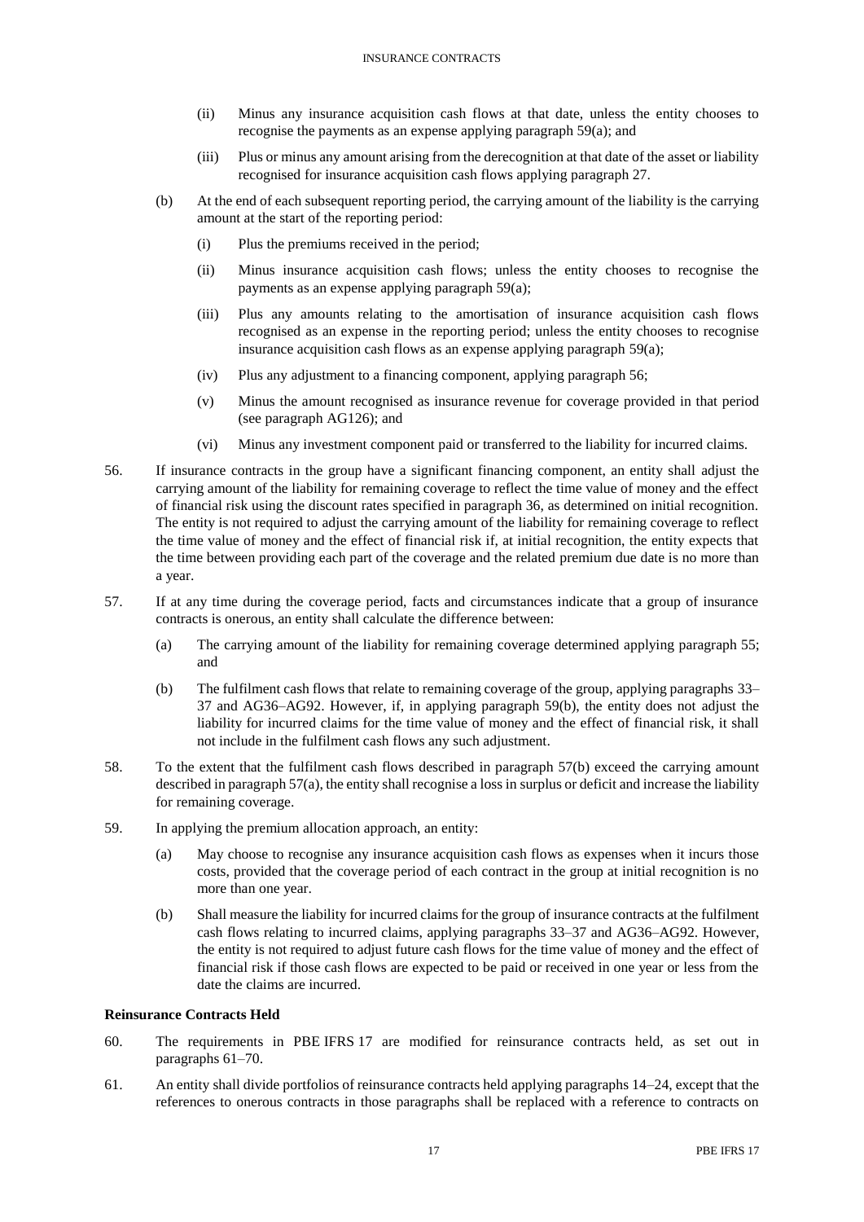(ii) Minus any insurance acquisition cash flows at that date, unless the entity chooses to recognise the payments as an expense applying paragraph 59(a); and

(iii) Plus or minus any amount arising from the derecognition at that date of the asset or liability recognised for insurance acquisition cash flows applying paragraph 27.

(b) At the end of each subsequent reporting period, the carrying amount of the liability is the carrying amount at the start of the reporting period:

(i) Plus the premiums received in the period;

(ii) Minus insurance acquisition cash flows; unless the entity chooses to recognise the payments as an expense applying paragraph 59(a);

(iii) Plus any amounts relating to the amortisation of insurance acquisition cash flows recognised as an expense in the reporting period; unless the entity chooses to recognise insurance acquisition cash flows as an expense applying paragraph 59(a);

(iv) Plus any adjustment to a financing component, applying paragraph 56;

(v) Minus the amount recognised as insurance revenue for coverage provided in that period (see paragraph AG126); and

(vi) Minus any investment component paid or transferred to the liability for incurred claims.

56. If insurance contracts in the group have a significant financing component, an entity shall adjust the carrying amount of the liability for remaining coverage to reflect the time value of money and the effect of financial risk using the discount rates specified in paragraph 36, as determined on initial recognition. The entity is not required to adjust the carrying amount of the liability for remaining coverage to reflect the time value of money and the effect of financial risk if, at initial recognition, the entity expects that the time between providing each part of the coverage and the related premium due date is no more than a year.

57. If at any time during the coverage period, facts and circumstances indicate that a group of insurance contracts is onerous, an entity shall calculate the difference between:

(a) The carrying amount of the liability for remaining coverage determined applying paragraph 55; and

(b) The fulfilment cash flows that relate to remaining coverage of the group, applying paragraphs 33–37 and AG36–AG92. However, if, in applying paragraph 59(b), the entity does not adjust the liability for incurred claims for the time value of money and the effect of financial risk, it shall not include in the fulfilment cash flows any such adjustment.

58. To the extent that the fulfilment cash flows described in paragraph 57(b) exceed the carrying amount described in paragraph 57(a), the entity shall recognise a loss in surplus or deficit and increase the liability for remaining coverage.

59. In applying the premium allocation approach, an entity:

(a) May choose to recognise any insurance acquisition cash flows as expenses when it incurs those costs, provided that the coverage period of each contract in the group at initial recognition is no more than one year.

(b) Shall measure the liability for incurred claims for the group of insurance contracts at the fulfilment cash flows relating to incurred claims, applying paragraphs 33–37 and AG36–AG92. However, the entity is not required to adjust future cash flows for the time value of money and the effect of financial risk if those cash flows are expected to be paid or received in one year or less from the date the claims are incurred.

**Reinsurance Contracts Held**

60. The requirements in PBE IFRS 17 are modified for reinsurance contracts held, as set out in paragraphs 61–70.

61. An entity shall divide portfolios of reinsurance contracts held applying paragraphs 14–24, except that the references to onerous contracts in those paragraphs shall be replaced with a reference to contracts on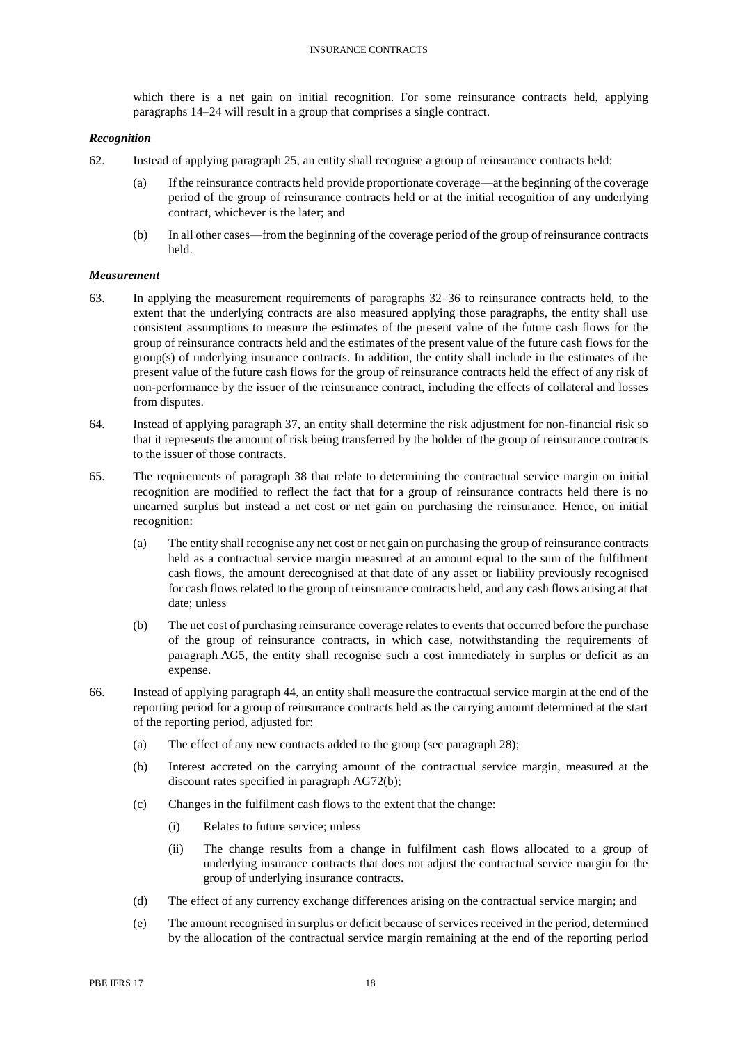which there is a net gain on initial recognition. For some reinsurance contracts held, applying paragraphs 14–24 will result in a group that comprises a single contract.

### *Recognition*

62. Instead of applying paragraph 25, an entity shall recognise a group of reinsurance contracts held:

    (a) If the reinsurance contracts held provide proportionate coverage—at the beginning of the coverage period of the group of reinsurance contracts held or at the initial recognition of any underlying contract, whichever is the later; and

    (b) In all other cases—from the beginning of the coverage period of the group of reinsurance contracts held.

### *Measurement*

63. In applying the measurement requirements of paragraphs 32–36 to reinsurance contracts held, to the extent that the underlying contracts are also measured applying those paragraphs, the entity shall use consistent assumptions to measure the estimates of the present value of the future cash flows for the group of reinsurance contracts held and the estimates of the present value of the future cash flows for the group(s) of underlying insurance contracts. In addition, the entity shall include in the estimates of the present value of the future cash flows for the group of reinsurance contracts held the effect of any risk of non-performance by the issuer of the reinsurance contract, including the effects of collateral and losses from disputes.

64. Instead of applying paragraph 37, an entity shall determine the risk adjustment for non-financial risk so that it represents the amount of risk being transferred by the holder of the group of reinsurance contracts to the issuer of those contracts.

65. The requirements of paragraph 38 that relate to determining the contractual service margin on initial recognition are modified to reflect the fact that for a group of reinsurance contracts held there is no unearned surplus but instead a net cost or net gain on purchasing the reinsurance. Hence, on initial recognition:

    (a) The entity shall recognise any net cost or net gain on purchasing the group of reinsurance contracts held as a contractual service margin measured at an amount equal to the sum of the fulfilment cash flows, the amount derecognised at that date of any asset or liability previously recognised for cash flows related to the group of reinsurance contracts held, and any cash flows arising at that date; unless

    (b) The net cost of purchasing reinsurance coverage relates to events that occurred before the purchase of the group of reinsurance contracts, in which case, notwithstanding the requirements of paragraph AG5, the entity shall recognise such a cost immediately in surplus or deficit as an expense.

66. Instead of applying paragraph 44, an entity shall measure the contractual service margin at the end of the reporting period for a group of reinsurance contracts held as the carrying amount determined at the start of the reporting period, adjusted for:

    (a) The effect of any new contracts added to the group (see paragraph 28);

    (b) Interest accreted on the carrying amount of the contractual service margin, measured at the discount rates specified in paragraph AG72(b);

    (c) Changes in the fulfilment cash flows to the extent that the change:

        (i) Relates to future service; unless

        (ii) The change results from a change in fulfilment cash flows allocated to a group of underlying insurance contracts that does not adjust the contractual service margin for the group of underlying insurance contracts.

    (d) The effect of any currency exchange differences arising on the contractual service margin; and

    (e) The amount recognised in surplus or deficit because of services received in the period, determined by the allocation of the contractual service margin remaining at the end of the reporting period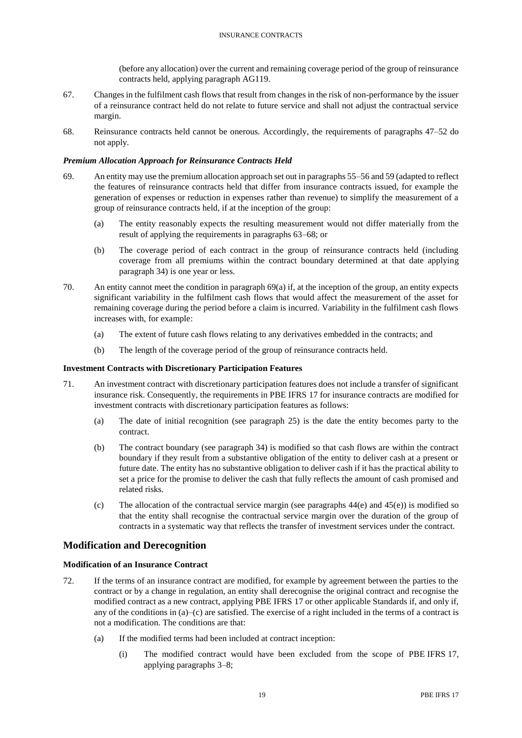(before any allocation) over the current and remaining coverage period of the group of reinsurance contracts held, applying paragraph AG119.

67. Changes in the fulfilment cash flows that result from changes in the risk of non-performance by the issuer of a reinsurance contract held do not relate to future service and shall not adjust the contractual service margin.

68. Reinsurance contracts held cannot be onerous. Accordingly, the requirements of paragraphs 47–52 do not apply.

#### *Premium Allocation Approach for Reinsurance Contracts Held*

69. An entity may use the premium allocation approach set out in paragraphs 55–56 and 59 (adapted to reflect the features of reinsurance contracts held that differ from insurance contracts issued, for example the generation of expenses or reduction in expenses rather than revenue) to simplify the measurement of a group of reinsurance contracts held, if at the inception of the group:

    (a) The entity reasonably expects the resulting measurement would not differ materially from the result of applying the requirements in paragraphs 63–68; or

    (b) The coverage period of each contract in the group of reinsurance contracts held (including coverage from all premiums within the contract boundary determined at that date applying paragraph 34) is one year or less.

70. An entity cannot meet the condition in paragraph 69(a) if, at the inception of the group, an entity expects significant variability in the fulfilment cash flows that would affect the measurement of the asset for remaining coverage during the period before a claim is incurred. Variability in the fulfilment cash flows increases with, for example:

    (a) The extent of future cash flows relating to any derivatives embedded in the contracts; and

    (b) The length of the coverage period of the group of reinsurance contracts held.

### Investment Contracts with Discretionary Participation Features

71. An investment contract with discretionary participation features does not include a transfer of significant insurance risk. Consequently, the requirements in PBE IFRS 17 for insurance contracts are modified for investment contracts with discretionary participation features as follows:

    (a) The date of initial recognition (see paragraph 25) is the date the entity becomes party to the contract.

    (b) The contract boundary (see paragraph 34) is modified so that cash flows are within the contract boundary if they result from a substantive obligation of the entity to deliver cash at a present or future date. The entity has no substantive obligation to deliver cash if it has the practical ability to set a price for the promise to deliver the cash that fully reflects the amount of cash promised and related risks.

    (c) The allocation of the contractual service margin (see paragraphs 44(e) and 45(e)) is modified so that the entity shall recognise the contractual service margin over the duration of the group of contracts in a systematic way that reflects the transfer of investment services under the contract.

## Modification and Derecognition

### Modification of an Insurance Contract

72. If the terms of an insurance contract are modified, for example by agreement between the parties to the contract or by a change in regulation, an entity shall derecognise the original contract and recognise the modified contract as a new contract, applying PBE IFRS 17 or other applicable Standards if, and only if, any of the conditions in (a)–(c) are satisfied. The exercise of a right included in the terms of a contract is not a modification. The conditions are that:

    (a) If the modified terms had been included at contract inception:

        (i) The modified contract would have been excluded from the scope of PBE IFRS 17, applying paragraphs 3–8;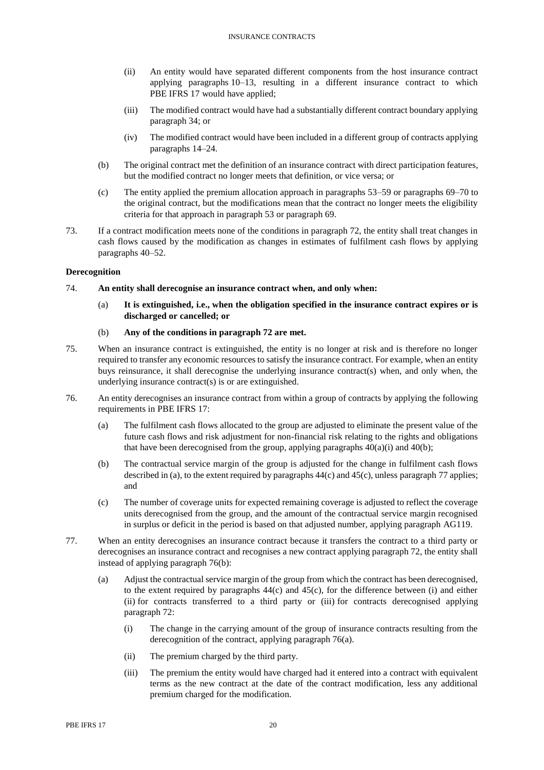(ii) An entity would have separated different components from the host insurance contract applying paragraphs 10–13, resulting in a different insurance contract to which PBE IFRS 17 would have applied;

(iii) The modified contract would have had a substantially different contract boundary applying paragraph 34; or

(iv) The modified contract would have been included in a different group of contracts applying paragraphs 14–24.

(b) The original contract met the definition of an insurance contract with direct participation features, but the modified contract no longer meets that definition, or vice versa; or

(c) The entity applied the premium allocation approach in paragraphs 53–59 or paragraphs 69–70 to the original contract, but the modifications mean that the contract no longer meets the eligibility criteria for that approach in paragraph 53 or paragraph 69.

73. If a contract modification meets none of the conditions in paragraph 72, the entity shall treat changes in cash flows caused by the modification as changes in estimates of fulfilment cash flows by applying paragraphs 40–52.

**Derecognition**

74. **An entity shall derecognise an insurance contract when, and only when:**

(a) **It is extinguished, i.e., when the obligation specified in the insurance contract expires or is discharged or cancelled; or**

(b) **Any of the conditions in paragraph 72 are met.**

75. When an insurance contract is extinguished, the entity is no longer at risk and is therefore no longer required to transfer any economic resources to satisfy the insurance contract. For example, when an entity buys reinsurance, it shall derecognise the underlying insurance contract(s) when, and only when, the underlying insurance contract(s) is or are extinguished.

76. An entity derecognises an insurance contract from within a group of contracts by applying the following requirements in PBE IFRS 17:

(a) The fulfilment cash flows allocated to the group are adjusted to eliminate the present value of the future cash flows and risk adjustment for non-financial risk relating to the rights and obligations that have been derecognised from the group, applying paragraphs 40(a)(i) and 40(b);

(b) The contractual service margin of the group is adjusted for the change in fulfilment cash flows described in (a), to the extent required by paragraphs 44(c) and 45(c), unless paragraph 77 applies; and

(c) The number of coverage units for expected remaining coverage is adjusted to reflect the coverage units derecognised from the group, and the amount of the contractual service margin recognised in surplus or deficit in the period is based on that adjusted number, applying paragraph AG119.

77. When an entity derecognises an insurance contract because it transfers the contract to a third party or derecognises an insurance contract and recognises a new contract applying paragraph 72, the entity shall instead of applying paragraph 76(b):

(a) Adjust the contractual service margin of the group from which the contract has been derecognised, to the extent required by paragraphs 44(c) and 45(c), for the difference between (i) and either (ii) for contracts transferred to a third party or (iii) for contracts derecognised applying paragraph 72:

(i) The change in the carrying amount of the group of insurance contracts resulting from the derecognition of the contract, applying paragraph 76(a).

(ii) The premium charged by the third party.

(iii) The premium the entity would have charged had it entered into a contract with equivalent terms as the new contract at the date of the contract modification, less any additional premium charged for the modification.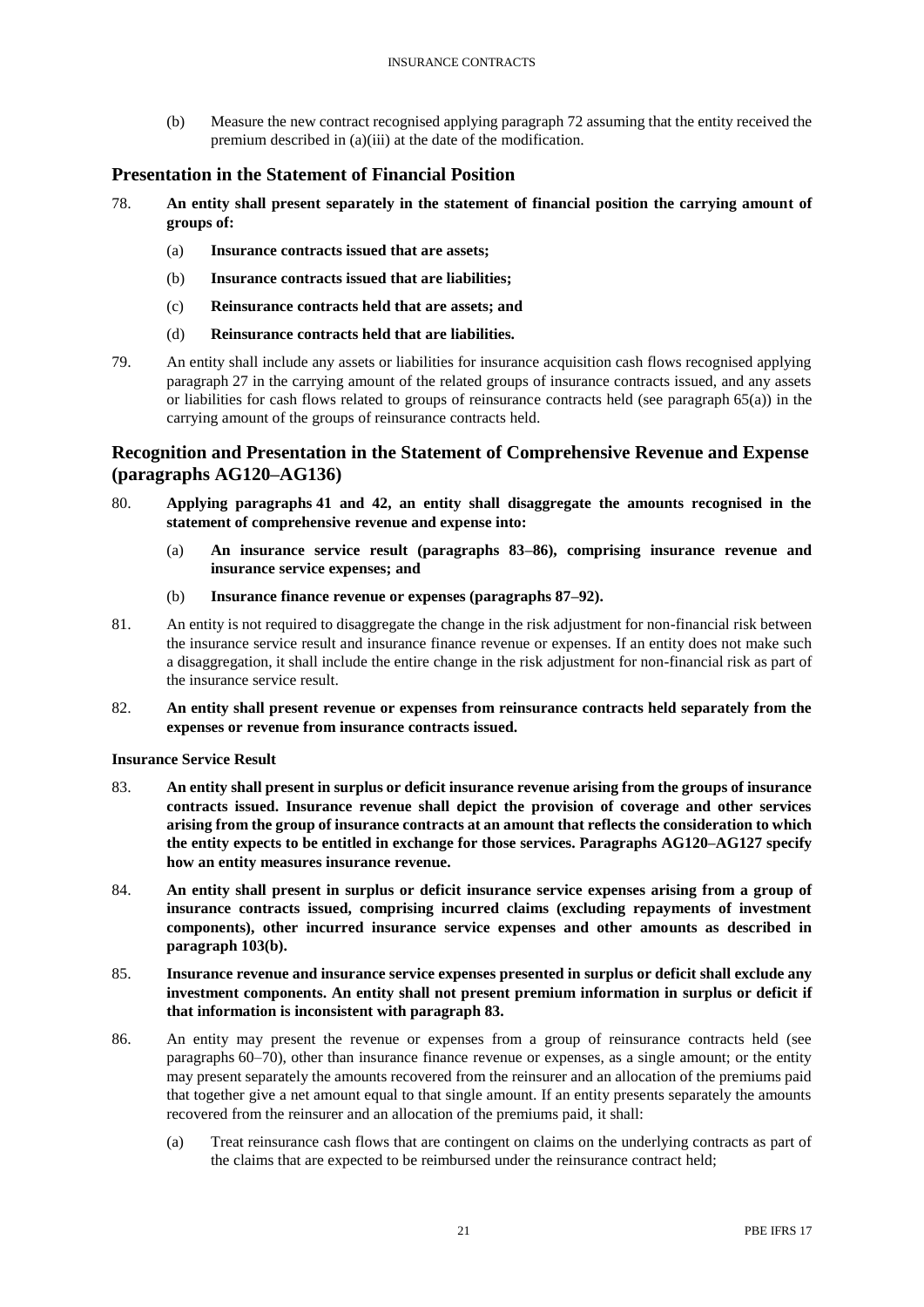(b) Measure the new contract recognised applying paragraph 72 assuming that the entity received the premium described in (a)(iii) at the date of the modification.

## Presentation in the Statement of Financial Position

78. **An entity shall present separately in the statement of financial position the carrying amount of groups of:**

    (a) **Insurance contracts issued that are assets;**

    (b) **Insurance contracts issued that are liabilities;**

    (c) **Reinsurance contracts held that are assets; and**

    (d) **Reinsurance contracts held that are liabilities.**

79. An entity shall include any assets or liabilities for insurance acquisition cash flows recognised applying paragraph 27 in the carrying amount of the related groups of insurance contracts issued, and any assets or liabilities for cash flows related to groups of reinsurance contracts held (see paragraph 65(a)) in the carrying amount of the groups of reinsurance contracts held.

## Recognition and Presentation in the Statement of Comprehensive Revenue and Expense (paragraphs AG120–AG136)

80. **Applying paragraphs 41 and 42, an entity shall disaggregate the amounts recognised in the statement of comprehensive revenue and expense into:**

    (a) **An insurance service result (paragraphs 83–86), comprising insurance revenue and insurance service expenses; and**

    (b) **Insurance finance revenue or expenses (paragraphs 87–92).**

81. An entity is not required to disaggregate the change in the risk adjustment for non-financial risk between the insurance service result and insurance finance revenue or expenses. If an entity does not make such a disaggregation, it shall include the entire change in the risk adjustment for non-financial risk as part of the insurance service result.

82. **An entity shall present revenue or expenses from reinsurance contracts held separately from the expenses or revenue from insurance contracts issued.**

**Insurance Service Result**

83. **An entity shall present in surplus or deficit insurance revenue arising from the groups of insurance contracts issued. Insurance revenue shall depict the provision of coverage and other services arising from the group of insurance contracts at an amount that reflects the consideration to which the entity expects to be entitled in exchange for those services. Paragraphs AG120–AG127 specify how an entity measures insurance revenue.**

84. **An entity shall present in surplus or deficit insurance service expenses arising from a group of insurance contracts issued, comprising incurred claims (excluding repayments of investment components), other incurred insurance service expenses and other amounts as described in paragraph 103(b).**

85. **Insurance revenue and insurance service expenses presented in surplus or deficit shall exclude any investment components. An entity shall not present premium information in surplus or deficit if that information is inconsistent with paragraph 83.**

86. An entity may present the revenue or expenses from a group of reinsurance contracts held (see paragraphs 60–70), other than insurance finance revenue or expenses, as a single amount; or the entity may present separately the amounts recovered from the reinsurer and an allocation of the premiums paid that together give a net amount equal to that single amount. If an entity presents separately the amounts recovered from the reinsurer and an allocation of the premiums paid, it shall:

    (a) Treat reinsurance cash flows that are contingent on claims on the underlying contracts as part of the claims that are expected to be reimbursed under the reinsurance contract held;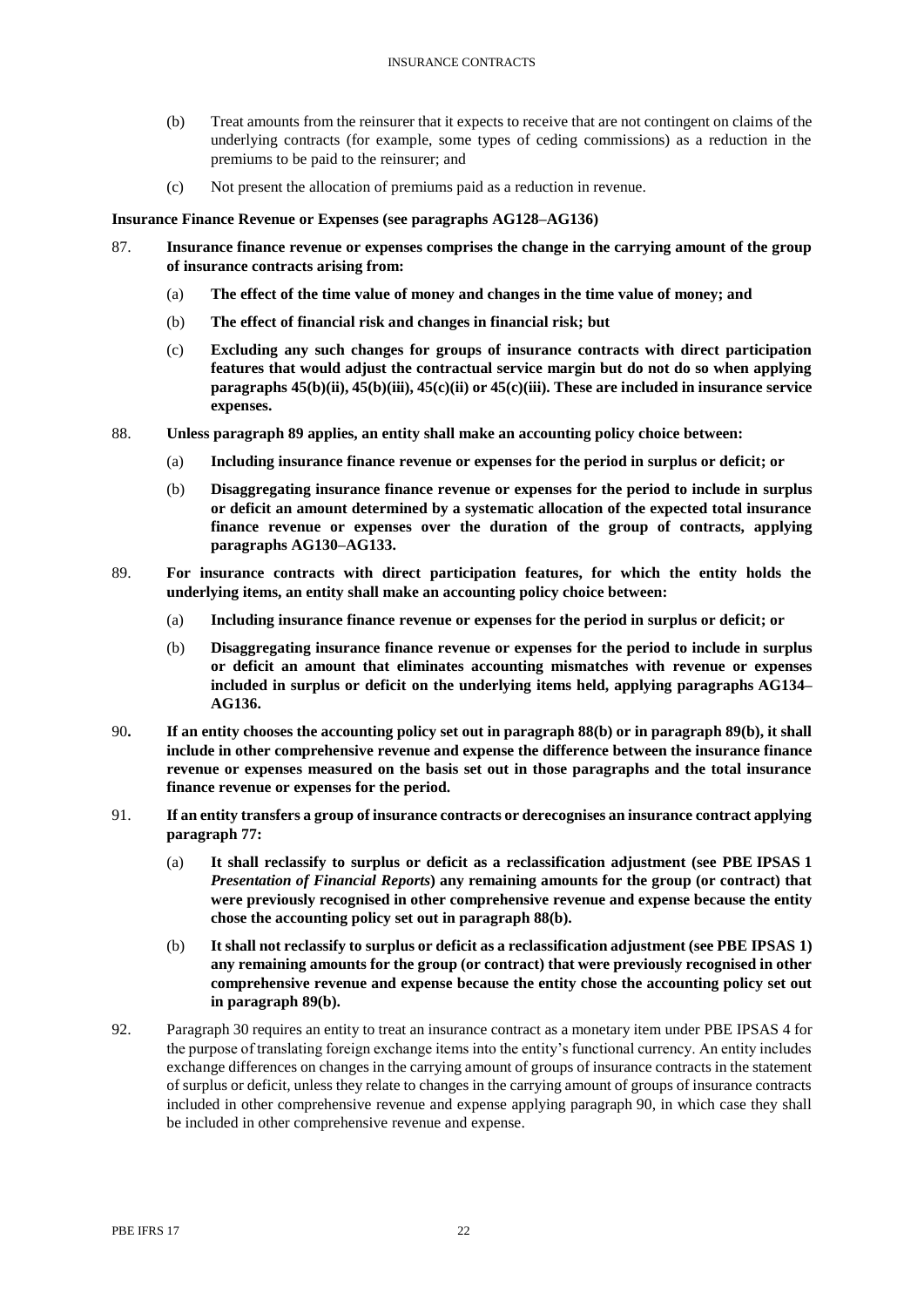(b) Treat amounts from the reinsurer that it expects to receive that are not contingent on claims of the underlying contracts (for example, some types of ceding commissions) as a reduction in the premiums to be paid to the reinsurer; and

(c) Not present the allocation of premiums paid as a reduction in revenue.

**Insurance Finance Revenue or Expenses (see paragraphs AG128–AG136)**

87. **Insurance finance revenue or expenses comprises the change in the carrying amount of the group of insurance contracts arising from:**

    (a) **The effect of the time value of money and changes in the time value of money; and**

    (b) **The effect of financial risk and changes in financial risk; but**

    (c) **Excluding any such changes for groups of insurance contracts with direct participation features that would adjust the contractual service margin but do not do so when applying paragraphs 45(b)(ii), 45(b)(iii), 45(c)(ii) or 45(c)(iii). These are included in insurance service expenses.**

88. **Unless paragraph 89 applies, an entity shall make an accounting policy choice between:**

    (a) **Including insurance finance revenue or expenses for the period in surplus or deficit; or**

    (b) **Disaggregating insurance finance revenue or expenses for the period to include in surplus or deficit an amount determined by a systematic allocation of the expected total insurance finance revenue or expenses over the duration of the group of contracts, applying paragraphs AG130–AG133.**

89. **For insurance contracts with direct participation features, for which the entity holds the underlying items, an entity shall make an accounting policy choice between:**

    (a) **Including insurance finance revenue or expenses for the period in surplus or deficit; or**

    (b) **Disaggregating insurance finance revenue or expenses for the period to include in surplus or deficit an amount that eliminates accounting mismatches with revenue or expenses included in surplus or deficit on the underlying items held, applying paragraphs AG134–AG136.**

90. **If an entity chooses the accounting policy set out in paragraph 88(b) or in paragraph 89(b), it shall include in other comprehensive revenue and expense the difference between the insurance finance revenue or expenses measured on the basis set out in those paragraphs and the total insurance finance revenue or expenses for the period.**

91. **If an entity transfers a group of insurance contracts or derecognises an insurance contract applying paragraph 77:**

    (a) **It shall reclassify to surplus or deficit as a reclassification adjustment (see PBE IPSAS 1 *Presentation of Financial Reports*) any remaining amounts for the group (or contract) that were previously recognised in other comprehensive revenue and expense because the entity chose the accounting policy set out in paragraph 88(b).**

    (b) **It shall not reclassify to surplus or deficit as a reclassification adjustment (see PBE IPSAS 1) any remaining amounts for the group (or contract) that were previously recognised in other comprehensive revenue and expense because the entity chose the accounting policy set out in paragraph 89(b).**

92. Paragraph 30 requires an entity to treat an insurance contract as a monetary item under PBE IPSAS 4 for the purpose of translating foreign exchange items into the entity's functional currency. An entity includes exchange differences on changes in the carrying amount of groups of insurance contracts in the statement of surplus or deficit, unless they relate to changes in the carrying amount of groups of insurance contracts included in other comprehensive revenue and expense applying paragraph 90, in which case they shall be included in other comprehensive revenue and expense.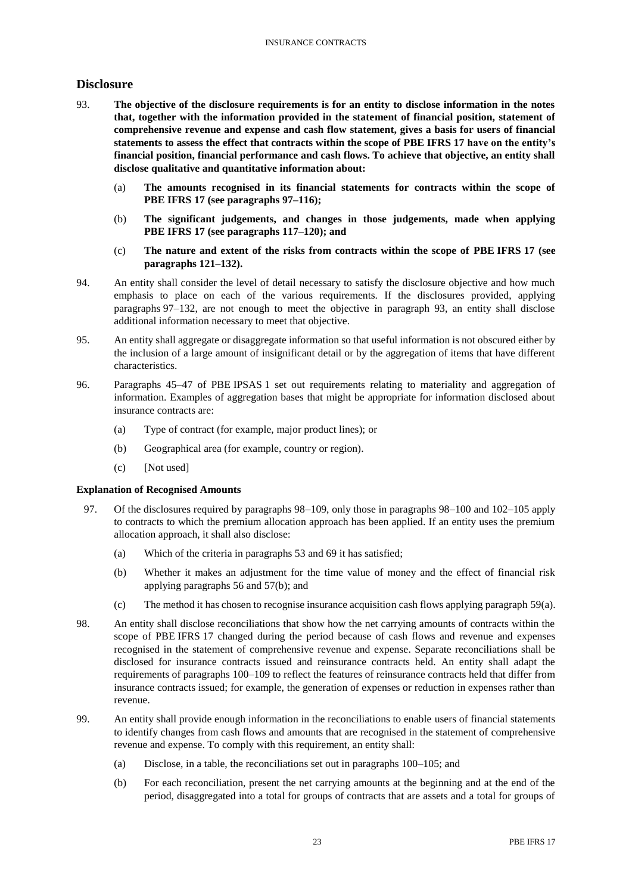## Disclosure

93. **The objective of the disclosure requirements is for an entity to disclose information in the notes that, together with the information provided in the statement of financial position, statement of comprehensive revenue and expense and cash flow statement, gives a basis for users of financial statements to assess the effect that contracts within the scope of PBE IFRS 17 have on the entity's financial position, financial performance and cash flows. To achieve that objective, an entity shall disclose qualitative and quantitative information about:**

    (a) **The amounts recognised in its financial statements for contracts within the scope of PBE IFRS 17 (see paragraphs 97–116);**

    (b) **The significant judgements, and changes in those judgements, made when applying PBE IFRS 17 (see paragraphs 117–120); and**

    (c) **The nature and extent of the risks from contracts within the scope of PBE IFRS 17 (see paragraphs 121–132).**

94. An entity shall consider the level of detail necessary to satisfy the disclosure objective and how much emphasis to place on each of the various requirements. If the disclosures provided, applying paragraphs 97–132, are not enough to meet the objective in paragraph 93, an entity shall disclose additional information necessary to meet that objective.

95. An entity shall aggregate or disaggregate information so that useful information is not obscured either by the inclusion of a large amount of insignificant detail or by the aggregation of items that have different characteristics.

96. Paragraphs 45–47 of PBE IPSAS 1 set out requirements relating to materiality and aggregation of information. Examples of aggregation bases that might be appropriate for information disclosed about insurance contracts are:

    (a) Type of contract (for example, major product lines); or

    (b) Geographical area (for example, country or region).

    (c) [Not used]

### Explanation of Recognised Amounts

97. Of the disclosures required by paragraphs 98–109, only those in paragraphs 98–100 and 102–105 apply to contracts to which the premium allocation approach has been applied. If an entity uses the premium allocation approach, it shall also disclose:

    (a) Which of the criteria in paragraphs 53 and 69 it has satisfied;

    (b) Whether it makes an adjustment for the time value of money and the effect of financial risk applying paragraphs 56 and 57(b); and

    (c) The method it has chosen to recognise insurance acquisition cash flows applying paragraph 59(a).

98. An entity shall disclose reconciliations that show how the net carrying amounts of contracts within the scope of PBE IFRS 17 changed during the period because of cash flows and revenue and expenses recognised in the statement of comprehensive revenue and expense. Separate reconciliations shall be disclosed for insurance contracts issued and reinsurance contracts held. An entity shall adapt the requirements of paragraphs 100–109 to reflect the features of reinsurance contracts held that differ from insurance contracts issued; for example, the generation of expenses or reduction in expenses rather than revenue.

99. An entity shall provide enough information in the reconciliations to enable users of financial statements to identify changes from cash flows and amounts that are recognised in the statement of comprehensive revenue and expense. To comply with this requirement, an entity shall:

    (a) Disclose, in a table, the reconciliations set out in paragraphs 100–105; and

    (b) For each reconciliation, present the net carrying amounts at the beginning and at the end of the period, disaggregated into a total for groups of contracts that are assets and a total for groups of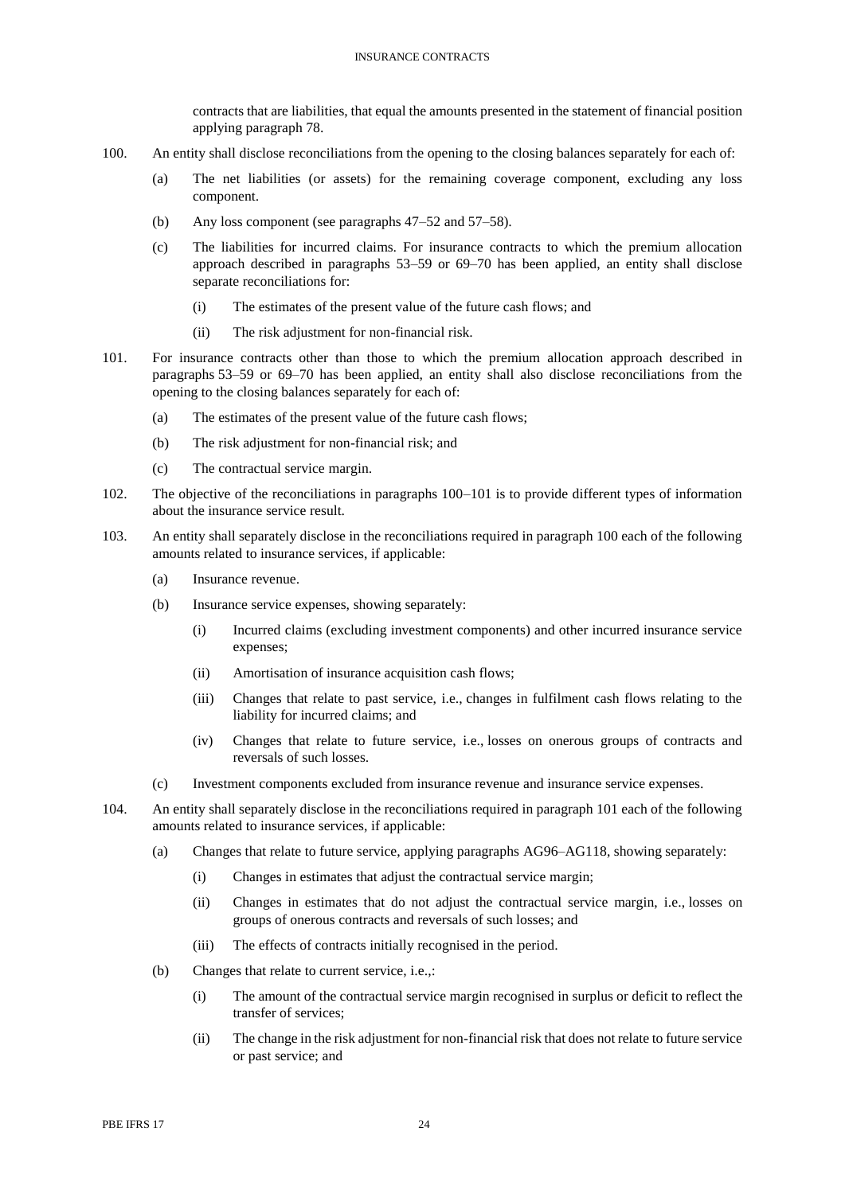contracts that are liabilities, that equal the amounts presented in the statement of financial position applying paragraph 78.

100. An entity shall disclose reconciliations from the opening to the closing balances separately for each of:

   (a) The net liabilities (or assets) for the remaining coverage component, excluding any loss component.

   (b) Any loss component (see paragraphs 47–52 and 57–58).

   (c) The liabilities for incurred claims. For insurance contracts to which the premium allocation approach described in paragraphs 53–59 or 69–70 has been applied, an entity shall disclose separate reconciliations for:

      (i) The estimates of the present value of the future cash flows; and

      (ii) The risk adjustment for non-financial risk.

101. For insurance contracts other than those to which the premium allocation approach described in paragraphs 53–59 or 69–70 has been applied, an entity shall also disclose reconciliations from the opening to the closing balances separately for each of:

   (a) The estimates of the present value of the future cash flows;

   (b) The risk adjustment for non-financial risk; and

   (c) The contractual service margin.

102. The objective of the reconciliations in paragraphs 100–101 is to provide different types of information about the insurance service result.

103. An entity shall separately disclose in the reconciliations required in paragraph 100 each of the following amounts related to insurance services, if applicable:

   (a) Insurance revenue.

   (b) Insurance service expenses, showing separately:

      (i) Incurred claims (excluding investment components) and other incurred insurance service expenses;

      (ii) Amortisation of insurance acquisition cash flows;

      (iii) Changes that relate to past service, i.e., changes in fulfilment cash flows relating to the liability for incurred claims; and

      (iv) Changes that relate to future service, i.e., losses on onerous groups of contracts and reversals of such losses.

   (c) Investment components excluded from insurance revenue and insurance service expenses.

104. An entity shall separately disclose in the reconciliations required in paragraph 101 each of the following amounts related to insurance services, if applicable:

   (a) Changes that relate to future service, applying paragraphs AG96–AG118, showing separately:

      (i) Changes in estimates that adjust the contractual service margin;

      (ii) Changes in estimates that do not adjust the contractual service margin, i.e., losses on groups of onerous contracts and reversals of such losses; and

      (iii) The effects of contracts initially recognised in the period.

   (b) Changes that relate to current service, i.e.,:

      (i) The amount of the contractual service margin recognised in surplus or deficit to reflect the transfer of services;

      (ii) The change in the risk adjustment for non-financial risk that does not relate to future service or past service; and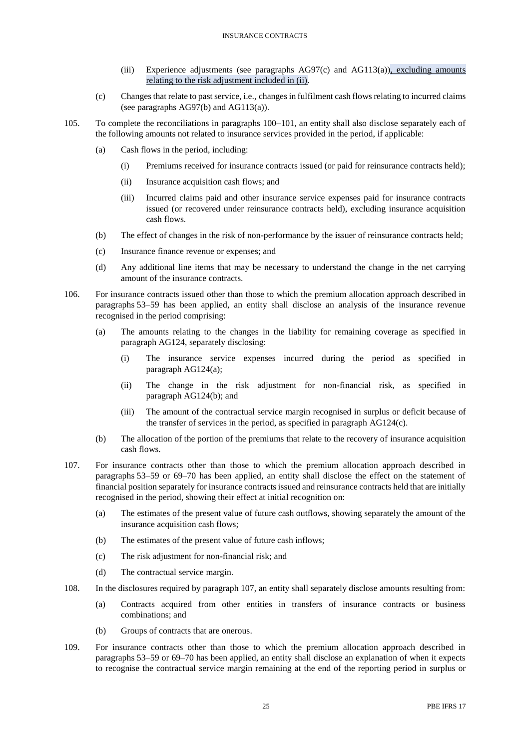(iii) Experience adjustments (see paragraphs AG97(c) and AG113(a)), excluding amounts relating to the risk adjustment included in (ii).

(c) Changes that relate to past service, i.e., changes in fulfilment cash flows relating to incurred claims (see paragraphs AG97(b) and AG113(a)).

105. To complete the reconciliations in paragraphs 100–101, an entity shall also disclose separately each of the following amounts not related to insurance services provided in the period, if applicable:

(a) Cash flows in the period, including:

(i) Premiums received for insurance contracts issued (or paid for reinsurance contracts held);

(ii) Insurance acquisition cash flows; and

(iii) Incurred claims paid and other insurance service expenses paid for insurance contracts issued (or recovered under reinsurance contracts held), excluding insurance acquisition cash flows.

(b) The effect of changes in the risk of non-performance by the issuer of reinsurance contracts held;

(c) Insurance finance revenue or expenses; and

(d) Any additional line items that may be necessary to understand the change in the net carrying amount of the insurance contracts.

106. For insurance contracts issued other than those to which the premium allocation approach described in paragraphs 53–59 has been applied, an entity shall disclose an analysis of the insurance revenue recognised in the period comprising:

(a) The amounts relating to the changes in the liability for remaining coverage as specified in paragraph AG124, separately disclosing:

(i) The insurance service expenses incurred during the period as specified in paragraph AG124(a);

(ii) The change in the risk adjustment for non-financial risk, as specified in paragraph AG124(b); and

(iii) The amount of the contractual service margin recognised in surplus or deficit because of the transfer of services in the period, as specified in paragraph AG124(c).

(b) The allocation of the portion of the premiums that relate to the recovery of insurance acquisition cash flows.

107. For insurance contracts other than those to which the premium allocation approach described in paragraphs 53–59 or 69–70 has been applied, an entity shall disclose the effect on the statement of financial position separately for insurance contracts issued and reinsurance contracts held that are initially recognised in the period, showing their effect at initial recognition on:

(a) The estimates of the present value of future cash outflows, showing separately the amount of the insurance acquisition cash flows;

(b) The estimates of the present value of future cash inflows;

(c) The risk adjustment for non-financial risk; and

(d) The contractual service margin.

108. In the disclosures required by paragraph 107, an entity shall separately disclose amounts resulting from:

(a) Contracts acquired from other entities in transfers of insurance contracts or business combinations; and

(b) Groups of contracts that are onerous.

109. For insurance contracts other than those to which the premium allocation approach described in paragraphs 53–59 or 69–70 has been applied, an entity shall disclose an explanation of when it expects to recognise the contractual service margin remaining at the end of the reporting period in surplus or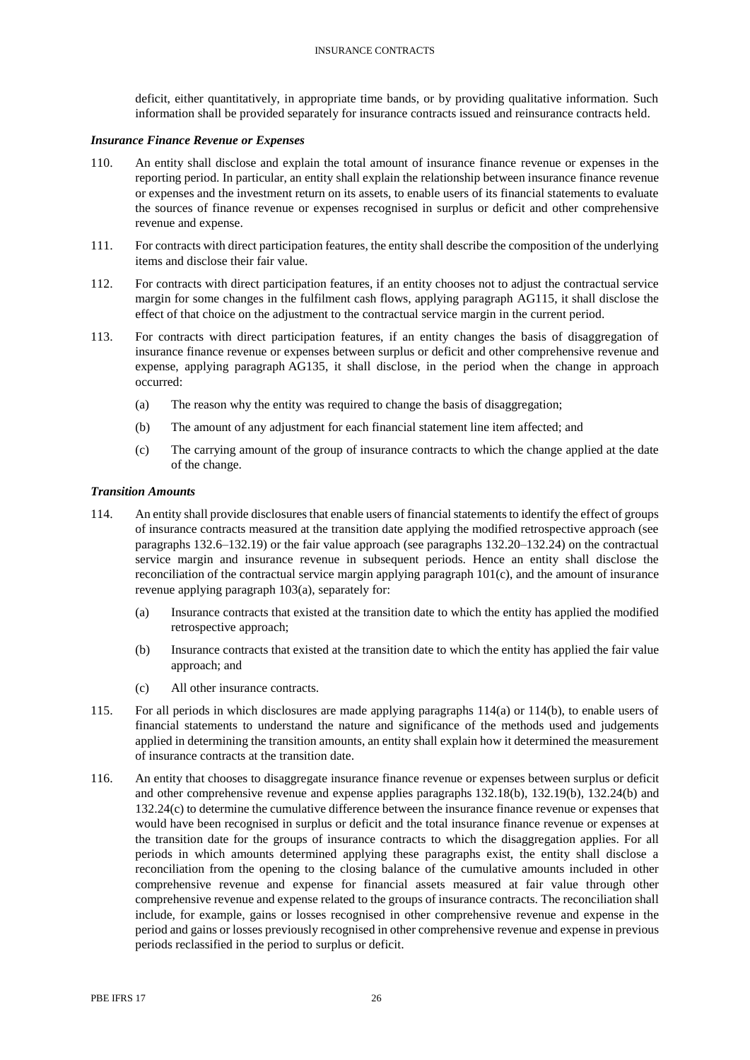deficit, either quantitatively, in appropriate time bands, or by providing qualitative information. Such information shall be provided separately for insurance contracts issued and reinsurance contracts held.

### *Insurance Finance Revenue or Expenses*

110. An entity shall disclose and explain the total amount of insurance finance revenue or expenses in the reporting period. In particular, an entity shall explain the relationship between insurance finance revenue or expenses and the investment return on its assets, to enable users of its financial statements to evaluate the sources of finance revenue or expenses recognised in surplus or deficit and other comprehensive revenue and expense.

111. For contracts with direct participation features, the entity shall describe the composition of the underlying items and disclose their fair value.

112. For contracts with direct participation features, if an entity chooses not to adjust the contractual service margin for some changes in the fulfilment cash flows, applying paragraph AG115, it shall disclose the effect of that choice on the adjustment to the contractual service margin in the current period.

113. For contracts with direct participation features, if an entity changes the basis of disaggregation of insurance finance revenue or expenses between surplus or deficit and other comprehensive revenue and expense, applying paragraph AG135, it shall disclose, in the period when the change in approach occurred:

    (a) The reason why the entity was required to change the basis of disaggregation;

    (b) The amount of any adjustment for each financial statement line item affected; and

    (c) The carrying amount of the group of insurance contracts to which the change applied at the date of the change.

### *Transition Amounts*

114. An entity shall provide disclosures that enable users of financial statements to identify the effect of groups of insurance contracts measured at the transition date applying the modified retrospective approach (see paragraphs 132.6–132.19) or the fair value approach (see paragraphs 132.20–132.24) on the contractual service margin and insurance revenue in subsequent periods. Hence an entity shall disclose the reconciliation of the contractual service margin applying paragraph 101(c), and the amount of insurance revenue applying paragraph 103(a), separately for:

    (a) Insurance contracts that existed at the transition date to which the entity has applied the modified retrospective approach;

    (b) Insurance contracts that existed at the transition date to which the entity has applied the fair value approach; and

    (c) All other insurance contracts.

115. For all periods in which disclosures are made applying paragraphs 114(a) or 114(b), to enable users of financial statements to understand the nature and significance of the methods used and judgements applied in determining the transition amounts, an entity shall explain how it determined the measurement of insurance contracts at the transition date.

116. An entity that chooses to disaggregate insurance finance revenue or expenses between surplus or deficit and other comprehensive revenue and expense applies paragraphs 132.18(b), 132.19(b), 132.24(b) and 132.24(c) to determine the cumulative difference between the insurance finance revenue or expenses that would have been recognised in surplus or deficit and the total insurance finance revenue or expenses at the transition date for the groups of insurance contracts to which the disaggregation applies. For all periods in which amounts determined applying these paragraphs exist, the entity shall disclose a reconciliation from the opening to the closing balance of the cumulative amounts included in other comprehensive revenue and expense for financial assets measured at fair value through other comprehensive revenue and expense related to the groups of insurance contracts. The reconciliation shall include, for example, gains or losses recognised in other comprehensive revenue and expense in the period and gains or losses previously recognised in other comprehensive revenue and expense in previous periods reclassified in the period to surplus or deficit.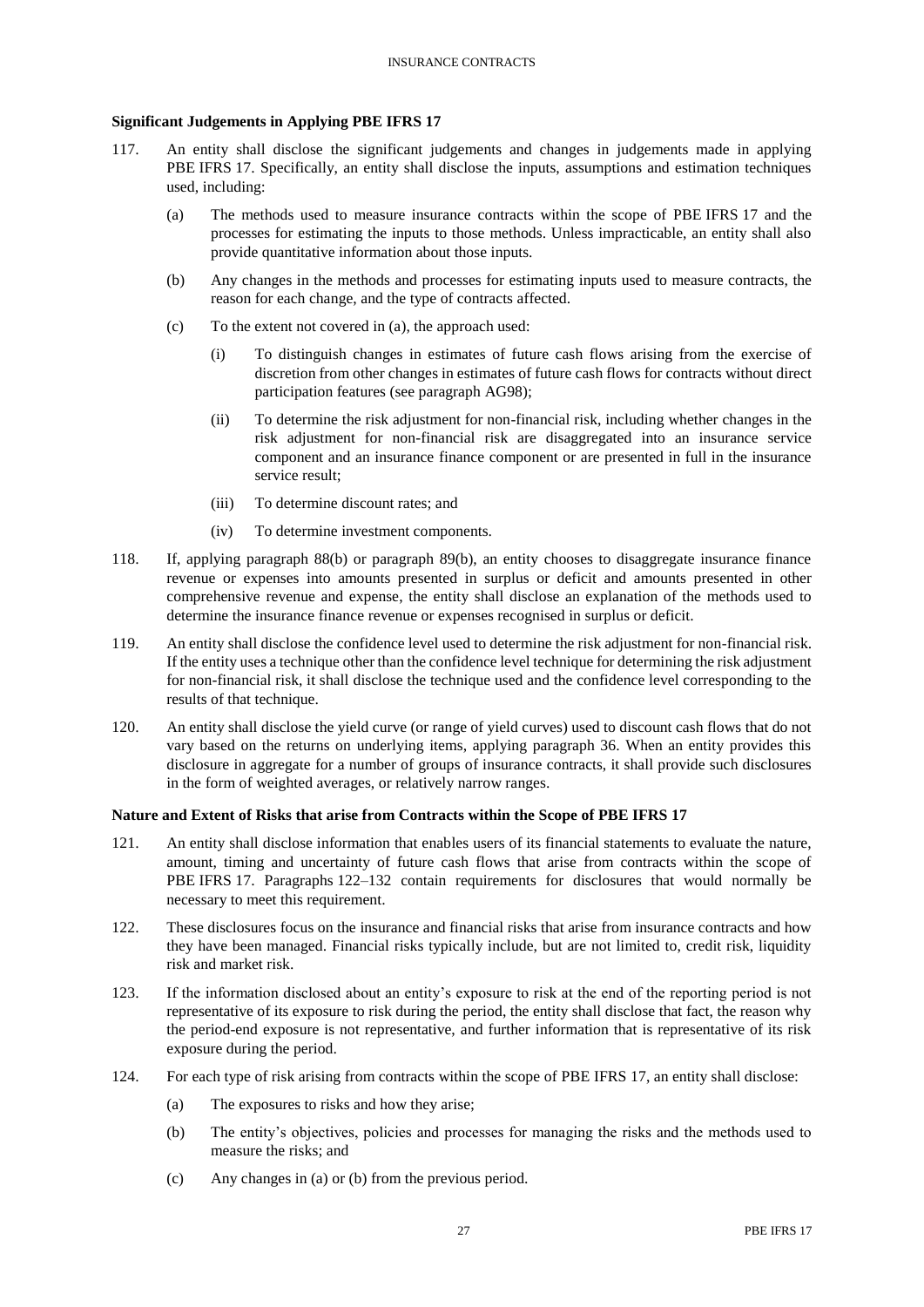### Significant Judgements in Applying PBE IFRS 17

117. An entity shall disclose the significant judgements and changes in judgements made in applying PBE IFRS 17. Specifically, an entity shall disclose the inputs, assumptions and estimation techniques used, including:

 (a) The methods used to measure insurance contracts within the scope of PBE IFRS 17 and the processes for estimating the inputs to those methods. Unless impracticable, an entity shall also provide quantitative information about those inputs.

 (b) Any changes in the methods and processes for estimating inputs used to measure contracts, the reason for each change, and the type of contracts affected.

 (c) To the extent not covered in (a), the approach used:

  (i) To distinguish changes in estimates of future cash flows arising from the exercise of discretion from other changes in estimates of future cash flows for contracts without direct participation features (see paragraph AG98);

  (ii) To determine the risk adjustment for non-financial risk, including whether changes in the risk adjustment for non-financial risk are disaggregated into an insurance service component and an insurance finance component or are presented in full in the insurance service result;

  (iii) To determine discount rates; and

  (iv) To determine investment components.

118. If, applying paragraph 88(b) or paragraph 89(b), an entity chooses to disaggregate insurance finance revenue or expenses into amounts presented in surplus or deficit and amounts presented in other comprehensive revenue and expense, the entity shall disclose an explanation of the methods used to determine the insurance finance revenue or expenses recognised in surplus or deficit.

119. An entity shall disclose the confidence level used to determine the risk adjustment for non-financial risk. If the entity uses a technique other than the confidence level technique for determining the risk adjustment for non-financial risk, it shall disclose the technique used and the confidence level corresponding to the results of that technique.

120. An entity shall disclose the yield curve (or range of yield curves) used to discount cash flows that do not vary based on the returns on underlying items, applying paragraph 36. When an entity provides this disclosure in aggregate for a number of groups of insurance contracts, it shall provide such disclosures in the form of weighted averages, or relatively narrow ranges.

### Nature and Extent of Risks that arise from Contracts within the Scope of PBE IFRS 17

121. An entity shall disclose information that enables users of its financial statements to evaluate the nature, amount, timing and uncertainty of future cash flows that arise from contracts within the scope of PBE IFRS 17. Paragraphs 122–132 contain requirements for disclosures that would normally be necessary to meet this requirement.

122. These disclosures focus on the insurance and financial risks that arise from insurance contracts and how they have been managed. Financial risks typically include, but are not limited to, credit risk, liquidity risk and market risk.

123. If the information disclosed about an entity's exposure to risk at the end of the reporting period is not representative of its exposure to risk during the period, the entity shall disclose that fact, the reason why the period-end exposure is not representative, and further information that is representative of its risk exposure during the period.

124. For each type of risk arising from contracts within the scope of PBE IFRS 17, an entity shall disclose:

 (a) The exposures to risks and how they arise;

 (b) The entity's objectives, policies and processes for managing the risks and the methods used to measure the risks; and

 (c) Any changes in (a) or (b) from the previous period.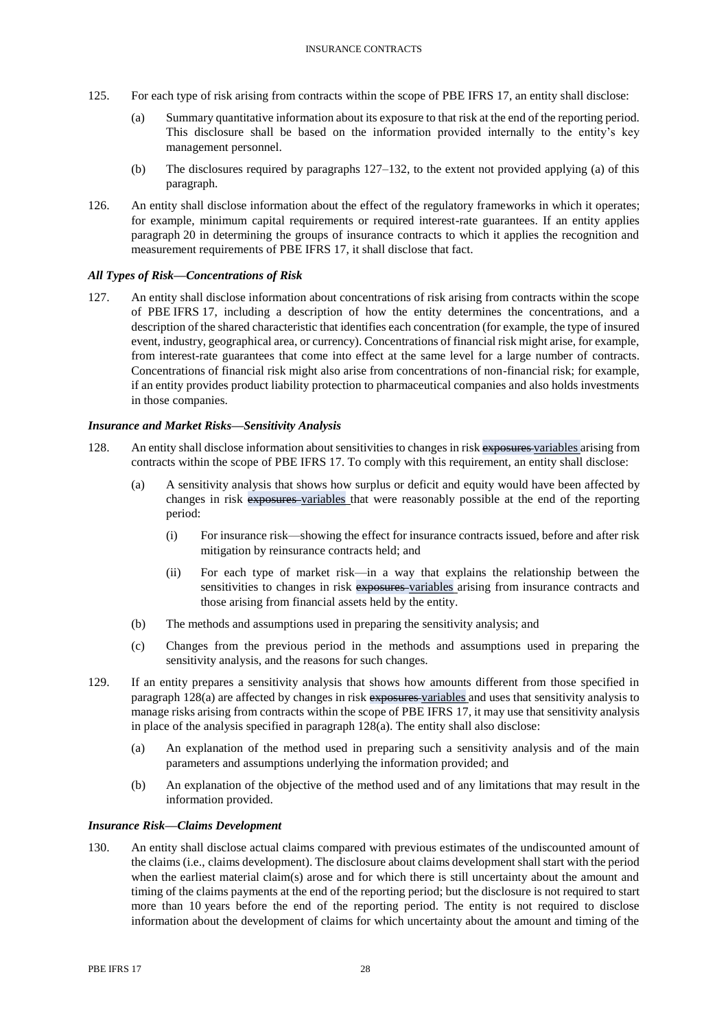125. For each type of risk arising from contracts within the scope of PBE IFRS 17, an entity shall disclose:

   (a) Summary quantitative information about its exposure to that risk at the end of the reporting period. This disclosure shall be based on the information provided internally to the entity's key management personnel.

   (b) The disclosures required by paragraphs 127–132, to the extent not provided applying (a) of this paragraph.

126. An entity shall disclose information about the effect of the regulatory frameworks in which it operates; for example, minimum capital requirements or required interest-rate guarantees. If an entity applies paragraph 20 in determining the groups of insurance contracts to which it applies the recognition and measurement requirements of PBE IFRS 17, it shall disclose that fact.

### *All Types of Risk—Concentrations of Risk*

127. An entity shall disclose information about concentrations of risk arising from contracts within the scope of PBE IFRS 17, including a description of how the entity determines the concentrations, and a description of the shared characteristic that identifies each concentration (for example, the type of insured event, industry, geographical area, or currency). Concentrations of financial risk might arise, for example, from interest-rate guarantees that come into effect at the same level for a large number of contracts. Concentrations of financial risk might also arise from concentrations of non-financial risk; for example, if an entity provides product liability protection to pharmaceutical companies and also holds investments in those companies.

### *Insurance and Market Risks—Sensitivity Analysis*

128. An entity shall disclose information about sensitivities to changes in risk ~~exposures~~ variables arising from contracts within the scope of PBE IFRS 17. To comply with this requirement, an entity shall disclose:

   (a) A sensitivity analysis that shows how surplus or deficit and equity would have been affected by changes in risk ~~exposures~~ variables that were reasonably possible at the end of the reporting period:

      (i) For insurance risk—showing the effect for insurance contracts issued, before and after risk mitigation by reinsurance contracts held; and

      (ii) For each type of market risk—in a way that explains the relationship between the sensitivities to changes in risk ~~exposures~~ variables arising from insurance contracts and those arising from financial assets held by the entity.

   (b) The methods and assumptions used in preparing the sensitivity analysis; and

   (c) Changes from the previous period in the methods and assumptions used in preparing the sensitivity analysis, and the reasons for such changes.

129. If an entity prepares a sensitivity analysis that shows how amounts different from those specified in paragraph 128(a) are affected by changes in risk ~~exposures~~ variables and uses that sensitivity analysis to manage risks arising from contracts within the scope of PBE IFRS 17, it may use that sensitivity analysis in place of the analysis specified in paragraph 128(a). The entity shall also disclose:

   (a) An explanation of the method used in preparing such a sensitivity analysis and of the main parameters and assumptions underlying the information provided; and

   (b) An explanation of the objective of the method used and of any limitations that may result in the information provided.

### *Insurance Risk—Claims Development*

130. An entity shall disclose actual claims compared with previous estimates of the undiscounted amount of the claims (i.e., claims development). The disclosure about claims development shall start with the period when the earliest material claim(s) arose and for which there is still uncertainty about the amount and timing of the claims payments at the end of the reporting period; but the disclosure is not required to start more than 10 years before the end of the reporting period. The entity is not required to disclose information about the development of claims for which uncertainty about the amount and timing of the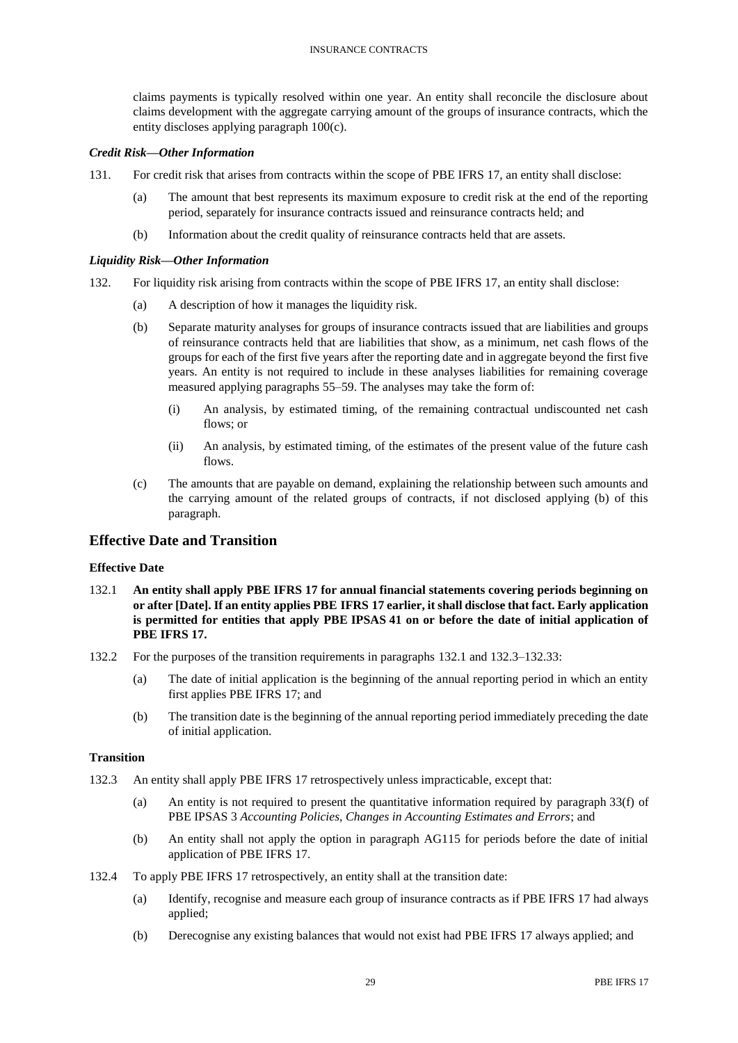claims payments is typically resolved within one year. An entity shall reconcile the disclosure about claims development with the aggregate carrying amount of the groups of insurance contracts, which the entity discloses applying paragraph 100(c).

#### *Credit Risk—Other Information*

131. For credit risk that arises from contracts within the scope of PBE IFRS 17, an entity shall disclose:

 (a) The amount that best represents its maximum exposure to credit risk at the end of the reporting period, separately for insurance contracts issued and reinsurance contracts held; and

 (b) Information about the credit quality of reinsurance contracts held that are assets.

#### *Liquidity Risk—Other Information*

132. For liquidity risk arising from contracts within the scope of PBE IFRS 17, an entity shall disclose:

 (a) A description of how it manages the liquidity risk.

 (b) Separate maturity analyses for groups of insurance contracts issued that are liabilities and groups of reinsurance contracts held that are liabilities that show, as a minimum, net cash flows of the groups for each of the first five years after the reporting date and in aggregate beyond the first five years. An entity is not required to include in these analyses liabilities for remaining coverage measured applying paragraphs 55–59. The analyses may take the form of:

  (i) An analysis, by estimated timing, of the remaining contractual undiscounted net cash flows; or

  (ii) An analysis, by estimated timing, of the estimates of the present value of the future cash flows.

 (c) The amounts that are payable on demand, explaining the relationship between such amounts and the carrying amount of the related groups of contracts, if not disclosed applying (b) of this paragraph.

## Effective Date and Transition

### Effective Date

132.1 **An entity shall apply PBE IFRS 17 for annual financial statements covering periods beginning on or after [Date]. If an entity applies PBE IFRS 17 earlier, it shall disclose that fact. Early application is permitted for entities that apply PBE IPSAS 41 on or before the date of initial application of PBE IFRS 17.**

132.2 For the purposes of the transition requirements in paragraphs 132.1 and 132.3–132.33:

 (a) The date of initial application is the beginning of the annual reporting period in which an entity first applies PBE IFRS 17; and

 (b) The transition date is the beginning of the annual reporting period immediately preceding the date of initial application.

### Transition

132.3 An entity shall apply PBE IFRS 17 retrospectively unless impracticable, except that:

 (a) An entity is not required to present the quantitative information required by paragraph 33(f) of PBE IPSAS 3 *Accounting Policies, Changes in Accounting Estimates and Errors*; and

 (b) An entity shall not apply the option in paragraph AG115 for periods before the date of initial application of PBE IFRS 17.

132.4 To apply PBE IFRS 17 retrospectively, an entity shall at the transition date:

 (a) Identify, recognise and measure each group of insurance contracts as if PBE IFRS 17 had always applied;

 (b) Derecognise any existing balances that would not exist had PBE IFRS 17 always applied; and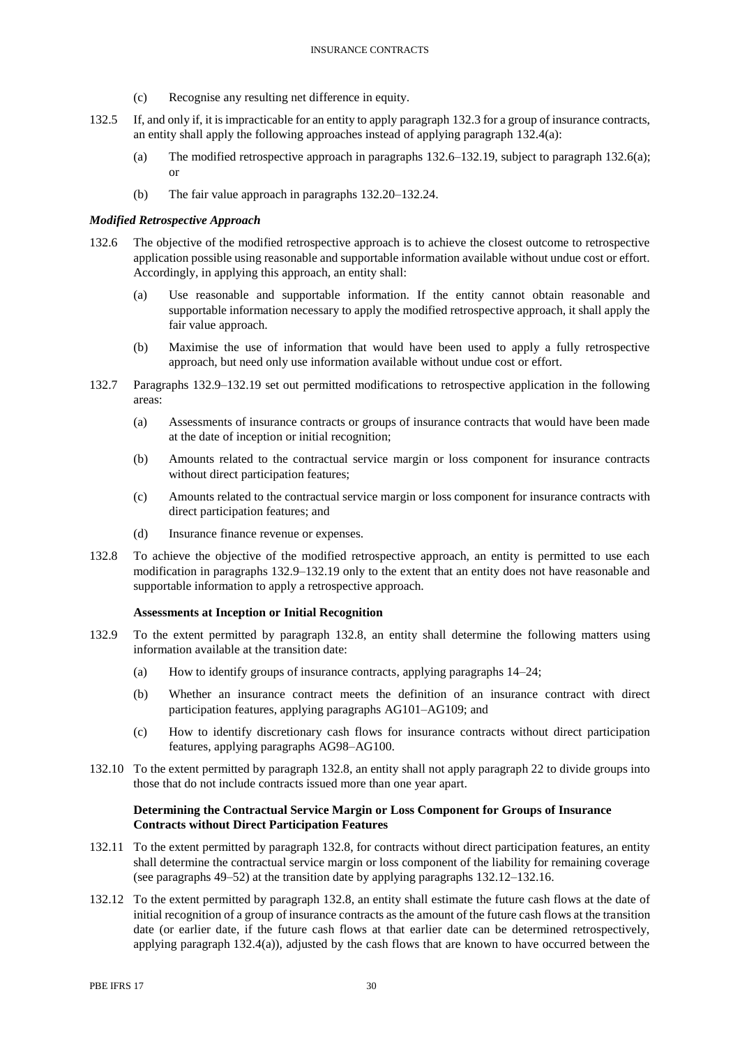(c) Recognise any resulting net difference in equity.

132.5 If, and only if, it is impracticable for an entity to apply paragraph 132.3 for a group of insurance contracts, an entity shall apply the following approaches instead of applying paragraph 132.4(a):

(a) The modified retrospective approach in paragraphs 132.6–132.19, subject to paragraph 132.6(a); or

(b) The fair value approach in paragraphs 132.20–132.24.

### *Modified Retrospective Approach*

132.6 The objective of the modified retrospective approach is to achieve the closest outcome to retrospective application possible using reasonable and supportable information available without undue cost or effort. Accordingly, in applying this approach, an entity shall:

(a) Use reasonable and supportable information. If the entity cannot obtain reasonable and supportable information necessary to apply the modified retrospective approach, it shall apply the fair value approach.

(b) Maximise the use of information that would have been used to apply a fully retrospective approach, but need only use information available without undue cost or effort.

132.7 Paragraphs 132.9–132.19 set out permitted modifications to retrospective application in the following areas:

(a) Assessments of insurance contracts or groups of insurance contracts that would have been made at the date of inception or initial recognition;

(b) Amounts related to the contractual service margin or loss component for insurance contracts without direct participation features;

(c) Amounts related to the contractual service margin or loss component for insurance contracts with direct participation features; and

(d) Insurance finance revenue or expenses.

132.8 To achieve the objective of the modified retrospective approach, an entity is permitted to use each modification in paragraphs 132.9–132.19 only to the extent that an entity does not have reasonable and supportable information to apply a retrospective approach.

#### Assessments at Inception or Initial Recognition

132.9 To the extent permitted by paragraph 132.8, an entity shall determine the following matters using information available at the transition date:

(a) How to identify groups of insurance contracts, applying paragraphs 14–24;

(b) Whether an insurance contract meets the definition of an insurance contract with direct participation features, applying paragraphs AG101–AG109; and

(c) How to identify discretionary cash flows for insurance contracts without direct participation features, applying paragraphs AG98–AG100.

132.10 To the extent permitted by paragraph 132.8, an entity shall not apply paragraph 22 to divide groups into those that do not include contracts issued more than one year apart.

#### Determining the Contractual Service Margin or Loss Component for Groups of Insurance Contracts without Direct Participation Features

132.11 To the extent permitted by paragraph 132.8, for contracts without direct participation features, an entity shall determine the contractual service margin or loss component of the liability for remaining coverage (see paragraphs 49–52) at the transition date by applying paragraphs 132.12–132.16.

132.12 To the extent permitted by paragraph 132.8, an entity shall estimate the future cash flows at the date of initial recognition of a group of insurance contracts as the amount of the future cash flows at the transition date (or earlier date, if the future cash flows at that earlier date can be determined retrospectively, applying paragraph 132.4(a)), adjusted by the cash flows that are known to have occurred between the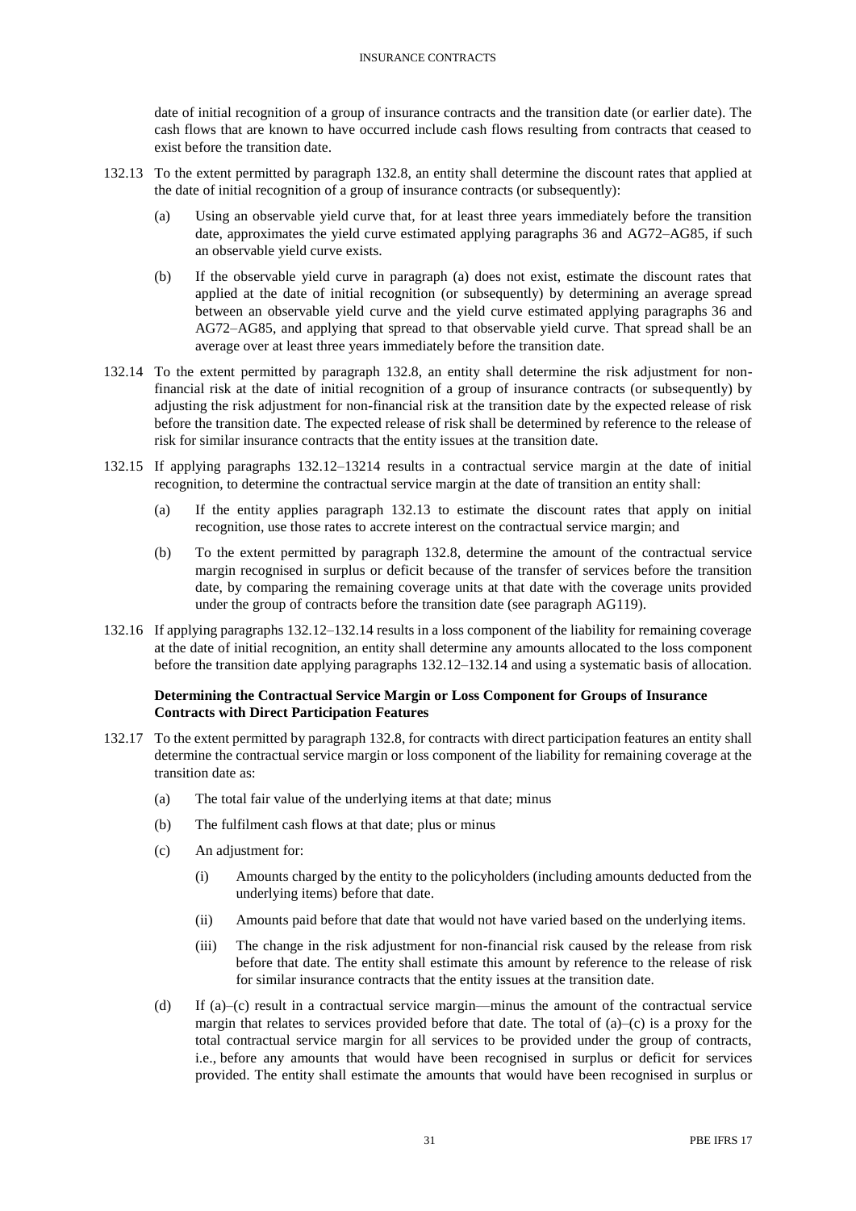date of initial recognition of a group of insurance contracts and the transition date (or earlier date). The cash flows that are known to have occurred include cash flows resulting from contracts that ceased to exist before the transition date.

132.13 To the extent permitted by paragraph 132.8, an entity shall determine the discount rates that applied at the date of initial recognition of a group of insurance contracts (or subsequently):

(a) Using an observable yield curve that, for at least three years immediately before the transition date, approximates the yield curve estimated applying paragraphs 36 and AG72–AG85, if such an observable yield curve exists.

(b) If the observable yield curve in paragraph (a) does not exist, estimate the discount rates that applied at the date of initial recognition (or subsequently) by determining an average spread between an observable yield curve and the yield curve estimated applying paragraphs 36 and AG72–AG85, and applying that spread to that observable yield curve. That spread shall be an average over at least three years immediately before the transition date.

132.14 To the extent permitted by paragraph 132.8, an entity shall determine the risk adjustment for non-financial risk at the date of initial recognition of a group of insurance contracts (or subsequently) by adjusting the risk adjustment for non-financial risk at the transition date by the expected release of risk before the transition date. The expected release of risk shall be determined by reference to the release of risk for similar insurance contracts that the entity issues at the transition date.

132.15 If applying paragraphs 132.12–13214 results in a contractual service margin at the date of initial recognition, to determine the contractual service margin at the date of transition an entity shall:

(a) If the entity applies paragraph 132.13 to estimate the discount rates that apply on initial recognition, use those rates to accrete interest on the contractual service margin; and

(b) To the extent permitted by paragraph 132.8, determine the amount of the contractual service margin recognised in surplus or deficit because of the transfer of services before the transition date, by comparing the remaining coverage units at that date with the coverage units provided under the group of contracts before the transition date (see paragraph AG119).

132.16 If applying paragraphs 132.12–132.14 results in a loss component of the liability for remaining coverage at the date of initial recognition, an entity shall determine any amounts allocated to the loss component before the transition date applying paragraphs 132.12–132.14 and using a systematic basis of allocation.

**Determining the Contractual Service Margin or Loss Component for Groups of Insurance Contracts with Direct Participation Features**

132.17 To the extent permitted by paragraph 132.8, for contracts with direct participation features an entity shall determine the contractual service margin or loss component of the liability for remaining coverage at the transition date as:

(a) The total fair value of the underlying items at that date; minus

(b) The fulfilment cash flows at that date; plus or minus

(c) An adjustment for:

(i) Amounts charged by the entity to the policyholders (including amounts deducted from the underlying items) before that date.

(ii) Amounts paid before that date that would not have varied based on the underlying items.

(iii) The change in the risk adjustment for non-financial risk caused by the release from risk before that date. The entity shall estimate this amount by reference to the release of risk for similar insurance contracts that the entity issues at the transition date.

(d) If (a)–(c) result in a contractual service margin—minus the amount of the contractual service margin that relates to services provided before that date. The total of (a)–(c) is a proxy for the total contractual service margin for all services to be provided under the group of contracts, i.e., before any amounts that would have been recognised in surplus or deficit for services provided. The entity shall estimate the amounts that would have been recognised in surplus or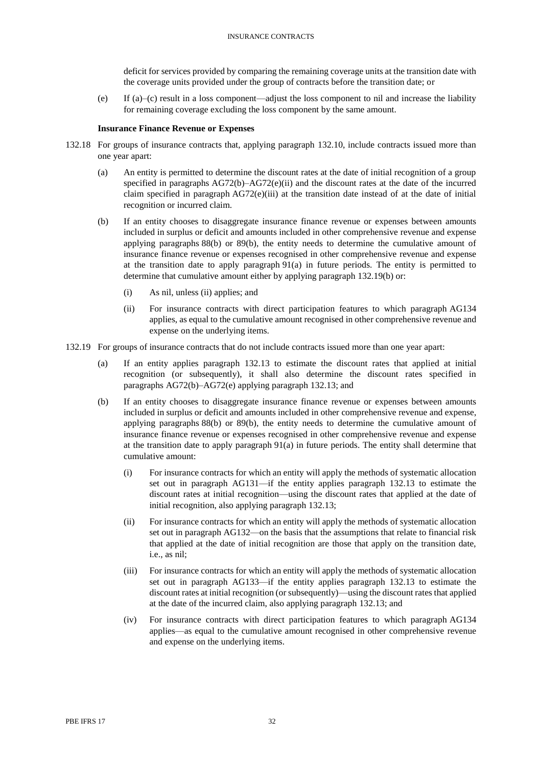deficit for services provided by comparing the remaining coverage units at the transition date with the coverage units provided under the group of contracts before the transition date; or

(e) If (a)–(c) result in a loss component—adjust the loss component to nil and increase the liability for remaining coverage excluding the loss component by the same amount.

**Insurance Finance Revenue or Expenses**

132.18 For groups of insurance contracts that, applying paragraph 132.10, include contracts issued more than one year apart:

(a) An entity is permitted to determine the discount rates at the date of initial recognition of a group specified in paragraphs AG72(b)–AG72(e)(ii) and the discount rates at the date of the incurred claim specified in paragraph AG72(e)(iii) at the transition date instead of at the date of initial recognition or incurred claim.

(b) If an entity chooses to disaggregate insurance finance revenue or expenses between amounts included in surplus or deficit and amounts included in other comprehensive revenue and expense applying paragraphs 88(b) or 89(b), the entity needs to determine the cumulative amount of insurance finance revenue or expenses recognised in other comprehensive revenue and expense at the transition date to apply paragraph 91(a) in future periods. The entity is permitted to determine that cumulative amount either by applying paragraph 132.19(b) or:

(i) As nil, unless (ii) applies; and

(ii) For insurance contracts with direct participation features to which paragraph AG134 applies, as equal to the cumulative amount recognised in other comprehensive revenue and expense on the underlying items.

132.19 For groups of insurance contracts that do not include contracts issued more than one year apart:

(a) If an entity applies paragraph 132.13 to estimate the discount rates that applied at initial recognition (or subsequently), it shall also determine the discount rates specified in paragraphs AG72(b)–AG72(e) applying paragraph 132.13; and

(b) If an entity chooses to disaggregate insurance finance revenue or expenses between amounts included in surplus or deficit and amounts included in other comprehensive revenue and expense, applying paragraphs 88(b) or 89(b), the entity needs to determine the cumulative amount of insurance finance revenue or expenses recognised in other comprehensive revenue and expense at the transition date to apply paragraph 91(a) in future periods. The entity shall determine that cumulative amount:

(i) For insurance contracts for which an entity will apply the methods of systematic allocation set out in paragraph AG131—if the entity applies paragraph 132.13 to estimate the discount rates at initial recognition—using the discount rates that applied at the date of initial recognition, also applying paragraph 132.13;

(ii) For insurance contracts for which an entity will apply the methods of systematic allocation set out in paragraph AG132—on the basis that the assumptions that relate to financial risk that applied at the date of initial recognition are those that apply on the transition date, i.e., as nil;

(iii) For insurance contracts for which an entity will apply the methods of systematic allocation set out in paragraph AG133—if the entity applies paragraph 132.13 to estimate the discount rates at initial recognition (or subsequently)—using the discount rates that applied at the date of the incurred claim, also applying paragraph 132.13; and

(iv) For insurance contracts with direct participation features to which paragraph AG134 applies—as equal to the cumulative amount recognised in other comprehensive revenue and expense on the underlying items.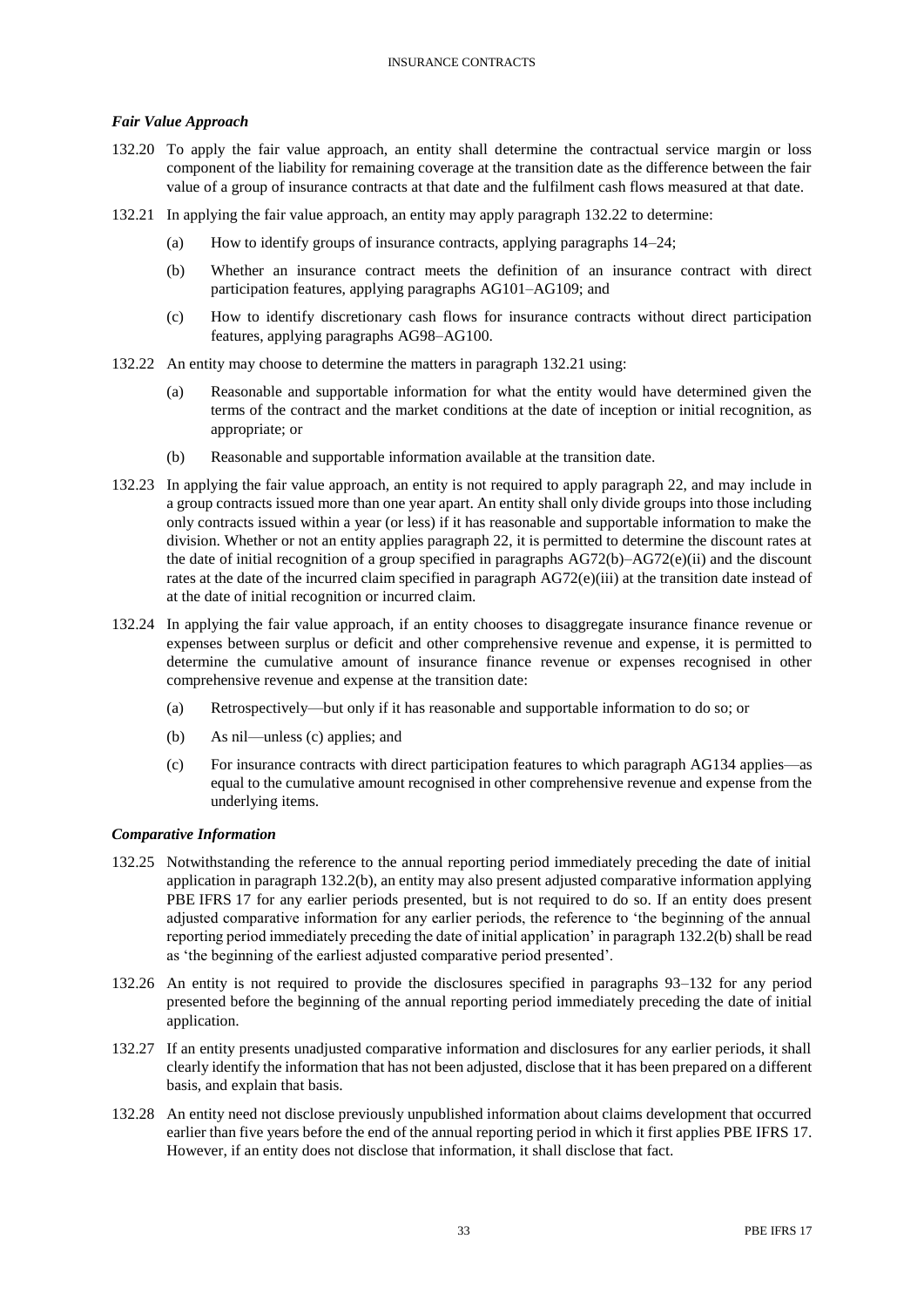### *Fair Value Approach*

132.20 To apply the fair value approach, an entity shall determine the contractual service margin or loss component of the liability for remaining coverage at the transition date as the difference between the fair value of a group of insurance contracts at that date and the fulfilment cash flows measured at that date.

132.21 In applying the fair value approach, an entity may apply paragraph 132.22 to determine:

- (a) How to identify groups of insurance contracts, applying paragraphs 14–24;
- (b) Whether an insurance contract meets the definition of an insurance contract with direct participation features, applying paragraphs AG101–AG109; and
- (c) How to identify discretionary cash flows for insurance contracts without direct participation features, applying paragraphs AG98–AG100.

132.22 An entity may choose to determine the matters in paragraph 132.21 using:

- (a) Reasonable and supportable information for what the entity would have determined given the terms of the contract and the market conditions at the date of inception or initial recognition, as appropriate; or
- (b) Reasonable and supportable information available at the transition date.

132.23 In applying the fair value approach, an entity is not required to apply paragraph 22, and may include in a group contracts issued more than one year apart. An entity shall only divide groups into those including only contracts issued within a year (or less) if it has reasonable and supportable information to make the division. Whether or not an entity applies paragraph 22, it is permitted to determine the discount rates at the date of initial recognition of a group specified in paragraphs AG72(b)–AG72(e)(ii) and the discount rates at the date of the incurred claim specified in paragraph AG72(e)(iii) at the transition date instead of at the date of initial recognition or incurred claim.

132.24 In applying the fair value approach, if an entity chooses to disaggregate insurance finance revenue or expenses between surplus or deficit and other comprehensive revenue and expense, it is permitted to determine the cumulative amount of insurance finance revenue or expenses recognised in other comprehensive revenue and expense at the transition date:

- (a) Retrospectively—but only if it has reasonable and supportable information to do so; or
- (b) As nil—unless (c) applies; and
- (c) For insurance contracts with direct participation features to which paragraph AG134 applies—as equal to the cumulative amount recognised in other comprehensive revenue and expense from the underlying items.

### *Comparative Information*

132.25 Notwithstanding the reference to the annual reporting period immediately preceding the date of initial application in paragraph 132.2(b), an entity may also present adjusted comparative information applying PBE IFRS 17 for any earlier periods presented, but is not required to do so. If an entity does present adjusted comparative information for any earlier periods, the reference to 'the beginning of the annual reporting period immediately preceding the date of initial application' in paragraph 132.2(b) shall be read as 'the beginning of the earliest adjusted comparative period presented'.

132.26 An entity is not required to provide the disclosures specified in paragraphs 93–132 for any period presented before the beginning of the annual reporting period immediately preceding the date of initial application.

132.27 If an entity presents unadjusted comparative information and disclosures for any earlier periods, it shall clearly identify the information that has not been adjusted, disclose that it has been prepared on a different basis, and explain that basis.

132.28 An entity need not disclose previously unpublished information about claims development that occurred earlier than five years before the end of the annual reporting period in which it first applies PBE IFRS 17. However, if an entity does not disclose that information, it shall disclose that fact.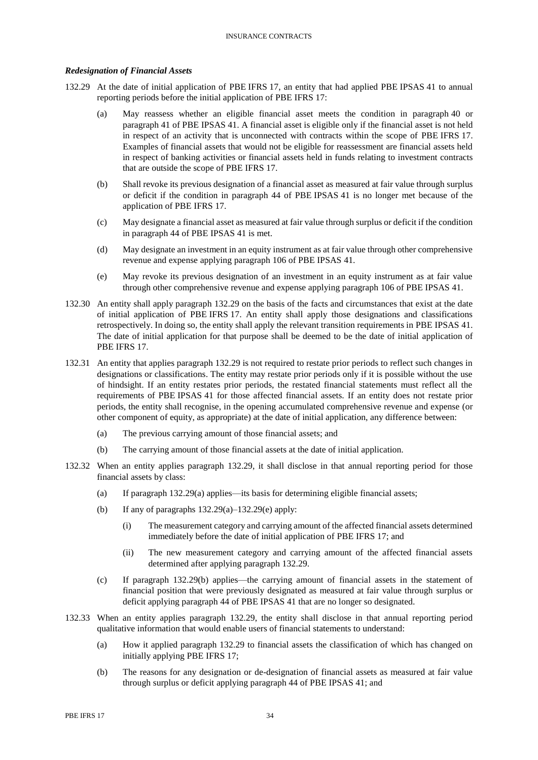### *Redesignation of Financial Assets*

132.29 At the date of initial application of PBE IFRS 17, an entity that had applied PBE IPSAS 41 to annual reporting periods before the initial application of PBE IFRS 17:

(a) May reassess whether an eligible financial asset meets the condition in paragraph 40 or paragraph 41 of PBE IPSAS 41. A financial asset is eligible only if the financial asset is not held in respect of an activity that is unconnected with contracts within the scope of PBE IFRS 17. Examples of financial assets that would not be eligible for reassessment are financial assets held in respect of banking activities or financial assets held in funds relating to investment contracts that are outside the scope of PBE IFRS 17.

(b) Shall revoke its previous designation of a financial asset as measured at fair value through surplus or deficit if the condition in paragraph 44 of PBE IPSAS 41 is no longer met because of the application of PBE IFRS 17.

(c) May designate a financial asset as measured at fair value through surplus or deficit if the condition in paragraph 44 of PBE IPSAS 41 is met.

(d) May designate an investment in an equity instrument as at fair value through other comprehensive revenue and expense applying paragraph 106 of PBE IPSAS 41.

(e) May revoke its previous designation of an investment in an equity instrument as at fair value through other comprehensive revenue and expense applying paragraph 106 of PBE IPSAS 41.

132.30 An entity shall apply paragraph 132.29 on the basis of the facts and circumstances that exist at the date of initial application of PBE IFRS 17. An entity shall apply those designations and classifications retrospectively. In doing so, the entity shall apply the relevant transition requirements in PBE IPSAS 41. The date of initial application for that purpose shall be deemed to be the date of initial application of PBE IFRS 17.

132.31 An entity that applies paragraph 132.29 is not required to restate prior periods to reflect such changes in designations or classifications. The entity may restate prior periods only if it is possible without the use of hindsight. If an entity restates prior periods, the restated financial statements must reflect all the requirements of PBE IPSAS 41 for those affected financial assets. If an entity does not restate prior periods, the entity shall recognise, in the opening accumulated comprehensive revenue and expense (or other component of equity, as appropriate) at the date of initial application, any difference between:

(a) The previous carrying amount of those financial assets; and

(b) The carrying amount of those financial assets at the date of initial application.

132.32 When an entity applies paragraph 132.29, it shall disclose in that annual reporting period for those financial assets by class:

(a) If paragraph 132.29(a) applies—its basis for determining eligible financial assets;

(b) If any of paragraphs 132.29(a)–132.29(e) apply:

  (i) The measurement category and carrying amount of the affected financial assets determined immediately before the date of initial application of PBE IFRS 17; and

  (ii) The new measurement category and carrying amount of the affected financial assets determined after applying paragraph 132.29.

(c) If paragraph 132.29(b) applies—the carrying amount of financial assets in the statement of financial position that were previously designated as measured at fair value through surplus or deficit applying paragraph 44 of PBE IPSAS 41 that are no longer so designated.

132.33 When an entity applies paragraph 132.29, the entity shall disclose in that annual reporting period qualitative information that would enable users of financial statements to understand:

(a) How it applied paragraph 132.29 to financial assets the classification of which has changed on initially applying PBE IFRS 17;

(b) The reasons for any designation or de-designation of financial assets as measured at fair value through surplus or deficit applying paragraph 44 of PBE IPSAS 41; and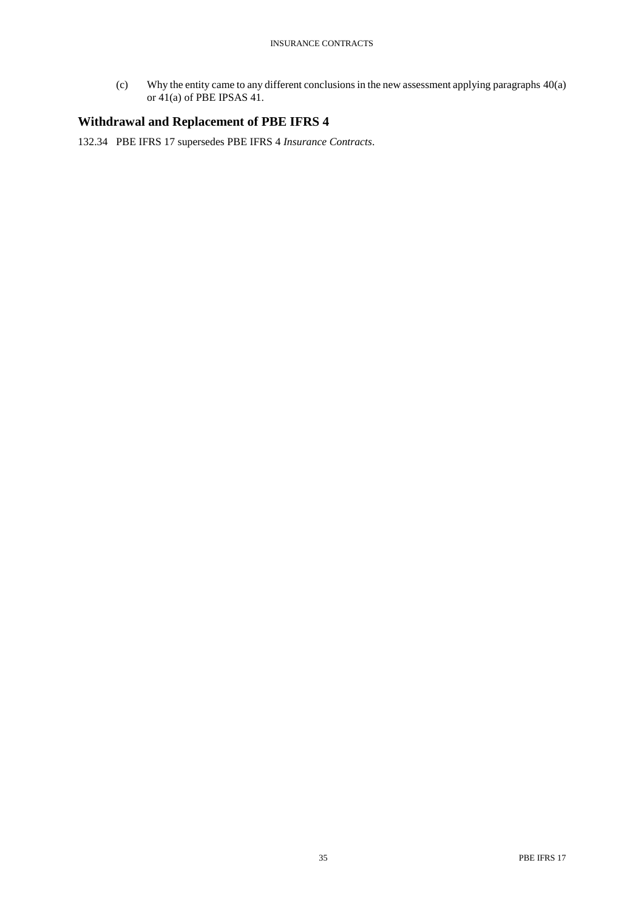(c) Why the entity came to any different conclusions in the new assessment applying paragraphs 40(a) or 41(a) of PBE IPSAS 41.

## Withdrawal and Replacement of PBE IFRS 4

132.34 PBE IFRS 17 supersedes PBE IFRS 4 *Insurance Contracts*.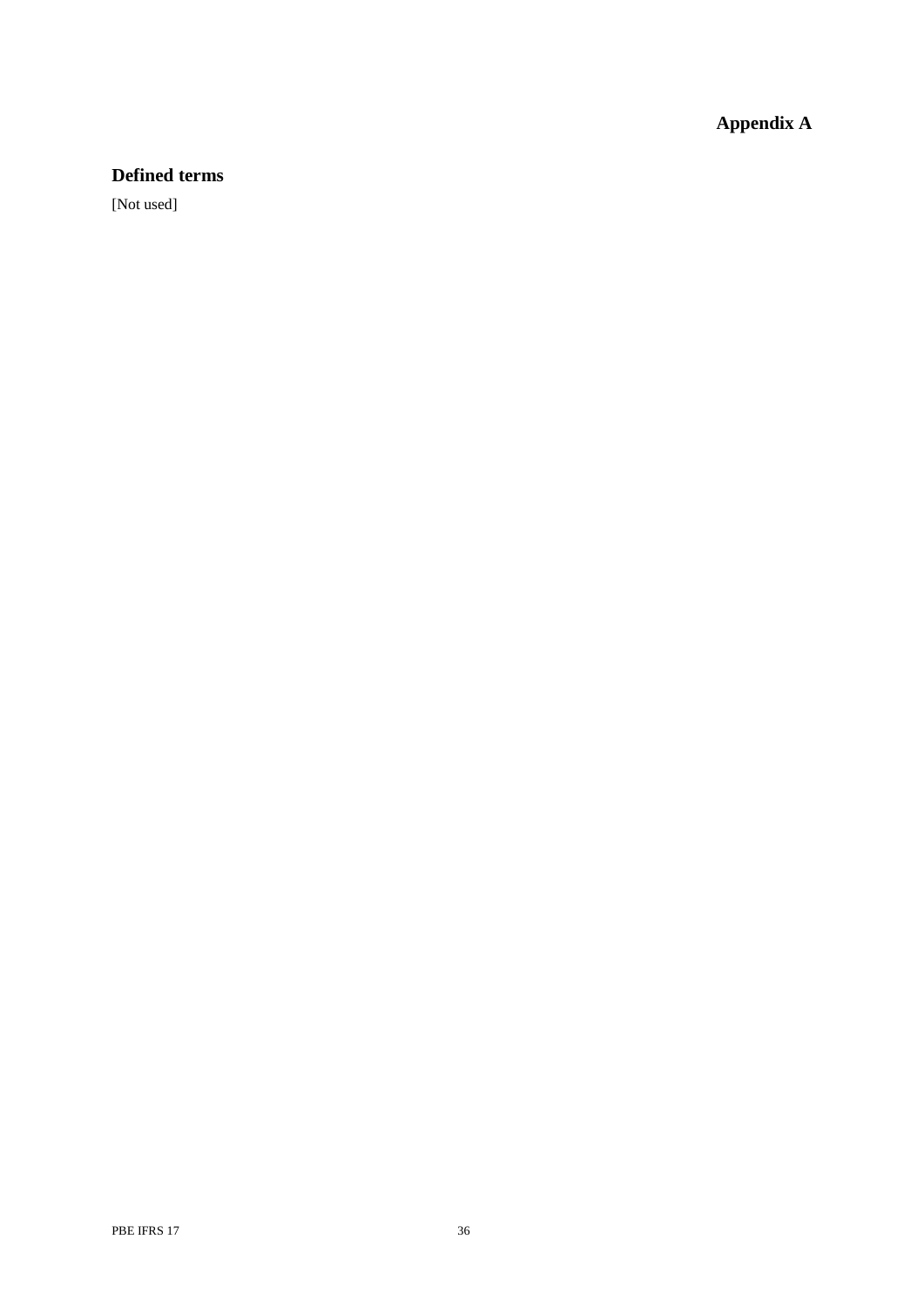# Appendix A

## Defined terms

[Not used]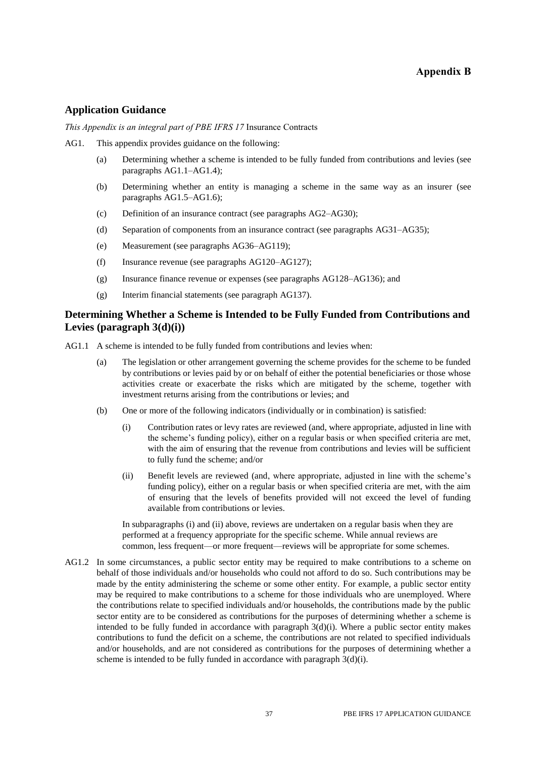# Appendix B

## Application Guidance

*This Appendix is an integral part of PBE IFRS 17* Insurance Contracts

AG1. This appendix provides guidance on the following:

(a) Determining whether a scheme is intended to be fully funded from contributions and levies (see paragraphs AG1.1–AG1.4);

(b) Determining whether an entity is managing a scheme in the same way as an insurer (see paragraphs AG1.5–AG1.6);

(c) Definition of an insurance contract (see paragraphs AG2–AG30);

(d) Separation of components from an insurance contract (see paragraphs AG31–AG35);

(e) Measurement (see paragraphs AG36–AG119);

(f) Insurance revenue (see paragraphs AG120–AG127);

(g) Insurance finance revenue or expenses (see paragraphs AG128–AG136); and

(g) Interim financial statements (see paragraph AG137).

## Determining Whether a Scheme is Intended to be Fully Funded from Contributions and Levies (paragraph 3(d)(i))

AG1.1 A scheme is intended to be fully funded from contributions and levies when:

(a) The legislation or other arrangement governing the scheme provides for the scheme to be funded by contributions or levies paid by or on behalf of either the potential beneficiaries or those whose activities create or exacerbate the risks which are mitigated by the scheme, together with investment returns arising from the contributions or levies; and

(b) One or more of the following indicators (individually or in combination) is satisfied:

(i) Contribution rates or levy rates are reviewed (and, where appropriate, adjusted in line with the scheme's funding policy), either on a regular basis or when specified criteria are met, with the aim of ensuring that the revenue from contributions and levies will be sufficient to fully fund the scheme; and/or

(ii) Benefit levels are reviewed (and, where appropriate, adjusted in line with the scheme's funding policy), either on a regular basis or when specified criteria are met, with the aim of ensuring that the levels of benefits provided will not exceed the level of funding available from contributions or levies.

In subparagraphs (i) and (ii) above, reviews are undertaken on a regular basis when they are performed at a frequency appropriate for the specific scheme. While annual reviews are common, less frequent—or more frequent—reviews will be appropriate for some schemes.

AG1.2 In some circumstances, a public sector entity may be required to make contributions to a scheme on behalf of those individuals and/or households who could not afford to do so. Such contributions may be made by the entity administering the scheme or some other entity. For example, a public sector entity may be required to make contributions to a scheme for those individuals who are unemployed. Where the contributions relate to specified individuals and/or households, the contributions made by the public sector entity are to be considered as contributions for the purposes of determining whether a scheme is intended to be fully funded in accordance with paragraph 3(d)(i). Where a public sector entity makes contributions to fund the deficit on a scheme, the contributions are not related to specified individuals and/or households, and are not considered as contributions for the purposes of determining whether a scheme is intended to be fully funded in accordance with paragraph 3(d)(i).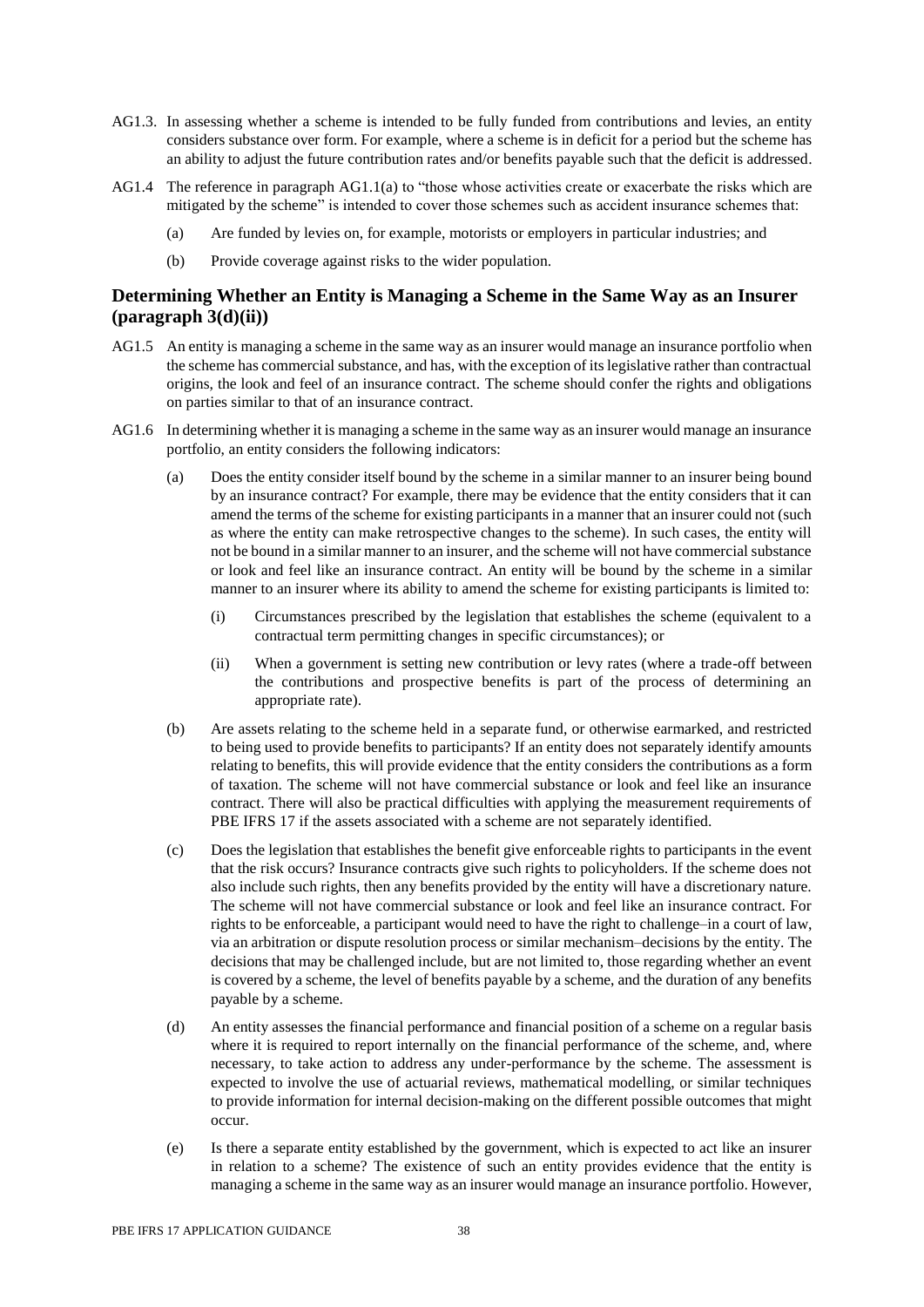AG1.3. In assessing whether a scheme is intended to be fully funded from contributions and levies, an entity considers substance over form. For example, where a scheme is in deficit for a period but the scheme has an ability to adjust the future contribution rates and/or benefits payable such that the deficit is addressed.

AG1.4 The reference in paragraph AG1.1(a) to "those whose activities create or exacerbate the risks which are mitigated by the scheme" is intended to cover those schemes such as accident insurance schemes that:

(a) Are funded by levies on, for example, motorists or employers in particular industries; and

(b) Provide coverage against risks to the wider population.

## Determining Whether an Entity is Managing a Scheme in the Same Way as an Insurer (paragraph 3(d)(ii))

AG1.5 An entity is managing a scheme in the same way as an insurer would manage an insurance portfolio when the scheme has commercial substance, and has, with the exception of its legislative rather than contractual origins, the look and feel of an insurance contract. The scheme should confer the rights and obligations on parties similar to that of an insurance contract.

AG1.6 In determining whether it is managing a scheme in the same way as an insurer would manage an insurance portfolio, an entity considers the following indicators:

(a) Does the entity consider itself bound by the scheme in a similar manner to an insurer being bound by an insurance contract? For example, there may be evidence that the entity considers that it can amend the terms of the scheme for existing participants in a manner that an insurer could not (such as where the entity can make retrospective changes to the scheme). In such cases, the entity will not be bound in a similar manner to an insurer, and the scheme will not have commercial substance or look and feel like an insurance contract. An entity will be bound by the scheme in a similar manner to an insurer where its ability to amend the scheme for existing participants is limited to:

(i) Circumstances prescribed by the legislation that establishes the scheme (equivalent to a contractual term permitting changes in specific circumstances); or

(ii) When a government is setting new contribution or levy rates (where a trade-off between the contributions and prospective benefits is part of the process of determining an appropriate rate).

(b) Are assets relating to the scheme held in a separate fund, or otherwise earmarked, and restricted to being used to provide benefits to participants? If an entity does not separately identify amounts relating to benefits, this will provide evidence that the entity considers the contributions as a form of taxation. The scheme will not have commercial substance or look and feel like an insurance contract. There will also be practical difficulties with applying the measurement requirements of PBE IFRS 17 if the assets associated with a scheme are not separately identified.

(c) Does the legislation that establishes the benefit give enforceable rights to participants in the event that the risk occurs? Insurance contracts give such rights to policyholders. If the scheme does not also include such rights, then any benefits provided by the entity will have a discretionary nature. The scheme will not have commercial substance or look and feel like an insurance contract. For rights to be enforceable, a participant would need to have the right to challenge–in a court of law, via an arbitration or dispute resolution process or similar mechanism–decisions by the entity. The decisions that may be challenged include, but are not limited to, those regarding whether an event is covered by a scheme, the level of benefits payable by a scheme, and the duration of any benefits payable by a scheme.

(d) An entity assesses the financial performance and financial position of a scheme on a regular basis where it is required to report internally on the financial performance of the scheme, and, where necessary, to take action to address any under-performance by the scheme. The assessment is expected to involve the use of actuarial reviews, mathematical modelling, or similar techniques to provide information for internal decision-making on the different possible outcomes that might occur.

(e) Is there a separate entity established by the government, which is expected to act like an insurer in relation to a scheme? The existence of such an entity provides evidence that the entity is managing a scheme in the same way as an insurer would manage an insurance portfolio. However,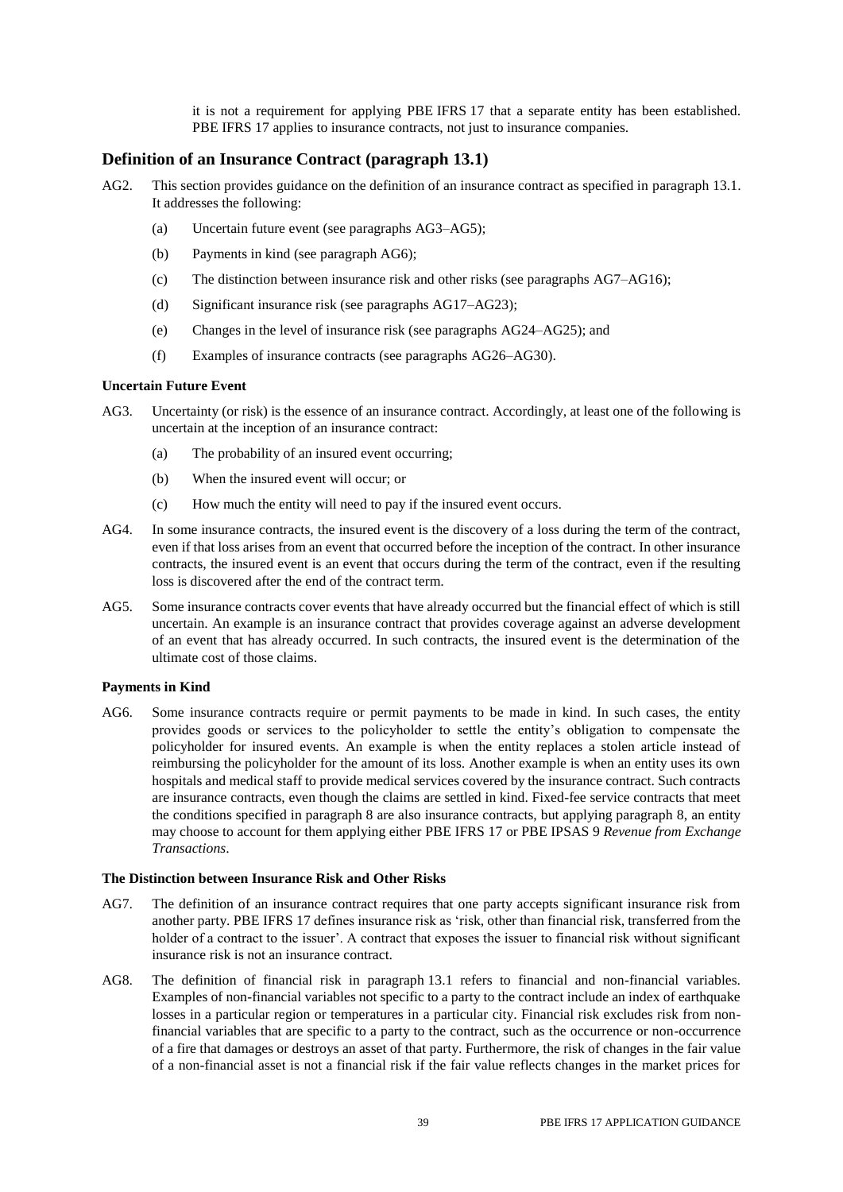it is not a requirement for applying PBE IFRS 17 that a separate entity has been established. PBE IFRS 17 applies to insurance contracts, not just to insurance companies.

## Definition of an Insurance Contract (paragraph 13.1)

AG2. This section provides guidance on the definition of an insurance contract as specified in paragraph 13.1. It addresses the following:

(a) Uncertain future event (see paragraphs AG3–AG5);

(b) Payments in kind (see paragraph AG6);

(c) The distinction between insurance risk and other risks (see paragraphs AG7–AG16);

(d) Significant insurance risk (see paragraphs AG17–AG23);

(e) Changes in the level of insurance risk (see paragraphs AG24–AG25); and

(f) Examples of insurance contracts (see paragraphs AG26–AG30).

### Uncertain Future Event

AG3. Uncertainty (or risk) is the essence of an insurance contract. Accordingly, at least one of the following is uncertain at the inception of an insurance contract:

(a) The probability of an insured event occurring;

(b) When the insured event will occur; or

(c) How much the entity will need to pay if the insured event occurs.

AG4. In some insurance contracts, the insured event is the discovery of a loss during the term of the contract, even if that loss arises from an event that occurred before the inception of the contract. In other insurance contracts, the insured event is an event that occurs during the term of the contract, even if the resulting loss is discovered after the end of the contract term.

AG5. Some insurance contracts cover events that have already occurred but the financial effect of which is still uncertain. An example is an insurance contract that provides coverage against an adverse development of an event that has already occurred. In such contracts, the insured event is the determination of the ultimate cost of those claims.

### Payments in Kind

AG6. Some insurance contracts require or permit payments to be made in kind. In such cases, the entity provides goods or services to the policyholder to settle the entity's obligation to compensate the policyholder for insured events. An example is when the entity replaces a stolen article instead of reimbursing the policyholder for the amount of its loss. Another example is when an entity uses its own hospitals and medical staff to provide medical services covered by the insurance contract. Such contracts are insurance contracts, even though the claims are settled in kind. Fixed-fee service contracts that meet the conditions specified in paragraph 8 are also insurance contracts, but applying paragraph 8, an entity may choose to account for them applying either PBE IFRS 17 or PBE IPSAS 9 *Revenue from Exchange Transactions*.

### The Distinction between Insurance Risk and Other Risks

AG7. The definition of an insurance contract requires that one party accepts significant insurance risk from another party. PBE IFRS 17 defines insurance risk as 'risk, other than financial risk, transferred from the holder of a contract to the issuer'. A contract that exposes the issuer to financial risk without significant insurance risk is not an insurance contract.

AG8. The definition of financial risk in paragraph 13.1 refers to financial and non-financial variables. Examples of non-financial variables not specific to a party to the contract include an index of earthquake losses in a particular region or temperatures in a particular city. Financial risk excludes risk from non-financial variables that are specific to a party to the contract, such as the occurrence or non-occurrence of a fire that damages or destroys an asset of that party. Furthermore, the risk of changes in the fair value of a non-financial asset is not a financial risk if the fair value reflects changes in the market prices for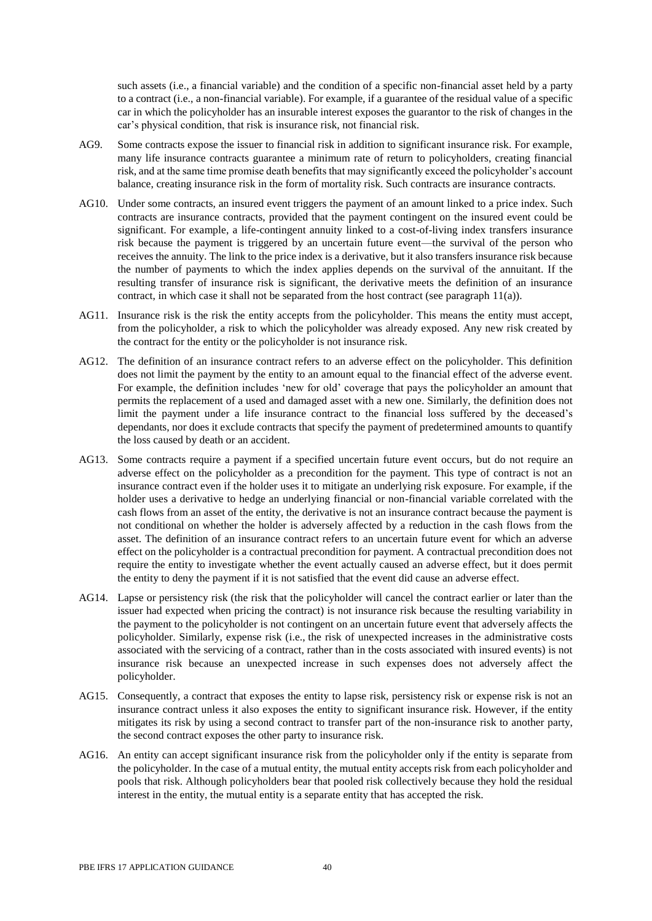such assets (i.e., a financial variable) and the condition of a specific non-financial asset held by a party to a contract (i.e., a non-financial variable). For example, if a guarantee of the residual value of a specific car in which the policyholder has an insurable interest exposes the guarantor to the risk of changes in the car's physical condition, that risk is insurance risk, not financial risk.

AG9. Some contracts expose the issuer to financial risk in addition to significant insurance risk. For example, many life insurance contracts guarantee a minimum rate of return to policyholders, creating financial risk, and at the same time promise death benefits that may significantly exceed the policyholder's account balance, creating insurance risk in the form of mortality risk. Such contracts are insurance contracts.

AG10. Under some contracts, an insured event triggers the payment of an amount linked to a price index. Such contracts are insurance contracts, provided that the payment contingent on the insured event could be significant. For example, a life-contingent annuity linked to a cost-of-living index transfers insurance risk because the payment is triggered by an uncertain future event—the survival of the person who receives the annuity. The link to the price index is a derivative, but it also transfers insurance risk because the number of payments to which the index applies depends on the survival of the annuitant. If the resulting transfer of insurance risk is significant, the derivative meets the definition of an insurance contract, in which case it shall not be separated from the host contract (see paragraph 11(a)).

AG11. Insurance risk is the risk the entity accepts from the policyholder. This means the entity must accept, from the policyholder, a risk to which the policyholder was already exposed. Any new risk created by the contract for the entity or the policyholder is not insurance risk.

AG12. The definition of an insurance contract refers to an adverse effect on the policyholder. This definition does not limit the payment by the entity to an amount equal to the financial effect of the adverse event. For example, the definition includes 'new for old' coverage that pays the policyholder an amount that permits the replacement of a used and damaged asset with a new one. Similarly, the definition does not limit the payment under a life insurance contract to the financial loss suffered by the deceased's dependants, nor does it exclude contracts that specify the payment of predetermined amounts to quantify the loss caused by death or an accident.

AG13. Some contracts require a payment if a specified uncertain future event occurs, but do not require an adverse effect on the policyholder as a precondition for the payment. This type of contract is not an insurance contract even if the holder uses it to mitigate an underlying risk exposure. For example, if the holder uses a derivative to hedge an underlying financial or non-financial variable correlated with the cash flows from an asset of the entity, the derivative is not an insurance contract because the payment is not conditional on whether the holder is adversely affected by a reduction in the cash flows from the asset. The definition of an insurance contract refers to an uncertain future event for which an adverse effect on the policyholder is a contractual precondition for payment. A contractual precondition does not require the entity to investigate whether the event actually caused an adverse effect, but it does permit the entity to deny the payment if it is not satisfied that the event did cause an adverse effect.

AG14. Lapse or persistency risk (the risk that the policyholder will cancel the contract earlier or later than the issuer had expected when pricing the contract) is not insurance risk because the resulting variability in the payment to the policyholder is not contingent on an uncertain future event that adversely affects the policyholder. Similarly, expense risk (i.e., the risk of unexpected increases in the administrative costs associated with the servicing of a contract, rather than in the costs associated with insured events) is not insurance risk because an unexpected increase in such expenses does not adversely affect the policyholder.

AG15. Consequently, a contract that exposes the entity to lapse risk, persistency risk or expense risk is not an insurance contract unless it also exposes the entity to significant insurance risk. However, if the entity mitigates its risk by using a second contract to transfer part of the non-insurance risk to another party, the second contract exposes the other party to insurance risk.

AG16. An entity can accept significant insurance risk from the policyholder only if the entity is separate from the policyholder. In the case of a mutual entity, the mutual entity accepts risk from each policyholder and pools that risk. Although policyholders bear that pooled risk collectively because they hold the residual interest in the entity, the mutual entity is a separate entity that has accepted the risk.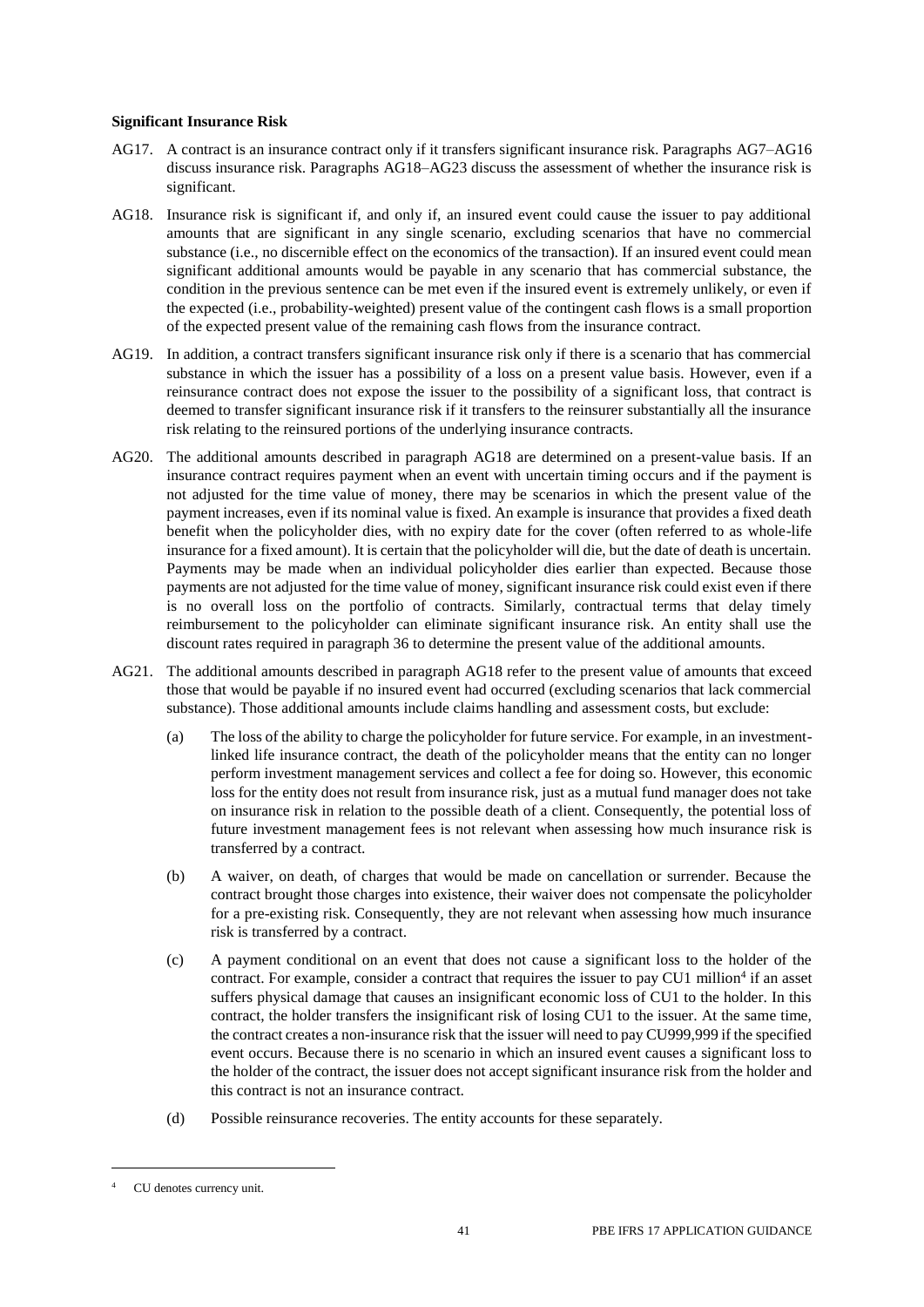**Significant Insurance Risk**

AG17. A contract is an insurance contract only if it transfers significant insurance risk. Paragraphs AG7–AG16 discuss insurance risk. Paragraphs AG18–AG23 discuss the assessment of whether the insurance risk is significant.

AG18. Insurance risk is significant if, and only if, an insured event could cause the issuer to pay additional amounts that are significant in any single scenario, excluding scenarios that have no commercial substance (i.e., no discernible effect on the economics of the transaction). If an insured event could mean significant additional amounts would be payable in any scenario that has commercial substance, the condition in the previous sentence can be met even if the insured event is extremely unlikely, or even if the expected (i.e., probability-weighted) present value of the contingent cash flows is a small proportion of the expected present value of the remaining cash flows from the insurance contract.

AG19. In addition, a contract transfers significant insurance risk only if there is a scenario that has commercial substance in which the issuer has a possibility of a loss on a present value basis. However, even if a reinsurance contract does not expose the issuer to the possibility of a significant loss, that contract is deemed to transfer significant insurance risk if it transfers to the reinsurer substantially all the insurance risk relating to the reinsured portions of the underlying insurance contracts.

AG20. The additional amounts described in paragraph AG18 are determined on a present-value basis. If an insurance contract requires payment when an event with uncertain timing occurs and if the payment is not adjusted for the time value of money, there may be scenarios in which the present value of the payment increases, even if its nominal value is fixed. An example is insurance that provides a fixed death benefit when the policyholder dies, with no expiry date for the cover (often referred to as whole-life insurance for a fixed amount). It is certain that the policyholder will die, but the date of death is uncertain. Payments may be made when an individual policyholder dies earlier than expected. Because those payments are not adjusted for the time value of money, significant insurance risk could exist even if there is no overall loss on the portfolio of contracts. Similarly, contractual terms that delay timely reimbursement to the policyholder can eliminate significant insurance risk. An entity shall use the discount rates required in paragraph 36 to determine the present value of the additional amounts.

AG21. The additional amounts described in paragraph AG18 refer to the present value of amounts that exceed those that would be payable if no insured event had occurred (excluding scenarios that lack commercial substance). Those additional amounts include claims handling and assessment costs, but exclude:

(a) The loss of the ability to charge the policyholder for future service. For example, in an investment-linked life insurance contract, the death of the policyholder means that the entity can no longer perform investment management services and collect a fee for doing so. However, this economic loss for the entity does not result from insurance risk, just as a mutual fund manager does not take on insurance risk in relation to the possible death of a client. Consequently, the potential loss of future investment management fees is not relevant when assessing how much insurance risk is transferred by a contract.

(b) A waiver, on death, of charges that would be made on cancellation or surrender. Because the contract brought those charges into existence, their waiver does not compensate the policyholder for a pre-existing risk. Consequently, they are not relevant when assessing how much insurance risk is transferred by a contract.

(c) A payment conditional on an event that does not cause a significant loss to the holder of the contract. For example, consider a contract that requires the issuer to pay CU1 million[4] if an asset suffers physical damage that causes an insignificant economic loss of CU1 to the holder. In this contract, the holder transfers the insignificant risk of losing CU1 to the issuer. At the same time, the contract creates a non-insurance risk that the issuer will need to pay CU999,999 if the specified event occurs. Because there is no scenario in which an insured event causes a significant loss to the holder of the contract, the issuer does not accept significant insurance risk from the holder and this contract is not an insurance contract.

(d) Possible reinsurance recoveries. The entity accounts for these separately.

---

[4] CU denotes currency unit.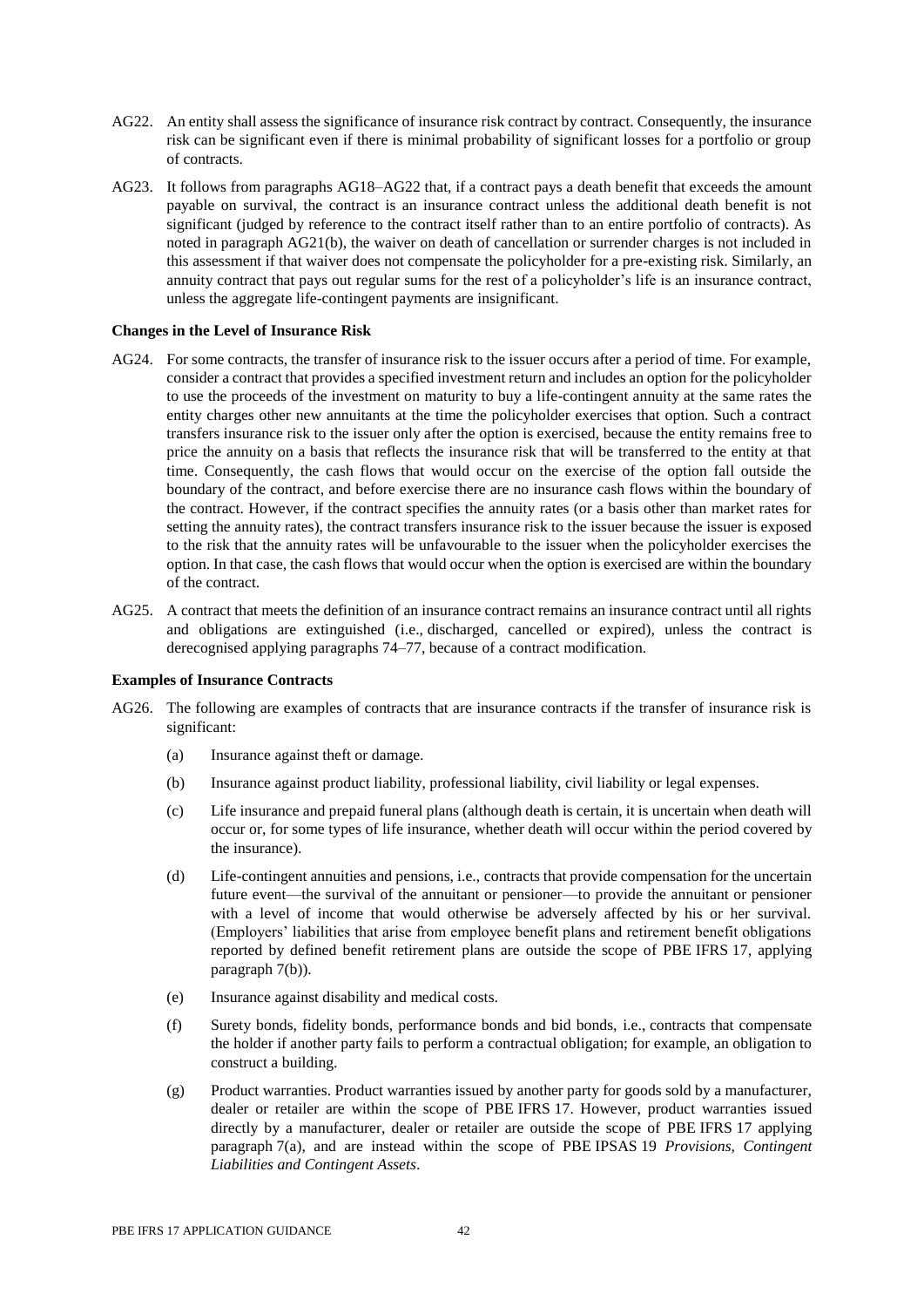AG22. An entity shall assess the significance of insurance risk contract by contract. Consequently, the insurance risk can be significant even if there is minimal probability of significant losses for a portfolio or group of contracts.

AG23. It follows from paragraphs AG18–AG22 that, if a contract pays a death benefit that exceeds the amount payable on survival, the contract is an insurance contract unless the additional death benefit is not significant (judged by reference to the contract itself rather than to an entire portfolio of contracts). As noted in paragraph AG21(b), the waiver on death of cancellation or surrender charges is not included in this assessment if that waiver does not compensate the policyholder for a pre-existing risk. Similarly, an annuity contract that pays out regular sums for the rest of a policyholder's life is an insurance contract, unless the aggregate life-contingent payments are insignificant.

**Changes in the Level of Insurance Risk**

AG24. For some contracts, the transfer of insurance risk to the issuer occurs after a period of time. For example, consider a contract that provides a specified investment return and includes an option for the policyholder to use the proceeds of the investment on maturity to buy a life-contingent annuity at the same rates the entity charges other new annuitants at the time the policyholder exercises that option. Such a contract transfers insurance risk to the issuer only after the option is exercised, because the entity remains free to price the annuity on a basis that reflects the insurance risk that will be transferred to the entity at that time. Consequently, the cash flows that would occur on the exercise of the option fall outside the boundary of the contract, and before exercise there are no insurance cash flows within the boundary of the contract. However, if the contract specifies the annuity rates (or a basis other than market rates for setting the annuity rates), the contract transfers insurance risk to the issuer because the issuer is exposed to the risk that the annuity rates will be unfavourable to the issuer when the policyholder exercises the option. In that case, the cash flows that would occur when the option is exercised are within the boundary of the contract.

AG25. A contract that meets the definition of an insurance contract remains an insurance contract until all rights and obligations are extinguished (i.e., discharged, cancelled or expired), unless the contract is derecognised applying paragraphs 74–77, because of a contract modification.

**Examples of Insurance Contracts**

AG26. The following are examples of contracts that are insurance contracts if the transfer of insurance risk is significant:

(a) Insurance against theft or damage.

(b) Insurance against product liability, professional liability, civil liability or legal expenses.

(c) Life insurance and prepaid funeral plans (although death is certain, it is uncertain when death will occur or, for some types of life insurance, whether death will occur within the period covered by the insurance).

(d) Life-contingent annuities and pensions, i.e., contracts that provide compensation for the uncertain future event—the survival of the annuitant or pensioner—to provide the annuitant or pensioner with a level of income that would otherwise be adversely affected by his or her survival. (Employers' liabilities that arise from employee benefit plans and retirement benefit obligations reported by defined benefit retirement plans are outside the scope of PBE IFRS 17, applying paragraph 7(b)).

(e) Insurance against disability and medical costs.

(f) Surety bonds, fidelity bonds, performance bonds and bid bonds, i.e., contracts that compensate the holder if another party fails to perform a contractual obligation; for example, an obligation to construct a building.

(g) Product warranties. Product warranties issued by another party for goods sold by a manufacturer, dealer or retailer are within the scope of PBE IFRS 17. However, product warranties issued directly by a manufacturer, dealer or retailer are outside the scope of PBE IFRS 17 applying paragraph 7(a), and are instead within the scope of PBE IPSAS 19 *Provisions, Contingent Liabilities and Contingent Assets*.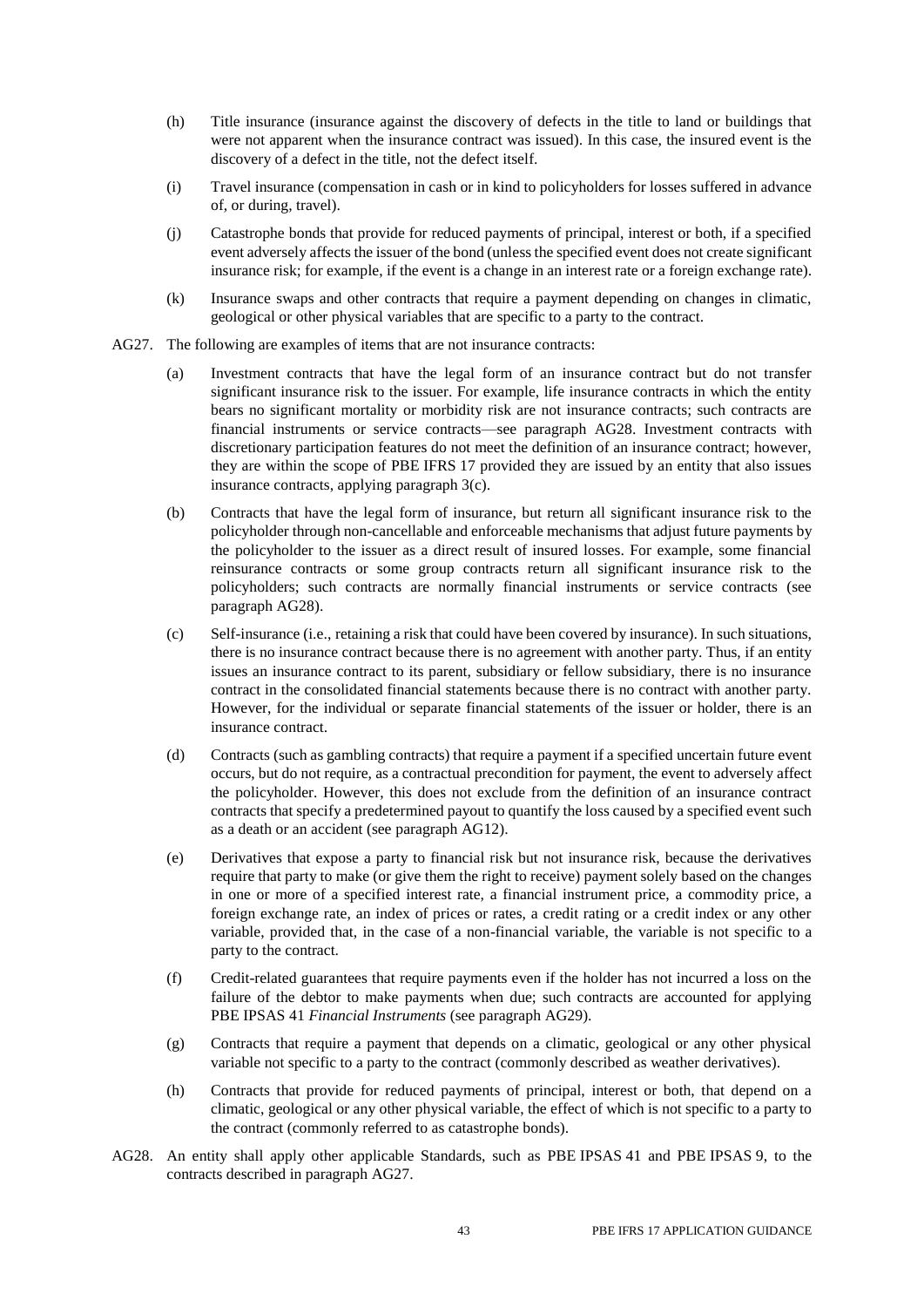(h) Title insurance (insurance against the discovery of defects in the title to land or buildings that were not apparent when the insurance contract was issued). In this case, the insured event is the discovery of a defect in the title, not the defect itself.

(i) Travel insurance (compensation in cash or in kind to policyholders for losses suffered in advance of, or during, travel).

(j) Catastrophe bonds that provide for reduced payments of principal, interest or both, if a specified event adversely affects the issuer of the bond (unless the specified event does not create significant insurance risk; for example, if the event is a change in an interest rate or a foreign exchange rate).

(k) Insurance swaps and other contracts that require a payment depending on changes in climatic, geological or other physical variables that are specific to a party to the contract.

AG27. The following are examples of items that are not insurance contracts:

(a) Investment contracts that have the legal form of an insurance contract but do not transfer significant insurance risk to the issuer. For example, life insurance contracts in which the entity bears no significant mortality or morbidity risk are not insurance contracts; such contracts are financial instruments or service contracts—see paragraph AG28. Investment contracts with discretionary participation features do not meet the definition of an insurance contract; however, they are within the scope of PBE IFRS 17 provided they are issued by an entity that also issues insurance contracts, applying paragraph 3(c).

(b) Contracts that have the legal form of insurance, but return all significant insurance risk to the policyholder through non-cancellable and enforceable mechanisms that adjust future payments by the policyholder to the issuer as a direct result of insured losses. For example, some financial reinsurance contracts or some group contracts return all significant insurance risk to the policyholders; such contracts are normally financial instruments or service contracts (see paragraph AG28).

(c) Self-insurance (i.e., retaining a risk that could have been covered by insurance). In such situations, there is no insurance contract because there is no agreement with another party. Thus, if an entity issues an insurance contract to its parent, subsidiary or fellow subsidiary, there is no insurance contract in the consolidated financial statements because there is no contract with another party. However, for the individual or separate financial statements of the issuer or holder, there is an insurance contract.

(d) Contracts (such as gambling contracts) that require a payment if a specified uncertain future event occurs, but do not require, as a contractual precondition for payment, the event to adversely affect the policyholder. However, this does not exclude from the definition of an insurance contract contracts that specify a predetermined payout to quantify the loss caused by a specified event such as a death or an accident (see paragraph AG12).

(e) Derivatives that expose a party to financial risk but not insurance risk, because the derivatives require that party to make (or give them the right to receive) payment solely based on the changes in one or more of a specified interest rate, a financial instrument price, a commodity price, a foreign exchange rate, an index of prices or rates, a credit rating or a credit index or any other variable, provided that, in the case of a non-financial variable, the variable is not specific to a party to the contract.

(f) Credit-related guarantees that require payments even if the holder has not incurred a loss on the failure of the debtor to make payments when due; such contracts are accounted for applying PBE IPSAS 41 *Financial Instruments* (see paragraph AG29).

(g) Contracts that require a payment that depends on a climatic, geological or any other physical variable not specific to a party to the contract (commonly described as weather derivatives).

(h) Contracts that provide for reduced payments of principal, interest or both, that depend on a climatic, geological or any other physical variable, the effect of which is not specific to a party to the contract (commonly referred to as catastrophe bonds).

AG28. An entity shall apply other applicable Standards, such as PBE IPSAS 41 and PBE IPSAS 9, to the contracts described in paragraph AG27.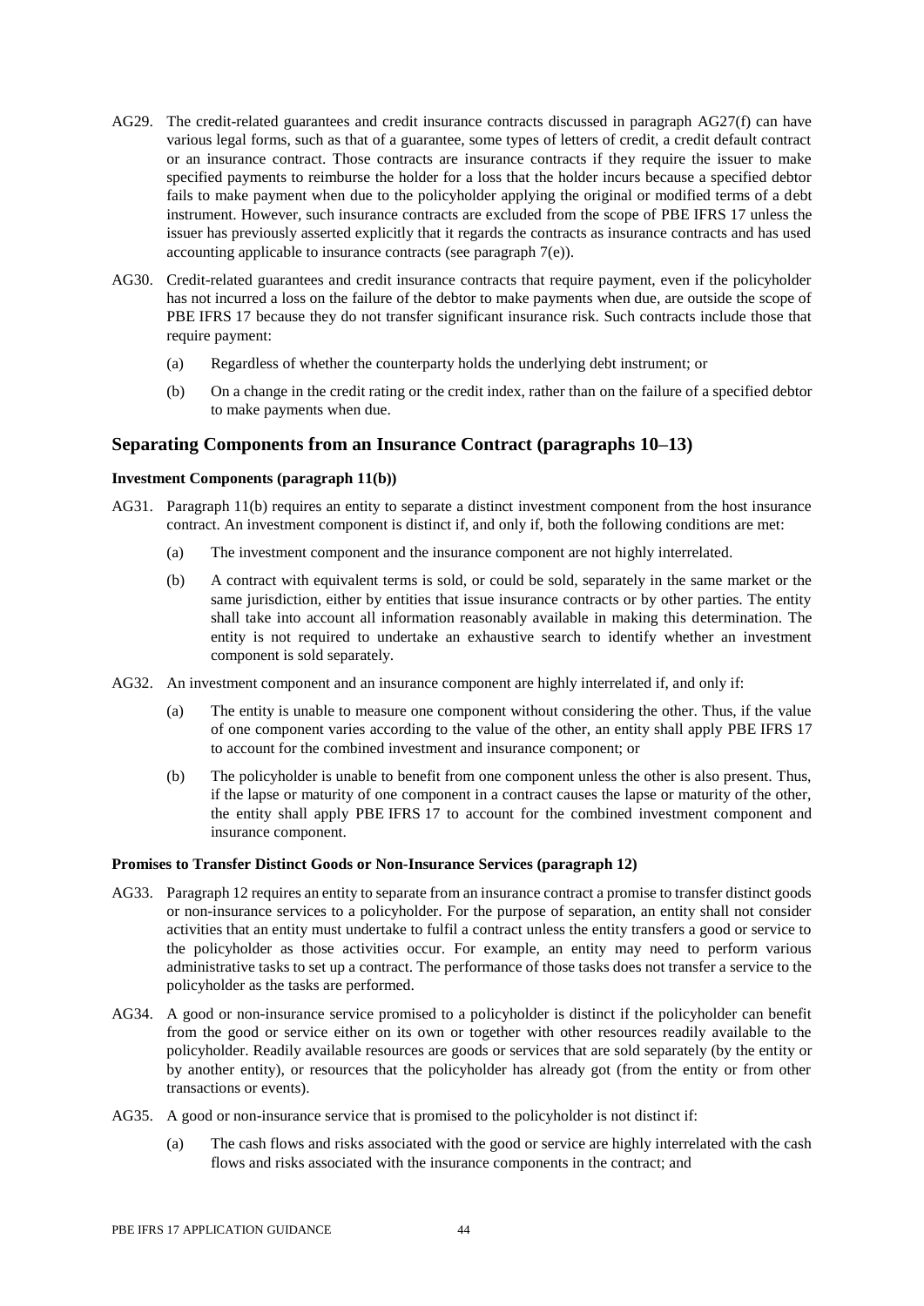AG29. The credit-related guarantees and credit insurance contracts discussed in paragraph AG27(f) can have various legal forms, such as that of a guarantee, some types of letters of credit, a credit default contract or an insurance contract. Those contracts are insurance contracts if they require the issuer to make specified payments to reimburse the holder for a loss that the holder incurs because a specified debtor fails to make payment when due to the policyholder applying the original or modified terms of a debt instrument. However, such insurance contracts are excluded from the scope of PBE IFRS 17 unless the issuer has previously asserted explicitly that it regards the contracts as insurance contracts and has used accounting applicable to insurance contracts (see paragraph 7(e)).

AG30. Credit-related guarantees and credit insurance contracts that require payment, even if the policyholder has not incurred a loss on the failure of the debtor to make payments when due, are outside the scope of PBE IFRS 17 because they do not transfer significant insurance risk. Such contracts include those that require payment:

(a) Regardless of whether the counterparty holds the underlying debt instrument; or

(b) On a change in the credit rating or the credit index, rather than on the failure of a specified debtor to make payments when due.

## Separating Components from an Insurance Contract (paragraphs 10–13)

**Investment Components (paragraph 11(b))**

AG31. Paragraph 11(b) requires an entity to separate a distinct investment component from the host insurance contract. An investment component is distinct if, and only if, both the following conditions are met:

(a) The investment component and the insurance component are not highly interrelated.

(b) A contract with equivalent terms is sold, or could be sold, separately in the same market or the same jurisdiction, either by entities that issue insurance contracts or by other parties. The entity shall take into account all information reasonably available in making this determination. The entity is not required to undertake an exhaustive search to identify whether an investment component is sold separately.

AG32. An investment component and an insurance component are highly interrelated if, and only if:

(a) The entity is unable to measure one component without considering the other. Thus, if the value of one component varies according to the value of the other, an entity shall apply PBE IFRS 17 to account for the combined investment and insurance component; or

(b) The policyholder is unable to benefit from one component unless the other is also present. Thus, if the lapse or maturity of one component in a contract causes the lapse or maturity of the other, the entity shall apply PBE IFRS 17 to account for the combined investment component and insurance component.

**Promises to Transfer Distinct Goods or Non-Insurance Services (paragraph 12)**

AG33. Paragraph 12 requires an entity to separate from an insurance contract a promise to transfer distinct goods or non-insurance services to a policyholder. For the purpose of separation, an entity shall not consider activities that an entity must undertake to fulfil a contract unless the entity transfers a good or service to the policyholder as those activities occur. For example, an entity may need to perform various administrative tasks to set up a contract. The performance of those tasks does not transfer a service to the policyholder as the tasks are performed.

AG34. A good or non-insurance service promised to a policyholder is distinct if the policyholder can benefit from the good or service either on its own or together with other resources readily available to the policyholder. Readily available resources are goods or services that are sold separately (by the entity or by another entity), or resources that the policyholder has already got (from the entity or from other transactions or events).

AG35. A good or non-insurance service that is promised to the policyholder is not distinct if:

(a) The cash flows and risks associated with the good or service are highly interrelated with the cash flows and risks associated with the insurance components in the contract; and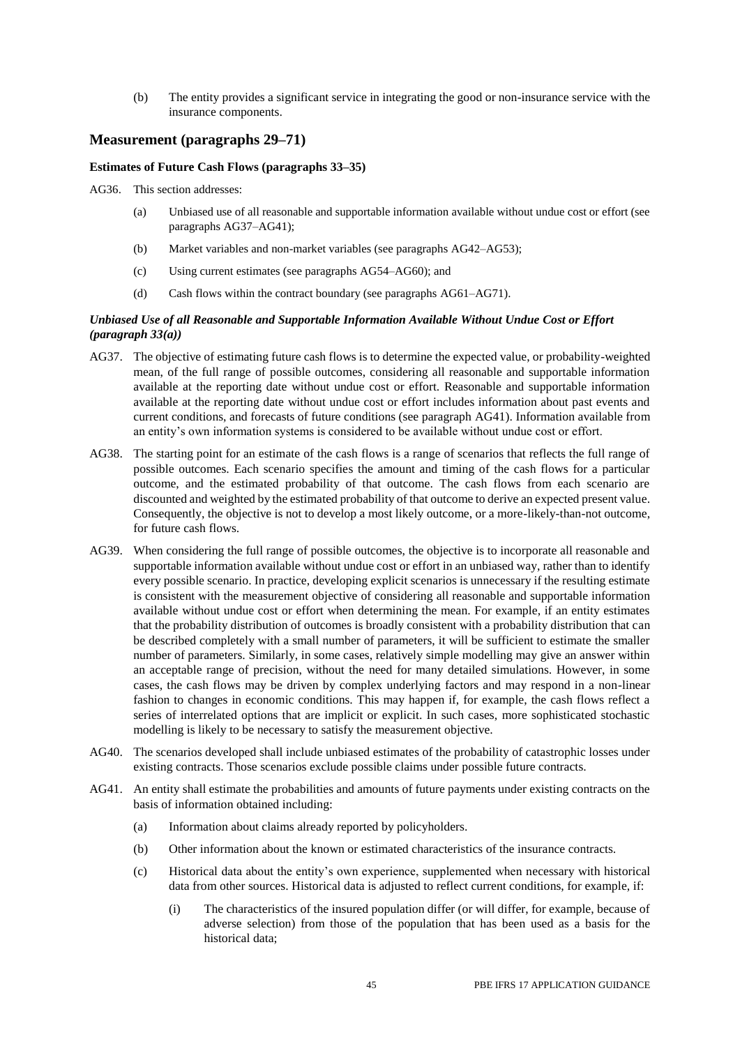(b) The entity provides a significant service in integrating the good or non-insurance service with the insurance components.

## Measurement (paragraphs 29–71)

### Estimates of Future Cash Flows (paragraphs 33–35)

AG36. This section addresses:

(a) Unbiased use of all reasonable and supportable information available without undue cost or effort (see paragraphs AG37–AG41);

(b) Market variables and non-market variables (see paragraphs AG42–AG53);

(c) Using current estimates (see paragraphs AG54–AG60); and

(d) Cash flows within the contract boundary (see paragraphs AG61–AG71).

#### *Unbiased Use of all Reasonable and Supportable Information Available Without Undue Cost or Effort (paragraph 33(a))*

AG37. The objective of estimating future cash flows is to determine the expected value, or probability-weighted mean, of the full range of possible outcomes, considering all reasonable and supportable information available at the reporting date without undue cost or effort. Reasonable and supportable information available at the reporting date without undue cost or effort includes information about past events and current conditions, and forecasts of future conditions (see paragraph AG41). Information available from an entity's own information systems is considered to be available without undue cost or effort.

AG38. The starting point for an estimate of the cash flows is a range of scenarios that reflects the full range of possible outcomes. Each scenario specifies the amount and timing of the cash flows for a particular outcome, and the estimated probability of that outcome. The cash flows from each scenario are discounted and weighted by the estimated probability of that outcome to derive an expected present value. Consequently, the objective is not to develop a most likely outcome, or a more-likely-than-not outcome, for future cash flows.

AG39. When considering the full range of possible outcomes, the objective is to incorporate all reasonable and supportable information available without undue cost or effort in an unbiased way, rather than to identify every possible scenario. In practice, developing explicit scenarios is unnecessary if the resulting estimate is consistent with the measurement objective of considering all reasonable and supportable information available without undue cost or effort when determining the mean. For example, if an entity estimates that the probability distribution of outcomes is broadly consistent with a probability distribution that can be described completely with a small number of parameters, it will be sufficient to estimate the smaller number of parameters. Similarly, in some cases, relatively simple modelling may give an answer within an acceptable range of precision, without the need for many detailed simulations. However, in some cases, the cash flows may be driven by complex underlying factors and may respond in a non-linear fashion to changes in economic conditions. This may happen if, for example, the cash flows reflect a series of interrelated options that are implicit or explicit. In such cases, more sophisticated stochastic modelling is likely to be necessary to satisfy the measurement objective.

AG40. The scenarios developed shall include unbiased estimates of the probability of catastrophic losses under existing contracts. Those scenarios exclude possible claims under possible future contracts.

AG41. An entity shall estimate the probabilities and amounts of future payments under existing contracts on the basis of information obtained including:

(a) Information about claims already reported by policyholders.

(b) Other information about the known or estimated characteristics of the insurance contracts.

(c) Historical data about the entity's own experience, supplemented when necessary with historical data from other sources. Historical data is adjusted to reflect current conditions, for example, if:

(i) The characteristics of the insured population differ (or will differ, for example, because of adverse selection) from those of the population that has been used as a basis for the historical data;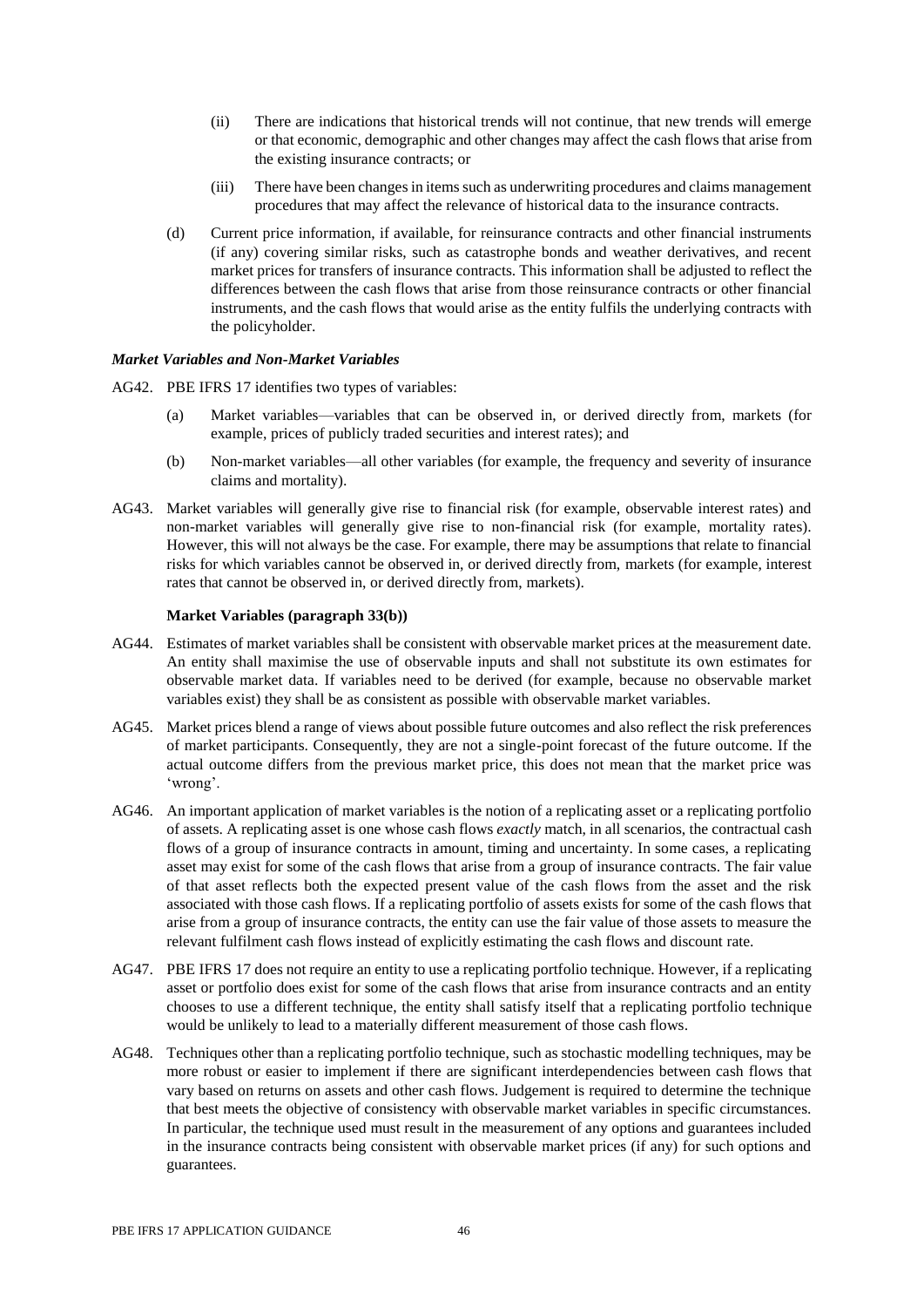(ii) There are indications that historical trends will not continue, that new trends will emerge or that economic, demographic and other changes may affect the cash flows that arise from the existing insurance contracts; or

(iii) There have been changes in items such as underwriting procedures and claims management procedures that may affect the relevance of historical data to the insurance contracts.

(d) Current price information, if available, for reinsurance contracts and other financial instruments (if any) covering similar risks, such as catastrophe bonds and weather derivatives, and recent market prices for transfers of insurance contracts. This information shall be adjusted to reflect the differences between the cash flows that arise from those reinsurance contracts or other financial instruments, and the cash flows that would arise as the entity fulfils the underlying contracts with the policyholder.

### *Market Variables and Non-Market Variables*

AG42. PBE IFRS 17 identifies two types of variables:

(a) Market variables—variables that can be observed in, or derived directly from, markets (for example, prices of publicly traded securities and interest rates); and

(b) Non-market variables—all other variables (for example, the frequency and severity of insurance claims and mortality).

AG43. Market variables will generally give rise to financial risk (for example, observable interest rates) and non-market variables will generally give rise to non-financial risk (for example, mortality rates). However, this will not always be the case. For example, there may be assumptions that relate to financial risks for which variables cannot be observed in, or derived directly from, markets (for example, interest rates that cannot be observed in, or derived directly from, markets).

#### **Market Variables (paragraph 33(b))**

AG44. Estimates of market variables shall be consistent with observable market prices at the measurement date. An entity shall maximise the use of observable inputs and shall not substitute its own estimates for observable market data. If variables need to be derived (for example, because no observable market variables exist) they shall be as consistent as possible with observable market variables.

AG45. Market prices blend a range of views about possible future outcomes and also reflect the risk preferences of market participants. Consequently, they are not a single-point forecast of the future outcome. If the actual outcome differs from the previous market price, this does not mean that the market price was 'wrong'.

AG46. An important application of market variables is the notion of a replicating asset or a replicating portfolio of assets. A replicating asset is one whose cash flows *exactly* match, in all scenarios, the contractual cash flows of a group of insurance contracts in amount, timing and uncertainty. In some cases, a replicating asset may exist for some of the cash flows that arise from a group of insurance contracts. The fair value of that asset reflects both the expected present value of the cash flows from the asset and the risk associated with those cash flows. If a replicating portfolio of assets exists for some of the cash flows that arise from a group of insurance contracts, the entity can use the fair value of those assets to measure the relevant fulfilment cash flows instead of explicitly estimating the cash flows and discount rate.

AG47. PBE IFRS 17 does not require an entity to use a replicating portfolio technique. However, if a replicating asset or portfolio does exist for some of the cash flows that arise from insurance contracts and an entity chooses to use a different technique, the entity shall satisfy itself that a replicating portfolio technique would be unlikely to lead to a materially different measurement of those cash flows.

AG48. Techniques other than a replicating portfolio technique, such as stochastic modelling techniques, may be more robust or easier to implement if there are significant interdependencies between cash flows that vary based on returns on assets and other cash flows. Judgement is required to determine the technique that best meets the objective of consistency with observable market variables in specific circumstances. In particular, the technique used must result in the measurement of any options and guarantees included in the insurance contracts being consistent with observable market prices (if any) for such options and guarantees.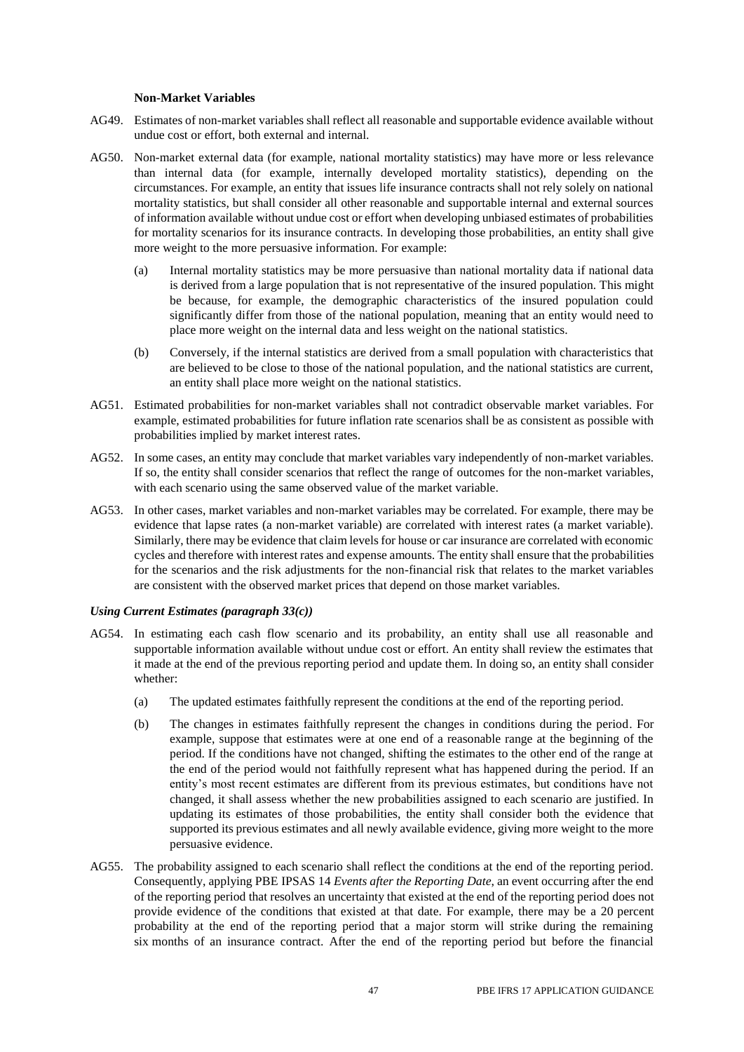### Non-Market Variables

AG49. Estimates of non-market variables shall reflect all reasonable and supportable evidence available without undue cost or effort, both external and internal.

AG50. Non-market external data (for example, national mortality statistics) may have more or less relevance than internal data (for example, internally developed mortality statistics), depending on the circumstances. For example, an entity that issues life insurance contracts shall not rely solely on national mortality statistics, but shall consider all other reasonable and supportable internal and external sources of information available without undue cost or effort when developing unbiased estimates of probabilities for mortality scenarios for its insurance contracts. In developing those probabilities, an entity shall give more weight to the more persuasive information. For example:

(a) Internal mortality statistics may be more persuasive than national mortality data if national data is derived from a large population that is not representative of the insured population. This might be because, for example, the demographic characteristics of the insured population could significantly differ from those of the national population, meaning that an entity would need to place more weight on the internal data and less weight on the national statistics.

(b) Conversely, if the internal statistics are derived from a small population with characteristics that are believed to be close to those of the national population, and the national statistics are current, an entity shall place more weight on the national statistics.

AG51. Estimated probabilities for non-market variables shall not contradict observable market variables. For example, estimated probabilities for future inflation rate scenarios shall be as consistent as possible with probabilities implied by market interest rates.

AG52. In some cases, an entity may conclude that market variables vary independently of non-market variables. If so, the entity shall consider scenarios that reflect the range of outcomes for the non-market variables, with each scenario using the same observed value of the market variable.

AG53. In other cases, market variables and non-market variables may be correlated. For example, there may be evidence that lapse rates (a non-market variable) are correlated with interest rates (a market variable). Similarly, there may be evidence that claim levels for house or car insurance are correlated with economic cycles and therefore with interest rates and expense amounts. The entity shall ensure that the probabilities for the scenarios and the risk adjustments for the non-financial risk that relates to the market variables are consistent with the observed market prices that depend on those market variables.

### *Using Current Estimates (paragraph 33(c))*

AG54. In estimating each cash flow scenario and its probability, an entity shall use all reasonable and supportable information available without undue cost or effort. An entity shall review the estimates that it made at the end of the previous reporting period and update them. In doing so, an entity shall consider whether:

(a) The updated estimates faithfully represent the conditions at the end of the reporting period.

(b) The changes in estimates faithfully represent the changes in conditions during the period. For example, suppose that estimates were at one end of a reasonable range at the beginning of the period. If the conditions have not changed, shifting the estimates to the other end of the range at the end of the period would not faithfully represent what has happened during the period. If an entity's most recent estimates are different from its previous estimates, but conditions have not changed, it shall assess whether the new probabilities assigned to each scenario are justified. In updating its estimates of those probabilities, the entity shall consider both the evidence that supported its previous estimates and all newly available evidence, giving more weight to the more persuasive evidence.

AG55. The probability assigned to each scenario shall reflect the conditions at the end of the reporting period. Consequently, applying PBE IPSAS 14 *Events after the Reporting Date*, an event occurring after the end of the reporting period that resolves an uncertainty that existed at the end of the reporting period does not provide evidence of the conditions that existed at that date. For example, there may be a 20 percent probability at the end of the reporting period that a major storm will strike during the remaining six months of an insurance contract. After the end of the reporting period but before the financial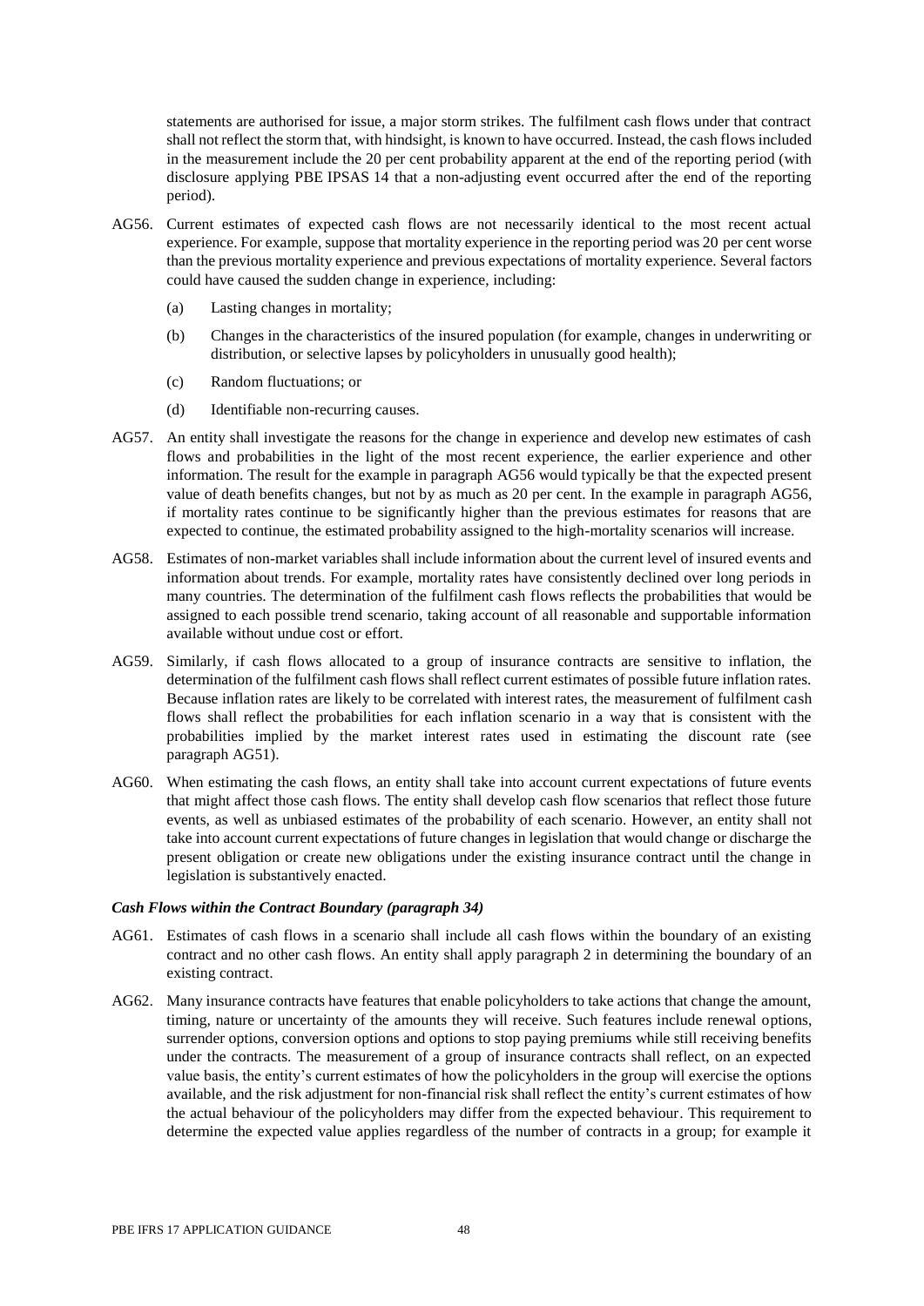statements are authorised for issue, a major storm strikes. The fulfilment cash flows under that contract shall not reflect the storm that, with hindsight, is known to have occurred. Instead, the cash flows included in the measurement include the 20 per cent probability apparent at the end of the reporting period (with disclosure applying PBE IPSAS 14 that a non-adjusting event occurred after the end of the reporting period).

AG56. Current estimates of expected cash flows are not necessarily identical to the most recent actual experience. For example, suppose that mortality experience in the reporting period was 20 per cent worse than the previous mortality experience and previous expectations of mortality experience. Several factors could have caused the sudden change in experience, including:

(a) Lasting changes in mortality;

(b) Changes in the characteristics of the insured population (for example, changes in underwriting or distribution, or selective lapses by policyholders in unusually good health);

(c) Random fluctuations; or

(d) Identifiable non-recurring causes.

AG57. An entity shall investigate the reasons for the change in experience and develop new estimates of cash flows and probabilities in the light of the most recent experience, the earlier experience and other information. The result for the example in paragraph AG56 would typically be that the expected present value of death benefits changes, but not by as much as 20 per cent. In the example in paragraph AG56, if mortality rates continue to be significantly higher than the previous estimates for reasons that are expected to continue, the estimated probability assigned to the high-mortality scenarios will increase.

AG58. Estimates of non-market variables shall include information about the current level of insured events and information about trends. For example, mortality rates have consistently declined over long periods in many countries. The determination of the fulfilment cash flows reflects the probabilities that would be assigned to each possible trend scenario, taking account of all reasonable and supportable information available without undue cost or effort.

AG59. Similarly, if cash flows allocated to a group of insurance contracts are sensitive to inflation, the determination of the fulfilment cash flows shall reflect current estimates of possible future inflation rates. Because inflation rates are likely to be correlated with interest rates, the measurement of fulfilment cash flows shall reflect the probabilities for each inflation scenario in a way that is consistent with the probabilities implied by the market interest rates used in estimating the discount rate (see paragraph AG51).

AG60. When estimating the cash flows, an entity shall take into account current expectations of future events that might affect those cash flows. The entity shall develop cash flow scenarios that reflect those future events, as well as unbiased estimates of the probability of each scenario. However, an entity shall not take into account current expectations of future changes in legislation that would change or discharge the present obligation or create new obligations under the existing insurance contract until the change in legislation is substantively enacted.

### *Cash Flows within the Contract Boundary (paragraph 34)*

AG61. Estimates of cash flows in a scenario shall include all cash flows within the boundary of an existing contract and no other cash flows. An entity shall apply paragraph 2 in determining the boundary of an existing contract.

AG62. Many insurance contracts have features that enable policyholders to take actions that change the amount, timing, nature or uncertainty of the amounts they will receive. Such features include renewal options, surrender options, conversion options and options to stop paying premiums while still receiving benefits under the contracts. The measurement of a group of insurance contracts shall reflect, on an expected value basis, the entity's current estimates of how the policyholders in the group will exercise the options available, and the risk adjustment for non-financial risk shall reflect the entity's current estimates of how the actual behaviour of the policyholders may differ from the expected behaviour. This requirement to determine the expected value applies regardless of the number of contracts in a group; for example it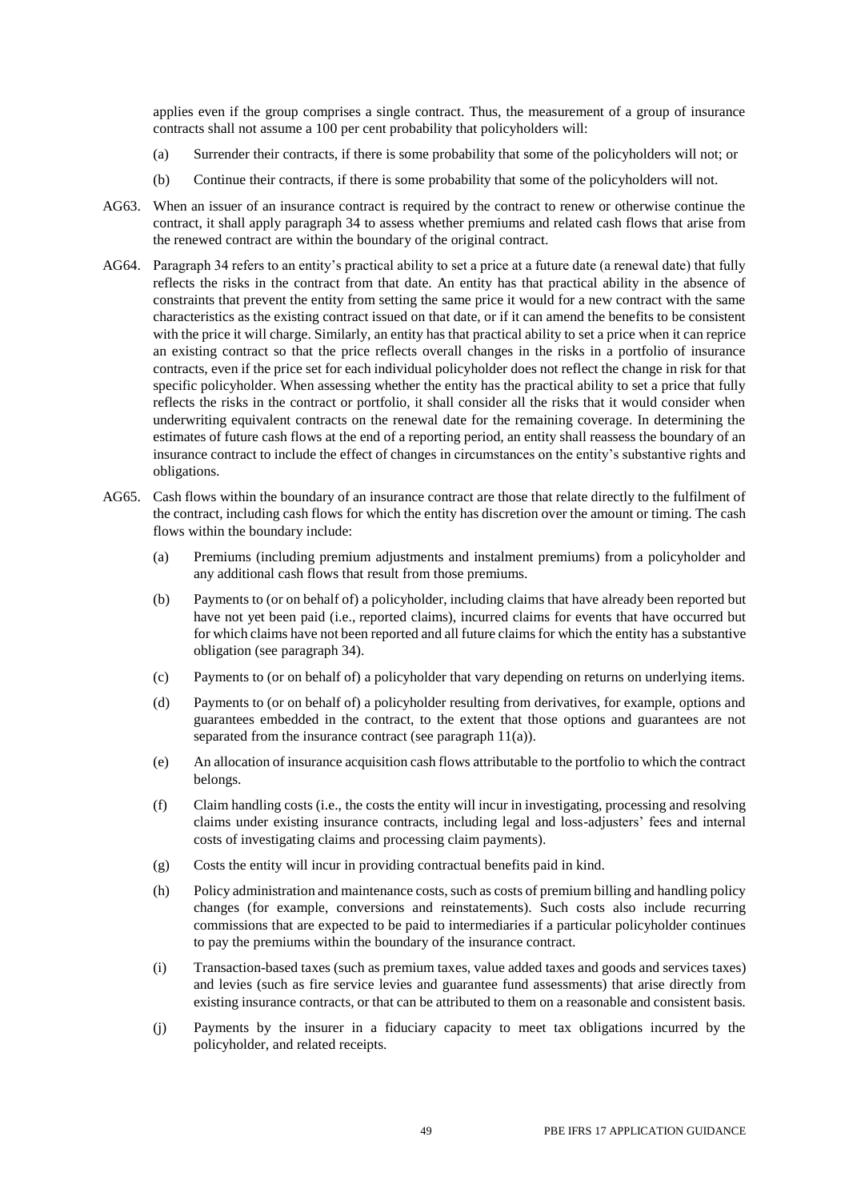applies even if the group comprises a single contract. Thus, the measurement of a group of insurance contracts shall not assume a 100 per cent probability that policyholders will:

(a) Surrender their contracts, if there is some probability that some of the policyholders will not; or

(b) Continue their contracts, if there is some probability that some of the policyholders will not.

AG63. When an issuer of an insurance contract is required by the contract to renew or otherwise continue the contract, it shall apply paragraph 34 to assess whether premiums and related cash flows that arise from the renewed contract are within the boundary of the original contract.

AG64. Paragraph 34 refers to an entity's practical ability to set a price at a future date (a renewal date) that fully reflects the risks in the contract from that date. An entity has that practical ability in the absence of constraints that prevent the entity from setting the same price it would for a new contract with the same characteristics as the existing contract issued on that date, or if it can amend the benefits to be consistent with the price it will charge. Similarly, an entity has that practical ability to set a price when it can reprice an existing contract so that the price reflects overall changes in the risks in a portfolio of insurance contracts, even if the price set for each individual policyholder does not reflect the change in risk for that specific policyholder. When assessing whether the entity has the practical ability to set a price that fully reflects the risks in the contract or portfolio, it shall consider all the risks that it would consider when underwriting equivalent contracts on the renewal date for the remaining coverage. In determining the estimates of future cash flows at the end of a reporting period, an entity shall reassess the boundary of an insurance contract to include the effect of changes in circumstances on the entity's substantive rights and obligations.

AG65. Cash flows within the boundary of an insurance contract are those that relate directly to the fulfilment of the contract, including cash flows for which the entity has discretion over the amount or timing. The cash flows within the boundary include:

(a) Premiums (including premium adjustments and instalment premiums) from a policyholder and any additional cash flows that result from those premiums.

(b) Payments to (or on behalf of) a policyholder, including claims that have already been reported but have not yet been paid (i.e., reported claims), incurred claims for events that have occurred but for which claims have not been reported and all future claims for which the entity has a substantive obligation (see paragraph 34).

(c) Payments to (or on behalf of) a policyholder that vary depending on returns on underlying items.

(d) Payments to (or on behalf of) a policyholder resulting from derivatives, for example, options and guarantees embedded in the contract, to the extent that those options and guarantees are not separated from the insurance contract (see paragraph 11(a)).

(e) An allocation of insurance acquisition cash flows attributable to the portfolio to which the contract belongs.

(f) Claim handling costs (i.e., the costs the entity will incur in investigating, processing and resolving claims under existing insurance contracts, including legal and loss-adjusters' fees and internal costs of investigating claims and processing claim payments).

(g) Costs the entity will incur in providing contractual benefits paid in kind.

(h) Policy administration and maintenance costs, such as costs of premium billing and handling policy changes (for example, conversions and reinstatements). Such costs also include recurring commissions that are expected to be paid to intermediaries if a particular policyholder continues to pay the premiums within the boundary of the insurance contract.

(i) Transaction-based taxes (such as premium taxes, value added taxes and goods and services taxes) and levies (such as fire service levies and guarantee fund assessments) that arise directly from existing insurance contracts, or that can be attributed to them on a reasonable and consistent basis.

(j) Payments by the insurer in a fiduciary capacity to meet tax obligations incurred by the policyholder, and related receipts.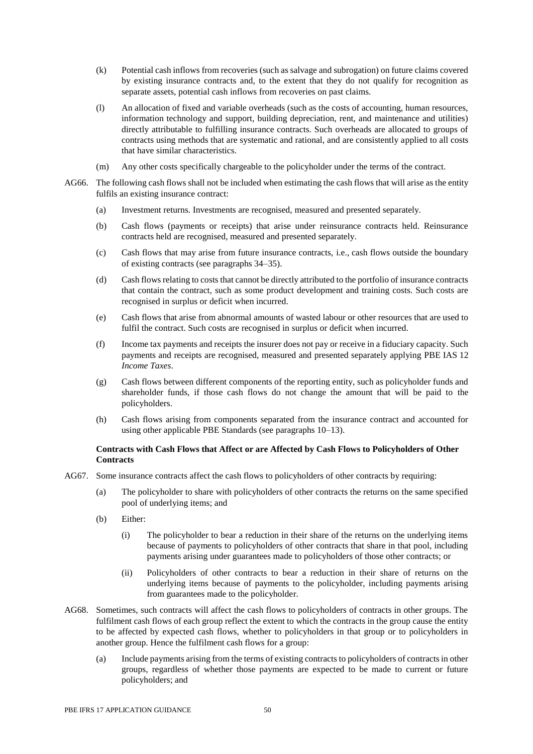(k) Potential cash inflows from recoveries (such as salvage and subrogation) on future claims covered by existing insurance contracts and, to the extent that they do not qualify for recognition as separate assets, potential cash inflows from recoveries on past claims.

(l) An allocation of fixed and variable overheads (such as the costs of accounting, human resources, information technology and support, building depreciation, rent, and maintenance and utilities) directly attributable to fulfilling insurance contracts. Such overheads are allocated to groups of contracts using methods that are systematic and rational, and are consistently applied to all costs that have similar characteristics.

(m) Any other costs specifically chargeable to the policyholder under the terms of the contract.

AG66. The following cash flows shall not be included when estimating the cash flows that will arise as the entity fulfils an existing insurance contract:

(a) Investment returns. Investments are recognised, measured and presented separately.

(b) Cash flows (payments or receipts) that arise under reinsurance contracts held. Reinsurance contracts held are recognised, measured and presented separately.

(c) Cash flows that may arise from future insurance contracts, i.e., cash flows outside the boundary of existing contracts (see paragraphs 34–35).

(d) Cash flows relating to costs that cannot be directly attributed to the portfolio of insurance contracts that contain the contract, such as some product development and training costs. Such costs are recognised in surplus or deficit when incurred.

(e) Cash flows that arise from abnormal amounts of wasted labour or other resources that are used to fulfil the contract. Such costs are recognised in surplus or deficit when incurred.

(f) Income tax payments and receipts the insurer does not pay or receive in a fiduciary capacity. Such payments and receipts are recognised, measured and presented separately applying PBE IAS 12 *Income Taxes*.

(g) Cash flows between different components of the reporting entity, such as policyholder funds and shareholder funds, if those cash flows do not change the amount that will be paid to the policyholders.

(h) Cash flows arising from components separated from the insurance contract and accounted for using other applicable PBE Standards (see paragraphs 10–13).

**Contracts with Cash Flows that Affect or are Affected by Cash Flows to Policyholders of Other Contracts**

AG67. Some insurance contracts affect the cash flows to policyholders of other contracts by requiring:

(a) The policyholder to share with policyholders of other contracts the returns on the same specified pool of underlying items; and

(b) Either:

(i) The policyholder to bear a reduction in their share of the returns on the underlying items because of payments to policyholders of other contracts that share in that pool, including payments arising under guarantees made to policyholders of those other contracts; or

(ii) Policyholders of other contracts to bear a reduction in their share of returns on the underlying items because of payments to the policyholder, including payments arising from guarantees made to the policyholder.

AG68. Sometimes, such contracts will affect the cash flows to policyholders of contracts in other groups. The fulfilment cash flows of each group reflect the extent to which the contracts in the group cause the entity to be affected by expected cash flows, whether to policyholders in that group or to policyholders in another group. Hence the fulfilment cash flows for a group:

(a) Include payments arising from the terms of existing contracts to policyholders of contracts in other groups, regardless of whether those payments are expected to be made to current or future policyholders; and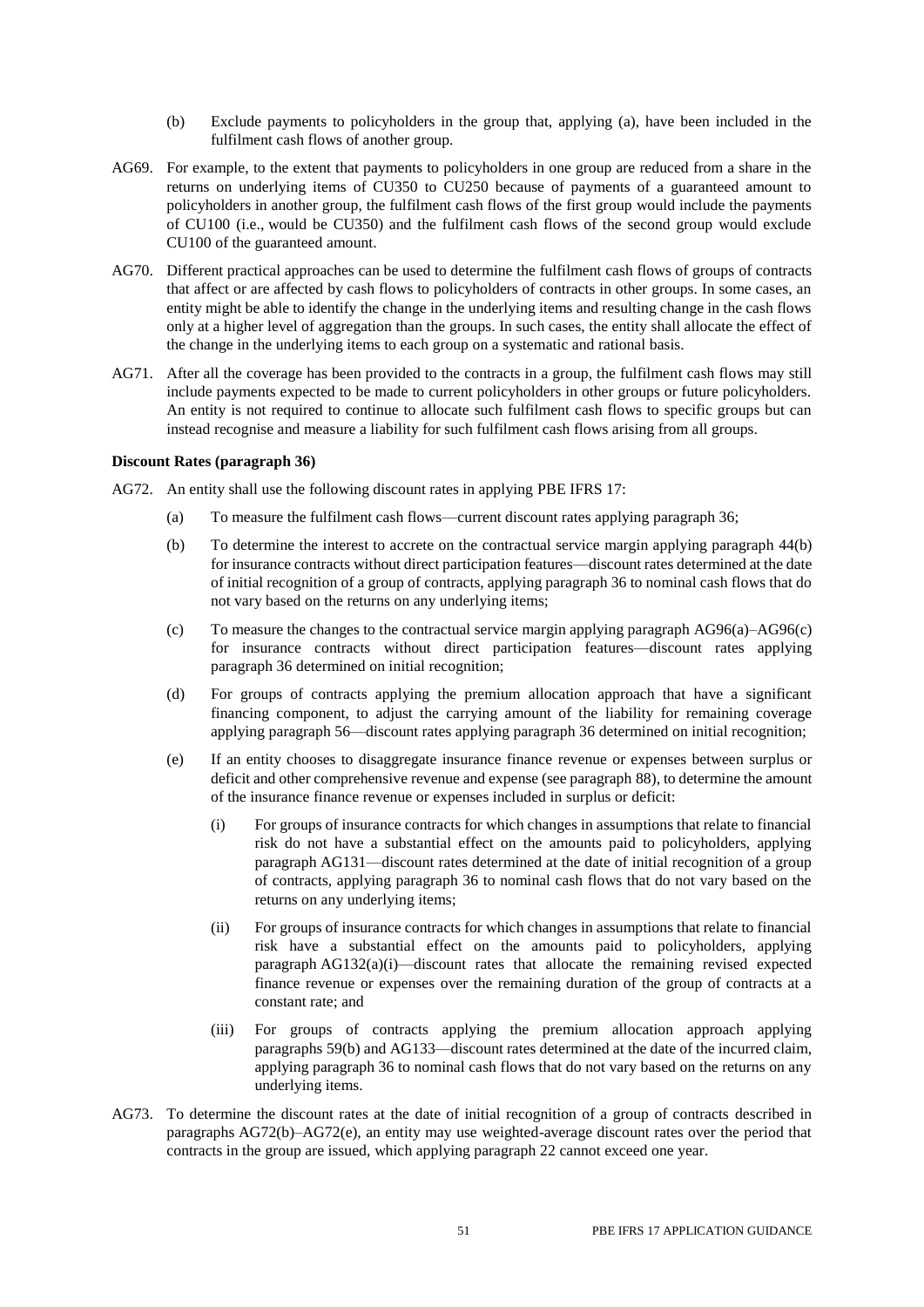(b) Exclude payments to policyholders in the group that, applying (a), have been included in the fulfilment cash flows of another group.

AG69. For example, to the extent that payments to policyholders in one group are reduced from a share in the returns on underlying items of CU350 to CU250 because of payments of a guaranteed amount to policyholders in another group, the fulfilment cash flows of the first group would include the payments of CU100 (i.e., would be CU350) and the fulfilment cash flows of the second group would exclude CU100 of the guaranteed amount.

AG70. Different practical approaches can be used to determine the fulfilment cash flows of groups of contracts that affect or are affected by cash flows to policyholders of contracts in other groups. In some cases, an entity might be able to identify the change in the underlying items and resulting change in the cash flows only at a higher level of aggregation than the groups. In such cases, the entity shall allocate the effect of the change in the underlying items to each group on a systematic and rational basis.

AG71. After all the coverage has been provided to the contracts in a group, the fulfilment cash flows may still include payments expected to be made to current policyholders in other groups or future policyholders. An entity is not required to continue to allocate such fulfilment cash flows to specific groups but can instead recognise and measure a liability for such fulfilment cash flows arising from all groups.

**Discount Rates (paragraph 36)**

AG72. An entity shall use the following discount rates in applying PBE IFRS 17:

(a) To measure the fulfilment cash flows—current discount rates applying paragraph 36;

(b) To determine the interest to accrete on the contractual service margin applying paragraph 44(b) for insurance contracts without direct participation features—discount rates determined at the date of initial recognition of a group of contracts, applying paragraph 36 to nominal cash flows that do not vary based on the returns on any underlying items;

(c) To measure the changes to the contractual service margin applying paragraph AG96(a)–AG96(c) for insurance contracts without direct participation features—discount rates applying paragraph 36 determined on initial recognition;

(d) For groups of contracts applying the premium allocation approach that have a significant financing component, to adjust the carrying amount of the liability for remaining coverage applying paragraph 56—discount rates applying paragraph 36 determined on initial recognition;

(e) If an entity chooses to disaggregate insurance finance revenue or expenses between surplus or deficit and other comprehensive revenue and expense (see paragraph 88), to determine the amount of the insurance finance revenue or expenses included in surplus or deficit:

(i) For groups of insurance contracts for which changes in assumptions that relate to financial risk do not have a substantial effect on the amounts paid to policyholders, applying paragraph AG131—discount rates determined at the date of initial recognition of a group of contracts, applying paragraph 36 to nominal cash flows that do not vary based on the returns on any underlying items;

(ii) For groups of insurance contracts for which changes in assumptions that relate to financial risk have a substantial effect on the amounts paid to policyholders, applying paragraph AG132(a)(i)—discount rates that allocate the remaining revised expected finance revenue or expenses over the remaining duration of the group of contracts at a constant rate; and

(iii) For groups of contracts applying the premium allocation approach applying paragraphs 59(b) and AG133—discount rates determined at the date of the incurred claim, applying paragraph 36 to nominal cash flows that do not vary based on the returns on any underlying items.

AG73. To determine the discount rates at the date of initial recognition of a group of contracts described in paragraphs AG72(b)–AG72(e), an entity may use weighted-average discount rates over the period that contracts in the group are issued, which applying paragraph 22 cannot exceed one year.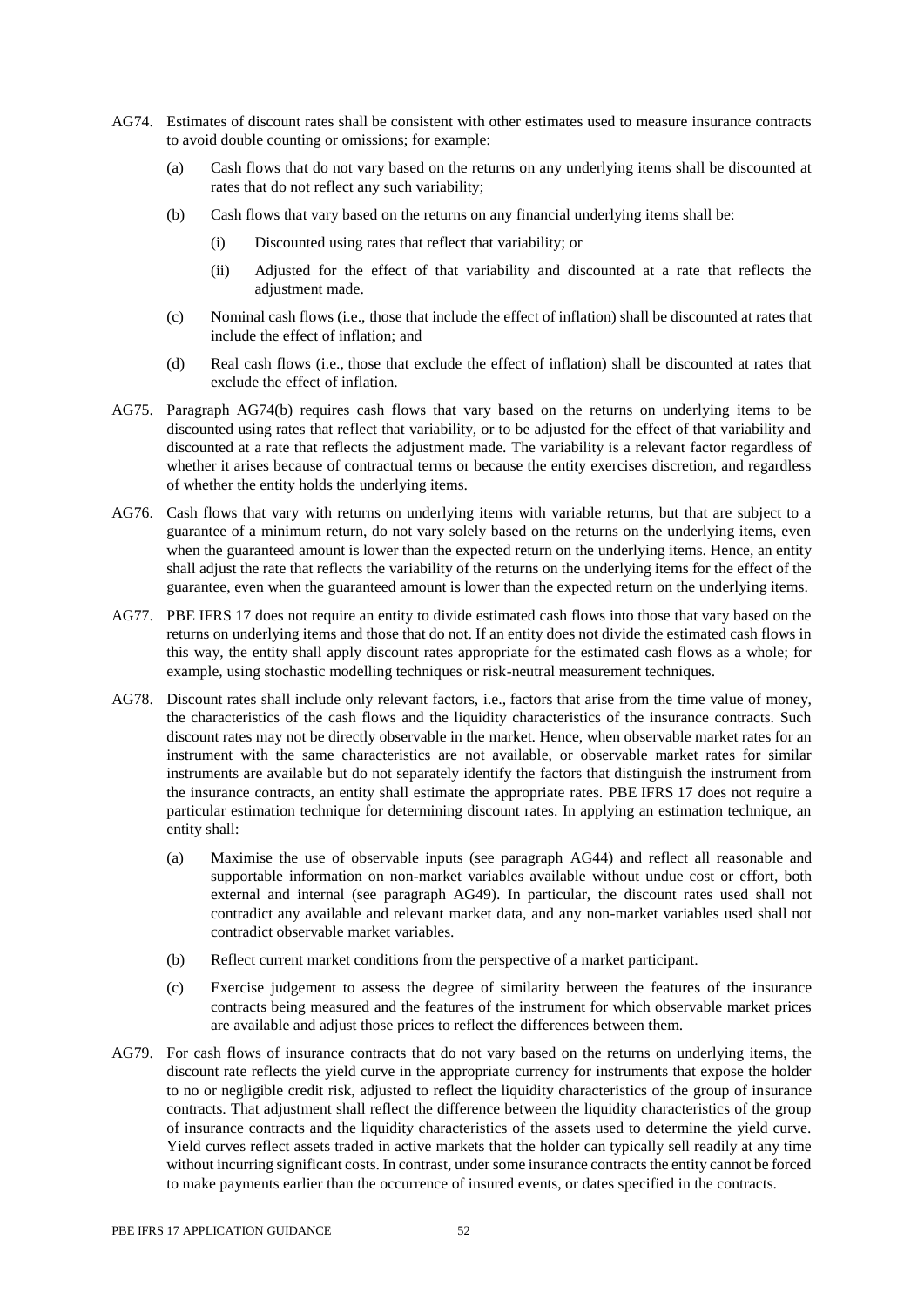AG74. Estimates of discount rates shall be consistent with other estimates used to measure insurance contracts to avoid double counting or omissions; for example:

(a) Cash flows that do not vary based on the returns on any underlying items shall be discounted at rates that do not reflect any such variability;

(b) Cash flows that vary based on the returns on any financial underlying items shall be:

(i) Discounted using rates that reflect that variability; or

(ii) Adjusted for the effect of that variability and discounted at a rate that reflects the adjustment made.

(c) Nominal cash flows (i.e., those that include the effect of inflation) shall be discounted at rates that include the effect of inflation; and

(d) Real cash flows (i.e., those that exclude the effect of inflation) shall be discounted at rates that exclude the effect of inflation.

AG75. Paragraph AG74(b) requires cash flows that vary based on the returns on underlying items to be discounted using rates that reflect that variability, or to be adjusted for the effect of that variability and discounted at a rate that reflects the adjustment made. The variability is a relevant factor regardless of whether it arises because of contractual terms or because the entity exercises discretion, and regardless of whether the entity holds the underlying items.

AG76. Cash flows that vary with returns on underlying items with variable returns, but that are subject to a guarantee of a minimum return, do not vary solely based on the returns on the underlying items, even when the guaranteed amount is lower than the expected return on the underlying items. Hence, an entity shall adjust the rate that reflects the variability of the returns on the underlying items for the effect of the guarantee, even when the guaranteed amount is lower than the expected return on the underlying items.

AG77. PBE IFRS 17 does not require an entity to divide estimated cash flows into those that vary based on the returns on underlying items and those that do not. If an entity does not divide the estimated cash flows in this way, the entity shall apply discount rates appropriate for the estimated cash flows as a whole; for example, using stochastic modelling techniques or risk-neutral measurement techniques.

AG78. Discount rates shall include only relevant factors, i.e., factors that arise from the time value of money, the characteristics of the cash flows and the liquidity characteristics of the insurance contracts. Such discount rates may not be directly observable in the market. Hence, when observable market rates for an instrument with the same characteristics are not available, or observable market rates for similar instruments are available but do not separately identify the factors that distinguish the instrument from the insurance contracts, an entity shall estimate the appropriate rates. PBE IFRS 17 does not require a particular estimation technique for determining discount rates. In applying an estimation technique, an entity shall:

(a) Maximise the use of observable inputs (see paragraph AG44) and reflect all reasonable and supportable information on non-market variables available without undue cost or effort, both external and internal (see paragraph AG49). In particular, the discount rates used shall not contradict any available and relevant market data, and any non-market variables used shall not contradict observable market variables.

(b) Reflect current market conditions from the perspective of a market participant.

(c) Exercise judgement to assess the degree of similarity between the features of the insurance contracts being measured and the features of the instrument for which observable market prices are available and adjust those prices to reflect the differences between them.

AG79. For cash flows of insurance contracts that do not vary based on the returns on underlying items, the discount rate reflects the yield curve in the appropriate currency for instruments that expose the holder to no or negligible credit risk, adjusted to reflect the liquidity characteristics of the group of insurance contracts. That adjustment shall reflect the difference between the liquidity characteristics of the group of insurance contracts and the liquidity characteristics of the assets used to determine the yield curve. Yield curves reflect assets traded in active markets that the holder can typically sell readily at any time without incurring significant costs. In contrast, under some insurance contracts the entity cannot be forced to make payments earlier than the occurrence of insured events, or dates specified in the contracts.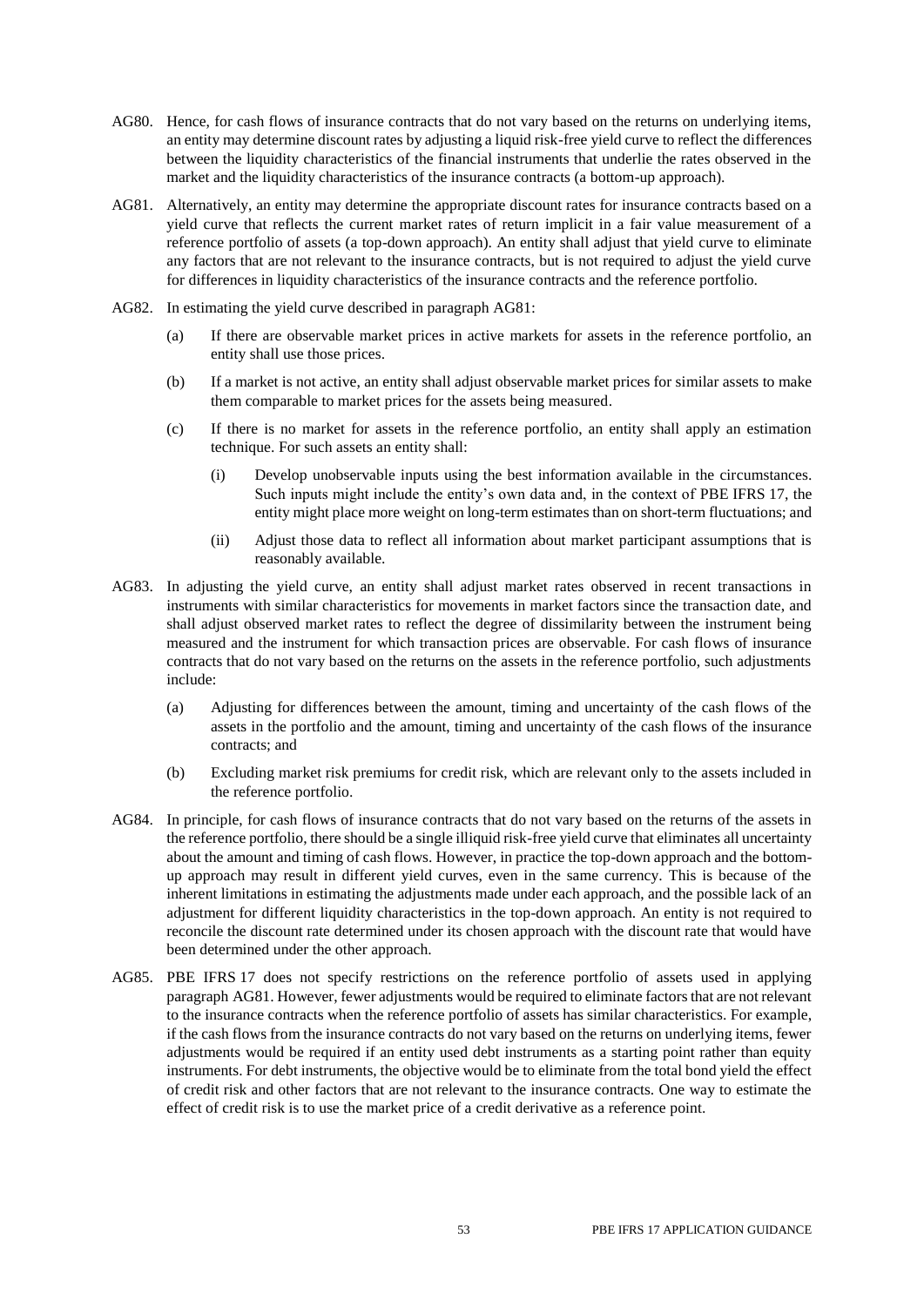AG80. Hence, for cash flows of insurance contracts that do not vary based on the returns on underlying items, an entity may determine discount rates by adjusting a liquid risk-free yield curve to reflect the differences between the liquidity characteristics of the financial instruments that underlie the rates observed in the market and the liquidity characteristics of the insurance contracts (a bottom-up approach).

AG81. Alternatively, an entity may determine the appropriate discount rates for insurance contracts based on a yield curve that reflects the current market rates of return implicit in a fair value measurement of a reference portfolio of assets (a top-down approach). An entity shall adjust that yield curve to eliminate any factors that are not relevant to the insurance contracts, but is not required to adjust the yield curve for differences in liquidity characteristics of the insurance contracts and the reference portfolio.

AG82. In estimating the yield curve described in paragraph AG81:

(a) If there are observable market prices in active markets for assets in the reference portfolio, an entity shall use those prices.

(b) If a market is not active, an entity shall adjust observable market prices for similar assets to make them comparable to market prices for the assets being measured.

(c) If there is no market for assets in the reference portfolio, an entity shall apply an estimation technique. For such assets an entity shall:

(i) Develop unobservable inputs using the best information available in the circumstances. Such inputs might include the entity's own data and, in the context of PBE IFRS 17, the entity might place more weight on long-term estimates than on short-term fluctuations; and

(ii) Adjust those data to reflect all information about market participant assumptions that is reasonably available.

AG83. In adjusting the yield curve, an entity shall adjust market rates observed in recent transactions in instruments with similar characteristics for movements in market factors since the transaction date, and shall adjust observed market rates to reflect the degree of dissimilarity between the instrument being measured and the instrument for which transaction prices are observable. For cash flows of insurance contracts that do not vary based on the returns on the assets in the reference portfolio, such adjustments include:

(a) Adjusting for differences between the amount, timing and uncertainty of the cash flows of the assets in the portfolio and the amount, timing and uncertainty of the cash flows of the insurance contracts; and

(b) Excluding market risk premiums for credit risk, which are relevant only to the assets included in the reference portfolio.

AG84. In principle, for cash flows of insurance contracts that do not vary based on the returns of the assets in the reference portfolio, there should be a single illiquid risk-free yield curve that eliminates all uncertainty about the amount and timing of cash flows. However, in practice the top-down approach and the bottom-up approach may result in different yield curves, even in the same currency. This is because of the inherent limitations in estimating the adjustments made under each approach, and the possible lack of an adjustment for different liquidity characteristics in the top-down approach. An entity is not required to reconcile the discount rate determined under its chosen approach with the discount rate that would have been determined under the other approach.

AG85. PBE IFRS 17 does not specify restrictions on the reference portfolio of assets used in applying paragraph AG81. However, fewer adjustments would be required to eliminate factors that are not relevant to the insurance contracts when the reference portfolio of assets has similar characteristics. For example, if the cash flows from the insurance contracts do not vary based on the returns on underlying items, fewer adjustments would be required if an entity used debt instruments as a starting point rather than equity instruments. For debt instruments, the objective would be to eliminate from the total bond yield the effect of credit risk and other factors that are not relevant to the insurance contracts. One way to estimate the effect of credit risk is to use the market price of a credit derivative as a reference point.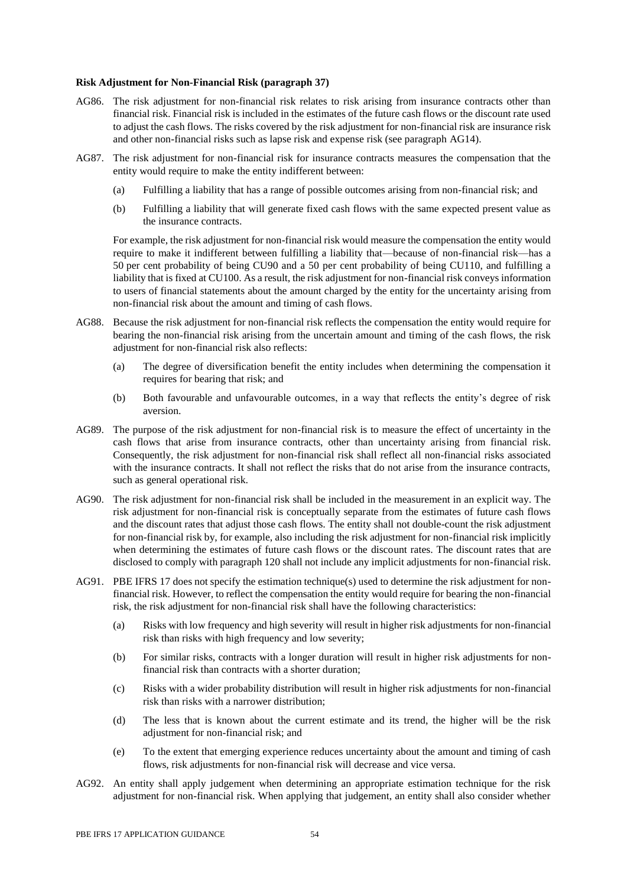**Risk Adjustment for Non-Financial Risk (paragraph 37)**

AG86. The risk adjustment for non-financial risk relates to risk arising from insurance contracts other than financial risk. Financial risk is included in the estimates of the future cash flows or the discount rate used to adjust the cash flows. The risks covered by the risk adjustment for non-financial risk are insurance risk and other non-financial risks such as lapse risk and expense risk (see paragraph AG14).

AG87. The risk adjustment for non-financial risk for insurance contracts measures the compensation that the entity would require to make the entity indifferent between:

(a) Fulfilling a liability that has a range of possible outcomes arising from non-financial risk; and

(b) Fulfilling a liability that will generate fixed cash flows with the same expected present value as the insurance contracts.

For example, the risk adjustment for non-financial risk would measure the compensation the entity would require to make it indifferent between fulfilling a liability that—because of non-financial risk—has a 50 per cent probability of being CU90 and a 50 per cent probability of being CU110, and fulfilling a liability that is fixed at CU100. As a result, the risk adjustment for non-financial risk conveys information to users of financial statements about the amount charged by the entity for the uncertainty arising from non-financial risk about the amount and timing of cash flows.

AG88. Because the risk adjustment for non-financial risk reflects the compensation the entity would require for bearing the non-financial risk arising from the uncertain amount and timing of the cash flows, the risk adjustment for non-financial risk also reflects:

(a) The degree of diversification benefit the entity includes when determining the compensation it requires for bearing that risk; and

(b) Both favourable and unfavourable outcomes, in a way that reflects the entity's degree of risk aversion.

AG89. The purpose of the risk adjustment for non-financial risk is to measure the effect of uncertainty in the cash flows that arise from insurance contracts, other than uncertainty arising from financial risk. Consequently, the risk adjustment for non-financial risk shall reflect all non-financial risks associated with the insurance contracts. It shall not reflect the risks that do not arise from the insurance contracts, such as general operational risk.

AG90. The risk adjustment for non-financial risk shall be included in the measurement in an explicit way. The risk adjustment for non-financial risk is conceptually separate from the estimates of future cash flows and the discount rates that adjust those cash flows. The entity shall not double-count the risk adjustment for non-financial risk by, for example, also including the risk adjustment for non-financial risk implicitly when determining the estimates of future cash flows or the discount rates. The discount rates that are disclosed to comply with paragraph 120 shall not include any implicit adjustments for non-financial risk.

AG91. PBE IFRS 17 does not specify the estimation technique(s) used to determine the risk adjustment for non-financial risk. However, to reflect the compensation the entity would require for bearing the non-financial risk, the risk adjustment for non-financial risk shall have the following characteristics:

(a) Risks with low frequency and high severity will result in higher risk adjustments for non-financial risk than risks with high frequency and low severity;

(b) For similar risks, contracts with a longer duration will result in higher risk adjustments for non-financial risk than contracts with a shorter duration;

(c) Risks with a wider probability distribution will result in higher risk adjustments for non-financial risk than risks with a narrower distribution;

(d) The less that is known about the current estimate and its trend, the higher will be the risk adjustment for non-financial risk; and

(e) To the extent that emerging experience reduces uncertainty about the amount and timing of cash flows, risk adjustments for non-financial risk will decrease and vice versa.

AG92. An entity shall apply judgement when determining an appropriate estimation technique for the risk adjustment for non-financial risk. When applying that judgement, an entity shall also consider whether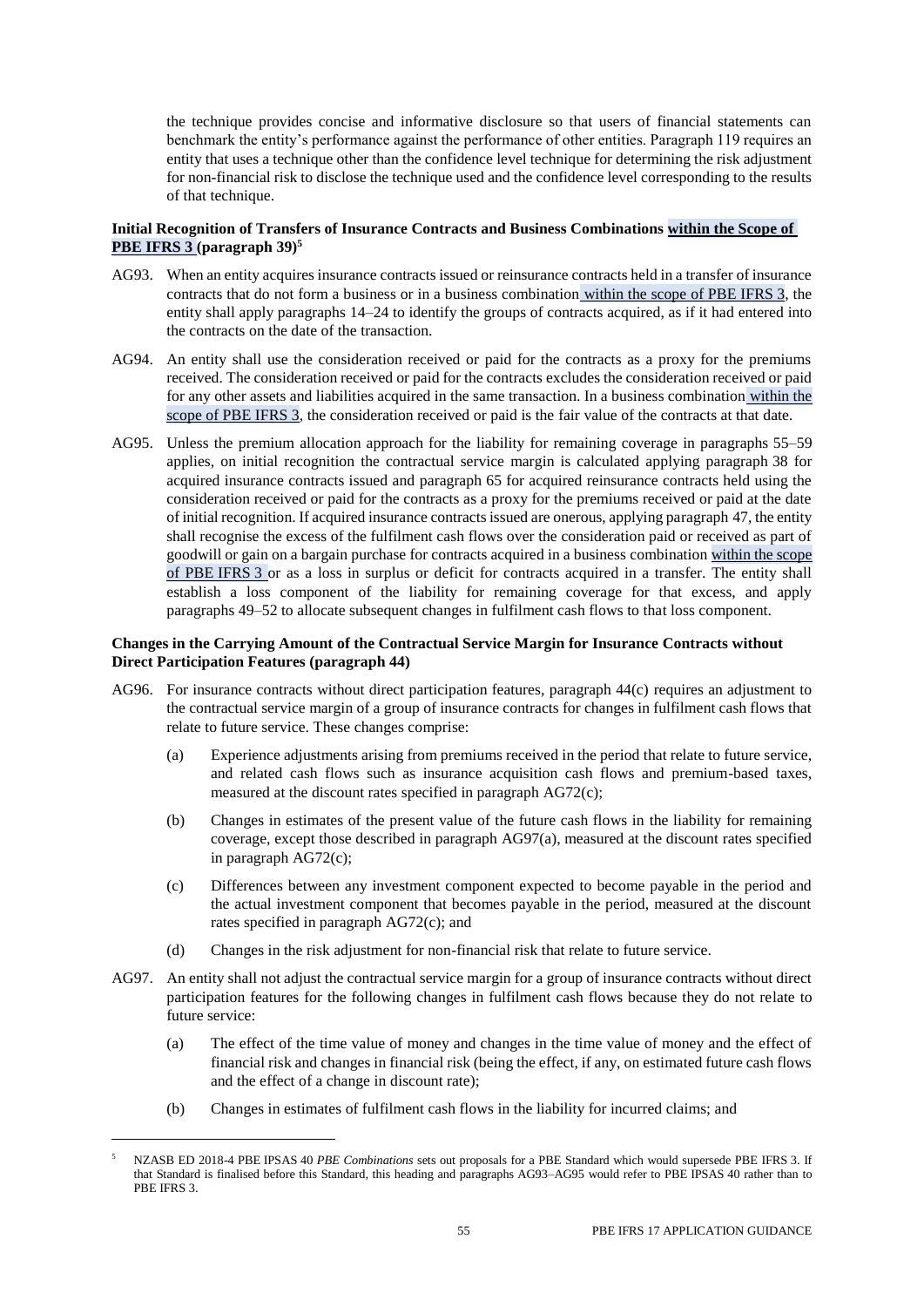the technique provides concise and informative disclosure so that users of financial statements can benchmark the entity's performance against the performance of other entities. Paragraph 119 requires an entity that uses a technique other than the confidence level technique for determining the risk adjustment for non-financial risk to disclose the technique used and the confidence level corresponding to the results of that technique.

### Initial Recognition of Transfers of Insurance Contracts and Business Combinations within the Scope of PBE IFRS 3 (paragraph 39)[5]

AG93. When an entity acquires insurance contracts issued or reinsurance contracts held in a transfer of insurance contracts that do not form a business or in a business combination within the scope of PBE IFRS 3, the entity shall apply paragraphs 14–24 to identify the groups of contracts acquired, as if it had entered into the contracts on the date of the transaction.

AG94. An entity shall use the consideration received or paid for the contracts as a proxy for the premiums received. The consideration received or paid for the contracts excludes the consideration received or paid for any other assets and liabilities acquired in the same transaction. In a business combination within the scope of PBE IFRS 3, the consideration received or paid is the fair value of the contracts at that date.

AG95. Unless the premium allocation approach for the liability for remaining coverage in paragraphs 55–59 applies, on initial recognition the contractual service margin is calculated applying paragraph 38 for acquired insurance contracts issued and paragraph 65 for acquired reinsurance contracts held using the consideration received or paid for the contracts as a proxy for the premiums received or paid at the date of initial recognition. If acquired insurance contracts issued are onerous, applying paragraph 47, the entity shall recognise the excess of the fulfilment cash flows over the consideration paid or received as part of goodwill or gain on a bargain purchase for contracts acquired in a business combination within the scope of PBE IFRS 3 or as a loss in surplus or deficit for contracts acquired in a transfer. The entity shall establish a loss component of the liability for remaining coverage for that excess, and apply paragraphs 49–52 to allocate subsequent changes in fulfilment cash flows to that loss component.

### Changes in the Carrying Amount of the Contractual Service Margin for Insurance Contracts without Direct Participation Features (paragraph 44)

AG96. For insurance contracts without direct participation features, paragraph 44(c) requires an adjustment to the contractual service margin of a group of insurance contracts for changes in fulfilment cash flows that relate to future service. These changes comprise:

(a) Experience adjustments arising from premiums received in the period that relate to future service, and related cash flows such as insurance acquisition cash flows and premium-based taxes, measured at the discount rates specified in paragraph AG72(c);

(b) Changes in estimates of the present value of the future cash flows in the liability for remaining coverage, except those described in paragraph AG97(a), measured at the discount rates specified in paragraph AG72(c);

(c) Differences between any investment component expected to become payable in the period and the actual investment component that becomes payable in the period, measured at the discount rates specified in paragraph AG72(c); and

(d) Changes in the risk adjustment for non-financial risk that relate to future service.

AG97. An entity shall not adjust the contractual service margin for a group of insurance contracts without direct participation features for the following changes in fulfilment cash flows because they do not relate to future service:

(a) The effect of the time value of money and changes in the time value of money and the effect of financial risk and changes in financial risk (being the effect, if any, on estimated future cash flows and the effect of a change in discount rate);

(b) Changes in estimates of fulfilment cash flows in the liability for incurred claims; and

[5] NZASB ED 2018-4 PBE IPSAS 40 *PBE Combinations* sets out proposals for a PBE Standard which would supersede PBE IFRS 3. If that Standard is finalised before this Standard, this heading and paragraphs AG93–AG95 would refer to PBE IPSAS 40 rather than to PBE IFRS 3.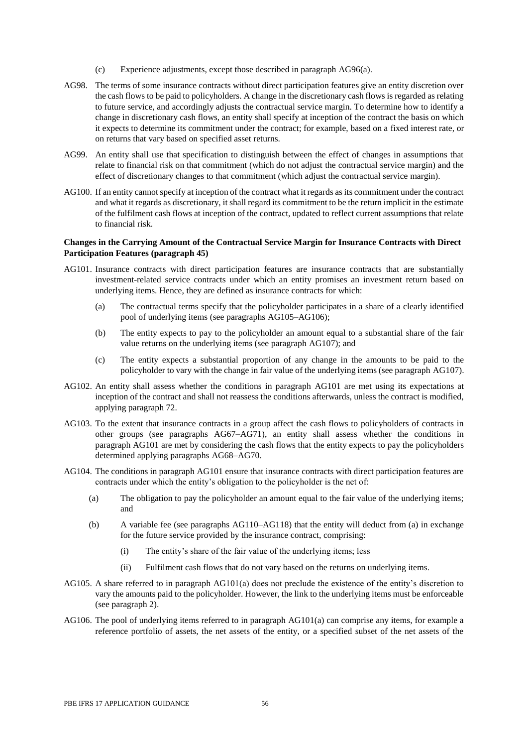(c) Experience adjustments, except those described in paragraph AG96(a).

AG98. The terms of some insurance contracts without direct participation features give an entity discretion over the cash flows to be paid to policyholders. A change in the discretionary cash flows is regarded as relating to future service, and accordingly adjusts the contractual service margin. To determine how to identify a change in discretionary cash flows, an entity shall specify at inception of the contract the basis on which it expects to determine its commitment under the contract; for example, based on a fixed interest rate, or on returns that vary based on specified asset returns.

AG99. An entity shall use that specification to distinguish between the effect of changes in assumptions that relate to financial risk on that commitment (which do not adjust the contractual service margin) and the effect of discretionary changes to that commitment (which adjust the contractual service margin).

AG100. If an entity cannot specify at inception of the contract what it regards as its commitment under the contract and what it regards as discretionary, it shall regard its commitment to be the return implicit in the estimate of the fulfilment cash flows at inception of the contract, updated to reflect current assumptions that relate to financial risk.

**Changes in the Carrying Amount of the Contractual Service Margin for Insurance Contracts with Direct Participation Features (paragraph 45)**

AG101. Insurance contracts with direct participation features are insurance contracts that are substantially investment-related service contracts under which an entity promises an investment return based on underlying items. Hence, they are defined as insurance contracts for which:

(a) The contractual terms specify that the policyholder participates in a share of a clearly identified pool of underlying items (see paragraphs AG105–AG106);

(b) The entity expects to pay to the policyholder an amount equal to a substantial share of the fair value returns on the underlying items (see paragraph AG107); and

(c) The entity expects a substantial proportion of any change in the amounts to be paid to the policyholder to vary with the change in fair value of the underlying items (see paragraph AG107).

AG102. An entity shall assess whether the conditions in paragraph AG101 are met using its expectations at inception of the contract and shall not reassess the conditions afterwards, unless the contract is modified, applying paragraph 72.

AG103. To the extent that insurance contracts in a group affect the cash flows to policyholders of contracts in other groups (see paragraphs AG67–AG71), an entity shall assess whether the conditions in paragraph AG101 are met by considering the cash flows that the entity expects to pay the policyholders determined applying paragraphs AG68–AG70.

AG104. The conditions in paragraph AG101 ensure that insurance contracts with direct participation features are contracts under which the entity's obligation to the policyholder is the net of:

(a) The obligation to pay the policyholder an amount equal to the fair value of the underlying items; and

(b) A variable fee (see paragraphs AG110–AG118) that the entity will deduct from (a) in exchange for the future service provided by the insurance contract, comprising:

   (i) The entity's share of the fair value of the underlying items; less

   (ii) Fulfilment cash flows that do not vary based on the returns on underlying items.

AG105. A share referred to in paragraph AG101(a) does not preclude the existence of the entity's discretion to vary the amounts paid to the policyholder. However, the link to the underlying items must be enforceable (see paragraph 2).

AG106. The pool of underlying items referred to in paragraph AG101(a) can comprise any items, for example a reference portfolio of assets, the net assets of the entity, or a specified subset of the net assets of the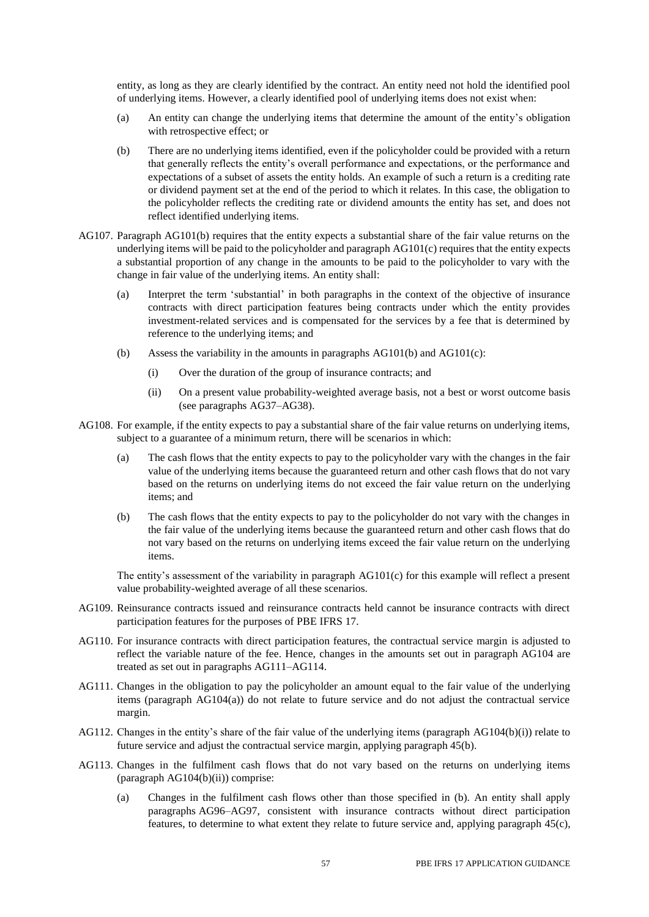entity, as long as they are clearly identified by the contract. An entity need not hold the identified pool of underlying items. However, a clearly identified pool of underlying items does not exist when:

(a) An entity can change the underlying items that determine the amount of the entity's obligation with retrospective effect; or

(b) There are no underlying items identified, even if the policyholder could be provided with a return that generally reflects the entity's overall performance and expectations, or the performance and expectations of a subset of assets the entity holds. An example of such a return is a crediting rate or dividend payment set at the end of the period to which it relates. In this case, the obligation to the policyholder reflects the crediting rate or dividend amounts the entity has set, and does not reflect identified underlying items.

AG107. Paragraph AG101(b) requires that the entity expects a substantial share of the fair value returns on the underlying items will be paid to the policyholder and paragraph AG101(c) requires that the entity expects a substantial proportion of any change in the amounts to be paid to the policyholder to vary with the change in fair value of the underlying items. An entity shall:

(a) Interpret the term 'substantial' in both paragraphs in the context of the objective of insurance contracts with direct participation features being contracts under which the entity provides investment-related services and is compensated for the services by a fee that is determined by reference to the underlying items; and

(b) Assess the variability in the amounts in paragraphs AG101(b) and AG101(c):

(i) Over the duration of the group of insurance contracts; and

(ii) On a present value probability-weighted average basis, not a best or worst outcome basis (see paragraphs AG37–AG38).

AG108. For example, if the entity expects to pay a substantial share of the fair value returns on underlying items, subject to a guarantee of a minimum return, there will be scenarios in which:

(a) The cash flows that the entity expects to pay to the policyholder vary with the changes in the fair value of the underlying items because the guaranteed return and other cash flows that do not vary based on the returns on underlying items do not exceed the fair value return on the underlying items; and

(b) The cash flows that the entity expects to pay to the policyholder do not vary with the changes in the fair value of the underlying items because the guaranteed return and other cash flows that do not vary based on the returns on underlying items exceed the fair value return on the underlying items.

The entity's assessment of the variability in paragraph AG101(c) for this example will reflect a present value probability-weighted average of all these scenarios.

AG109. Reinsurance contracts issued and reinsurance contracts held cannot be insurance contracts with direct participation features for the purposes of PBE IFRS 17.

AG110. For insurance contracts with direct participation features, the contractual service margin is adjusted to reflect the variable nature of the fee. Hence, changes in the amounts set out in paragraph AG104 are treated as set out in paragraphs AG111–AG114.

AG111. Changes in the obligation to pay the policyholder an amount equal to the fair value of the underlying items (paragraph AG104(a)) do not relate to future service and do not adjust the contractual service margin.

AG112. Changes in the entity's share of the fair value of the underlying items (paragraph AG104(b)(i)) relate to future service and adjust the contractual service margin, applying paragraph 45(b).

AG113. Changes in the fulfilment cash flows that do not vary based on the returns on underlying items (paragraph AG104(b)(ii)) comprise:

(a) Changes in the fulfilment cash flows other than those specified in (b). An entity shall apply paragraphs AG96–AG97, consistent with insurance contracts without direct participation features, to determine to what extent they relate to future service and, applying paragraph 45(c),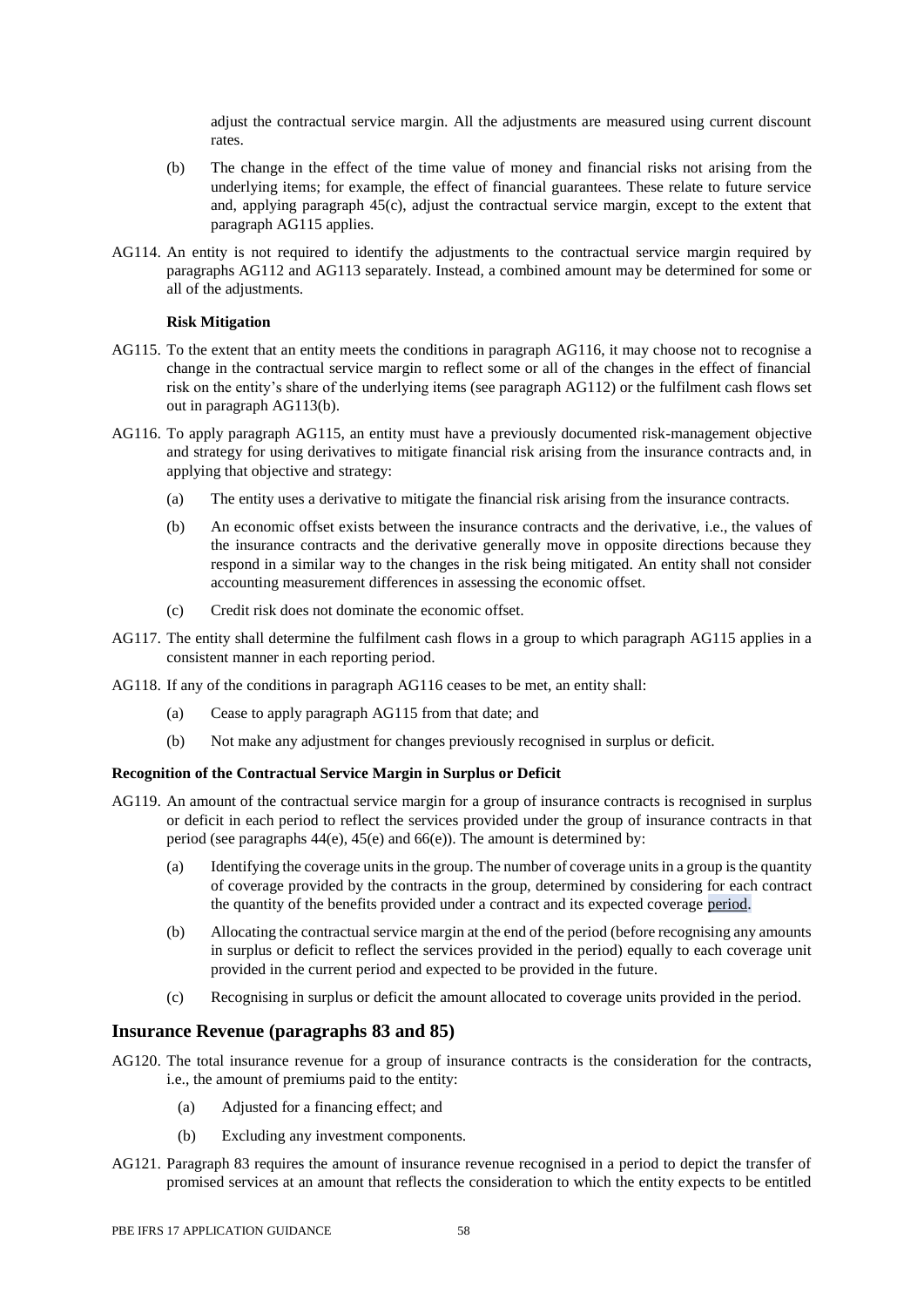adjust the contractual service margin. All the adjustments are measured using current discount rates.

(b) The change in the effect of the time value of money and financial risks not arising from the underlying items; for example, the effect of financial guarantees. These relate to future service and, applying paragraph 45(c), adjust the contractual service margin, except to the extent that paragraph AG115 applies.

AG114. An entity is not required to identify the adjustments to the contractual service margin required by paragraphs AG112 and AG113 separately. Instead, a combined amount may be determined for some or all of the adjustments.

**Risk Mitigation**

AG115. To the extent that an entity meets the conditions in paragraph AG116, it may choose not to recognise a change in the contractual service margin to reflect some or all of the changes in the effect of financial risk on the entity's share of the underlying items (see paragraph AG112) or the fulfilment cash flows set out in paragraph AG113(b).

AG116. To apply paragraph AG115, an entity must have a previously documented risk-management objective and strategy for using derivatives to mitigate financial risk arising from the insurance contracts and, in applying that objective and strategy:

(a) The entity uses a derivative to mitigate the financial risk arising from the insurance contracts.

(b) An economic offset exists between the insurance contracts and the derivative, i.e., the values of the insurance contracts and the derivative generally move in opposite directions because they respond in a similar way to the changes in the risk being mitigated. An entity shall not consider accounting measurement differences in assessing the economic offset.

(c) Credit risk does not dominate the economic offset.

AG117. The entity shall determine the fulfilment cash flows in a group to which paragraph AG115 applies in a consistent manner in each reporting period.

AG118. If any of the conditions in paragraph AG116 ceases to be met, an entity shall:

(a) Cease to apply paragraph AG115 from that date; and

(b) Not make any adjustment for changes previously recognised in surplus or deficit.

**Recognition of the Contractual Service Margin in Surplus or Deficit**

AG119. An amount of the contractual service margin for a group of insurance contracts is recognised in surplus or deficit in each period to reflect the services provided under the group of insurance contracts in that period (see paragraphs 44(e), 45(e) and 66(e)). The amount is determined by:

(a) Identifying the coverage units in the group. The number of coverage units in a group is the quantity of coverage provided by the contracts in the group, determined by considering for each contract the quantity of the benefits provided under a contract and its expected coverage period.

(b) Allocating the contractual service margin at the end of the period (before recognising any amounts in surplus or deficit to reflect the services provided in the period) equally to each coverage unit provided in the current period and expected to be provided in the future.

(c) Recognising in surplus or deficit the amount allocated to coverage units provided in the period.

## Insurance Revenue (paragraphs 83 and 85)

AG120. The total insurance revenue for a group of insurance contracts is the consideration for the contracts, i.e., the amount of premiums paid to the entity:

(a) Adjusted for a financing effect; and

(b) Excluding any investment components.

AG121. Paragraph 83 requires the amount of insurance revenue recognised in a period to depict the transfer of promised services at an amount that reflects the consideration to which the entity expects to be entitled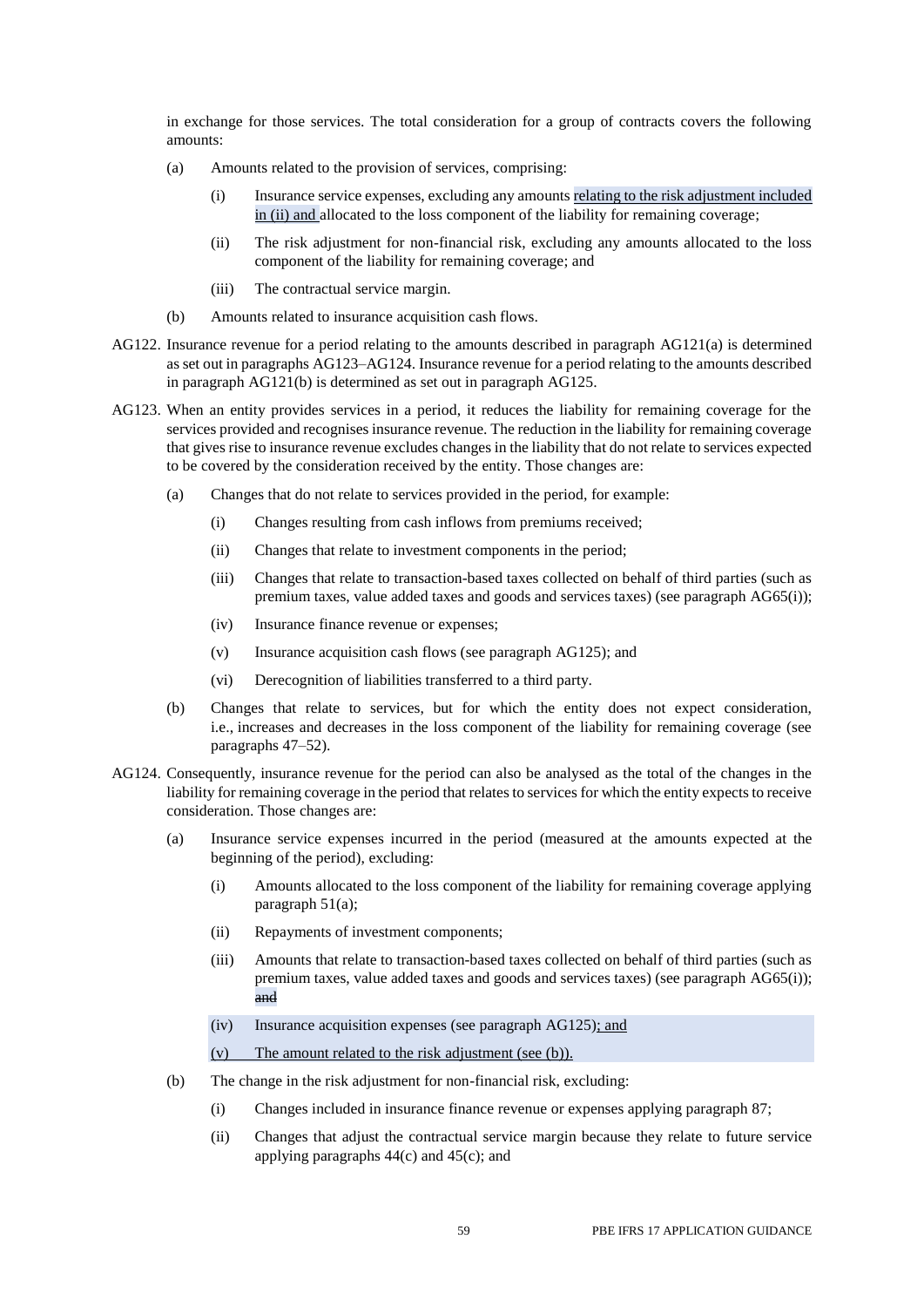in exchange for those services. The total consideration for a group of contracts covers the following amounts:

(a) Amounts related to the provision of services, comprising:

  (i) Insurance service expenses, excluding any amounts relating to the risk adjustment included in (ii) and allocated to the loss component of the liability for remaining coverage;

  (ii) The risk adjustment for non-financial risk, excluding any amounts allocated to the loss component of the liability for remaining coverage; and

  (iii) The contractual service margin.

(b) Amounts related to insurance acquisition cash flows.

AG122. Insurance revenue for a period relating to the amounts described in paragraph AG121(a) is determined as set out in paragraphs AG123–AG124. Insurance revenue for a period relating to the amounts described in paragraph AG121(b) is determined as set out in paragraph AG125.

AG123. When an entity provides services in a period, it reduces the liability for remaining coverage for the services provided and recognises insurance revenue. The reduction in the liability for remaining coverage that gives rise to insurance revenue excludes changes in the liability that do not relate to services expected to be covered by the consideration received by the entity. Those changes are:

(a) Changes that do not relate to services provided in the period, for example:

  (i) Changes resulting from cash inflows from premiums received;

  (ii) Changes that relate to investment components in the period;

  (iii) Changes that relate to transaction-based taxes collected on behalf of third parties (such as premium taxes, value added taxes and goods and services taxes) (see paragraph AG65(i));

  (iv) Insurance finance revenue or expenses;

  (v) Insurance acquisition cash flows (see paragraph AG125); and

  (vi) Derecognition of liabilities transferred to a third party.

(b) Changes that relate to services, but for which the entity does not expect consideration, i.e., increases and decreases in the loss component of the liability for remaining coverage (see paragraphs 47–52).

AG124. Consequently, insurance revenue for the period can also be analysed as the total of the changes in the liability for remaining coverage in the period that relates to services for which the entity expects to receive consideration. Those changes are:

(a) Insurance service expenses incurred in the period (measured at the amounts expected at the beginning of the period), excluding:

  (i) Amounts allocated to the loss component of the liability for remaining coverage applying paragraph 51(a);

  (ii) Repayments of investment components;

  (iii) Amounts that relate to transaction-based taxes collected on behalf of third parties (such as premium taxes, value added taxes and goods and services taxes) (see paragraph AG65(i)); ~~and~~

  (iv) Insurance acquisition expenses (see paragraph AG125); and

  (v) The amount related to the risk adjustment (see (b)).

(b) The change in the risk adjustment for non-financial risk, excluding:

  (i) Changes included in insurance finance revenue or expenses applying paragraph 87;

  (ii) Changes that adjust the contractual service margin because they relate to future service applying paragraphs 44(c) and 45(c); and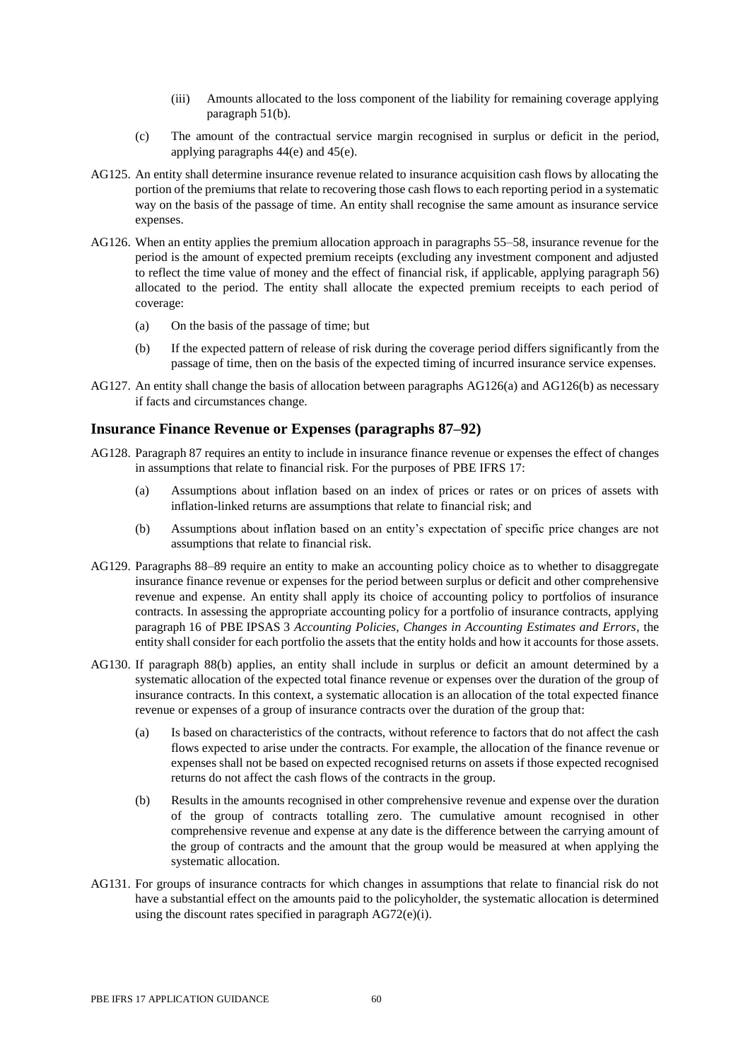(iii) Amounts allocated to the loss component of the liability for remaining coverage applying paragraph 51(b).

(c) The amount of the contractual service margin recognised in surplus or deficit in the period, applying paragraphs 44(e) and 45(e).

AG125. An entity shall determine insurance revenue related to insurance acquisition cash flows by allocating the portion of the premiums that relate to recovering those cash flows to each reporting period in a systematic way on the basis of the passage of time. An entity shall recognise the same amount as insurance service expenses.

AG126. When an entity applies the premium allocation approach in paragraphs 55–58, insurance revenue for the period is the amount of expected premium receipts (excluding any investment component and adjusted to reflect the time value of money and the effect of financial risk, if applicable, applying paragraph 56) allocated to the period. The entity shall allocate the expected premium receipts to each period of coverage:

(a) On the basis of the passage of time; but

(b) If the expected pattern of release of risk during the coverage period differs significantly from the passage of time, then on the basis of the expected timing of incurred insurance service expenses.

AG127. An entity shall change the basis of allocation between paragraphs AG126(a) and AG126(b) as necessary if facts and circumstances change.

## Insurance Finance Revenue or Expenses (paragraphs 87–92)

AG128. Paragraph 87 requires an entity to include in insurance finance revenue or expenses the effect of changes in assumptions that relate to financial risk. For the purposes of PBE IFRS 17:

(a) Assumptions about inflation based on an index of prices or rates or on prices of assets with inflation-linked returns are assumptions that relate to financial risk; and

(b) Assumptions about inflation based on an entity's expectation of specific price changes are not assumptions that relate to financial risk.

AG129. Paragraphs 88–89 require an entity to make an accounting policy choice as to whether to disaggregate insurance finance revenue or expenses for the period between surplus or deficit and other comprehensive revenue and expense. An entity shall apply its choice of accounting policy to portfolios of insurance contracts. In assessing the appropriate accounting policy for a portfolio of insurance contracts, applying paragraph 16 of PBE IPSAS 3 *Accounting Policies, Changes in Accounting Estimates and Errors*, the entity shall consider for each portfolio the assets that the entity holds and how it accounts for those assets.

AG130. If paragraph 88(b) applies, an entity shall include in surplus or deficit an amount determined by a systematic allocation of the expected total finance revenue or expenses over the duration of the group of insurance contracts. In this context, a systematic allocation is an allocation of the total expected finance revenue or expenses of a group of insurance contracts over the duration of the group that:

(a) Is based on characteristics of the contracts, without reference to factors that do not affect the cash flows expected to arise under the contracts. For example, the allocation of the finance revenue or expenses shall not be based on expected recognised returns on assets if those expected recognised returns do not affect the cash flows of the contracts in the group.

(b) Results in the amounts recognised in other comprehensive revenue and expense over the duration of the group of contracts totalling zero. The cumulative amount recognised in other comprehensive revenue and expense at any date is the difference between the carrying amount of the group of contracts and the amount that the group would be measured at when applying the systematic allocation.

AG131. For groups of insurance contracts for which changes in assumptions that relate to financial risk do not have a substantial effect on the amounts paid to the policyholder, the systematic allocation is determined using the discount rates specified in paragraph AG72(e)(i).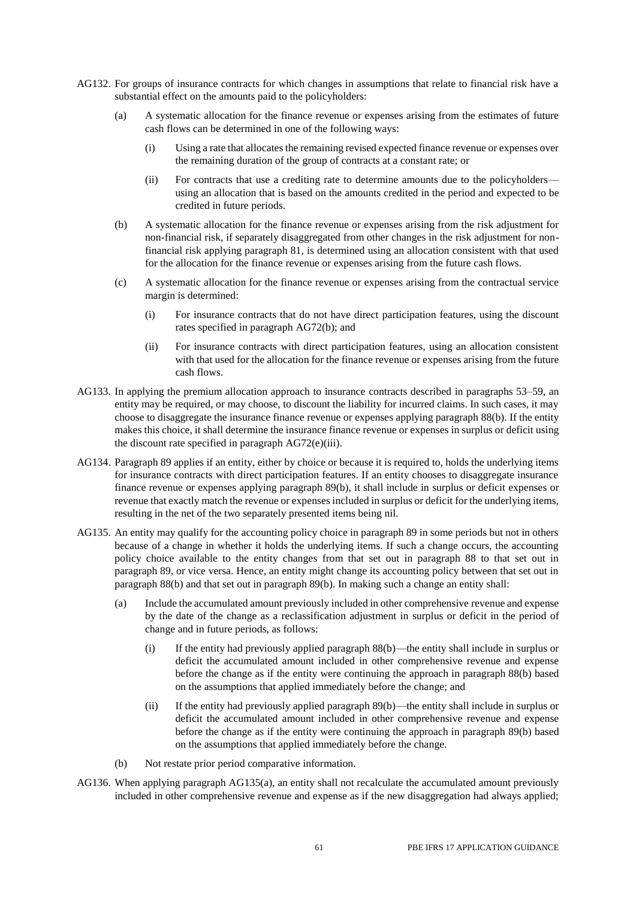AG132. For groups of insurance contracts for which changes in assumptions that relate to financial risk have a substantial effect on the amounts paid to the policyholders:

(a) A systematic allocation for the finance revenue or expenses arising from the estimates of future cash flows can be determined in one of the following ways:

(i) Using a rate that allocates the remaining revised expected finance revenue or expenses over the remaining duration of the group of contracts at a constant rate; or

(ii) For contracts that use a crediting rate to determine amounts due to the policyholders—using an allocation that is based on the amounts credited in the period and expected to be credited in future periods.

(b) A systematic allocation for the finance revenue or expenses arising from the risk adjustment for non-financial risk, if separately disaggregated from other changes in the risk adjustment for non-financial risk applying paragraph 81, is determined using an allocation consistent with that used for the allocation for the finance revenue or expenses arising from the future cash flows.

(c) A systematic allocation for the finance revenue or expenses arising from the contractual service margin is determined:

(i) For insurance contracts that do not have direct participation features, using the discount rates specified in paragraph AG72(b); and

(ii) For insurance contracts with direct participation features, using an allocation consistent with that used for the allocation for the finance revenue or expenses arising from the future cash flows.

AG133. In applying the premium allocation approach to insurance contracts described in paragraphs 53–59, an entity may be required, or may choose, to discount the liability for incurred claims. In such cases, it may choose to disaggregate the insurance finance revenue or expenses applying paragraph 88(b). If the entity makes this choice, it shall determine the insurance finance revenue or expenses in surplus or deficit using the discount rate specified in paragraph AG72(e)(iii).

AG134. Paragraph 89 applies if an entity, either by choice or because it is required to, holds the underlying items for insurance contracts with direct participation features. If an entity chooses to disaggregate insurance finance revenue or expenses applying paragraph 89(b), it shall include in surplus or deficit expenses or revenue that exactly match the revenue or expenses included in surplus or deficit for the underlying items, resulting in the net of the two separately presented items being nil.

AG135. An entity may qualify for the accounting policy choice in paragraph 89 in some periods but not in others because of a change in whether it holds the underlying items. If such a change occurs, the accounting policy choice available to the entity changes from that set out in paragraph 88 to that set out in paragraph 89, or vice versa. Hence, an entity might change its accounting policy between that set out in paragraph 88(b) and that set out in paragraph 89(b). In making such a change an entity shall:

(a) Include the accumulated amount previously included in other comprehensive revenue and expense by the date of the change as a reclassification adjustment in surplus or deficit in the period of change and in future periods, as follows:

(i) If the entity had previously applied paragraph 88(b)—the entity shall include in surplus or deficit the accumulated amount included in other comprehensive revenue and expense before the change as if the entity were continuing the approach in paragraph 88(b) based on the assumptions that applied immediately before the change; and

(ii) If the entity had previously applied paragraph 89(b)—the entity shall include in surplus or deficit the accumulated amount included in other comprehensive revenue and expense before the change as if the entity were continuing the approach in paragraph 89(b) based on the assumptions that applied immediately before the change.

(b) Not restate prior period comparative information.

AG136. When applying paragraph AG135(a), an entity shall not recalculate the accumulated amount previously included in other comprehensive revenue and expense as if the new disaggregation had always applied;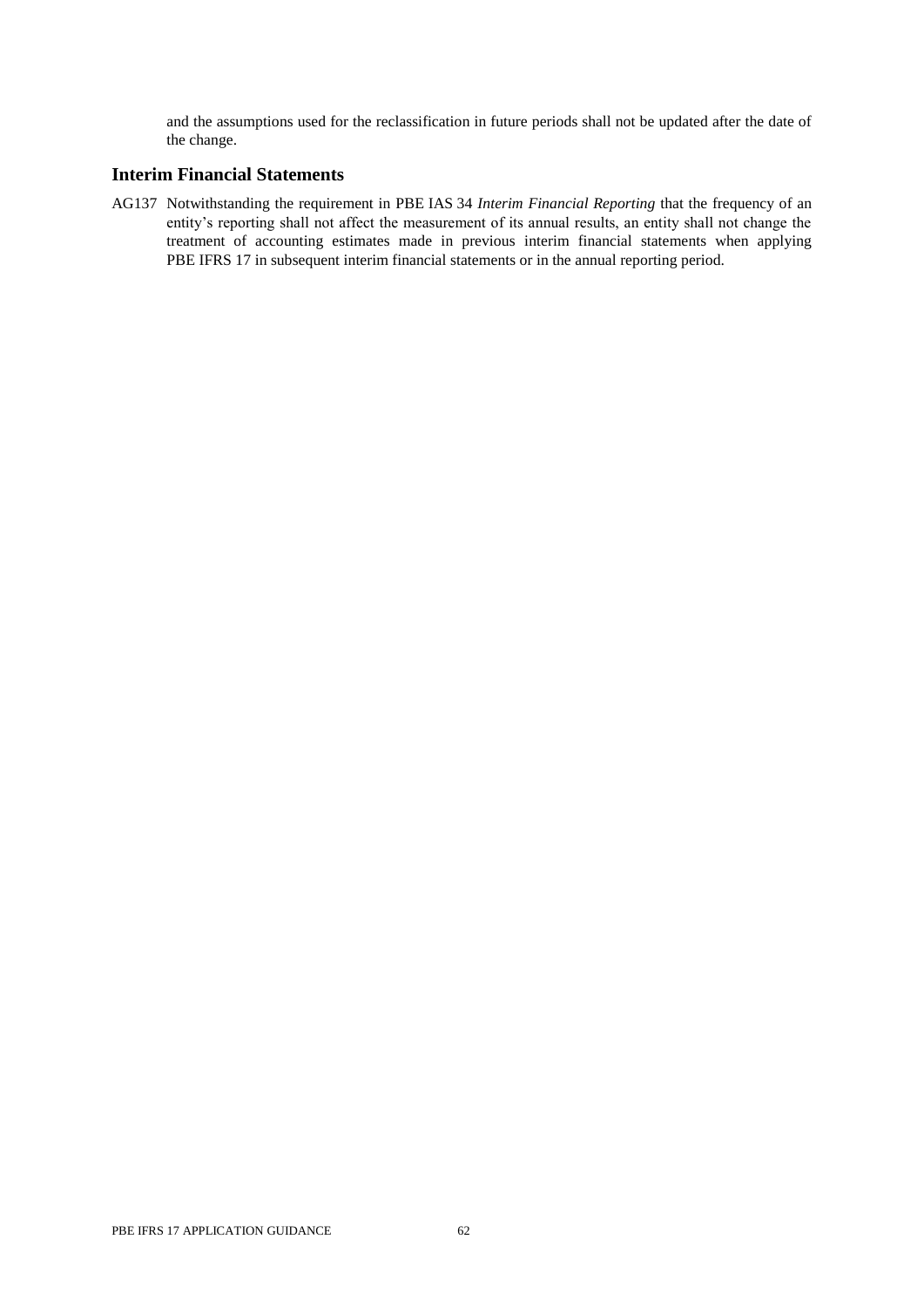and the assumptions used for the reclassification in future periods shall not be updated after the date of the change.

## Interim Financial Statements

AG137 Notwithstanding the requirement in PBE IAS 34 *Interim Financial Reporting* that the frequency of an entity's reporting shall not affect the measurement of its annual results, an entity shall not change the treatment of accounting estimates made in previous interim financial statements when applying PBE IFRS 17 in subsequent interim financial statements or in the annual reporting period.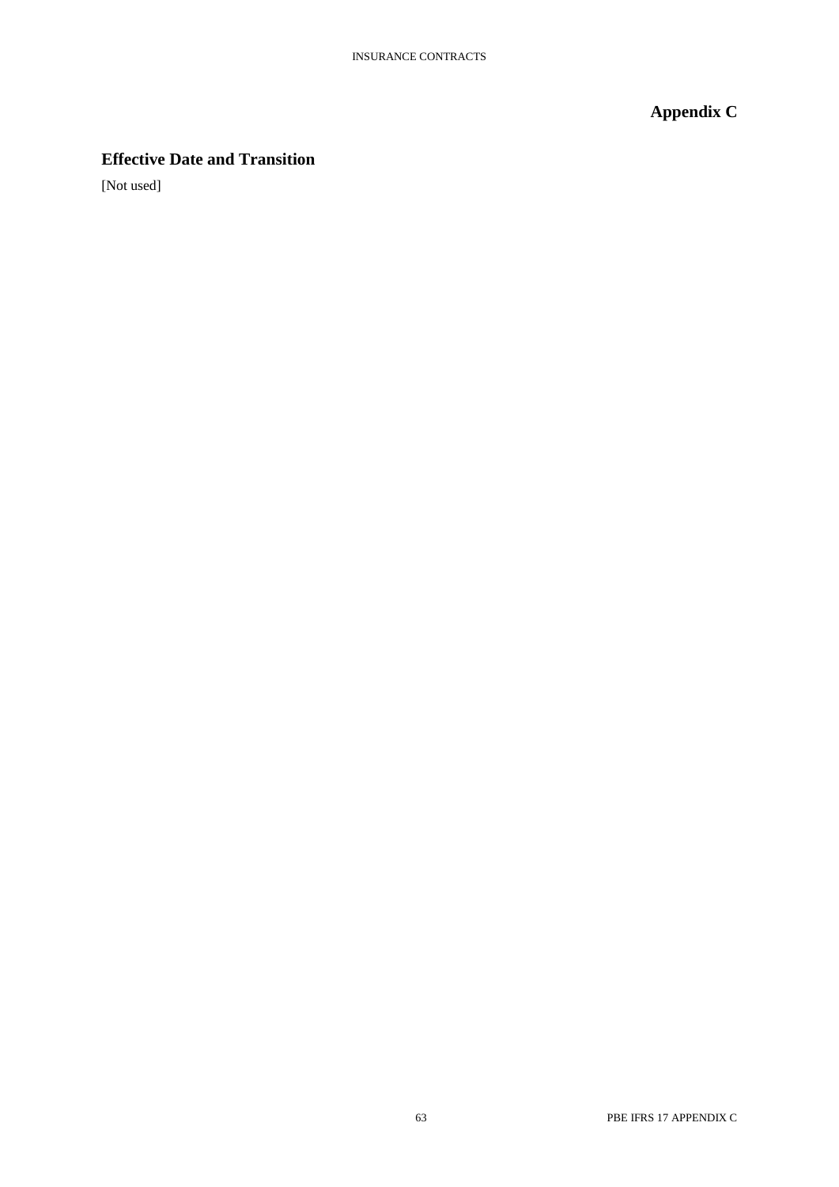# Appendix C

## Effective Date and Transition

[Not used]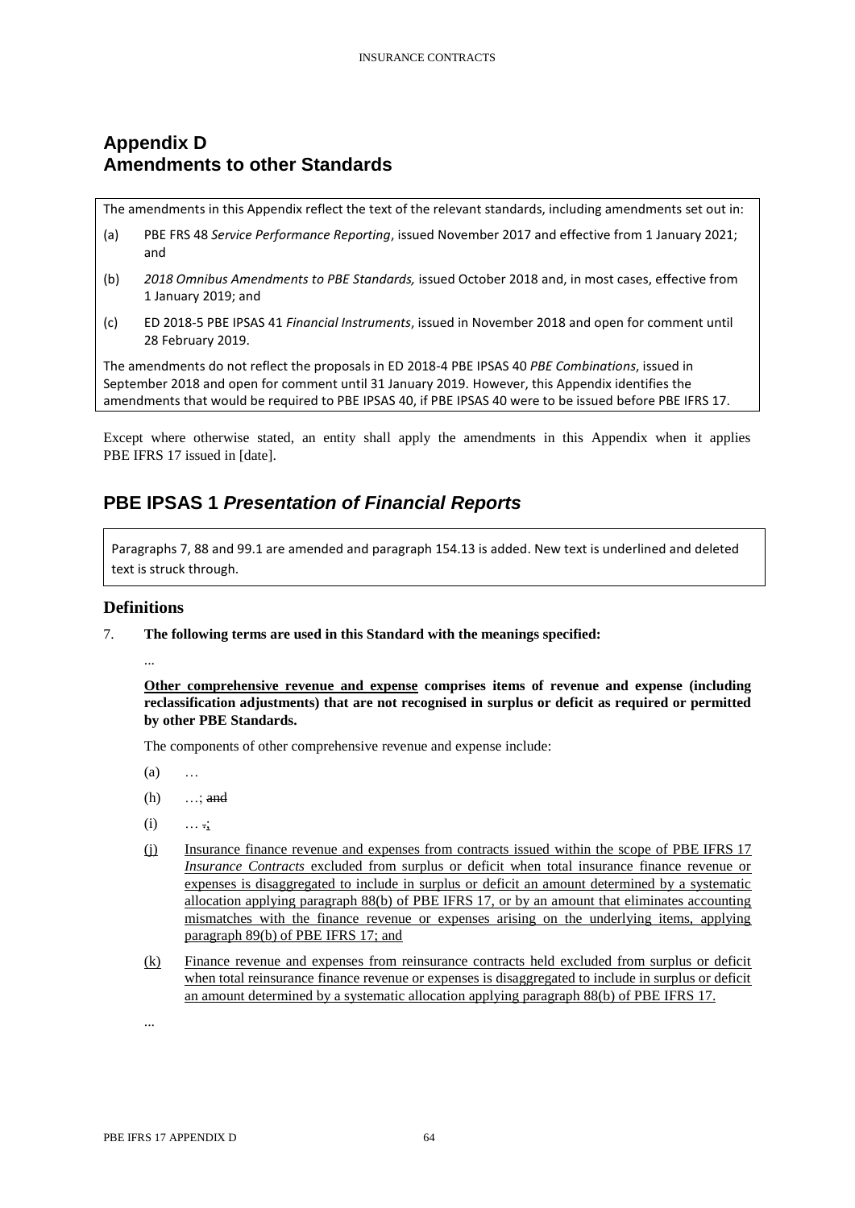# Appendix D
# Amendments to other Standards

The amendments in this Appendix reflect the text of the relevant standards, including amendments set out in:

(a) PBE FRS 48 *Service Performance Reporting*, issued November 2017 and effective from 1 January 2021; and

(b) *2018 Omnibus Amendments to PBE Standards,* issued October 2018 and, in most cases, effective from 1 January 2019; and

(c) ED 2018-5 PBE IPSAS 41 *Financial Instruments*, issued in November 2018 and open for comment until 28 February 2019.

The amendments do not reflect the proposals in ED 2018-4 PBE IPSAS 40 *PBE Combinations*, issued in September 2018 and open for comment until 31 January 2019. However, this Appendix identifies the amendments that would be required to PBE IPSAS 40, if PBE IPSAS 40 were to be issued before PBE IFRS 17.

Except where otherwise stated, an entity shall apply the amendments in this Appendix when it applies PBE IFRS 17 issued in [date].

## PBE IPSAS 1 *Presentation of Financial Reports*

Paragraphs 7, 88 and 99.1 are amended and paragraph 154.13 is added. New text is underlined and deleted text is struck through.

### Definitions

7. **The following terms are used in this Standard with the meanings specified:**

...

**<u>Other comprehensive revenue and expense</u> comprises items of revenue and expense (including reclassification adjustments) that are not recognised in surplus or deficit as required or permitted by other PBE Standards.**

The components of other comprehensive revenue and expense include:

(a) …

(h) …; ~~and~~

(i) … ~~.~~<u>;</u>

<u>(j) Insurance finance revenue and expenses from contracts issued within the scope of PBE IFRS 17 *Insurance Contracts* excluded from surplus or deficit when total insurance finance revenue or expenses is disaggregated to include in surplus or deficit an amount determined by a systematic allocation applying paragraph 88(b) of PBE IFRS 17, or by an amount that eliminates accounting mismatches with the finance revenue or expenses arising on the underlying items, applying paragraph 89(b) of PBE IFRS 17; and</u>

<u>(k) Finance revenue and expenses from reinsurance contracts held excluded from surplus or deficit when total reinsurance finance revenue or expenses is disaggregated to include in surplus or deficit an amount determined by a systematic allocation applying paragraph 88(b) of PBE IFRS 17.</u>

...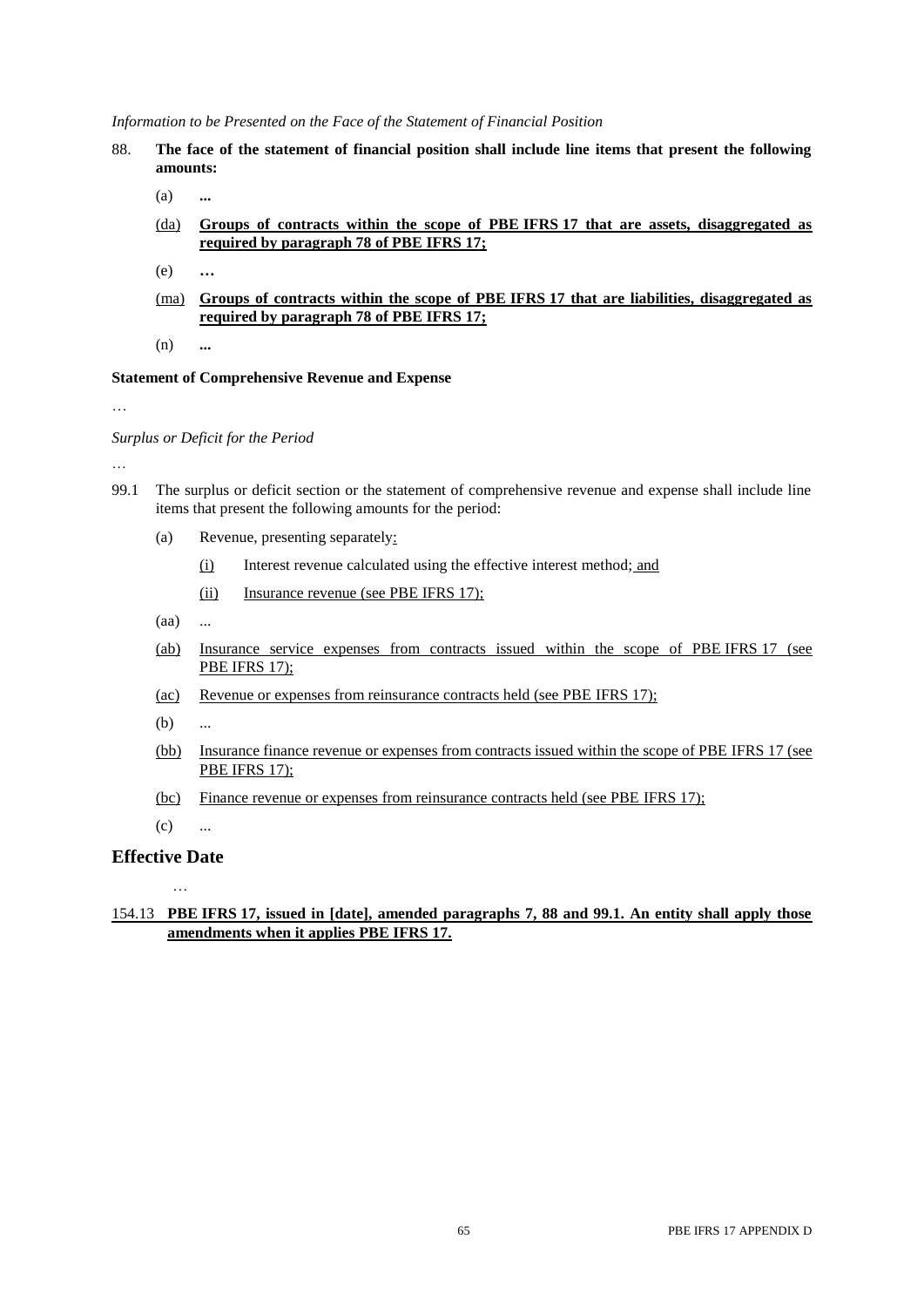*Information to be Presented on the Face of the Statement of Financial Position*

88. **The face of the statement of financial position shall include line items that present the following amounts:**

   (a) **...**

   (da) **Groups of contracts within the scope of PBE IFRS 17 that are assets, disaggregated as required by paragraph 78 of PBE IFRS 17;**

   (e) **…**

   (ma) **Groups of contracts within the scope of PBE IFRS 17 that are liabilities, disaggregated as required by paragraph 78 of PBE IFRS 17;**

   (n) **...**

**Statement of Comprehensive Revenue and Expense**

…

*Surplus or Deficit for the Period*

…

99.1 The surplus or deficit section or the statement of comprehensive revenue and expense shall include line items that present the following amounts for the period:

   (a) Revenue, presenting separately:

      (i) Interest revenue calculated using the effective interest method; and

      (ii) Insurance revenue (see PBE IFRS 17);

   (aa) ...

   (ab) Insurance service expenses from contracts issued within the scope of PBE IFRS 17 (see PBE IFRS 17);

   (ac) Revenue or expenses from reinsurance contracts held (see PBE IFRS 17);

   (b) ...

   (bb) Insurance finance revenue or expenses from contracts issued within the scope of PBE IFRS 17 (see PBE IFRS 17);

   (bc) Finance revenue or expenses from reinsurance contracts held (see PBE IFRS 17);

   (c) ...

## Effective Date

…

154.13 **PBE IFRS 17, issued in [date], amended paragraphs 7, 88 and 99.1. An entity shall apply those amendments when it applies PBE IFRS 17.**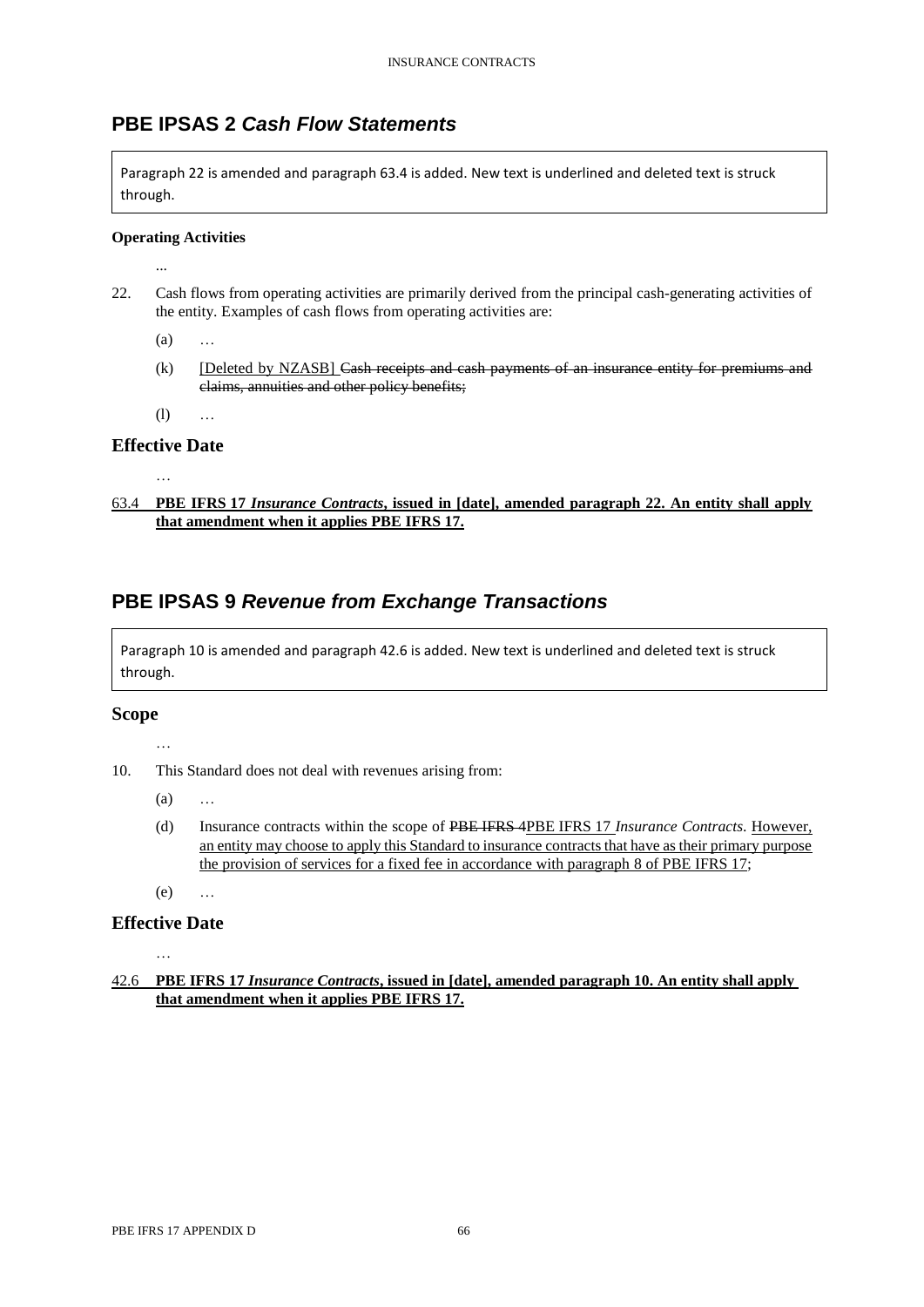## PBE IPSAS 2 *Cash Flow Statements*

Paragraph 22 is amended and paragraph 63.4 is added. New text is underlined and deleted text is struck through.

**Operating Activities**

...

22. Cash flows from operating activities are primarily derived from the principal cash-generating activities of the entity. Examples of cash flows from operating activities are:

    (a) …

    (k) <u>[Deleted by NZASB]</u> ~~Cash receipts and cash payments of an insurance entity for premiums and claims, annuities and other policy benefits;~~

    (l) …

### Effective Date

…

<u>63.4</u> <u>**PBE IFRS 17 *Insurance Contracts*, issued in [date], amended paragraph 22. An entity shall apply that amendment when it applies PBE IFRS 17.**</u>

## PBE IPSAS 9 *Revenue from Exchange Transactions*

Paragraph 10 is amended and paragraph 42.6 is added. New text is underlined and deleted text is struck through.

### Scope

…

10. This Standard does not deal with revenues arising from:

    (a) …

    (d) Insurance contracts within the scope of ~~PBE IFRS 4~~<u>PBE IFRS 17</u> *Insurance Contracts*. <u>However, an entity may choose to apply this Standard to insurance contracts that have as their primary purpose the provision of services for a fixed fee in accordance with paragraph 8 of PBE IFRS 17</u>;

    (e) …

### Effective Date

…

<u>42.6</u> <u>**PBE IFRS 17 *Insurance Contracts*, issued in [date], amended paragraph 10. An entity shall apply that amendment when it applies PBE IFRS 17.**</u>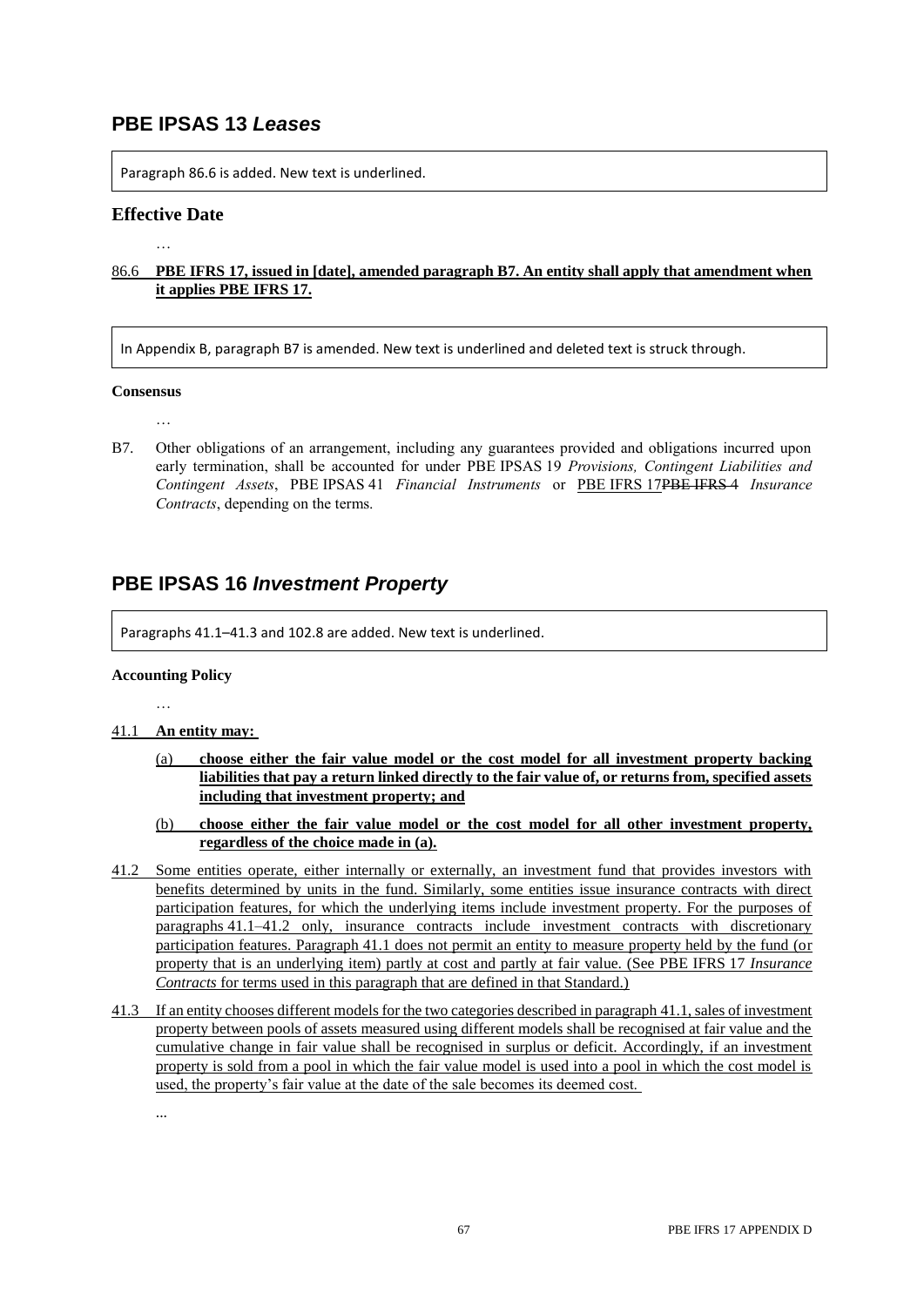## PBE IPSAS 13 *Leases*

Paragraph 86.6 is added. New text is underlined.

### Effective Date

…

<u>86.6</u> **<u>PBE IFRS 17, issued in [date], amended paragraph B7. An entity shall apply that amendment when it applies PBE IFRS 17.</u>**

In Appendix B, paragraph B7 is amended. New text is underlined and deleted text is struck through.

#### Consensus

…

B7. Other obligations of an arrangement, including any guarantees provided and obligations incurred upon early termination, shall be accounted for under PBE IPSAS 19 *Provisions, Contingent Liabilities and Contingent Assets*, PBE IPSAS 41 *Financial Instruments* or <u>PBE IFRS 17</u>~~PBE IFRS 4~~ *Insurance Contracts*, depending on the terms.

## PBE IPSAS 16 *Investment Property*

Paragraphs 41.1–41.3 and 102.8 are added. New text is underlined.

#### Accounting Policy

…

<u>41.1</u> **<u>An entity may:</u>**

(a) **<u>choose either the fair value model or the cost model for all investment property backing liabilities that pay a return linked directly to the fair value of, or returns from, specified assets including that investment property; and</u>**

(b) **<u>choose either the fair value model or the cost model for all other investment property, regardless of the choice made in (a).</u>**

<u>41.2 Some entities operate, either internally or externally, an investment fund that provides investors with benefits determined by units in the fund. Similarly, some entities issue insurance contracts with direct participation features, for which the underlying items include investment property. For the purposes of paragraphs 41.1–41.2 only, insurance contracts include investment contracts with discretionary participation features. Paragraph 41.1 does not permit an entity to measure property held by the fund (or property that is an underlying item) partly at cost and partly at fair value. (See PBE IFRS 17 *Insurance Contracts* for terms used in this paragraph that are defined in that Standard.)</u>

<u>41.3 If an entity chooses different models for the two categories described in paragraph 41.1, sales of investment property between pools of assets measured using different models shall be recognised at fair value and the cumulative change in fair value shall be recognised in surplus or deficit. Accordingly, if an investment property is sold from a pool in which the fair value model is used into a pool in which the cost model is used, the property's fair value at the date of the sale becomes its deemed cost.</u>

...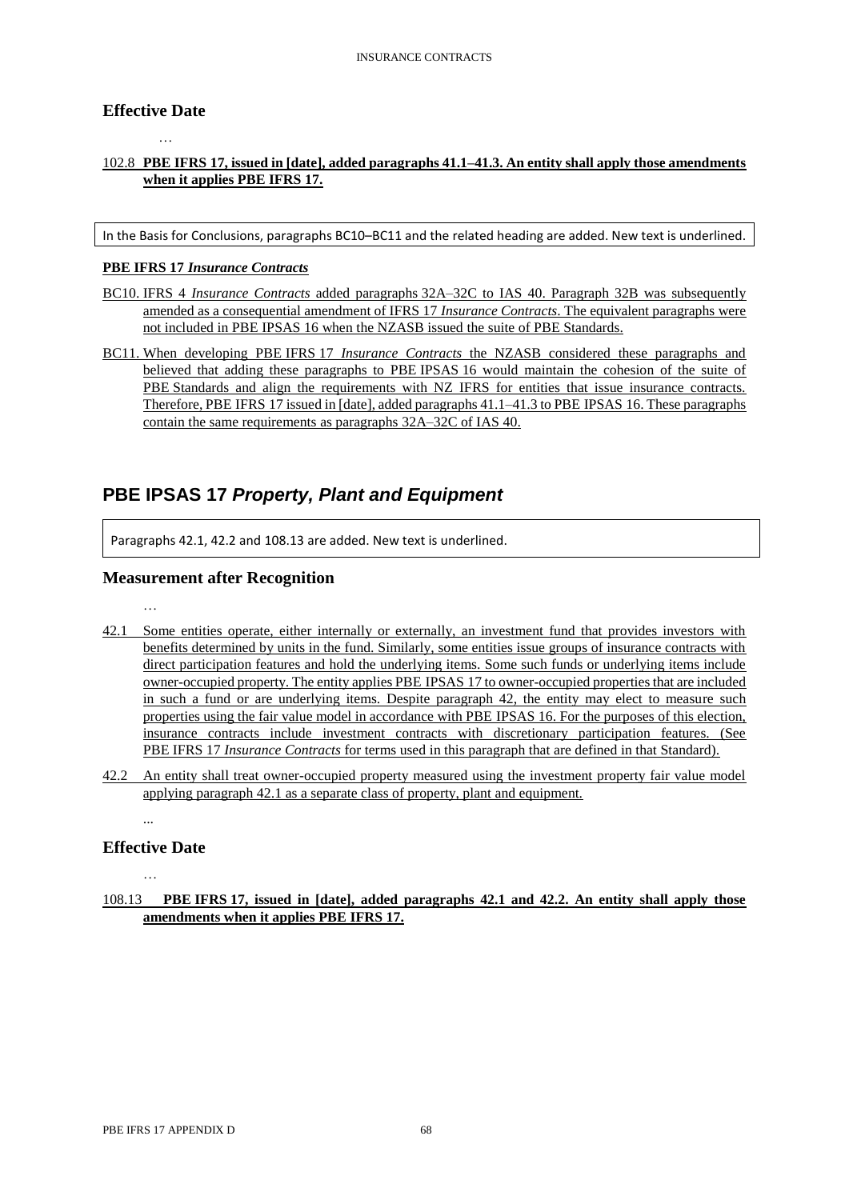### Effective Date

…

102.8 **PBE IFRS 17, issued in [date], added paragraphs 41.1–41.3. An entity shall apply those amendments when it applies PBE IFRS 17.**

In the Basis for Conclusions, paragraphs BC10–BC11 and the related heading are added. New text is underlined.

**PBE IFRS 17 *Insurance Contracts***

BC10. IFRS 4 *Insurance Contracts* added paragraphs 32A–32C to IAS 40. Paragraph 32B was subsequently amended as a consequential amendment of IFRS 17 *Insurance Contracts*. The equivalent paragraphs were not included in PBE IPSAS 16 when the NZASB issued the suite of PBE Standards.

BC11. When developing PBE IFRS 17 *Insurance Contracts* the NZASB considered these paragraphs and believed that adding these paragraphs to PBE IPSAS 16 would maintain the cohesion of the suite of PBE Standards and align the requirements with NZ IFRS for entities that issue insurance contracts. Therefore, PBE IFRS 17 issued in [date], added paragraphs 41.1–41.3 to PBE IPSAS 16. These paragraphs contain the same requirements as paragraphs 32A–32C of IAS 40.

## PBE IPSAS 17 *Property, Plant and Equipment*

Paragraphs 42.1, 42.2 and 108.13 are added. New text is underlined.

### Measurement after Recognition

…

42.1 Some entities operate, either internally or externally, an investment fund that provides investors with benefits determined by units in the fund. Similarly, some entities issue groups of insurance contracts with direct participation features and hold the underlying items. Some such funds or underlying items include owner-occupied property. The entity applies PBE IPSAS 17 to owner-occupied properties that are included in such a fund or are underlying items. Despite paragraph 42, the entity may elect to measure such properties using the fair value model in accordance with PBE IPSAS 16. For the purposes of this election, insurance contracts include investment contracts with discretionary participation features. (See PBE IFRS 17 *Insurance Contracts* for terms used in this paragraph that are defined in that Standard).

42.2 An entity shall treat owner-occupied property measured using the investment property fair value model applying paragraph 42.1 as a separate class of property, plant and equipment.

...

### Effective Date

…

108.13 **PBE IFRS 17, issued in [date], added paragraphs 42.1 and 42.2. An entity shall apply those amendments when it applies PBE IFRS 17.**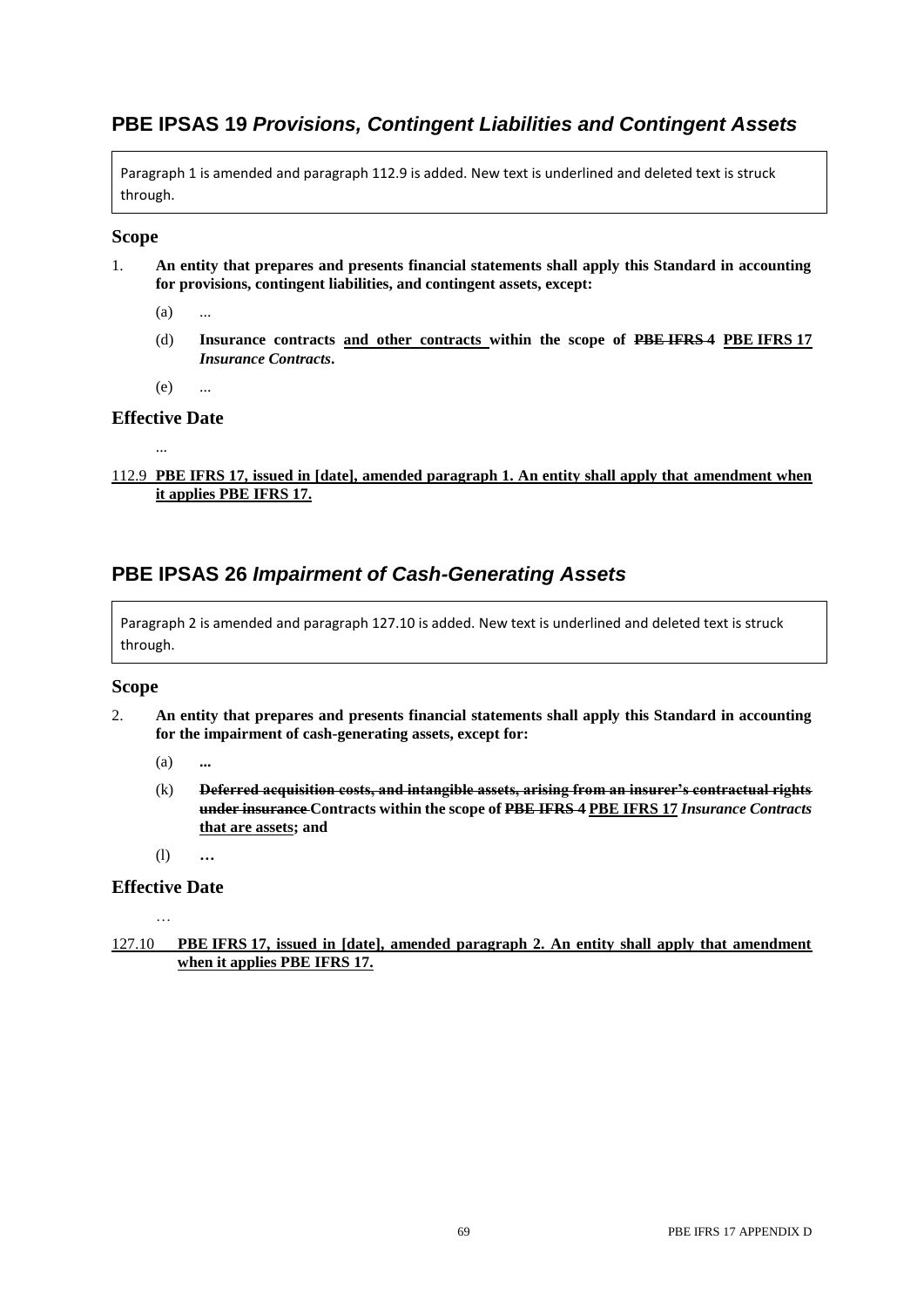## PBE IPSAS 19 *Provisions, Contingent Liabilities and Contingent Assets*

Paragraph 1 is amended and paragraph 112.9 is added. New text is underlined and deleted text is struck through.

### Scope

1. **An entity that prepares and presents financial statements shall apply this Standard in accounting for provisions, contingent liabilities, and contingent assets, except:**

   (a) ...

   (d) **Insurance contracts <u>and other contracts</u> within the scope of ~~PBE IFRS 4~~ <u>PBE IFRS 17</u> *Insurance Contracts*.**

   (e) ...

### Effective Date

...

<u>112.9</u> **<u>PBE IFRS 17, issued in [date], amended paragraph 1. An entity shall apply that amendment when it applies PBE IFRS 17.</u>**

## PBE IPSAS 26 *Impairment of Cash-Generating Assets*

Paragraph 2 is amended and paragraph 127.10 is added. New text is underlined and deleted text is struck through.

### Scope

2. **An entity that prepares and presents financial statements shall apply this Standard in accounting for the impairment of cash-generating assets, except for:**

   (a) **...**

   (k) **~~Deferred acquisition costs, and intangible assets, arising from an insurer's contractual rights under insurance~~ Contracts within the scope of ~~PBE IFRS 4~~ <u>PBE IFRS 17</u> *Insurance Contracts* <u>that are assets</u>; and**

   (l) **…**

### Effective Date

…

<u>127.10</u> **<u>PBE IFRS 17, issued in [date], amended paragraph 2. An entity shall apply that amendment when it applies PBE IFRS 17.</u>**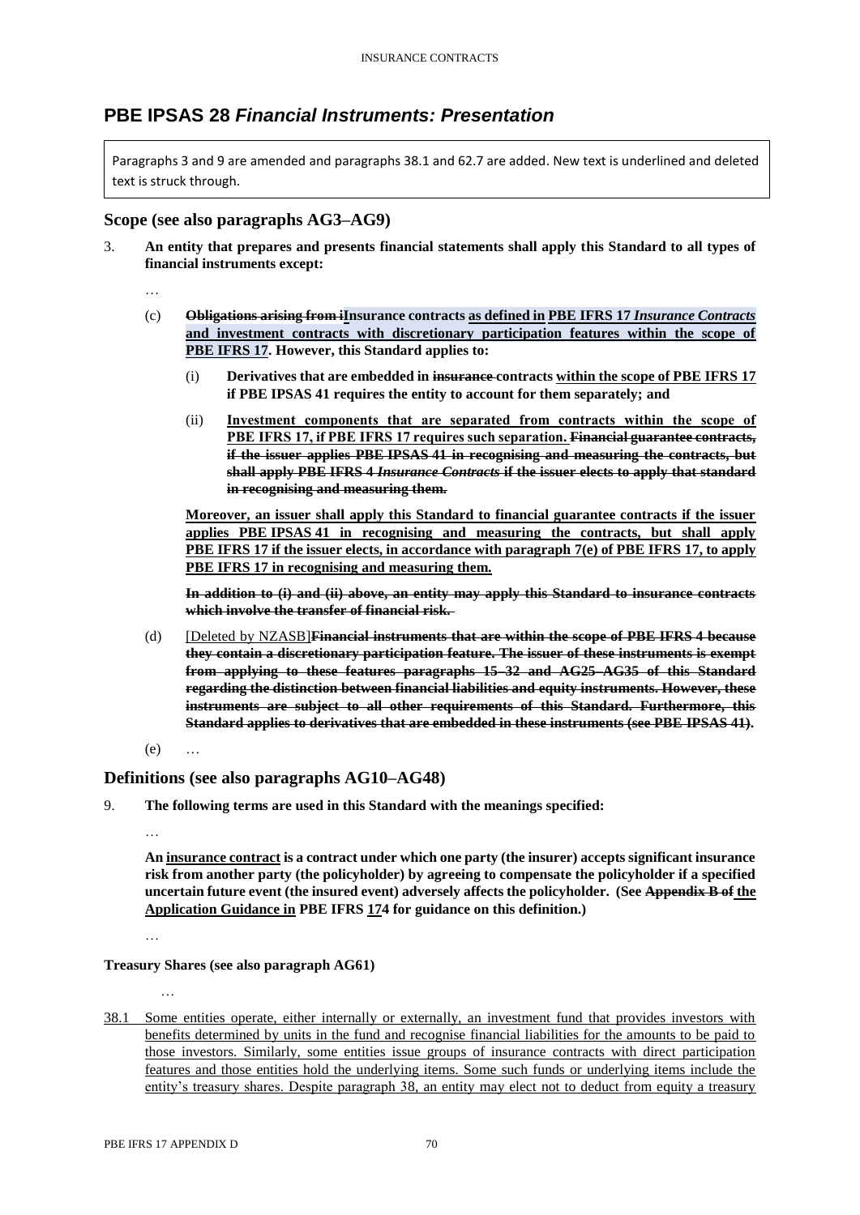# PBE IPSAS 28 *Financial Instruments: Presentation*

Paragraphs 3 and 9 are amended and paragraphs 38.1 and 62.7 are added. New text is underlined and deleted text is struck through.

## Scope (see also paragraphs AG3–AG9)

3. **An entity that prepares and presents financial statements shall apply this Standard to all types of financial instruments except:**

   …

   (c) **~~Obligations arising from i~~<u>I</u>nsurance contracts <u>as defined in PBE IFRS 17 *Insurance Contracts* and investment contracts with discretionary participation features within the scope of PBE IFRS 17</u>. However, this Standard applies to:**

      (i) **Derivatives that are embedded in ~~insurance~~ contracts <u>within the scope of PBE IFRS 17</u> if PBE IPSAS 41 requires the entity to account for them separately; and**

      (ii) **<u>Investment components that are separated from contracts within the scope of PBE IFRS 17, if PBE IFRS 17 requires such separation.</u> ~~Financial guarantee contracts, if the issuer applies PBE IPSAS 41 in recognising and measuring the contracts, but shall apply PBE IFRS 4 *Insurance Contracts* if the issuer elects to apply that standard in recognising and measuring them.~~**

      **<u>Moreover, an issuer shall apply this Standard to financial guarantee contracts if the issuer applies PBE IPSAS 41 in recognising and measuring the contracts, but shall apply PBE IFRS 17 if the issuer elects, in accordance with paragraph 7(e) of PBE IFRS 17, to apply PBE IFRS 17 in recognising and measuring them.</u>**

      **~~In addition to (i) and (ii) above, an entity may apply this Standard to insurance contracts which involve the transfer of financial risk.~~**

   (d) [Deleted by NZASB]**~~Financial instruments that are within the scope of PBE IFRS 4 because they contain a discretionary participation feature. The issuer of these instruments is exempt from applying to these features paragraphs 15–32 and AG25–AG35 of this Standard regarding the distinction between financial liabilities and equity instruments. However, these instruments are subject to all other requirements of this Standard. Furthermore, this Standard applies to derivatives that are embedded in these instruments (see PBE IPSAS 41).~~**

   (e) …

## Definitions (see also paragraphs AG10–AG48)

9. **The following terms are used in this Standard with the meanings specified:**

   …

   **An <u>insurance contract</u> is a contract under which one party (the insurer) accepts significant insurance risk from another party (the policyholder) by agreeing to compensate the policyholder if a specified uncertain future event (the insured event) adversely affects the policyholder. (See ~~Appendix B of~~ <u>the Application Guidance in</u> PBE IFRS <u>17</u>~~4~~ for guidance on this definition.)**

   …

**Treasury Shares (see also paragraph AG61)**

…

<u>38.1 Some entities operate, either internally or externally, an investment fund that provides investors with benefits determined by units in the fund and recognise financial liabilities for the amounts to be paid to those investors. Similarly, some entities issue groups of insurance contracts with direct participation features and those entities hold the underlying items. Some such funds or underlying items include the entity's treasury shares. Despite paragraph 38, an entity may elect not to deduct from equity a treasury</u>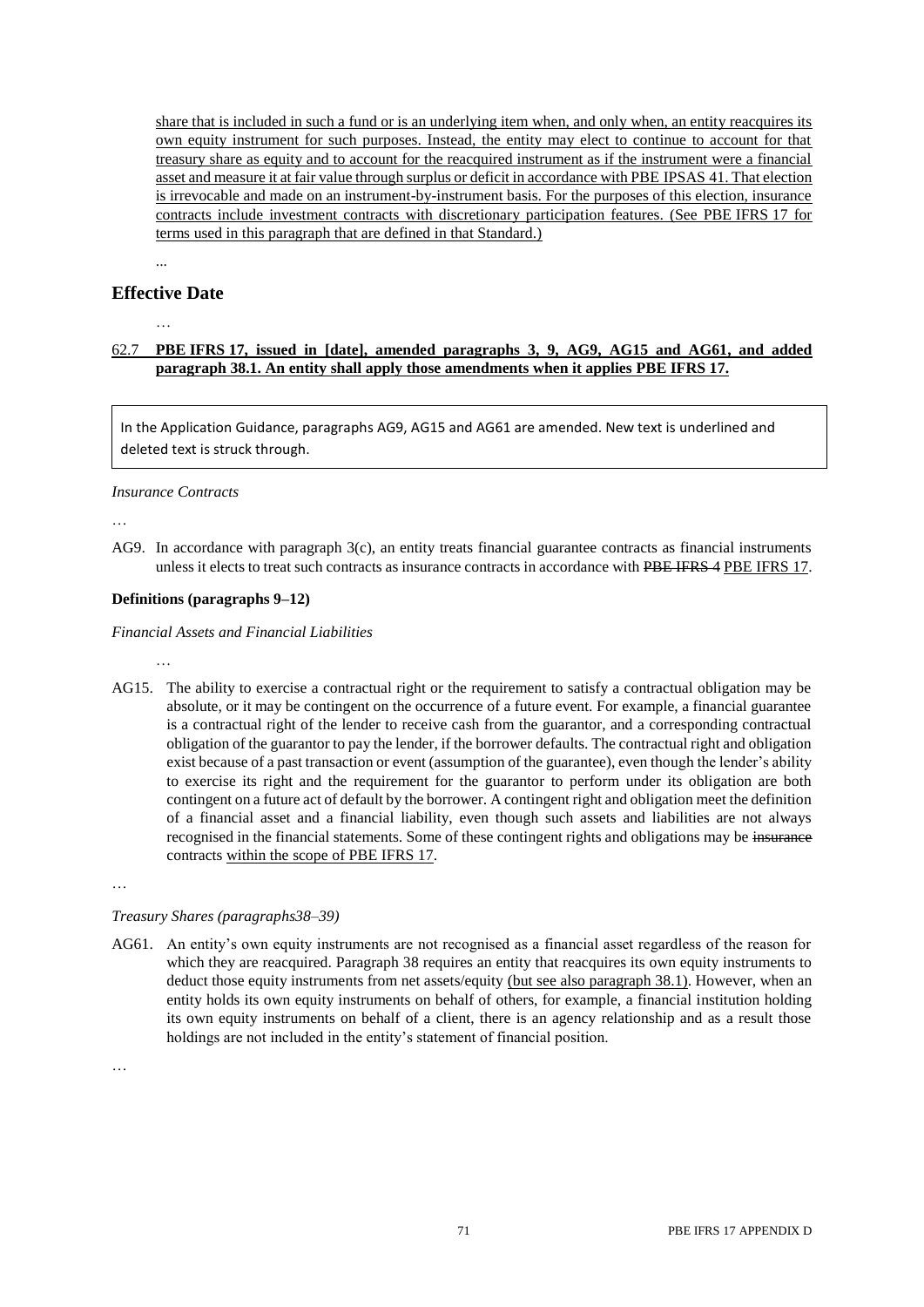<u>share that is included in such a fund or is an underlying item when, and only when, an entity reacquires its own equity instrument for such purposes. Instead, the entity may elect to continue to account for that treasury share as equity and to account for the reacquired instrument as if the instrument were a financial asset and measure it at fair value through surplus or deficit in accordance with PBE IPSAS 41. That election is irrevocable and made on an instrument-by-instrument basis. For the purposes of this election, insurance contracts include investment contracts with discretionary participation features. (See PBE IFRS 17 for terms used in this paragraph that are defined in that Standard.)</u>

...

## Effective Date

…

<u>62.7</u> **<u>PBE IFRS 17, issued in [date], amended paragraphs 3, 9, AG9, AG15 and AG61, and added paragraph 38.1. An entity shall apply those amendments when it applies PBE IFRS 17.</u>**

> In the Application Guidance, paragraphs AG9, AG15 and AG61 are amended. New text is underlined and deleted text is struck through.

*Insurance Contracts*

…

AG9. In accordance with paragraph 3(c), an entity treats financial guarantee contracts as financial instruments unless it elects to treat such contracts as insurance contracts in accordance with ~~PBE IFRS 4~~ <u>PBE IFRS 17</u>.

**Definitions (paragraphs 9–12)**

*Financial Assets and Financial Liabilities*

…

AG15. The ability to exercise a contractual right or the requirement to satisfy a contractual obligation may be absolute, or it may be contingent on the occurrence of a future event. For example, a financial guarantee is a contractual right of the lender to receive cash from the guarantor, and a corresponding contractual obligation of the guarantor to pay the lender, if the borrower defaults. The contractual right and obligation exist because of a past transaction or event (assumption of the guarantee), even though the lender's ability to exercise its right and the requirement for the guarantor to perform under its obligation are both contingent on a future act of default by the borrower. A contingent right and obligation meet the definition of a financial asset and a financial liability, even though such assets and liabilities are not always recognised in the financial statements. Some of these contingent rights and obligations may be ~~insurance~~ contracts <u>within the scope of PBE IFRS 17</u>.

…

*Treasury Shares (paragraphs38–39)*

AG61. An entity's own equity instruments are not recognised as a financial asset regardless of the reason for which they are reacquired. Paragraph 38 requires an entity that reacquires its own equity instruments to deduct those equity instruments from net assets/equity <u>(but see also paragraph 38.1)</u>. However, when an entity holds its own equity instruments on behalf of others, for example, a financial institution holding its own equity instruments on behalf of a client, there is an agency relationship and as a result those holdings are not included in the entity's statement of financial position.

…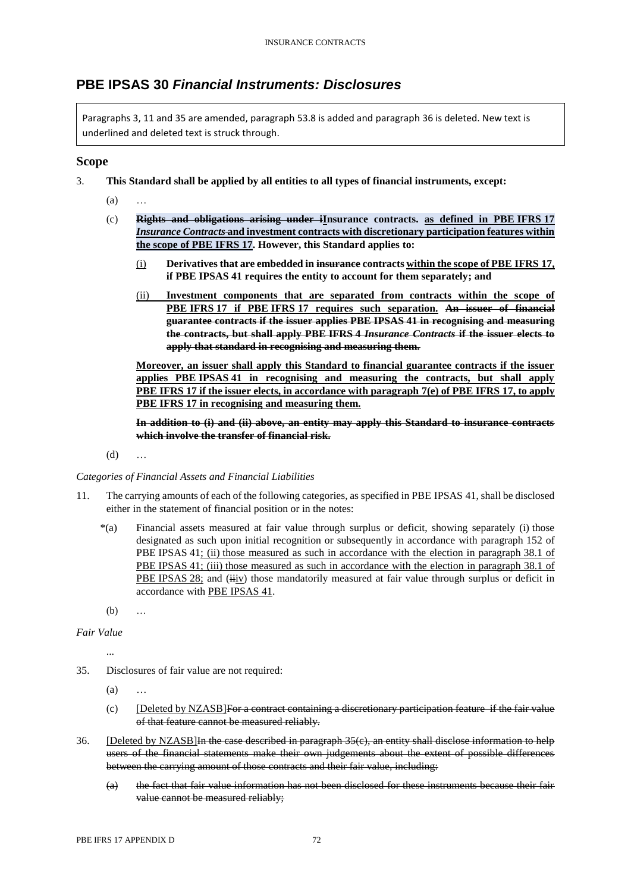## PBE IPSAS 30 *Financial Instruments: Disclosures*

> Paragraphs 3, 11 and 35 are amended, paragraph 53.8 is added and paragraph 36 is deleted. New text is underlined and deleted text is struck through.

### Scope

3. **This Standard shall be applied by all entities to all types of financial instruments, except:**

   (a) …

   (c) **~~Rights and obligations arising under i~~Insurance contracts. <u>as defined in PBE IFRS 17 *Insurance Contracts*</u> ~~and investment contracts with discretionary participation features within the scope of PBE IFRS 17~~. However, this Standard applies to:**

   <u>(i)</u> **Derivatives that are embedded in ~~insurance~~ contracts <u>within the scope of PBE IFRS 17</u>, if PBE IPSAS 41 requires the entity to account for them separately; and**

   <u>(ii)</u> **<u>Investment components that are separated from contracts within the scope of PBE IFRS 17 if PBE IFRS 17 requires such separation.</u> ~~An issuer of financial guarantee contracts if the issuer applies PBE IPSAS 41 in recognising and measuring the contracts, but shall apply PBE IFRS 4 *Insurance Contracts* if the issuer elects to apply that standard in recognising and measuring them.~~**

   **<u>Moreover, an issuer shall apply this Standard to financial guarantee contracts if the issuer applies PBE IPSAS 41 in recognising and measuring the contracts, but shall apply PBE IFRS 17 if the issuer elects, in accordance with paragraph 7(e) of PBE IFRS 17, to apply PBE IFRS 17 in recognising and measuring them.</u>**

   **~~In addition to (i) and (ii) above, an entity may apply this Standard to insurance contracts which involve the transfer of financial risk.~~**

   (d) …

*Categories of Financial Assets and Financial Liabilities*

11. The carrying amounts of each of the following categories, as specified in PBE IPSAS 41, shall be disclosed either in the statement of financial position or in the notes:

   *(a) Financial assets measured at fair value through surplus or deficit, showing separately (i) those designated as such upon initial recognition or subsequently in accordance with paragraph 152 of PBE IPSAS 41<u>; (ii) those measured as such in accordance with the election in paragraph 38.1 of PBE IPSAS 41; (iii) those measured as such in accordance with the election in paragraph 38.1 of PBE IPSAS 28;</u> and (~~ii~~<u>iv</u>) those mandatorily measured at fair value through surplus or deficit in accordance with <u>PBE IPSAS 41</u>.

   (b) …

*Fair Value*

...

35. Disclosures of fair value are not required:

   (a) …

   (c) <u>[Deleted by NZASB]</u>~~For a contract containing a discretionary participation feature if the fair value of that feature cannot be measured reliably.~~

36. <u>[Deleted by NZASB]</u>~~In the case described in paragraph 35(c), an entity shall disclose information to help users of the financial statements make their own judgements about the extent of possible differences between the carrying amount of those contracts and their fair value, including:~~

   ~~(a) the fact that fair value information has not been disclosed for these instruments because their fair value cannot be measured reliably;~~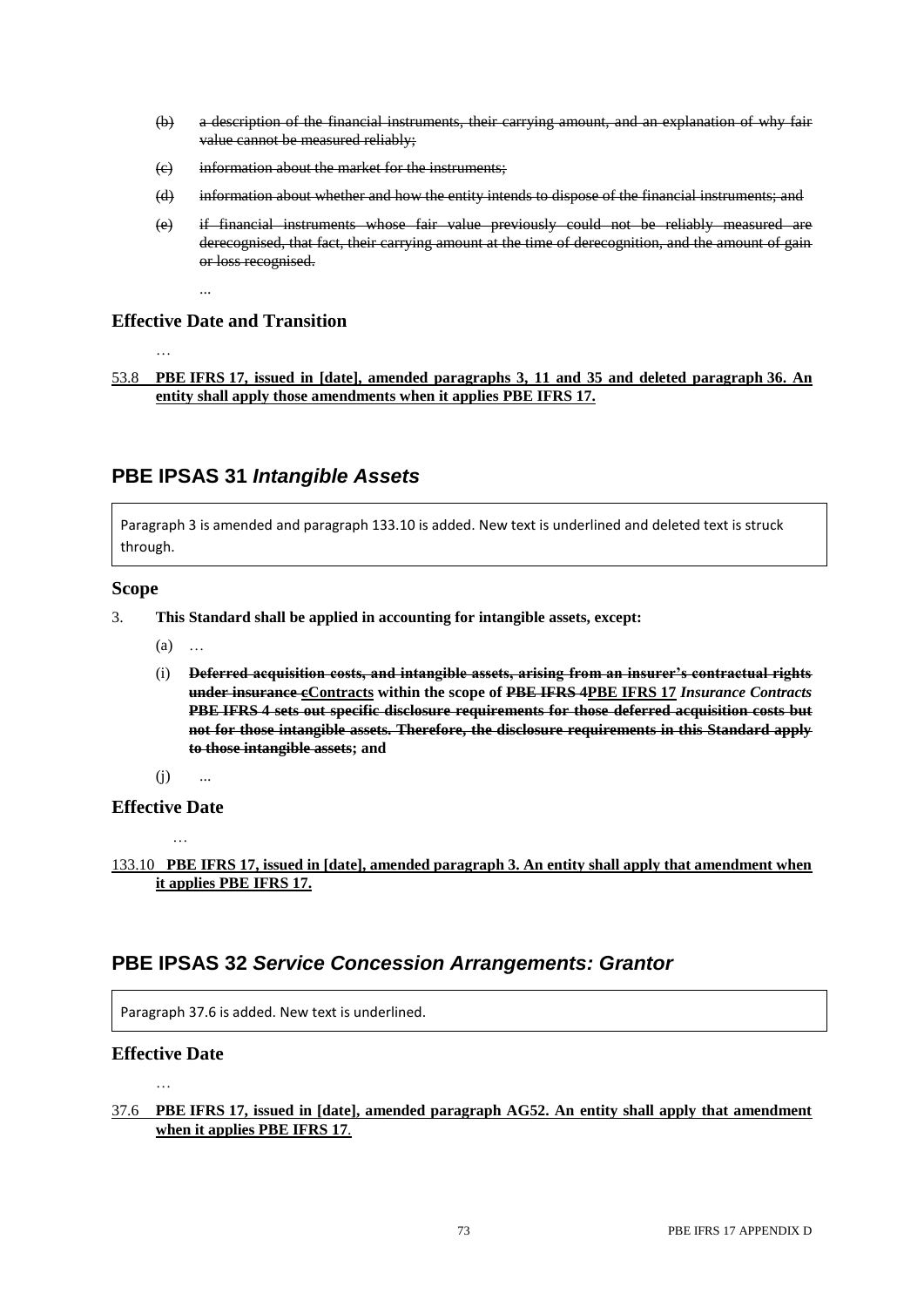(b) ~~a description of the financial instruments, their carrying amount, and an explanation of why fair value cannot be measured reliably;~~

(c) ~~information about the market for the instruments;~~

(d) ~~information about whether and how the entity intends to dispose of the financial instruments; and~~

(e) ~~if financial instruments whose fair value previously could not be reliably measured are derecognised, that fact, their carrying amount at the time of derecognition, and the amount of gain or loss recognised.~~

...

### Effective Date and Transition

…

<u>53.8</u> <u>**PBE IFRS 17, issued in [date], amended paragraphs 3, 11 and 35 and deleted paragraph 36. An entity shall apply those amendments when it applies PBE IFRS 17.**</u>

## PBE IPSAS 31 *Intangible Assets*

Paragraph 3 is amended and paragraph 133.10 is added. New text is underlined and deleted text is struck through.

### Scope

3. **This Standard shall be applied in accounting for intangible assets, except:**

   (a) …

   (i) **~~Deferred acquisition costs, and intangible assets, arising from an insurer's contractual rights under insurance c~~<u>Contracts</u> within the scope of ~~PBE IFRS 4~~<u>PBE IFRS 17</u> *Insurance Contracts* ~~PBE IFRS 4 sets out specific disclosure requirements for those deferred acquisition costs but not for those intangible assets. Therefore, the disclosure requirements in this Standard apply to those intangible assets~~; and**

   (j) ...

### Effective Date

…

<u>133.10</u> <u>**PBE IFRS 17, issued in [date], amended paragraph 3. An entity shall apply that amendment when it applies PBE IFRS 17.**</u>

## PBE IPSAS 32 *Service Concession Arrangements: Grantor*

Paragraph 37.6 is added. New text is underlined.

### Effective Date

…

<u>37.6</u> <u>**PBE IFRS 17, issued in [date], amended paragraph AG52. An entity shall apply that amendment when it applies PBE IFRS 17**.</u>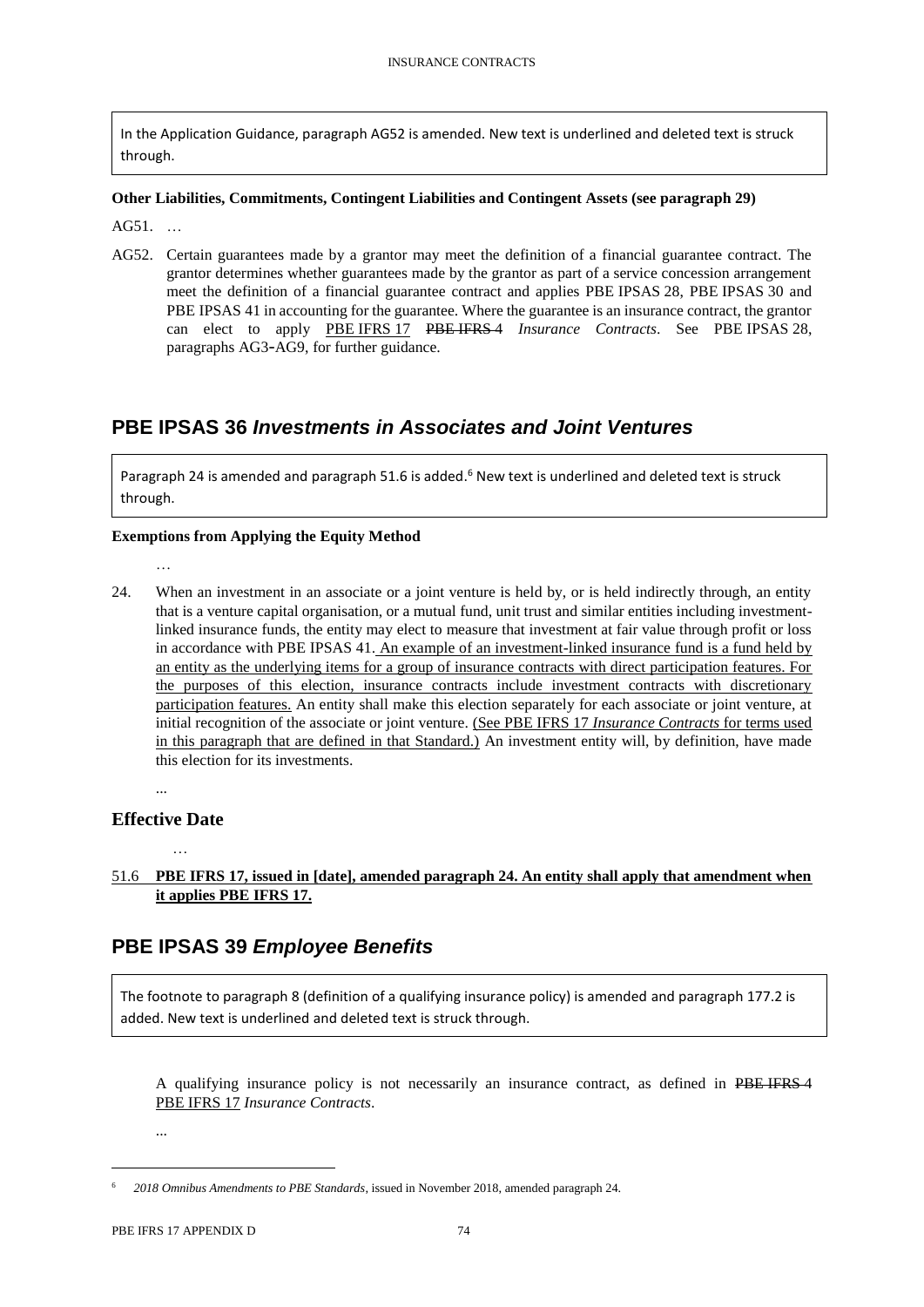In the Application Guidance, paragraph AG52 is amended. New text is underlined and deleted text is struck through.

**Other Liabilities, Commitments, Contingent Liabilities and Contingent Assets (see paragraph 29)**

AG51. …

AG52. Certain guarantees made by a grantor may meet the definition of a financial guarantee contract. The grantor determines whether guarantees made by the grantor as part of a service concession arrangement meet the definition of a financial guarantee contract and applies PBE IPSAS 28, PBE IPSAS 30 and PBE IPSAS 41 in accounting for the guarantee. Where the guarantee is an insurance contract, the grantor can elect to apply <u>PBE IFRS 17</u> ~~PBE IFRS 4~~ *Insurance Contracts*. See PBE IPSAS 28, paragraphs AG3-AG9, for further guidance.

## PBE IPSAS 36 *Investments in Associates and Joint Ventures*

Paragraph 24 is amended and paragraph 51.6 is added.[6] New text is underlined and deleted text is struck through.

**Exemptions from Applying the Equity Method**

…

24. When an investment in an associate or a joint venture is held by, or is held indirectly through, an entity that is a venture capital organisation, or a mutual fund, unit trust and similar entities including investment-linked insurance funds, the entity may elect to measure that investment at fair value through profit or loss in accordance with PBE IPSAS 41. <u>An example of an investment-linked insurance fund is a fund held by an entity as the underlying items for a group of insurance contracts with direct participation features. For the purposes of this election, insurance contracts include investment contracts with discretionary participation features.</u> An entity shall make this election separately for each associate or joint venture, at initial recognition of the associate or joint venture. <u>(See PBE IFRS 17 *Insurance Contracts* for terms used in this paragraph that are defined in that Standard.)</u> An investment entity will, by definition, have made this election for its investments.

...

### Effective Date

…

<u>51.6</u> <u>**PBE IFRS 17, issued in [date], amended paragraph 24. An entity shall apply that amendment when it applies PBE IFRS 17.**</u>

## PBE IPSAS 39 *Employee Benefits*

The footnote to paragraph 8 (definition of a qualifying insurance policy) is amended and paragraph 177.2 is added. New text is underlined and deleted text is struck through.

A qualifying insurance policy is not necessarily an insurance contract, as defined in ~~PBE IFRS 4~~ <u>PBE IFRS 17</u> *Insurance Contracts*.

...

[6] *2018 Omnibus Amendments to PBE Standards*, issued in November 2018, amended paragraph 24.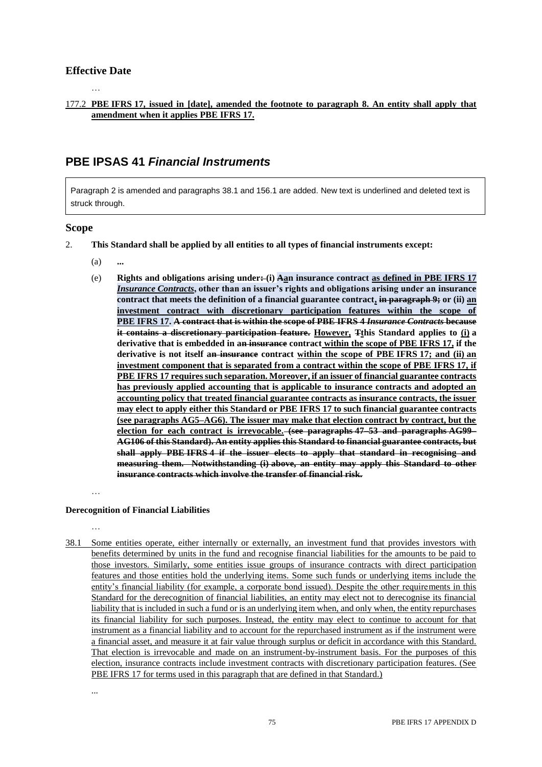## Effective Date

…

<u>177.2</u> **<u>PBE IFRS 17, issued in [date], amended the footnote to paragraph 8. An entity shall apply that amendment when it applies PBE IFRS 17.</u>**

# PBE IPSAS 41 *Financial Instruments*

Paragraph 2 is amended and paragraphs 38.1 and 156.1 are added. New text is underlined and deleted text is struck through.

## Scope

2. **This Standard shall be applied by all entities to all types of financial instruments except:**

   (a) **...**

   (e) **Rights and obligations arising under~~:~~ (i) ~~A~~<u>a</u>n insurance contract <u>as defined in PBE IFRS 17</u> <u>*Insurance Contracts*</u>, other than an issuer's rights and obligations arising under an insurance contract that meets the definition of a financial guarantee contract<u>,</u> ~~in paragraph 9;~~ or (ii) <u>an investment contract with discretionary participation features within the scope of PBE IFRS 17</u>. ~~A contract that is within the scope of PBE IFRS 4 *Insurance Contracts* because it contains a discretionary participation feature.~~ <u>However,</u> ~~T~~<u>t</u>his Standard applies to <u>(i)</u> a derivative that is embedded in ~~an insurance~~ contract <u>within the scope of PBE IFRS 17</u>, if the derivative is not itself ~~an insurance~~ contract <u>within the scope of PBE IFRS 17; and (ii) an investment component that is separated from a contract within the scope of PBE IFRS 17, if PBE IFRS 17 requires such separation. Moreover, if an issuer of financial guarantee contracts has previously applied accounting that is applicable to insurance contracts and adopted an accounting policy that treated financial guarantee contracts as insurance contracts, the issuer may elect to apply either this Standard or PBE IFRS 17 to such financial guarantee contracts (see paragraphs AG5–AG6). The issuer may make that election contract by contract, but the election for each contract is irrevocable.</u> ~~(see paragraphs 47–53 and paragraphs AG99–AG106 of this Standard). An entity applies this Standard to financial guarantee contracts, but shall apply PBE IFRS 4 if the issuer elects to apply that standard in recognising and measuring them. Notwithstanding (i) above, an entity may apply this Standard to other insurance contracts which involve the transfer of financial risk.~~**

…

**Derecognition of Financial Liabilities**

…

<u>38.1</u> <u>Some entities operate, either internally or externally, an investment fund that provides investors with benefits determined by units in the fund and recognise financial liabilities for the amounts to be paid to those investors. Similarly, some entities issue groups of insurance contracts with direct participation features and those entities hold the underlying items. Some such funds or underlying items include the entity's financial liability (for example, a corporate bond issued). Despite the other requirements in this Standard for the derecognition of financial liabilities, an entity may elect not to derecognise its financial liability that is included in such a fund or is an underlying item when, and only when, the entity repurchases its financial liability for such purposes. Instead, the entity may elect to continue to account for that instrument as a financial liability and to account for the repurchased instrument as if the instrument were a financial asset, and measure it at fair value through surplus or deficit in accordance with this Standard. That election is irrevocable and made on an instrument-by-instrument basis. For the purposes of this election, insurance contracts include investment contracts with discretionary participation features. (See PBE IFRS 17 for terms used in this paragraph that are defined in that Standard.)</u>

...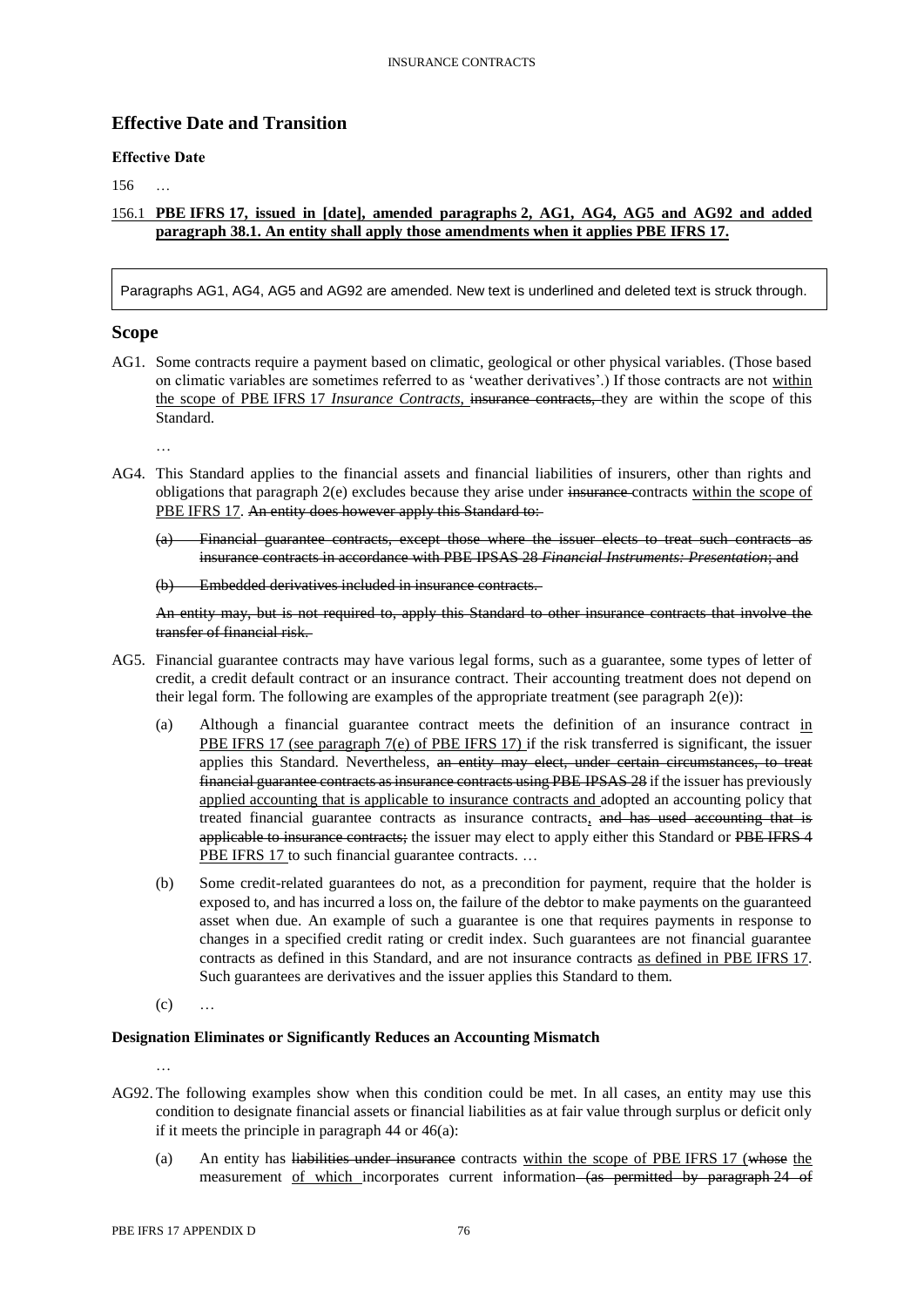## Effective Date and Transition

### Effective Date

156 …

<u>156.1</u> **<u>PBE IFRS 17, issued in [date], amended paragraphs 2, AG1, AG4, AG5 and AG92 and added paragraph 38.1. An entity shall apply those amendments when it applies PBE IFRS 17.</u>**

Paragraphs AG1, AG4, AG5 and AG92 are amended. New text is underlined and deleted text is struck through.

## Scope

AG1. Some contracts require a payment based on climatic, geological or other physical variables. (Those based on climatic variables are sometimes referred to as 'weather derivatives'.) If those contracts are not <u>within the scope of PBE IFRS 17 *Insurance Contracts*,</u> ~~insurance contracts,~~ they are within the scope of this Standard.

…

AG4. This Standard applies to the financial assets and financial liabilities of insurers, other than rights and obligations that paragraph 2(e) excludes because they arise under ~~insurance~~ contracts <u>within the scope of PBE IFRS 17</u>. ~~An entity does however apply this Standard to:~~

~~(a) Financial guarantee contracts, except those where the issuer elects to treat such contracts as insurance contracts in accordance with PBE IPSAS 28 *Financial Instruments: Presentation*; and~~

~~(b) Embedded derivatives included in insurance contracts.~~

~~An entity may, but is not required to, apply this Standard to other insurance contracts that involve the transfer of financial risk.~~

AG5. Financial guarantee contracts may have various legal forms, such as a guarantee, some types of letter of credit, a credit default contract or an insurance contract. Their accounting treatment does not depend on their legal form. The following are examples of the appropriate treatment (see paragraph 2(e)):

(a) Although a financial guarantee contract meets the definition of an insurance contract <u>in PBE IFRS 17 (see paragraph 7(e) of PBE IFRS 17)</u> if the risk transferred is significant, the issuer applies this Standard. Nevertheless, ~~an entity may elect, under certain circumstances, to treat financial guarantee contracts as insurance contracts using PBE IPSAS 28~~ if the issuer has previously <u>applied accounting that is applicable to insurance contracts and</u> adopted an accounting policy that treated financial guarantee contracts as insurance contracts<u>,</u> ~~and has used accounting that is applicable to insurance contracts;~~ the issuer may elect to apply either this Standard or ~~PBE IFRS 4~~ <u>PBE IFRS 17</u> to such financial guarantee contracts. …

(b) Some credit-related guarantees do not, as a precondition for payment, require that the holder is exposed to, and has incurred a loss on, the failure of the debtor to make payments on the guaranteed asset when due. An example of such a guarantee is one that requires payments in response to changes in a specified credit rating or credit index. Such guarantees are not financial guarantee contracts as defined in this Standard, and are not insurance contracts <u>as defined in PBE IFRS 17</u>. Such guarantees are derivatives and the issuer applies this Standard to them.

(c) …

### Designation Eliminates or Significantly Reduces an Accounting Mismatch

…

AG92. The following examples show when this condition could be met. In all cases, an entity may use this condition to designate financial assets or financial liabilities as at fair value through surplus or deficit only if it meets the principle in paragraph 44 or 46(a):

(a) An entity has ~~liabilities under insurance~~ contracts <u>within the scope of PBE IFRS 17</u> (~~whose~~ <u>the</u> measurement <u>of which</u> incorporates current information ~~(as permitted by paragraph 24 of~~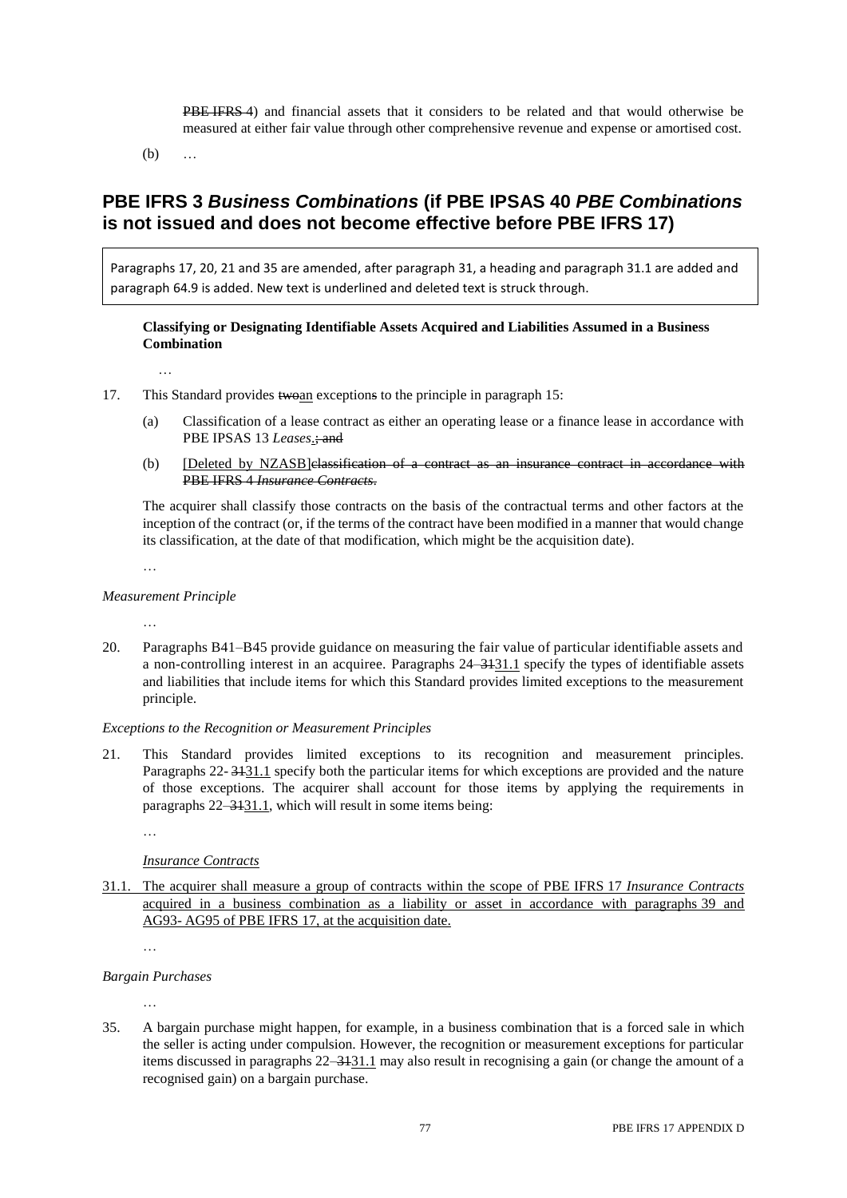~~PBE IFRS 4~~) and financial assets that it considers to be related and that would otherwise be measured at either fair value through other comprehensive revenue and expense or amortised cost.

(b) …

## PBE IFRS 3 *Business Combinations* (if PBE IPSAS 40 *PBE Combinations* is not issued and does not become effective before PBE IFRS 17)

Paragraphs 17, 20, 21 and 35 are amended, after paragraph 31, a heading and paragraph 31.1 are added and paragraph 64.9 is added. New text is underlined and deleted text is struck through.

**Classifying or Designating Identifiable Assets Acquired and Liabilities Assumed in a Business Combination**

…

17. This Standard provides ~~two~~<u>an</u> exception~~s~~ to the principle in paragraph 15:

   (a) Classification of a lease contract as either an operating lease or a finance lease in accordance with PBE IPSAS 13 *Leases*<u>.</u>~~; and~~

   (b) <u>[Deleted by NZASB]</u>~~classification of a contract as an insurance contract in accordance with PBE IFRS 4 *Insurance Contracts*.~~

   The acquirer shall classify those contracts on the basis of the contractual terms and other factors at the inception of the contract (or, if the terms of the contract have been modified in a manner that would change its classification, at the date of that modification, which might be the acquisition date).

…

*Measurement Principle*

…

20. Paragraphs B41–B45 provide guidance on measuring the fair value of particular identifiable assets and a non-controlling interest in an acquiree. Paragraphs 24–~~31~~<u>31.1</u> specify the types of identifiable assets and liabilities that include items for which this Standard provides limited exceptions to the measurement principle.

*Exceptions to the Recognition or Measurement Principles*

21. This Standard provides limited exceptions to its recognition and measurement principles. Paragraphs 22- ~~31~~<u>31.1</u> specify both the particular items for which exceptions are provided and the nature of those exceptions. The acquirer shall account for those items by applying the requirements in paragraphs 22–~~31~~<u>31.1</u>, which will result in some items being:

   …

   <u>*Insurance Contracts*</u>

<u>31.1. The acquirer shall measure a group of contracts within the scope of PBE IFRS 17 *Insurance Contracts* acquired in a business combination as a liability or asset in accordance with paragraphs 39 and AG93- AG95 of PBE IFRS 17, at the acquisition date.</u>

…

*Bargain Purchases*

…

35. A bargain purchase might happen, for example, in a business combination that is a forced sale in which the seller is acting under compulsion. However, the recognition or measurement exceptions for particular items discussed in paragraphs 22–~~31~~<u>31.1</u> may also result in recognising a gain (or change the amount of a recognised gain) on a bargain purchase.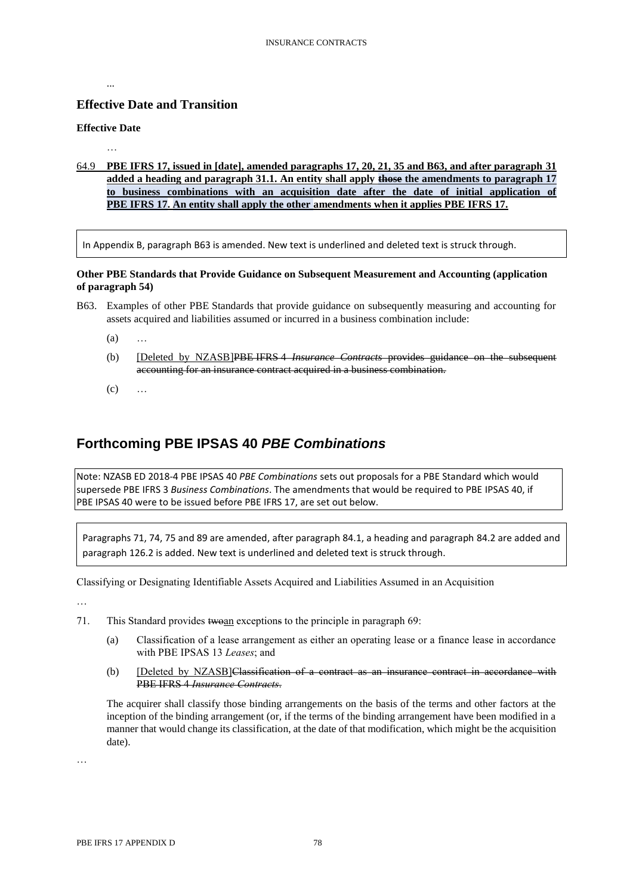...

## Effective Date and Transition

### Effective Date

…

<u>64.9</u> **<u>PBE IFRS 17, issued in [date], amended paragraphs 17, 20, 21, 35 and B63, and after paragraph 31 added a heading and paragraph 31.1. An entity shall apply</u> ~~<u>those</u>~~ <u>the amendments to paragraph 17 to business combinations with an acquisition date after the date of initial application of PBE IFRS 17. An entity shall apply the other amendments when it applies PBE IFRS 17.</u>**

> In Appendix B, paragraph B63 is amended. New text is underlined and deleted text is struck through.

**Other PBE Standards that Provide Guidance on Subsequent Measurement and Accounting (application of paragraph 54)**

B63. Examples of other PBE Standards that provide guidance on subsequently measuring and accounting for assets acquired and liabilities assumed or incurred in a business combination include:

(a) …

(b) <u>[Deleted by NZASB]</u>~~PBE IFRS 4 *Insurance Contracts* provides guidance on the subsequent accounting for an insurance contract acquired in a business combination.~~

(c) …

## Forthcoming PBE IPSAS 40 *PBE Combinations*

> Note: NZASB ED 2018-4 PBE IPSAS 40 *PBE Combinations* sets out proposals for a PBE Standard which would supersede PBE IFRS 3 *Business Combinations*. The amendments that would be required to PBE IPSAS 40, if PBE IPSAS 40 were to be issued before PBE IFRS 17, are set out below.

> Paragraphs 71, 74, 75 and 89 are amended, after paragraph 84.1, a heading and paragraph 84.2 are added and paragraph 126.2 is added. New text is underlined and deleted text is struck through.

Classifying or Designating Identifiable Assets Acquired and Liabilities Assumed in an Acquisition

…

71. This Standard provides ~~two~~<u>an</u> exception~~s~~ to the principle in paragraph 69:

(a) Classification of a lease arrangement as either an operating lease or a finance lease in accordance with PBE IPSAS 13 *Leases*; and

(b) <u>[Deleted by NZASB]</u>~~Classification of a contract as an insurance contract in accordance with PBE IFRS 4 *Insurance Contracts*.~~

The acquirer shall classify those binding arrangements on the basis of the terms and other factors at the inception of the binding arrangement (or, if the terms of the binding arrangement have been modified in a manner that would change its classification, at the date of that modification, which might be the acquisition date).

…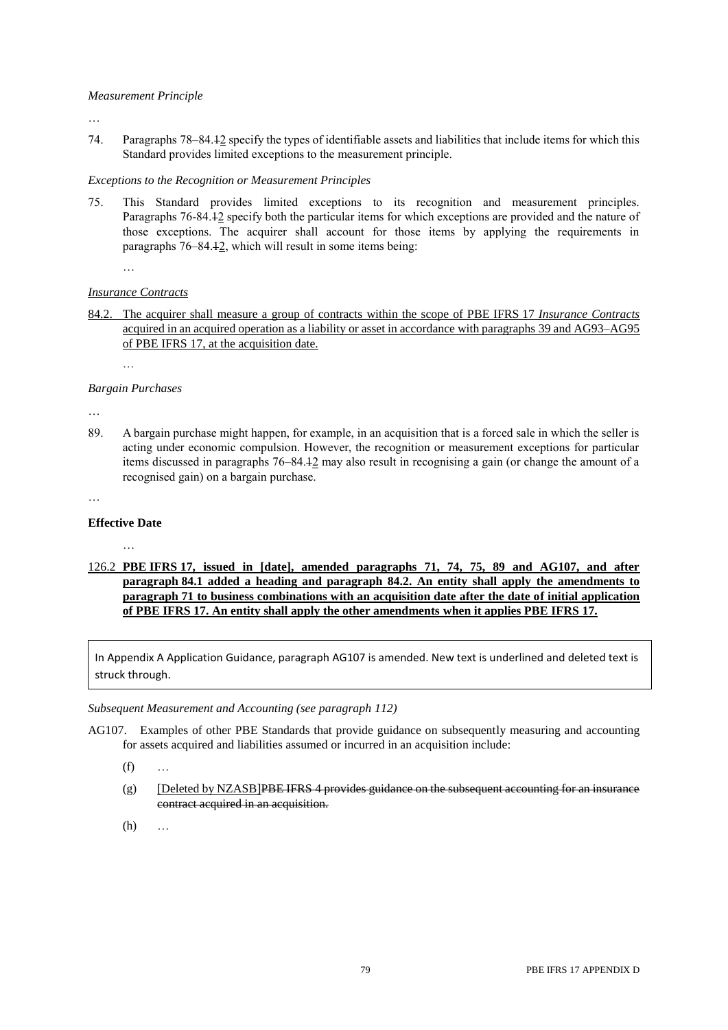*Measurement Principle*

…

74. Paragraphs 78–84.~~1~~<u>2</u> specify the types of identifiable assets and liabilities that include items for which this Standard provides limited exceptions to the measurement principle.

*Exceptions to the Recognition or Measurement Principles*

75. This Standard provides limited exceptions to its recognition and measurement principles. Paragraphs 76-84.~~1~~<u>2</u> specify both the particular items for which exceptions are provided and the nature of those exceptions. The acquirer shall account for those items by applying the requirements in paragraphs 76–84.~~1~~<u>2</u>, which will result in some items being:

…

<u>*Insurance Contracts*</u>

<u>84.2. The acquirer shall measure a group of contracts within the scope of PBE IFRS 17 *Insurance Contracts* acquired in an acquired operation as a liability or asset in accordance with paragraphs 39 and AG93–AG95 of PBE IFRS 17, at the acquisition date.</u>

…

*Bargain Purchases*

…

89. A bargain purchase might happen, for example, in an acquisition that is a forced sale in which the seller is acting under economic compulsion. However, the recognition or measurement exceptions for particular items discussed in paragraphs 76–84.~~1~~<u>2</u> may also result in recognising a gain (or change the amount of a recognised gain) on a bargain purchase.

…

**Effective Date**

…

<u>126.2 **PBE IFRS 17, issued in [date], amended paragraphs 71, 74, 75, 89 and AG107, and after paragraph 84.1 added a heading and paragraph 84.2. An entity shall apply the amendments to paragraph 71 to business combinations with an acquisition date after the date of initial application of PBE IFRS 17. An entity shall apply the other amendments when it applies PBE IFRS 17.**</u>

In Appendix A Application Guidance, paragraph AG107 is amended. New text is underlined and deleted text is struck through.

*Subsequent Measurement and Accounting (see paragraph 112)*

AG107. Examples of other PBE Standards that provide guidance on subsequently measuring and accounting for assets acquired and liabilities assumed or incurred in an acquisition include:

(f) …

(g) <u>[Deleted by NZASB]</u>~~PBE IFRS 4 provides guidance on the subsequent accounting for an insurance contract acquired in an acquisition.~~

(h) …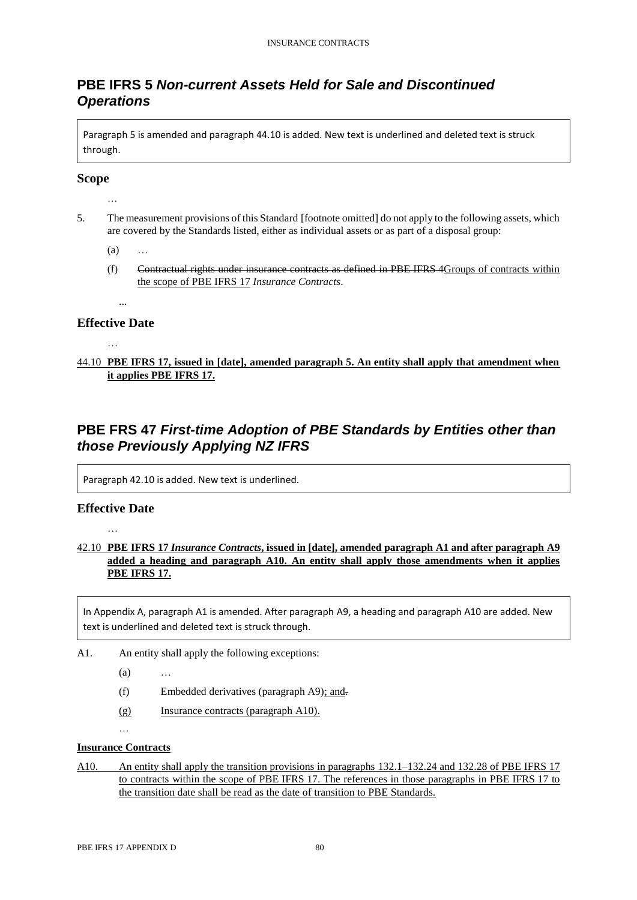## PBE IFRS 5 *Non-current Assets Held for Sale and Discontinued Operations*

Paragraph 5 is amended and paragraph 44.10 is added. New text is underlined and deleted text is struck through.

### Scope

…

5. The measurement provisions of this Standard [footnote omitted] do not apply to the following assets, which are covered by the Standards listed, either as individual assets or as part of a disposal group:

   (a) …

   (f) ~~Contractual rights under insurance contracts as defined in PBE IFRS 4~~<u>Groups of contracts within the scope of PBE IFRS 17</u> *Insurance Contracts*.

   …

### Effective Date

…

<u>44.10</u> **<u>PBE IFRS 17, issued in [date], amended paragraph 5. An entity shall apply that amendment when it applies PBE IFRS 17.</u>**

## PBE FRS 47 *First-time Adoption of PBE Standards by Entities other than those Previously Applying NZ IFRS*

Paragraph 42.10 is added. New text is underlined.

### Effective Date

…

<u>42.10</u> **<u>PBE IFRS 17 *Insurance Contracts*, issued in [date], amended paragraph A1 and after paragraph A9 added a heading and paragraph A10. An entity shall apply those amendments when it applies PBE IFRS 17.</u>**

In Appendix A, paragraph A1 is amended. After paragraph A9, a heading and paragraph A10 are added. New text is underlined and deleted text is struck through.

A1. An entity shall apply the following exceptions:

   (a) …

   (f) Embedded derivatives (paragraph A9)<u>; and</u>~~.~~

   <u>(g)</u> <u>Insurance contracts (paragraph A10).</u>

   …

**<u>Insurance Contracts</u>**

<u>A10.</u> <u>An entity shall apply the transition provisions in paragraphs 132.1–132.24 and 132.28 of PBE IFRS 17 to contracts within the scope of PBE IFRS 17. The references in those paragraphs in PBE IFRS 17 to the transition date shall be read as the date of transition to PBE Standards.</u>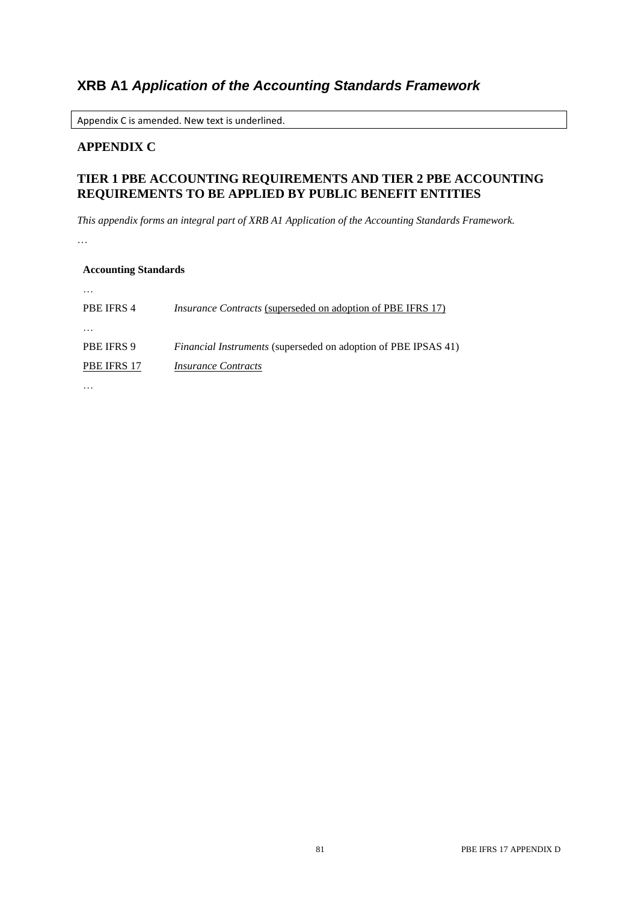## XRB A1 *Application of the Accounting Standards Framework*

Appendix C is amended. New text is underlined.

### APPENDIX C

### TIER 1 PBE ACCOUNTING REQUIREMENTS AND TIER 2 PBE ACCOUNTING REQUIREMENTS TO BE APPLIED BY PUBLIC BENEFIT ENTITIES

*This appendix forms an integral part of XRB A1 Application of the Accounting Standards Framework.*

…

**Accounting Standards**

…

PBE IFRS 4 *Insurance Contracts* <u>(superseded on adoption of PBE IFRS 17)</u>

…

PBE IFRS 9 *Financial Instruments* (superseded on adoption of PBE IPSAS 41)

<u>PBE IFRS 17</u> <u>*Insurance Contracts*</u>

…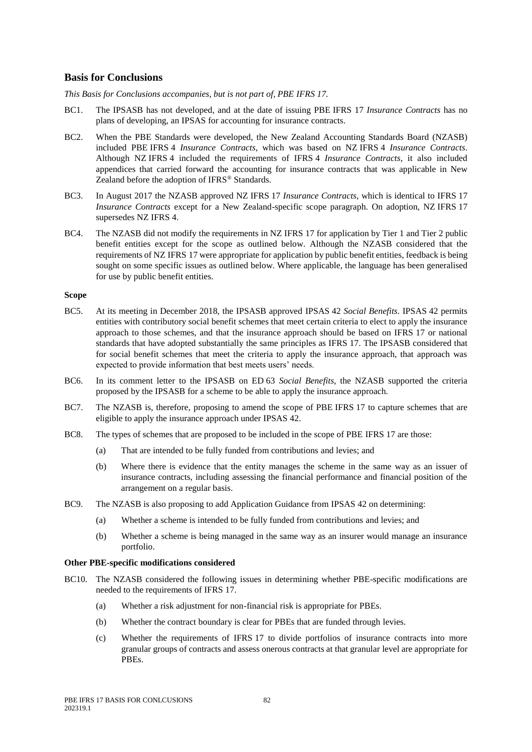## Basis for Conclusions

*This Basis for Conclusions accompanies, but is not part of, PBE IFRS 17.*

BC1. The IPSASB has not developed, and at the date of issuing PBE IFRS 17 *Insurance Contracts* has no plans of developing, an IPSAS for accounting for insurance contracts.

BC2. When the PBE Standards were developed, the New Zealand Accounting Standards Board (NZASB) included PBE IFRS 4 *Insurance Contracts*, which was based on NZ IFRS 4 *Insurance Contracts*. Although NZ IFRS 4 included the requirements of IFRS 4 *Insurance Contracts*, it also included appendices that carried forward the accounting for insurance contracts that was applicable in New Zealand before the adoption of IFRS® Standards.

BC3. In August 2017 the NZASB approved NZ IFRS 17 *Insurance Contracts*, which is identical to IFRS 17 *Insurance Contracts* except for a New Zealand-specific scope paragraph. On adoption, NZ IFRS 17 supersedes NZ IFRS 4.

BC4. The NZASB did not modify the requirements in NZ IFRS 17 for application by Tier 1 and Tier 2 public benefit entities except for the scope as outlined below. Although the NZASB considered that the requirements of NZ IFRS 17 were appropriate for application by public benefit entities, feedback is being sought on some specific issues as outlined below. Where applicable, the language has been generalised for use by public benefit entities.

**Scope**

BC5. At its meeting in December 2018, the IPSASB approved IPSAS 42 *Social Benefits*. IPSAS 42 permits entities with contributory social benefit schemes that meet certain criteria to elect to apply the insurance approach to those schemes, and that the insurance approach should be based on IFRS 17 or national standards that have adopted substantially the same principles as IFRS 17. The IPSASB considered that for social benefit schemes that meet the criteria to apply the insurance approach, that approach was expected to provide information that best meets users' needs.

BC6. In its comment letter to the IPSASB on ED 63 *Social Benefits*, the NZASB supported the criteria proposed by the IPSASB for a scheme to be able to apply the insurance approach.

BC7. The NZASB is, therefore, proposing to amend the scope of PBE IFRS 17 to capture schemes that are eligible to apply the insurance approach under IPSAS 42.

BC8. The types of schemes that are proposed to be included in the scope of PBE IFRS 17 are those:

(a) That are intended to be fully funded from contributions and levies; and

(b) Where there is evidence that the entity manages the scheme in the same way as an issuer of insurance contracts, including assessing the financial performance and financial position of the arrangement on a regular basis.

BC9. The NZASB is also proposing to add Application Guidance from IPSAS 42 on determining:

(a) Whether a scheme is intended to be fully funded from contributions and levies; and

(b) Whether a scheme is being managed in the same way as an insurer would manage an insurance portfolio.

**Other PBE-specific modifications considered**

BC10. The NZASB considered the following issues in determining whether PBE-specific modifications are needed to the requirements of IFRS 17.

(a) Whether a risk adjustment for non-financial risk is appropriate for PBEs.

(b) Whether the contract boundary is clear for PBEs that are funded through levies.

(c) Whether the requirements of IFRS 17 to divide portfolios of insurance contracts into more granular groups of contracts and assess onerous contracts at that granular level are appropriate for PBEs.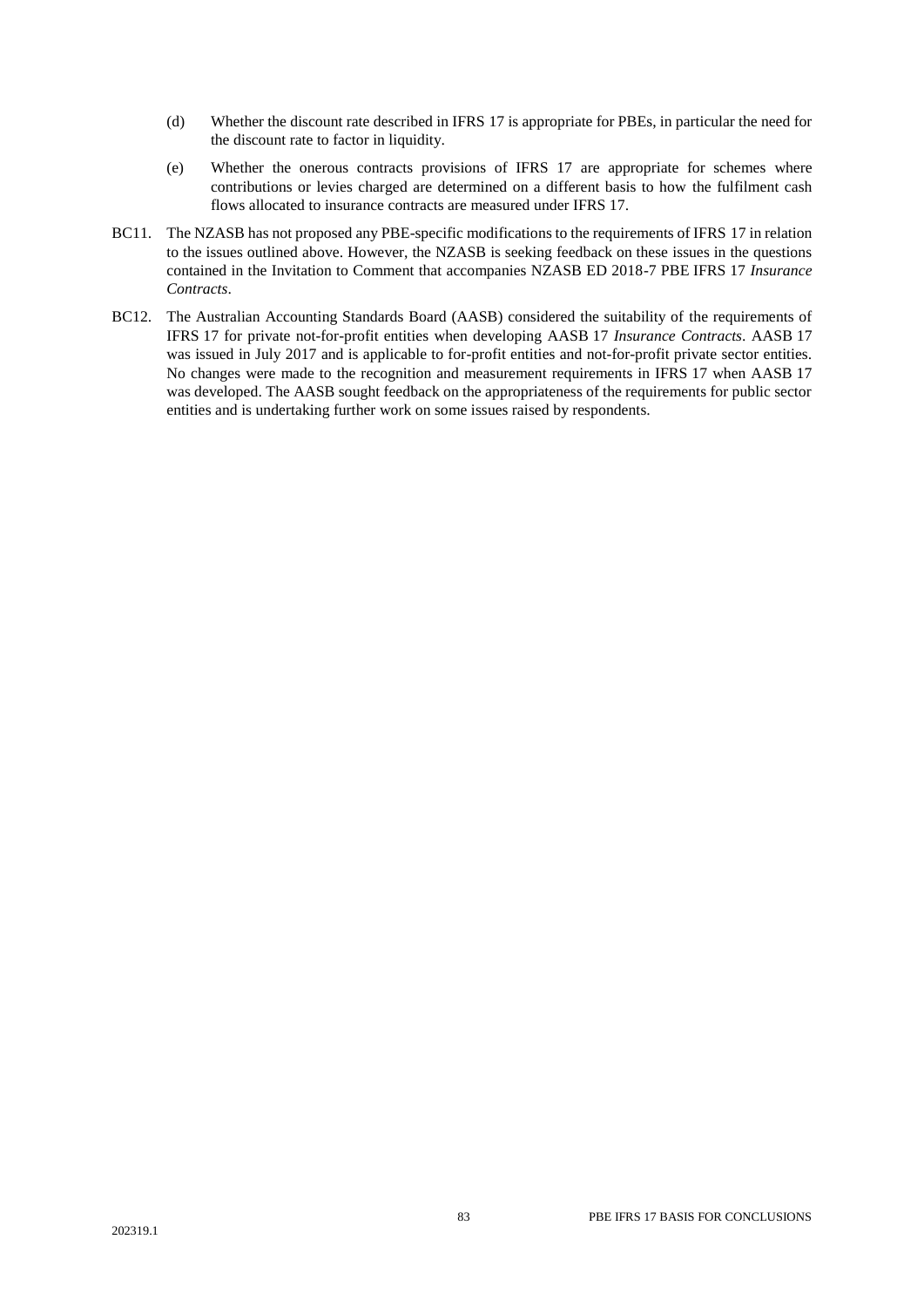(d) Whether the discount rate described in IFRS 17 is appropriate for PBEs, in particular the need for the discount rate to factor in liquidity.

(e) Whether the onerous contracts provisions of IFRS 17 are appropriate for schemes where contributions or levies charged are determined on a different basis to how the fulfilment cash flows allocated to insurance contracts are measured under IFRS 17.

BC11. The NZASB has not proposed any PBE-specific modifications to the requirements of IFRS 17 in relation to the issues outlined above. However, the NZASB is seeking feedback on these issues in the questions contained in the Invitation to Comment that accompanies NZASB ED 2018-7 PBE IFRS 17 *Insurance Contracts*.

BC12. The Australian Accounting Standards Board (AASB) considered the suitability of the requirements of IFRS 17 for private not-for-profit entities when developing AASB 17 *Insurance Contracts*. AASB 17 was issued in July 2017 and is applicable to for-profit entities and not-for-profit private sector entities. No changes were made to the recognition and measurement requirements in IFRS 17 when AASB 17 was developed. The AASB sought feedback on the appropriateness of the requirements for public sector entities and is undertaking further work on some issues raised by respondents.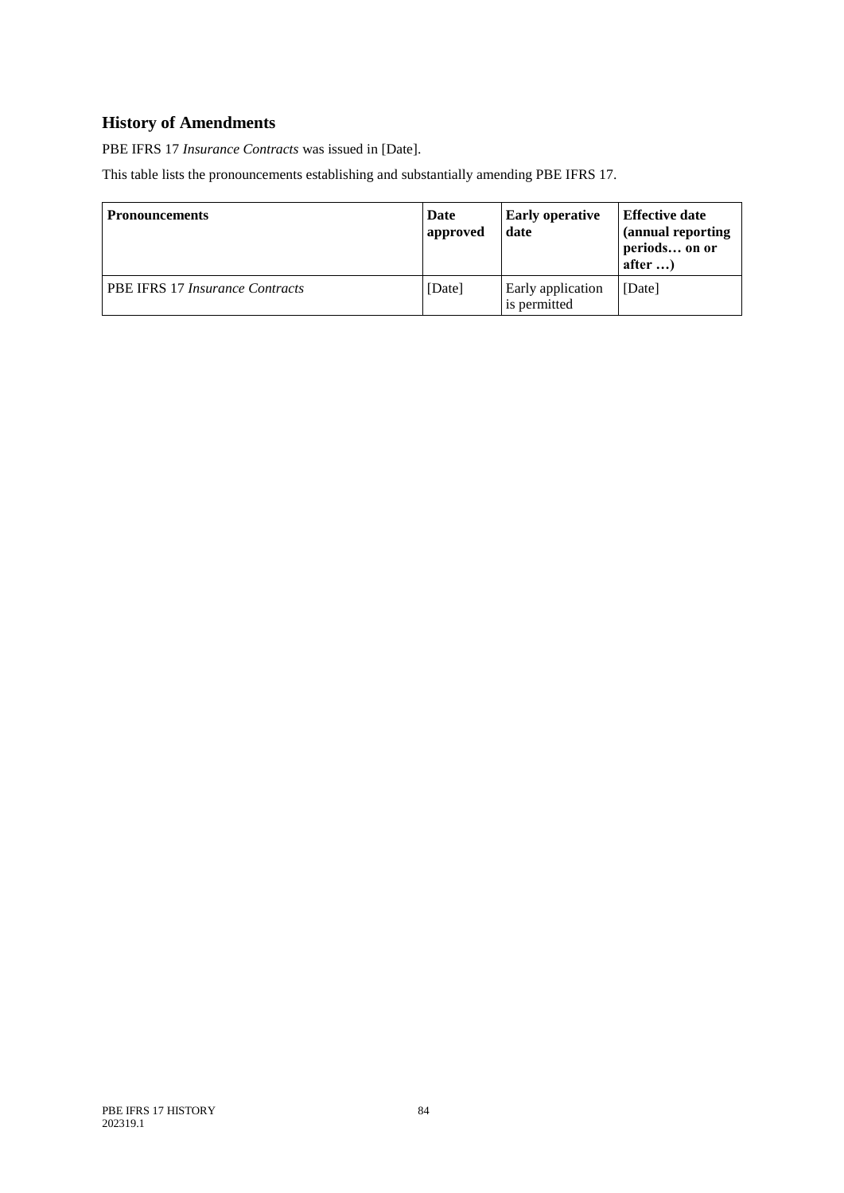## History of Amendments

PBE IFRS 17 *Insurance Contracts* was issued in [Date].

This table lists the pronouncements establishing and substantially amending PBE IFRS 17.

| **Pronouncements** | **Date approved** | **Early operative date** | **Effective date (annual reporting periods… on or after …)** |
|---|---|---|---|
| PBE IFRS 17 *Insurance Contracts* | [Date] | Early application is permitted | [Date] |